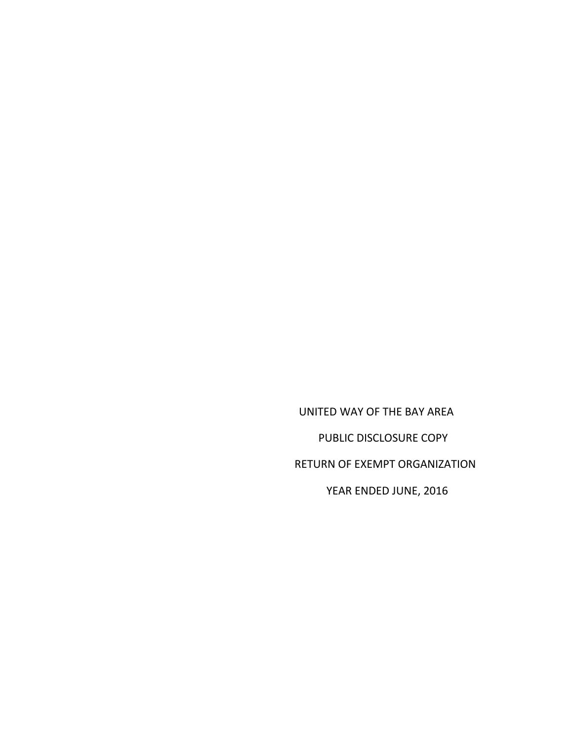UNITED WAY OF THE BAY AREA

PUBLIC DISCLOSURE COPY

RETURN OF EXEMPT ORGANIZATION

YEAR ENDED JUNE, 2016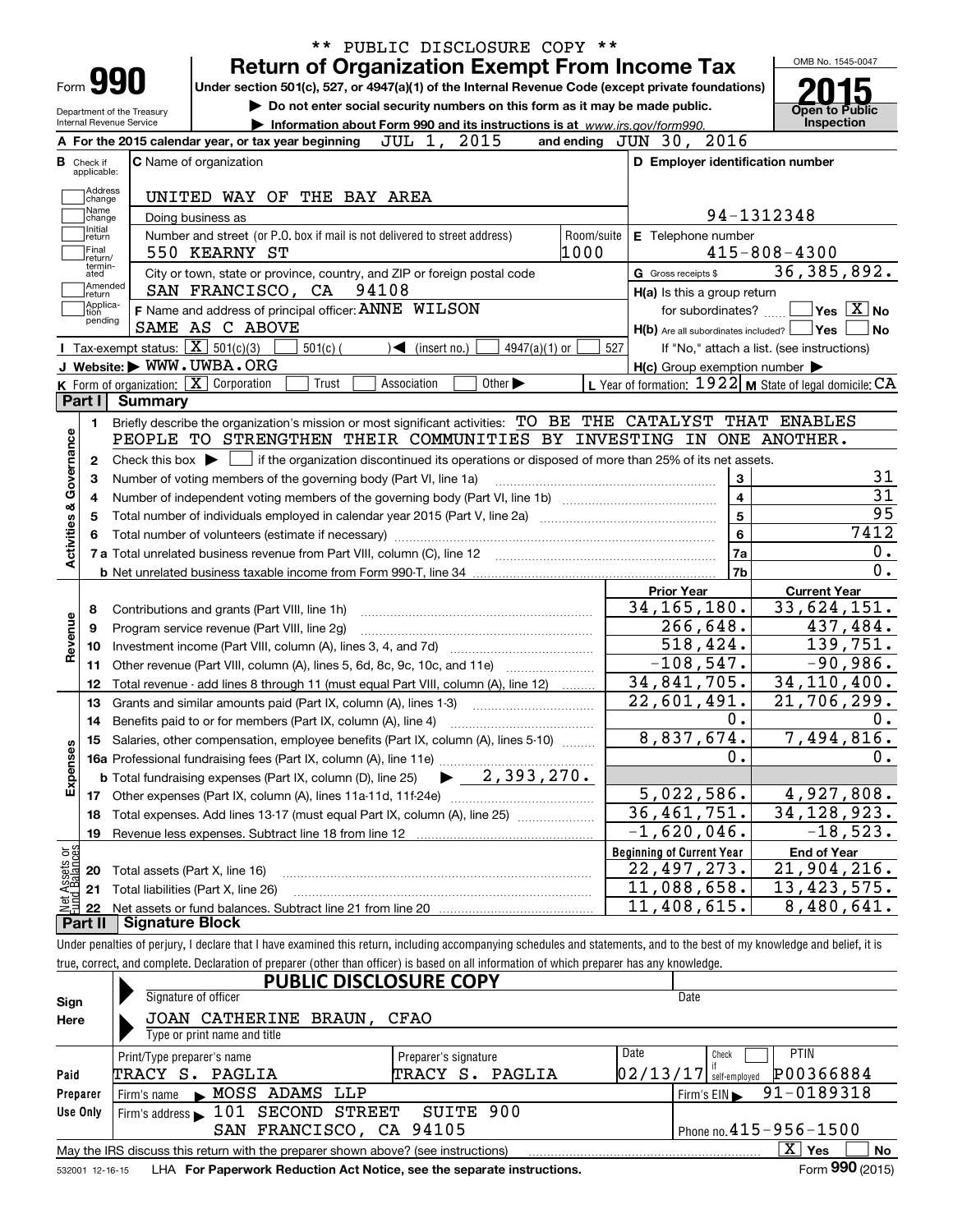\*\* PUBLIC DISCLOSURE COPY \*\*

# Form 990 — Return of Organization Exempt From Income Tax

OMB No. 1545-0047

**2015**

**Open to Public Inspection**

Under section 501(c), 527, or 4947(a)(1) of the Internal Revenue Code (except private foundations)

▶ Do not enter social security numbers on this form as it may be made public.

▶ Information about Form 990 and its instructions is at www.irs.gov/form990.

Department of the Treasury
Internal Revenue Service

**A** For the 2015 calendar year, or tax year beginning JUL 1, 2015 and ending JUN 30, 2016

**B** Check if applicable: ☐ Address change ☐ Name change ☐ Initial return ☐ Final return/terminated ☐ Amended return ☐ Application pending

**C** Name of organization: UNITED WAY OF THE BAY AREA

Doing business as

Number and street (or P.O. box if mail is not delivered to street address): 550 KEARNY ST — Room/suite: 1000

City or town, state or province, country, and ZIP or foreign postal code: SAN FRANCISCO, CA 94108

**D** Employer identification number: 94-1312348

**E** Telephone number: 415-808-4300

**G** Gross receipts $ 36,385,892.

**F** Name and address of principal officer: ANNE WILSON, SAME AS C ABOVE

**H(a)** Is this a group return for subordinates? ☐ Yes ☒ No

**H(b)** Are all subordinates included? ☐ Yes ☐ No — If "No," attach a list. (see instructions)

**H(c)** Group exemption number ▶

**I** Tax-exempt status: ☒ 501(c)(3) ☐ 501(c)( ) ◀ (insert no.) ☐ 4947(a)(1) or ☐ 527

**J** Website: ▶ WWW.UWBA.ORG

**K** Form of organization: ☒ Corporation ☐ Trust ☐ Association ☐ Other ▶

**L** Year of formation: 1922 **M** State of legal domicile: CA

## Part I Summary

### Activities & Governance

1. Briefly describe the organization's mission or most significant activities: TO BE THE CATALYST THAT ENABLES PEOPLE TO STRENGTHEN THEIR COMMUNITIES BY INVESTING IN ONE ANOTHER.
2. Check this box ▶ ☐ if the organization discontinued its operations or disposed of more than 25% of its net assets.

| | | | |
|---|---|---|---|
| 3 | Number of voting members of the governing body (Part VI, line 1a) | 3 | 31 |
| 4 | Number of independent voting members of the governing body (Part VI, line 1b) | 4 | 31 |
| 5 | Total number of individuals employed in calendar year 2015 (Part V, line 2a) | 5 | 95 |
| 6 | Total number of volunteers (estimate if necessary) | 6 | 7412 |
| 7a | Total unrelated business revenue from Part VIII, column (C), line 12 | 7a | 0. |
| b | Net unrelated business taxable income from Form 990-T, line 34 | 7b | 0. |

### Revenue / Expenses

| | | Prior Year | Current Year |
|---|---|---|---|
| 8 | Contributions and grants (Part VIII, line 1h) | 34,165,180. | 33,624,151. |
| 9 | Program service revenue (Part VIII, line 2g) | 266,648. | 437,484. |
| 10 | Investment income (Part VIII, column (A), lines 3, 4, and 7d) | 518,424. | 139,751. |
| 11 | Other revenue (Part VIII, column (A), lines 5, 6d, 8c, 9c, 10c, and 11e) | -108,547. | -90,986. |
| 12 | Total revenue - add lines 8 through 11 (must equal Part VIII, column (A), line 12) | 34,841,705. | 34,110,400. |
| 13 | Grants and similar amounts paid (Part IX, column (A), lines 1-3) | 22,601,491. | 21,706,299. |
| 14 | Benefits paid to or for members (Part IX, column (A), line 4) | 0. | 0. |
| 15 | Salaries, other compensation, employee benefits (Part IX, column (A), lines 5-10) | 8,837,674. | 7,494,816. |
| 16a | Professional fundraising fees (Part IX, column (A), line 11e) | 0. | 0. |
| b | Total fundraising expenses (Part IX, column (D), line 25) ▶ 2,393,270. | | |
| 17 | Other expenses (Part IX, column (A), lines 11a-11d, 11f-24e) | 5,022,586. | 4,927,808. |
| 18 | Total expenses. Add lines 13-17 (must equal Part IX, column (A), line 25) | 36,461,751. | 34,128,923. |
| 19 | Revenue less expenses. Subtract line 18 from line 12 | -1,620,046. | -18,523. |

### Net Assets or Fund Balances

| | | Beginning of Current Year | End of Year |
|---|---|---|---|
| 20 | Total assets (Part X, line 16) | 22,497,273. | 21,904,216. |
| 21 | Total liabilities (Part X, line 26) | 11,088,658. | 13,423,575. |
| 22 | Net assets or fund balances. Subtract line 21 from line 20 | 11,408,615. | 8,480,641. |

## Part II Signature Block

Under penalties of perjury, I declare that I have examined this return, including accompanying schedules and statements, and to the best of my knowledge and belief, it is true, correct, and complete. Declaration of preparer (other than officer) is based on all information of which preparer has any knowledge.

**Sign Here**

PUBLIC DISCLOSURE COPY

Signature of officer — Date

JOAN CATHERINE BRAUN, CFAO

Type or print name and title

**Paid Preparer Use Only**

| Print/Type preparer's name | Preparer's signature | Date | Check ☐ if self-employed | PTIN |
|---|---|---|---|---|
| TRACY S. PAGLIA | TRACY S. PAGLIA | 02/13/17 | | P00366884 |

Firm's name ▶ MOSS ADAMS LLP — Firm's EIN ▶ 91-0189318

Firm's address ▶ 101 SECOND STREET SUITE 900, SAN FRANCISCO, CA 94105 — Phone no. 415-956-1500

May the IRS discuss this return with the preparer shown above? (see instructions) ☒ Yes ☐ No

532001 12-16-15 LHA For Paperwork Reduction Act Notice, see the separate instructions. Form **990** (2015)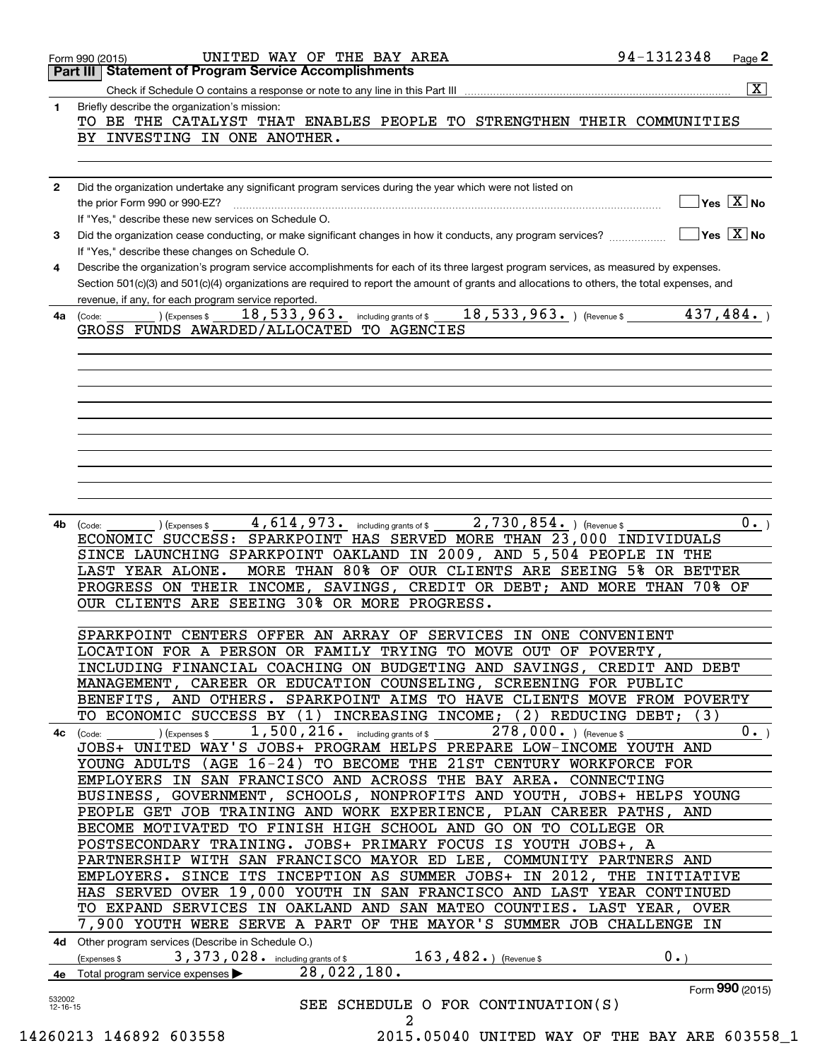Form 990 (2015) UNITED WAY OF THE BAY AREA 94-1312348 Page **2**

## Part III Statement of Program Service Accomplishments

Check if Schedule O contains a response or note to any line in this Part III [X]

**1** Briefly describe the organization's mission:

TO BE THE CATALYST THAT ENABLES PEOPLE TO STRENGTHEN THEIR COMMUNITIES BY INVESTING IN ONE ANOTHER.

**2** Did the organization undertake any significant program services during the year which were not listed on the prior Form 990 or 990-EZ? [ ] Yes [X] No

If "Yes," describe these new services on Schedule O.

**3** Did the organization cease conducting, or make significant changes in how it conducts, any program services? [ ] Yes [X] No

If "Yes," describe these changes on Schedule O.

**4** Describe the organization's program service accomplishments for each of its three largest program services, as measured by expenses. Section 501(c)(3) and 501(c)(4) organizations are required to report the amount of grants and allocations to others, the total expenses, and revenue, if any, for each program service reported.

**4a** (Code: ) (Expenses $ 18,533,963. including grants of $ 18,533,963. ) (Revenue $ 437,484. )

GROSS FUNDS AWARDED/ALLOCATED TO AGENCIES

**4b** (Code: ) (Expenses $ 4,614,973. including grants of $ 2,730,854. ) (Revenue $ 0. )

ECONOMIC SUCCESS: SPARKPOINT HAS SERVED MORE THAN 23,000 INDIVIDUALS SINCE LAUNCHING SPARKPOINT OAKLAND IN 2009, AND 5,504 PEOPLE IN THE LAST YEAR ALONE. MORE THAN 80% OF OUR CLIENTS ARE SEEING 5% OR BETTER PROGRESS ON THEIR INCOME, SAVINGS, CREDIT OR DEBT; AND MORE THAN 70% OF OUR CLIENTS ARE SEEING 30% OR MORE PROGRESS.

SPARKPOINT CENTERS OFFER AN ARRAY OF SERVICES IN ONE CONVENIENT LOCATION FOR A PERSON OR FAMILY TRYING TO MOVE OUT OF POVERTY, INCLUDING FINANCIAL COACHING ON BUDGETING AND SAVINGS, CREDIT AND DEBT MANAGEMENT, CAREER OR EDUCATION COUNSELING, SCREENING FOR PUBLIC BENEFITS, AND OTHERS. SPARKPOINT AIMS TO HAVE CLIENTS MOVE FROM POVERTY TO ECONOMIC SUCCESS BY (1) INCREASING INCOME; (2) REDUCING DEBT; (3)

**4c** (Code: ) (Expenses $ 1,500,216. including grants of $ 278,000. ) (Revenue $ 0. )

JOBS+ UNITED WAY'S JOBS+ PROGRAM HELPS PREPARE LOW-INCOME YOUTH AND YOUNG ADULTS (AGE 16-24) TO BECOME THE 21ST CENTURY WORKFORCE FOR EMPLOYERS IN SAN FRANCISCO AND ACROSS THE BAY AREA. CONNECTING BUSINESS, GOVERNMENT, SCHOOLS, NONPROFITS AND YOUTH, JOBS+ HELPS YOUNG PEOPLE GET JOB TRAINING AND WORK EXPERIENCE, PLAN CAREER PATHS, AND BECOME MOTIVATED TO FINISH HIGH SCHOOL AND GO ON TO COLLEGE OR POSTSECONDARY TRAINING. JOBS+ PRIMARY FOCUS IS YOUTH JOBS+, A PARTNERSHIP WITH SAN FRANCISCO MAYOR ED LEE, COMMUNITY PARTNERS AND EMPLOYERS. SINCE ITS INCEPTION AS SUMMER JOBS+ IN 2012, THE INITIATIVE HAS SERVED OVER 19,000 YOUTH IN SAN FRANCISCO AND LAST YEAR CONTINUED TO EXPAND SERVICES IN OAKLAND AND SAN MATEO COUNTIES. LAST YEAR, OVER 7,900 YOUTH WERE SERVE A PART OF THE MAYOR'S SUMMER JOB CHALLENGE IN

**4d** Other program services (Describe in Schedule O.)

(Expenses $ 3,373,028. including grants of $ 163,482. ) (Revenue $ 0. )

**4e** Total program service expenses ▶ 28,022,180.

SEE SCHEDULE O FOR CONTINUATION(S)

Form **990** (2015)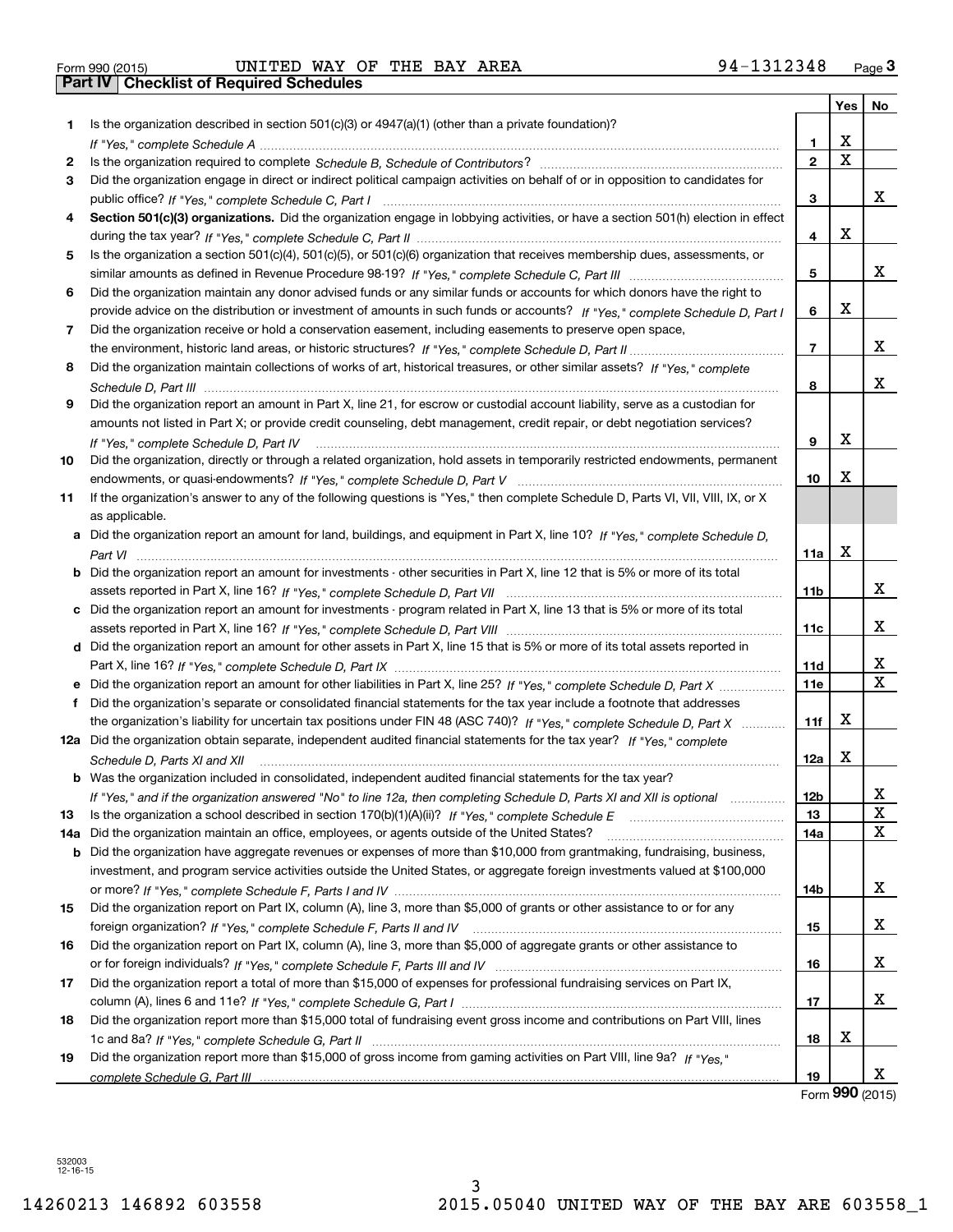Form 990 (2015) UNITED WAY OF THE BAY AREA 94-1312348

## Part IV | Checklist of Required Schedules

| | | | Yes | No |
|---|---|---|---|---|
| 1 | Is the organization described in section 501(c)(3) or 4947(a)(1) (other than a private foundation)? *If "Yes," complete Schedule A* | 1 | X | |
| 2 | Is the organization required to complete *Schedule B, Schedule of Contributors*? | 2 | X | |
| 3 | Did the organization engage in direct or indirect political campaign activities on behalf of or in opposition to candidates for public office? *If "Yes," complete Schedule C, Part I* | 3 | | X |
| 4 | **Section 501(c)(3) organizations.** Did the organization engage in lobbying activities, or have a section 501(h) election in effect during the tax year? *If "Yes," complete Schedule C, Part II* | 4 | X | |
| 5 | Is the organization a section 501(c)(4), 501(c)(5), or 501(c)(6) organization that receives membership dues, assessments, or similar amounts as defined in Revenue Procedure 98-19? *If "Yes," complete Schedule C, Part III* | 5 | | X |
| 6 | Did the organization maintain any donor advised funds or any similar funds or accounts for which donors have the right to provide advice on the distribution or investment of amounts in such funds or accounts? *If "Yes," complete Schedule D, Part I* | 6 | X | |
| 7 | Did the organization receive or hold a conservation easement, including easements to preserve open space, the environment, historic land areas, or historic structures? *If "Yes," complete Schedule D, Part II* | 7 | | X |
| 8 | Did the organization maintain collections of works of art, historical treasures, or other similar assets? *If "Yes," complete Schedule D, Part III* | 8 | | X |
| 9 | Did the organization report an amount in Part X, line 21, for escrow or custodial account liability, serve as a custodian for amounts not listed in Part X; or provide credit counseling, debt management, credit repair, or debt negotiation services? *If "Yes," complete Schedule D, Part IV* | 9 | X | |
| 10 | Did the organization, directly or through a related organization, hold assets in temporarily restricted endowments, permanent endowments, or quasi-endowments? *If "Yes," complete Schedule D, Part V* | 10 | X | |
| 11 | If the organization's answer to any of the following questions is "Yes," then complete Schedule D, Parts VI, VII, VIII, IX, or X as applicable. | | | |
| a | Did the organization report an amount for land, buildings, and equipment in Part X, line 10? *If "Yes," complete Schedule D, Part VI* | 11a | X | |
| b | Did the organization report an amount for investments - other securities in Part X, line 12 that is 5% or more of its total assets reported in Part X, line 16? *If "Yes," complete Schedule D, Part VII* | 11b | | X |
| c | Did the organization report an amount for investments - program related in Part X, line 13 that is 5% or more of its total assets reported in Part X, line 16? *If "Yes," complete Schedule D, Part VIII* | 11c | | X |
| d | Did the organization report an amount for other assets in Part X, line 15 that is 5% or more of its total assets reported in Part X, line 16? *If "Yes," complete Schedule D, Part IX* | 11d | | X |
| e | Did the organization report an amount for other liabilities in Part X, line 25? *If "Yes," complete Schedule D, Part X* | 11e | | X |
| f | Did the organization's separate or consolidated financial statements for the tax year include a footnote that addresses the organization's liability for uncertain tax positions under FIN 48 (ASC 740)? *If "Yes," complete Schedule D, Part X* | 11f | X | |
| 12a | Did the organization obtain separate, independent audited financial statements for the tax year? *If "Yes," complete Schedule D, Parts XI and XII* | 12a | X | |
| b | Was the organization included in consolidated, independent audited financial statements for the tax year? *If "Yes," and if the organization answered "No" to line 12a, then completing Schedule D, Parts XI and XII is optional* | 12b | | X |
| 13 | Is the organization a school described in section 170(b)(1)(A)(ii)? *If "Yes," complete Schedule E* | 13 | | X |
| 14a | Did the organization maintain an office, employees, or agents outside of the United States? | 14a | | X |
| b | Did the organization have aggregate revenues or expenses of more than $10,000 from grantmaking, fundraising, business, investment, and program service activities outside the United States, or aggregate foreign investments valued at $100,000 or more? *If "Yes," complete Schedule F, Parts I and IV* | 14b | | X |
| 15 | Did the organization report on Part IX, column (A), line 3, more than $5,000 of grants or other assistance to or for any foreign organization? *If "Yes," complete Schedule F, Parts II and IV* | 15 | | X |
| 16 | Did the organization report on Part IX, column (A), line 3, more than $5,000 of aggregate grants or other assistance to or for foreign individuals? *If "Yes," complete Schedule F, Parts III and IV* | 16 | | X |
| 17 | Did the organization report a total of more than $15,000 of expenses for professional fundraising services on Part IX, column (A), lines 6 and 11e? *If "Yes," complete Schedule G, Part I* | 17 | | X |
| 18 | Did the organization report more than $15,000 total of fundraising event gross income and contributions on Part VIII, lines 1c and 8a? *If "Yes," complete Schedule G, Part II* | 18 | X | |
| 19 | Did the organization report more than $15,000 of gross income from gaming activities on Part VIII, line 9a? *If "Yes," complete Schedule G, Part III* | 19 | | X |

Form **990** (2015)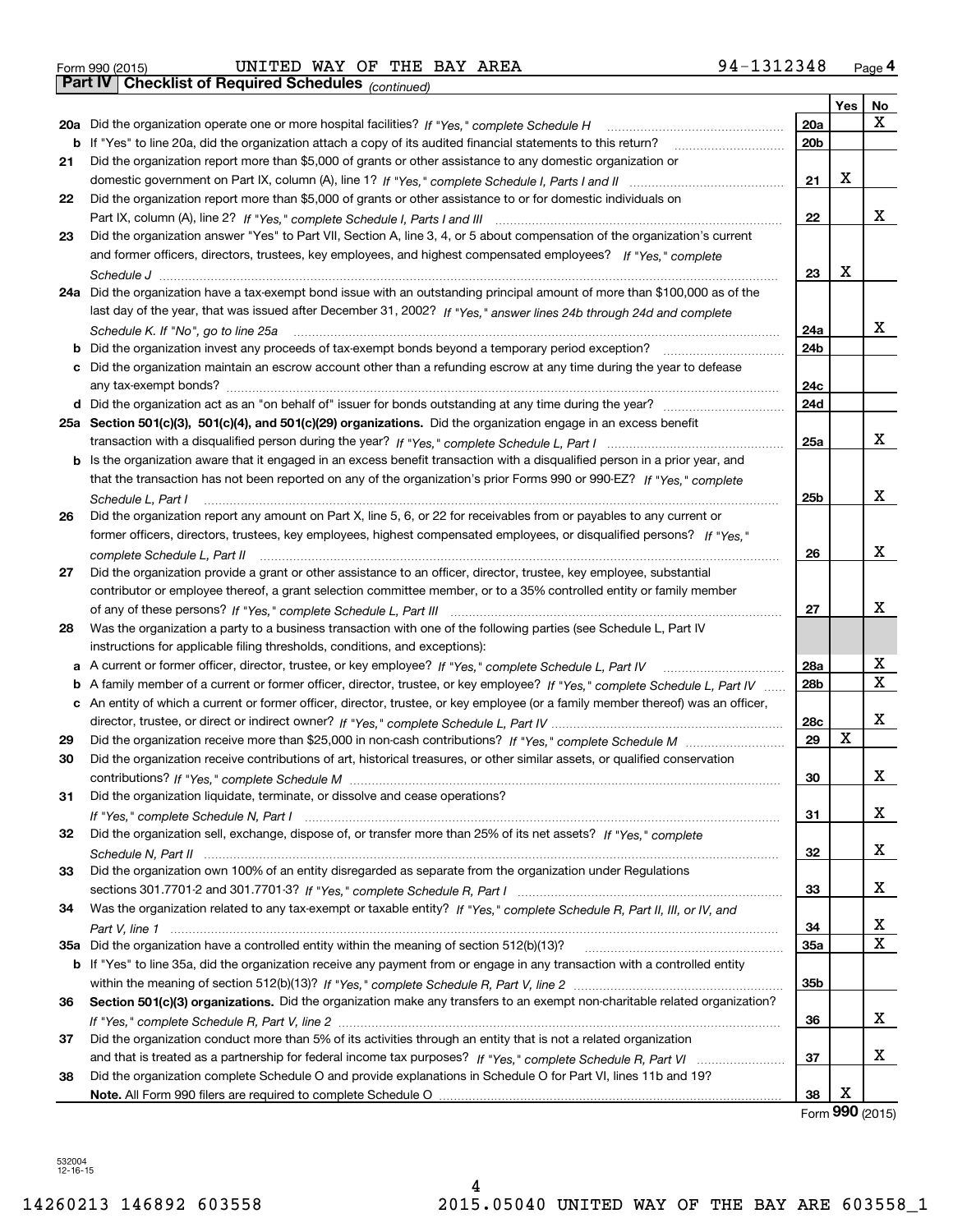Form 990 (2015) UNITED WAY OF THE BAY AREA 94-1312348

**Part IV | Checklist of Required Schedules** *(continued)*

| | | | Yes | No |
|---|---|---|---|---|
| 20a | Did the organization operate one or more hospital facilities? *If "Yes," complete Schedule H* | 20a | | X |
| b | If "Yes" to line 20a, did the organization attach a copy of its audited financial statements to this return? | 20b | | |
| 21 | Did the organization report more than $5,000 of grants or other assistance to any domestic organization or domestic government on Part IX, column (A), line 1? *If "Yes," complete Schedule I, Parts I and II* | 21 | X | |
| 22 | Did the organization report more than $5,000 of grants or other assistance to or for domestic individuals on Part IX, column (A), line 2? *If "Yes," complete Schedule I, Parts I and III* | 22 | | X |
| 23 | Did the organization answer "Yes" to Part VII, Section A, line 3, 4, or 5 about compensation of the organization's current and former officers, directors, trustees, key employees, and highest compensated employees? *If "Yes," complete Schedule J* | 23 | X | |
| 24a | Did the organization have a tax-exempt bond issue with an outstanding principal amount of more than $100,000 as of the last day of the year, that was issued after December 31, 2002? *If "Yes," answer lines 24b through 24d and complete Schedule K. If "No", go to line 25a* | 24a | | X |
| b | Did the organization invest any proceeds of tax-exempt bonds beyond a temporary period exception? | 24b | | |
| c | Did the organization maintain an escrow account other than a refunding escrow at any time during the year to defease any tax-exempt bonds? | 24c | | |
| d | Did the organization act as an "on behalf of" issuer for bonds outstanding at any time during the year? | 24d | | |
| 25a | **Section 501(c)(3), 501(c)(4), and 501(c)(29) organizations.** Did the organization engage in an excess benefit transaction with a disqualified person during the year? *If "Yes," complete Schedule L, Part I* | 25a | | X |
| b | Is the organization aware that it engaged in an excess benefit transaction with a disqualified person in a prior year, and that the transaction has not been reported on any of the organization's prior Forms 990 or 990-EZ? *If "Yes," complete Schedule L, Part I* | 25b | | X |
| 26 | Did the organization report any amount on Part X, line 5, 6, or 22 for receivables from or payables to any current or former officers, directors, trustees, key employees, highest compensated employees, or disqualified persons? *If "Yes," complete Schedule L, Part II* | 26 | | X |
| 27 | Did the organization provide a grant or other assistance to an officer, director, trustee, key employee, substantial contributor or employee thereof, a grant selection committee member, or to a 35% controlled entity or family member of any of these persons? *If "Yes," complete Schedule L, Part III* | 27 | | X |
| 28 | Was the organization a party to a business transaction with one of the following parties (see Schedule L, Part IV instructions for applicable filing thresholds, conditions, and exceptions): | | | |
| a | A current or former officer, director, trustee, or key employee? *If "Yes," complete Schedule L, Part IV* | 28a | | X |
| b | A family member of a current or former officer, director, trustee, or key employee? *If "Yes," complete Schedule L, Part IV* | 28b | | X |
| c | An entity of which a current or former officer, director, trustee, or key employee (or a family member thereof) was an officer, director, trustee, or direct or indirect owner? *If "Yes," complete Schedule L, Part IV* | 28c | | X |
| 29 | Did the organization receive more than $25,000 in non-cash contributions? *If "Yes," complete Schedule M* | 29 | X | |
| 30 | Did the organization receive contributions of art, historical treasures, or other similar assets, or qualified conservation contributions? *If "Yes," complete Schedule M* | 30 | | X |
| 31 | Did the organization liquidate, terminate, or dissolve and cease operations? *If "Yes," complete Schedule N, Part I* | 31 | | X |
| 32 | Did the organization sell, exchange, dispose of, or transfer more than 25% of its net assets? *If "Yes," complete Schedule N, Part II* | 32 | | X |
| 33 | Did the organization own 100% of an entity disregarded as separate from the organization under Regulations sections 301.7701-2 and 301.7701-3? *If "Yes," complete Schedule R, Part I* | 33 | | X |
| 34 | Was the organization related to any tax-exempt or taxable entity? *If "Yes," complete Schedule R, Part II, III, or IV, and Part V, line 1* | 34 | | X |
| 35a | Did the organization have a controlled entity within the meaning of section 512(b)(13)? | 35a | | X |
| b | If "Yes" to line 35a, did the organization receive any payment from or engage in any transaction with a controlled entity within the meaning of section 512(b)(13)? *If "Yes," complete Schedule R, Part V, line 2* | 35b | | |
| 36 | **Section 501(c)(3) organizations.** Did the organization make any transfers to an exempt non-charitable related organization? *If "Yes," complete Schedule R, Part V, line 2* | 36 | | X |
| 37 | Did the organization conduct more than 5% of its activities through an entity that is not a related organization and that is treated as a partnership for federal income tax purposes? *If "Yes," complete Schedule R, Part VI* | 37 | | X |
| 38 | Did the organization complete Schedule O and provide explanations in Schedule O for Part VI, lines 11b and 19? **Note.** All Form 990 filers are required to complete Schedule O | 38 | X | |

Form **990** (2015)

532004 12-16-15

14260213 146892 603558 2015.05040 UNITED WAY OF THE BAY ARE 603558_1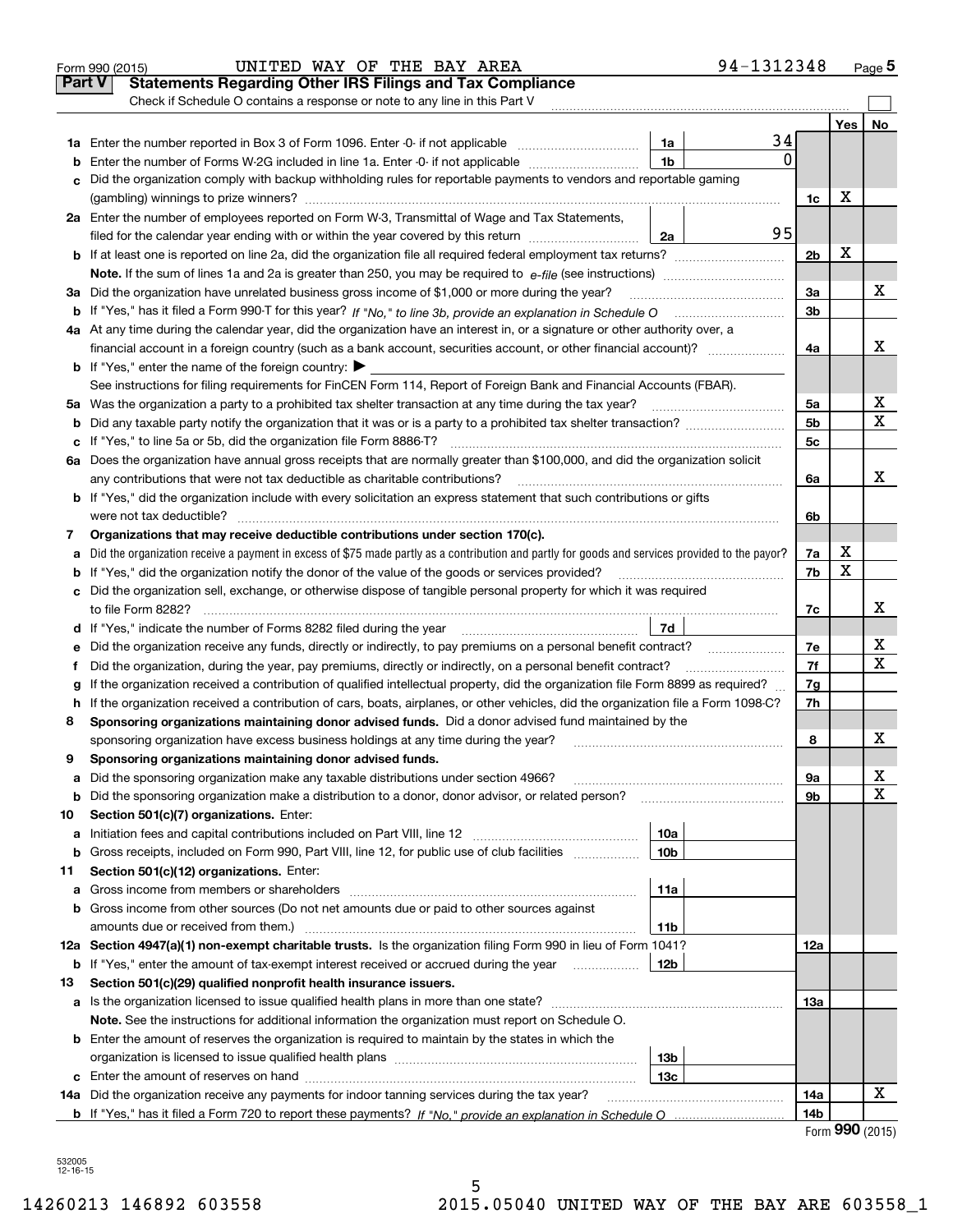Form 990 (2015) UNITED WAY OF THE BAY AREA 94-1312348

## Part V Statements Regarding Other IRS Filings and Tax Compliance

Check if Schedule O contains a response or note to any line in this Part V

| | | | | | Yes | No |
|---|---|---|---|---|---|---|
| **1a** | Enter the number reported in Box 3 of Form 1096. Enter -0- if not applicable | 1a | 34 | | | |
| **b** | Enter the number of Forms W-2G included in line 1a. Enter -0- if not applicable | 1b | 0 | | | |
| **c** | Did the organization comply with backup withholding rules for reportable payments to vendors and reportable gaming (gambling) winnings to prize winners? | | | 1c | X | |
| **2a** | Enter the number of employees reported on Form W-3, Transmittal of Wage and Tax Statements, filed for the calendar year ending with or within the year covered by this return | 2a | 95 | | | |
| **b** | If at least one is reported on line 2a, did the organization file all required federal employment tax returns? | | | 2b | X | |
| | **Note.** If the sum of lines 1a and 2a is greater than 250, you may be required to *e-file* (see instructions) | | | | | |
| **3a** | Did the organization have unrelated business gross income of $1,000 or more during the year? | | | 3a | | X |
| **b** | If "Yes," has it filed a Form 990-T for this year? *If "No," to line 3b, provide an explanation in Schedule O* | | | 3b | | |
| **4a** | At any time during the calendar year, did the organization have an interest in, or a signature or other authority over, a financial account in a foreign country (such as a bank account, securities account, or other financial account)? | | | 4a | | X |
| **b** | If "Yes," enter the name of the foreign country: ▶ | | | | | |
| | See instructions for filing requirements for FinCEN Form 114, Report of Foreign Bank and Financial Accounts (FBAR). | | | | | |
| **5a** | Was the organization a party to a prohibited tax shelter transaction at any time during the tax year? | | | 5a | | X |
| **b** | Did any taxable party notify the organization that it was or is a party to a prohibited tax shelter transaction? | | | 5b | | X |
| **c** | If "Yes," to line 5a or 5b, did the organization file Form 8886-T? | | | 5c | | |
| **6a** | Does the organization have annual gross receipts that are normally greater than $100,000, and did the organization solicit any contributions that were not tax deductible as charitable contributions? | | | 6a | | X |
| **b** | If "Yes," did the organization include with every solicitation an express statement that such contributions or gifts were not tax deductible? | | | 6b | | |
| **7** | **Organizations that may receive deductible contributions under section 170(c).** | | | | | |
| **a** | Did the organization receive a payment in excess of $75 made partly as a contribution and partly for goods and services provided to the payor? | | | 7a | X | |
| **b** | If "Yes," did the organization notify the donor of the value of the goods or services provided? | | | 7b | X | |
| **c** | Did the organization sell, exchange, or otherwise dispose of tangible personal property for which it was required to file Form 8282? | | | 7c | | X |
| **d** | If "Yes," indicate the number of Forms 8282 filed during the year | 7d | | | | |
| **e** | Did the organization receive any funds, directly or indirectly, to pay premiums on a personal benefit contract? | | | 7e | | X |
| **f** | Did the organization, during the year, pay premiums, directly or indirectly, on a personal benefit contract? | | | 7f | | X |
| **g** | If the organization received a contribution of qualified intellectual property, did the organization file Form 8899 as required? | | | 7g | | |
| **h** | If the organization received a contribution of cars, boats, airplanes, or other vehicles, did the organization file a Form 1098-C? | | | 7h | | |
| **8** | **Sponsoring organizations maintaining donor advised funds.** Did a donor advised fund maintained by the sponsoring organization have excess business holdings at any time during the year? | | | 8 | | X |
| **9** | **Sponsoring organizations maintaining donor advised funds.** | | | | | |
| **a** | Did the sponsoring organization make any taxable distributions under section 4966? | | | 9a | | X |
| **b** | Did the sponsoring organization make a distribution to a donor, donor advisor, or related person? | | | 9b | | X |
| **10** | **Section 501(c)(7) organizations.** Enter: | | | | | |
| **a** | Initiation fees and capital contributions included on Part VIII, line 12 | 10a | | | | |
| **b** | Gross receipts, included on Form 990, Part VIII, line 12, for public use of club facilities | 10b | | | | |
| **11** | **Section 501(c)(12) organizations.** Enter: | | | | | |
| **a** | Gross income from members or shareholders | 11a | | | | |
| **b** | Gross income from other sources (Do not net amounts due or paid to other sources against amounts due or received from them.) | 11b | | | | |
| **12a** | **Section 4947(a)(1) non-exempt charitable trusts.** Is the organization filing Form 990 in lieu of Form 1041? | | | 12a | | |
| **b** | If "Yes," enter the amount of tax-exempt interest received or accrued during the year | 12b | | | | |
| **13** | **Section 501(c)(29) qualified nonprofit health insurance issuers.** | | | | | |
| **a** | Is the organization licensed to issue qualified health plans in more than one state? | | | 13a | | |
| | **Note.** See the instructions for additional information the organization must report on Schedule O. | | | | | |
| **b** | Enter the amount of reserves the organization is required to maintain by the states in which the organization is licensed to issue qualified health plans | 13b | | | | |
| **c** | Enter the amount of reserves on hand | 13c | | | | |
| **14a** | Did the organization receive any payments for indoor tanning services during the tax year? | | | 14a | | X |
| **b** | If "Yes," has it filed a Form 720 to report these payments? *If "No," provide an explanation in Schedule O* | | | 14b | | |

Form **990** (2015)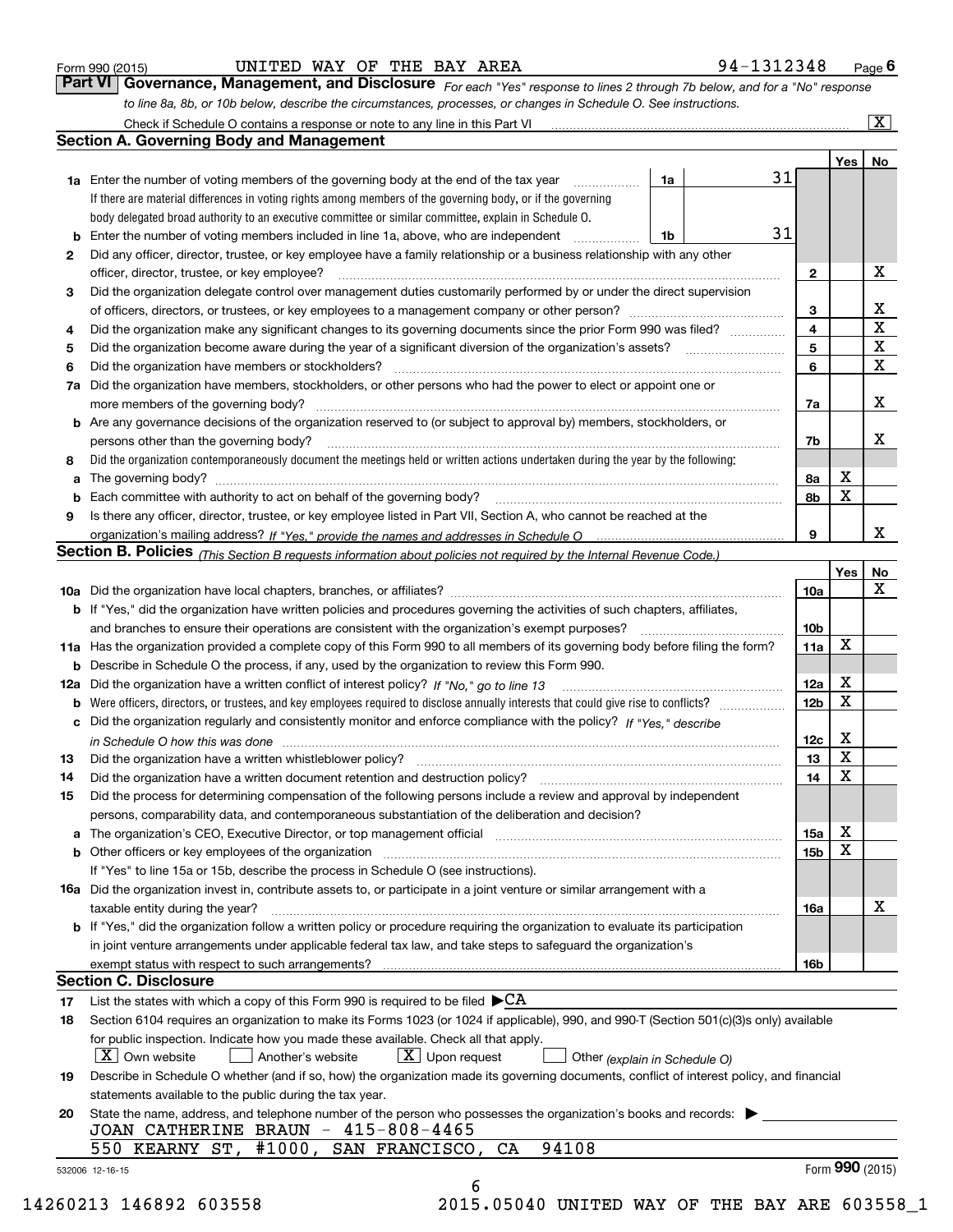Form 990 (2015) UNITED WAY OF THE BAY AREA 94-1312348 Page 6

## Part VI Governance, Management, and Disclosure

*For each "Yes" response to lines 2 through 7b below, and for a "No" response to line 8a, 8b, or 10b below, describe the circumstances, processes, or changes in Schedule O. See instructions.*

Check if Schedule O contains a response or note to any line in this Part VI ..... [X]

### Section A. Governing Body and Management

| | | | | Yes | No |
|---|---|---|---|---|---|
| **1a** | Enter the number of voting members of the governing body at the end of the tax year ..... **1a** 31 <br> If there are material differences in voting rights among members of the governing body, or if the governing body delegated broad authority to an executive committee or similar committee, explain in Schedule O. | | | | |
| **b** | Enter the number of voting members included in line 1a, above, who are independent ..... **1b** 31 | | | | |
| **2** | Did any officer, director, trustee, or key employee have a family relationship or a business relationship with any other officer, director, trustee, or key employee? | 2 | | | X |
| **3** | Did the organization delegate control over management duties customarily performed by or under the direct supervision of officers, directors, or trustees, or key employees to a management company or other person? | 3 | | | X |
| **4** | Did the organization make any significant changes to its governing documents since the prior Form 990 was filed? | 4 | | | X |
| **5** | Did the organization become aware during the year of a significant diversion of the organization's assets? | 5 | | | X |
| **6** | Did the organization have members or stockholders? | 6 | | | X |
| **7a** | Did the organization have members, stockholders, or other persons who had the power to elect or appoint one or more members of the governing body? | 7a | | | X |
| **b** | Are any governance decisions of the organization reserved to (or subject to approval by) members, stockholders, or persons other than the governing body? | 7b | | | X |
| **8** | Did the organization contemporaneously document the meetings held or written actions undertaken during the year by the following: | | | | |
| **a** | The governing body? | 8a | | X | |
| **b** | Each committee with authority to act on behalf of the governing body? | 8b | | X | |
| **9** | Is there any officer, director, trustee, or key employee listed in Part VII, Section A, who cannot be reached at the organization's mailing address? *If "Yes," provide the names and addresses in Schedule O* | 9 | | | X |

### Section B. Policies *(This Section B requests information about policies not required by the Internal Revenue Code.)*

| | | | Yes | No |
|---|---|---|---|---|
| **10a** | Did the organization have local chapters, branches, or affiliates? | 10a | | X |
| **b** | If "Yes," did the organization have written policies and procedures governing the activities of such chapters, affiliates, and branches to ensure their operations are consistent with the organization's exempt purposes? | 10b | | |
| **11a** | Has the organization provided a complete copy of this Form 990 to all members of its governing body before filing the form? | 11a | X | |
| **b** | Describe in Schedule O the process, if any, used by the organization to review this Form 990. | | | |
| **12a** | Did the organization have a written conflict of interest policy? *If "No," go to line 13* | 12a | X | |
| **b** | Were officers, directors, or trustees, and key employees required to disclose annually interests that could give rise to conflicts? | 12b | X | |
| **c** | Did the organization regularly and consistently monitor and enforce compliance with the policy? *If "Yes," describe in Schedule O how this was done* | 12c | X | |
| **13** | Did the organization have a written whistleblower policy? | 13 | X | |
| **14** | Did the organization have a written document retention and destruction policy? | 14 | X | |
| **15** | Did the process for determining compensation of the following persons include a review and approval by independent persons, comparability data, and contemporaneous substantiation of the deliberation and decision? | | | |
| **a** | The organization's CEO, Executive Director, or top management official | 15a | X | |
| **b** | Other officers or key employees of the organization | 15b | X | |
| | If "Yes" to line 15a or 15b, describe the process in Schedule O (see instructions). | | | |
| **16a** | Did the organization invest in, contribute assets to, or participate in a joint venture or similar arrangement with a taxable entity during the year? | 16a | | X |
| **b** | If "Yes," did the organization follow a written policy or procedure requiring the organization to evaluate its participation in joint venture arrangements under applicable federal tax law, and take steps to safeguard the organization's exempt status with respect to such arrangements? | 16b | | |

### Section C. Disclosure

**17** List the states with which a copy of this Form 990 is required to be filed ▶CA

**18** Section 6104 requires an organization to make its Forms 1023 (or 1024 if applicable), 990, and 990-T (Section 501(c)(3)s only) available for public inspection. Indicate how you made these available. Check all that apply.

[X] Own website [ ] Another's website [X] Upon request [ ] Other *(explain in Schedule O)*

**19** Describe in Schedule O whether (and if so, how) the organization made its governing documents, conflict of interest policy, and financial statements available to the public during the tax year.

**20** State the name, address, and telephone number of the person who possesses the organization's books and records: ▶

JOAN CATHERINE BRAUN - 415-808-4465
550 KEARNY ST, #1000, SAN FRANCISCO, CA 94108

532006 12-16-15 Form **990** (2015)

14260213 146892 603558 2015.05040 UNITED WAY OF THE BAY ARE 603558_1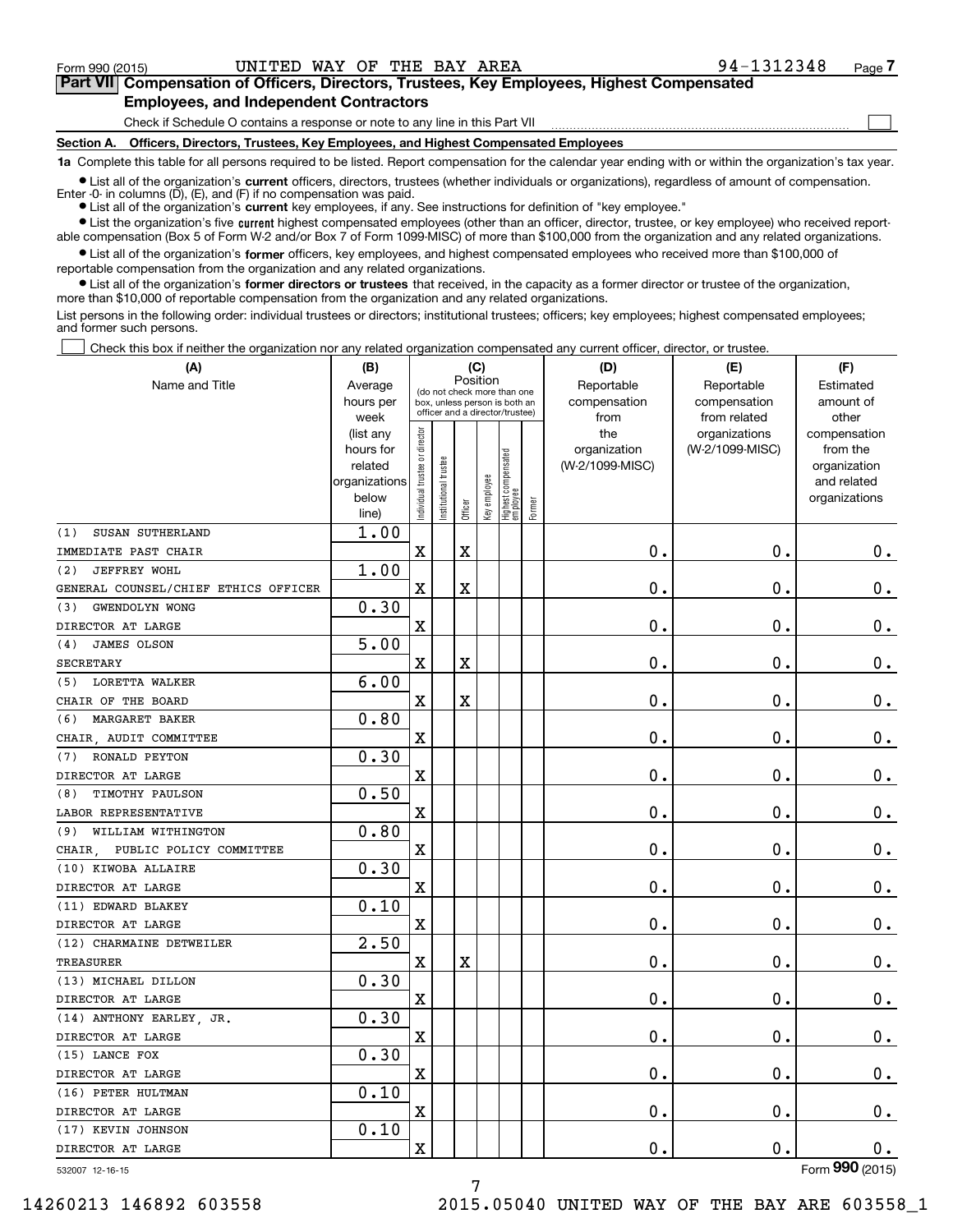Form 990 (2015) UNITED WAY OF THE BAY AREA 94-1312348 Page 7

## Part VII Compensation of Officers, Directors, Trustees, Key Employees, Highest Compensated Employees, and Independent Contractors

Check if Schedule O contains a response or note to any line in this Part VII ☐

### Section A. Officers, Directors, Trustees, Key Employees, and Highest Compensated Employees

**1a** Complete this table for all persons required to be listed. Report compensation for the calendar year ending with or within the organization's tax year.

- List all of the organization's **current** officers, directors, trustees (whether individuals or organizations), regardless of amount of compensation. Enter -0- in columns (D), (E), and (F) if no compensation was paid.
- List all of the organization's **current** key employees, if any. See instructions for definition of "key employee."
- List the organization's five **current** highest compensated employees (other than an officer, director, trustee, or key employee) who received reportable compensation (Box 5 of Form W-2 and/or Box 7 of Form 1099-MISC) of more than $100,000 from the organization and any related organizations.
- List all of the organization's **former** officers, key employees, and highest compensated employees who received more than $100,000 of reportable compensation from the organization and any related organizations.
- List all of the organization's **former directors or trustees** that received, in the capacity as a former director or trustee of the organization, more than $10,000 of reportable compensation from the organization and any related organizations.

List persons in the following order: individual trustees or directors; institutional trustees; officers; key employees; highest compensated employees; and former such persons.

☐ Check this box if neither the organization nor any related organization compensated any current officer, director, or trustee.

| (A) Name and Title | (B) Average hours per week (list any hours for related organizations below line) | (C) Position: Individual trustee or director | Institutional trustee | Officer | Key employee | Highest compensated employee | Former | (D) Reportable compensation from the organization (W-2/1099-MISC) | (E) Reportable compensation from related organizations (W-2/1099-MISC) | (F) Estimated amount of other compensation from the organization and related organizations |
|---|---|---|---|---|---|---|---|---|---|---|
| (1) SUSAN SUTHERLAND<br>IMMEDIATE PAST CHAIR | 1.00 | X | | X | | | | 0. | 0. | 0. |
| (2) JEFFREY WOHL<br>GENERAL COUNSEL/CHIEF ETHICS OFFICER | 1.00 | X | | X | | | | 0. | 0. | 0. |
| (3) GWENDOLYN WONG<br>DIRECTOR AT LARGE | 0.30 | X | | | | | | 0. | 0. | 0. |
| (4) JAMES OLSON<br>SECRETARY | 5.00 | X | | X | | | | 0. | 0. | 0. |
| (5) LORETTA WALKER<br>CHAIR OF THE BOARD | 6.00 | X | | X | | | | 0. | 0. | 0. |
| (6) MARGARET BAKER<br>CHAIR, AUDIT COMMITTEE | 0.80 | X | | | | | | 0. | 0. | 0. |
| (7) RONALD PEYTON<br>DIRECTOR AT LARGE | 0.30 | X | | | | | | 0. | 0. | 0. |
| (8) TIMOTHY PAULSON<br>LABOR REPRESENTATIVE | 0.50 | X | | | | | | 0. | 0. | 0. |
| (9) WILLIAM WITHINGTON<br>CHAIR, PUBLIC POLICY COMMITTEE | 0.80 | X | | | | | | 0. | 0. | 0. |
| (10) KIWOBA ALLAIRE<br>DIRECTOR AT LARGE | 0.30 | X | | | | | | 0. | 0. | 0. |
| (11) EDWARD BLAKEY<br>DIRECTOR AT LARGE | 0.10 | X | | | | | | 0. | 0. | 0. |
| (12) CHARMAINE DETWEILER<br>TREASURER | 2.50 | X | | X | | | | 0. | 0. | 0. |
| (13) MICHAEL DILLON<br>DIRECTOR AT LARGE | 0.30 | X | | | | | | 0. | 0. | 0. |
| (14) ANTHONY EARLEY, JR.<br>DIRECTOR AT LARGE | 0.30 | X | | | | | | 0. | 0. | 0. |
| (15) LANCE FOX<br>DIRECTOR AT LARGE | 0.30 | X | | | | | | 0. | 0. | 0. |
| (16) PETER HULTMAN<br>DIRECTOR AT LARGE | 0.10 | X | | | | | | 0. | 0. | 0. |
| (17) KEVIN JOHNSON<br>DIRECTOR AT LARGE | 0.10 | X | | | | | | 0. | 0. | 0. |

532007 12-16-15 Form 990 (2015)

14260213 146892 603558 2015.05040 UNITED WAY OF THE BAY ARE 603558_1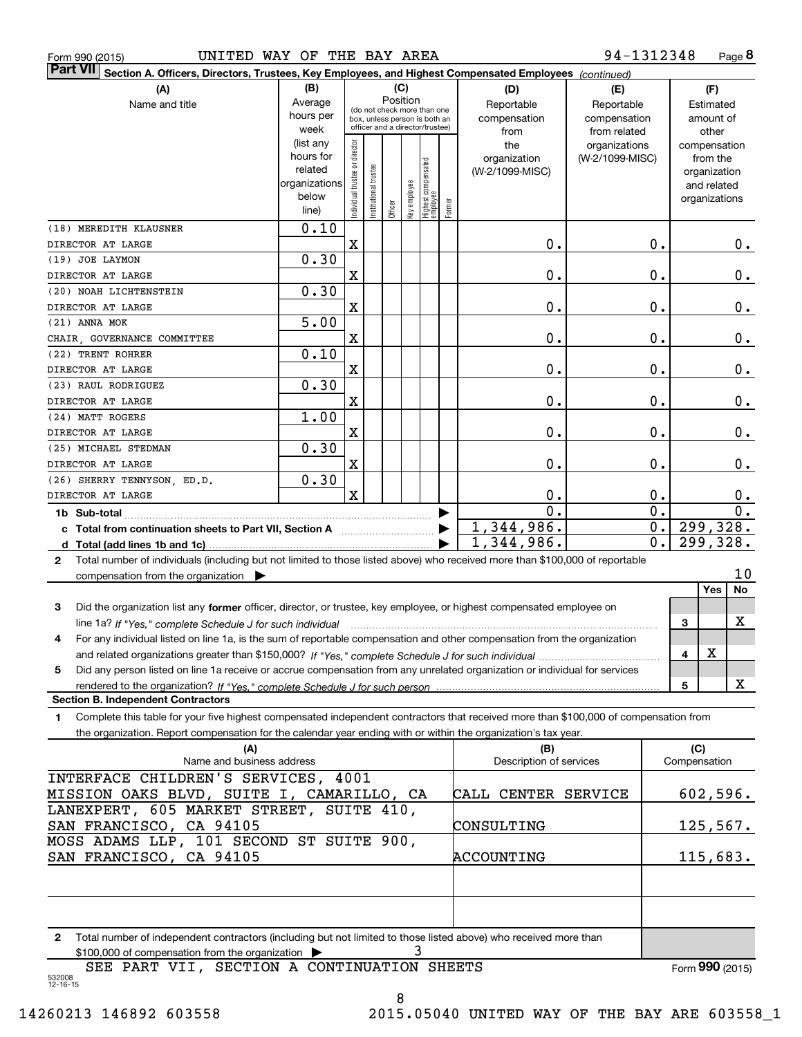Form 990 (2015) UNITED WAY OF THE BAY AREA 94-1312348 Page **8**

**Part VII** **Section A. Officers, Directors, Trustees, Key Employees, and Highest Compensated Employees** *(continued)*

| (A) Name and title | (B) Average hours per week (list any hours for related organizations below line) | (C) Position: Individual trustee or director | Institutional trustee | Officer | Key employee | Highest compensated employee | Former | (D) Reportable compensation from the organization (W-2/1099-MISC) | (E) Reportable compensation from related organizations (W-2/1099-MISC) | (F) Estimated amount of other compensation from the organization and related organizations |
|---|---|---|---|---|---|---|---|---|---|---|
| (18) MEREDITH KLAUSNER<br>DIRECTOR AT LARGE | 0.10 | X | | | | | | 0. | 0. | 0. |
| (19) JOE LAYMON<br>DIRECTOR AT LARGE | 0.30 | X | | | | | | 0. | 0. | 0. |
| (20) NOAH LICHTENSTEIN<br>DIRECTOR AT LARGE | 0.30 | X | | | | | | 0. | 0. | 0. |
| (21) ANNA MOK<br>CHAIR, GOVERNANCE COMMITTEE | 5.00 | X | | | | | | 0. | 0. | 0. |
| (22) TRENT ROHRER<br>DIRECTOR AT LARGE | 0.10 | X | | | | | | 0. | 0. | 0. |
| (23) RAUL RODRIGUEZ<br>DIRECTOR AT LARGE | 0.30 | X | | | | | | 0. | 0. | 0. |
| (24) MATT ROGERS<br>DIRECTOR AT LARGE | 1.00 | X | | | | | | 0. | 0. | 0. |
| (25) MICHAEL STEDMAN<br>DIRECTOR AT LARGE | 0.30 | X | | | | | | 0. | 0. | 0. |
| (26) SHERRY TENNYSON, ED.D.<br>DIRECTOR AT LARGE | 0.30 | X | | | | | | 0. | 0. | 0. |
| **1b Sub-total** | | | | | | | | 0. | 0. | 0. |
| **c Total from continuation sheets to Part VII, Section A** | | | | | | | | 1,344,986. | 0. | 299,328. |
| **d Total (add lines 1b and 1c)** | | | | | | | | 1,344,986. | 0. | 299,328. |

**2** Total number of individuals (including but not limited to those listed above) who received more than $100,000 of reportable compensation from the organization ▶ 10

| | | Yes | No |
|---|---|---|---|
| **3** Did the organization list any **former** officer, director, or trustee, key employee, or highest compensated employee on line 1a? *If "Yes," complete Schedule J for such individual* | 3 | | X |
| **4** For any individual listed on line 1a, is the sum of reportable compensation and other compensation from the organization and related organizations greater than $150,000? *If "Yes," complete Schedule J for such individual* | 4 | X | |
| **5** Did any person listed on line 1a receive or accrue compensation from any unrelated organization or individual for services rendered to the organization? *If "Yes," complete Schedule J for such person* | 5 | | X |

**Section B. Independent Contractors**

**1** Complete this table for your five highest compensated independent contractors that received more than $100,000 of compensation from the organization. Report compensation for the calendar year ending with or within the organization's tax year.

| (A) Name and business address | (B) Description of services | (C) Compensation |
|---|---|---|
| INTERFACE CHILDREN'S SERVICES, 4001 MISSION OAKS BLVD, SUITE I, CAMARILLO, CA | CALL CENTER SERVICE | 602,596. |
| LANEXPERT, 605 MARKET STREET, SUITE 410, SAN FRANCISCO, CA 94105 | CONSULTING | 125,567. |
| MOSS ADAMS LLP, 101 SECOND ST SUITE 900, SAN FRANCISCO, CA 94105 | ACCOUNTING | 115,683. |
| | | |
| | | |

**2** Total number of independent contractors (including but not limited to those listed above) who received more than $100,000 of compensation from the organization ▶ 3

SEE PART VII, SECTION A CONTINUATION SHEETS

Form **990** (2015)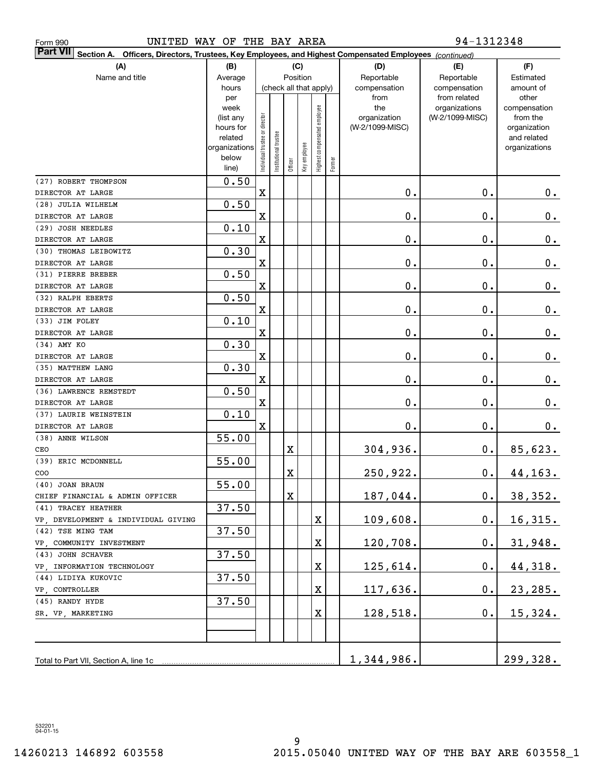Form 990 UNITED WAY OF THE BAY AREA 94-1312348

**Part VII Section A. Officers, Directors, Trustees, Key Employees, and Highest Compensated Employees** *(continued)*

| (A) Name and title | (B) Average hours per week (list any hours for related organizations below line) | (C) Position (check all that apply): Individual trustee or director | Institutional trustee | Officer | Key employee | Highest compensated employee | Former | (D) Reportable compensation from the organization (W-2/1099-MISC) | (E) Reportable compensation from related organizations (W-2/1099-MISC) | (F) Estimated amount of other compensation from the organization and related organizations |
|---|---|---|---|---|---|---|---|---|---|---|
| (27) ROBERT THOMPSON<br>DIRECTOR AT LARGE | 0.50 | X | | | | | | 0. | 0. | 0. |
| (28) JULIA WILHELM<br>DIRECTOR AT LARGE | 0.50 | X | | | | | | 0. | 0. | 0. |
| (29) JOSH NEEDLES<br>DIRECTOR AT LARGE | 0.10 | X | | | | | | 0. | 0. | 0. |
| (30) THOMAS LEIBOWITZ<br>DIRECTOR AT LARGE | 0.30 | X | | | | | | 0. | 0. | 0. |
| (31) PIERRE BREBER<br>DIRECTOR AT LARGE | 0.50 | X | | | | | | 0. | 0. | 0. |
| (32) RALPH EBERTS<br>DIRECTOR AT LARGE | 0.50 | X | | | | | | 0. | 0. | 0. |
| (33) JIM FOLEY<br>DIRECTOR AT LARGE | 0.10 | X | | | | | | 0. | 0. | 0. |
| (34) AMY KO<br>DIRECTOR AT LARGE | 0.30 | X | | | | | | 0. | 0. | 0. |
| (35) MATTHEW LANG<br>DIRECTOR AT LARGE | 0.30 | X | | | | | | 0. | 0. | 0. |
| (36) LAWRENCE REMSTEDT<br>DIRECTOR AT LARGE | 0.50 | X | | | | | | 0. | 0. | 0. |
| (37) LAURIE WEINSTEIN<br>DIRECTOR AT LARGE | 0.10 | X | | | | | | 0. | 0. | 0. |
| (38) ANNE WILSON<br>CEO | 55.00 | | | X | | | | 304,936. | 0. | 85,623. |
| (39) ERIC MCDONNELL<br>COO | 55.00 | | | X | | | | 250,922. | 0. | 44,163. |
| (40) JOAN BRAUN<br>CHIEF FINANCIAL & ADMIN OFFICER | 55.00 | | | X | | | | 187,044. | 0. | 38,352. |
| (41) TRACEY HEATHER<br>VP, DEVELOPMENT & INDIVIDUAL GIVING | 37.50 | | | | | X | | 109,608. | 0. | 16,315. |
| (42) TSE MING TAM<br>VP, COMMUNITY INVESTMENT | 37.50 | | | | | X | | 120,708. | 0. | 31,948. |
| (43) JOHN SCHAVER<br>VP, INFORMATION TECHNOLOGY | 37.50 | | | | | X | | 125,614. | 0. | 44,318. |
| (44) LIDIYA KUKOVIC<br>VP, CONTROLLER | 37.50 | | | | | X | | 117,636. | 0. | 23,285. |
| (45) RANDY HYDE<br>SR. VP, MARKETING | 37.50 | | | | | X | | 128,518. | 0. | 15,324. |
| Total to Part VII, Section A, line 1c | | | | | | | | 1,344,986. | | 299,328. |

532201 04-01-15

14260213 146892 603558 2015.05040 UNITED WAY OF THE BAY ARE 603558_1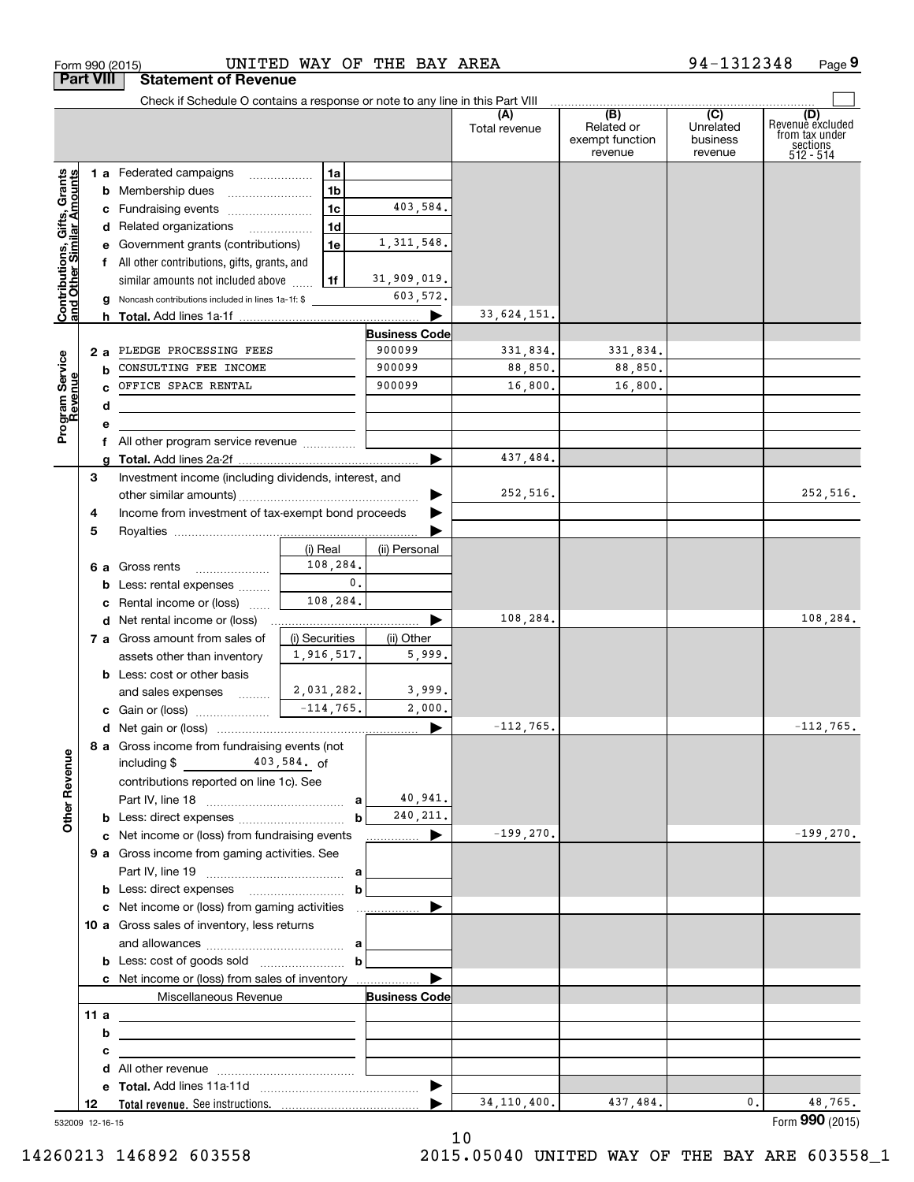Form 990 (2015) UNITED WAY OF THE BAY AREA 94-1312348 Page 9

**Part VIII Statement of Revenue**

Check if Schedule O contains a response or note to any line in this Part VIII

| | | | (A) Total revenue | (B) Related or exempt function revenue | (C) Unrelated business revenue | (D) Revenue excluded from tax under sections 512 - 514 |
|---|---|---|---|---|---|---|
| **Contributions, Gifts, Grants and Other Similar Amounts** | | | | | | |
| 1 a Federated campaigns | 1a | | | | | |
| b Membership dues | 1b | | | | | |
| c Fundraising events | 1c | 403,584. | | | | |
| d Related organizations | 1d | | | | | |
| e Government grants (contributions) | 1e | 1,311,548. | | | | |
| f All other contributions, gifts, grants, and similar amounts not included above | 1f | 31,909,019. | | | | |
| g Noncash contributions included in lines 1a-1f: $ | | 603,572. | | | | |
| h **Total.** Add lines 1a-1f | | ▶ | 33,624,151. | | | |
| **Program Service Revenue** | | **Business Code** | | | | |
| 2 a PLEDGE PROCESSING FEES | | 900099 | 331,834. | 331,834. | | |
| b CONSULTING FEE INCOME | | 900099 | 88,850. | 88,850. | | |
| c OFFICE SPACE RENTAL | | 900099 | 16,800. | 16,800. | | |
| d | | | | | | |
| e | | | | | | |
| f All other program service revenue | | | | | | |
| g **Total.** Add lines 2a-2f | | ▶ | 437,484. | | | |
| **Other Revenue** | | | | | | |
| 3 Investment income (including dividends, interest, and other similar amounts) | | ▶ | 252,516. | | | 252,516. |
| 4 Income from investment of tax-exempt bond proceeds | | ▶ | | | | |
| 5 Royalties | | ▶ | | | | |
| | (i) Real | (ii) Personal | | | | |
| 6 a Gross rents | 108,284. | | | | | |
| b Less: rental expenses | 0. | | | | | |
| c Rental income or (loss) | 108,284. | | | | | |
| d Net rental income or (loss) | | ▶ | 108,284. | | | 108,284. |
| 7 a Gross amount from sales of assets other than inventory | (i) Securities 1,916,517. | (ii) Other 5,999. | | | | |
| b Less: cost or other basis and sales expenses | 2,031,282. | 3,999. | | | | |
| c Gain or (loss) | -114,765. | 2,000. | | | | |
| d Net gain or (loss) | | ▶ | -112,765. | | | -112,765. |
| 8 a Gross income from fundraising events (not including $ 403,584. of contributions reported on line 1c). See Part IV, line 18 | a | 40,941. | | | | |
| b Less: direct expenses | b | 240,211. | | | | |
| c Net income or (loss) from fundraising events | | ▶ | -199,270. | | | -199,270. |
| 9 a Gross income from gaming activities. See Part IV, line 19 | a | | | | | |
| b Less: direct expenses | b | | | | | |
| c Net income or (loss) from gaming activities | | ▶ | | | | |
| 10 a Gross sales of inventory, less returns and allowances | a | | | | | |
| b Less: cost of goods sold | b | | | | | |
| c Net income or (loss) from sales of inventory | | ▶ | | | | |
| Miscellaneous Revenue | | **Business Code** | | | | |
| 11 a | | | | | | |
| b | | | | | | |
| c | | | | | | |
| d All other revenue | | | | | | |
| e **Total.** Add lines 11a-11d | | ▶ | | | | |
| 12 **Total revenue.** See instructions. | | ▶ | 34,110,400. | 437,484. | 0. | 48,765. |

532009 12-16-15

Form **990** (2015)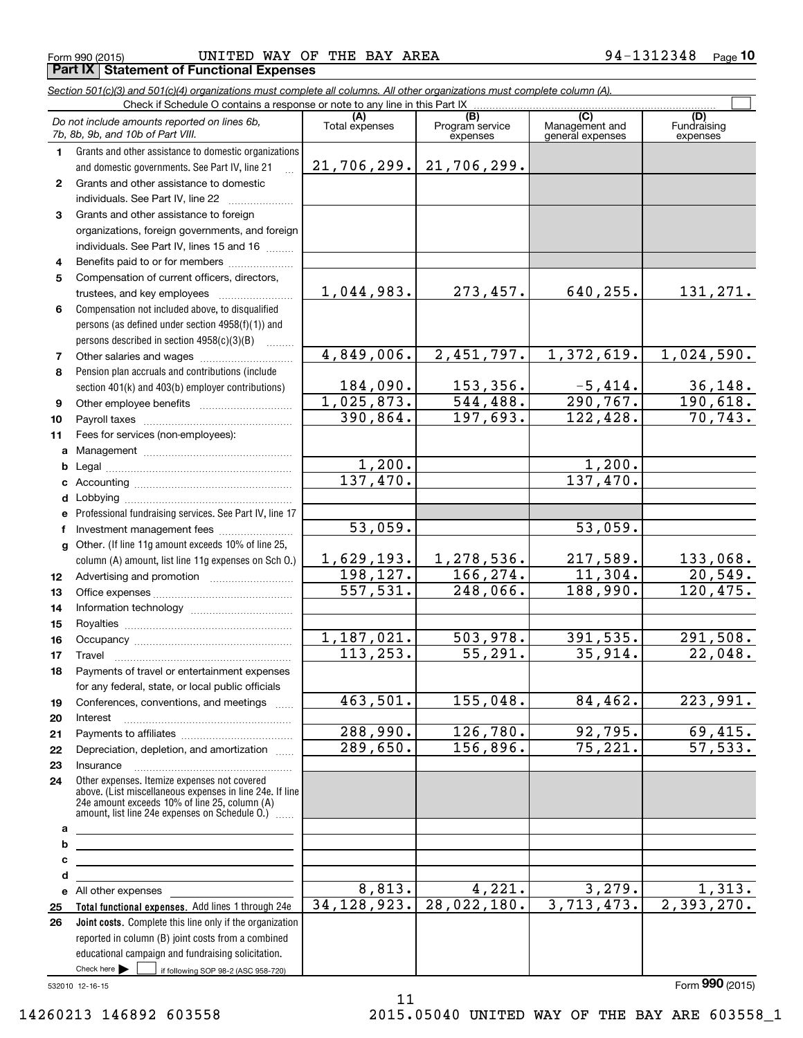Form 990 (2015) UNITED WAY OF THE BAY AREA 94-1312348 Page 10

## Part IX Statement of Functional Expenses

*Section 501(c)(3) and 501(c)(4) organizations must complete all columns. All other organizations must complete column (A).*

Check if Schedule O contains a response or note to any line in this Part IX ☐

| *Do not include amounts reported on lines 6b, 7b, 8b, 9b, and 10b of Part VIII.* | (A) Total expenses | (B) Program service expenses | (C) Management and general expenses | (D) Fundraising expenses |
|---|---|---|---|---|
| 1 Grants and other assistance to domestic organizations and domestic governments. See Part IV, line 21 | 21,706,299. | 21,706,299. | | |
| 2 Grants and other assistance to domestic individuals. See Part IV, line 22 | | | | |
| 3 Grants and other assistance to foreign organizations, foreign governments, and foreign individuals. See Part IV, lines 15 and 16 | | | | |
| 4 Benefits paid to or for members | | | | |
| 5 Compensation of current officers, directors, trustees, and key employees | 1,044,983. | 273,457. | 640,255. | 131,271. |
| 6 Compensation not included above, to disqualified persons (as defined under section 4958(f)(1)) and persons described in section 4958(c)(3)(B) | | | | |
| 7 Other salaries and wages | 4,849,006. | 2,451,797. | 1,372,619. | 1,024,590. |
| 8 Pension plan accruals and contributions (include section 401(k) and 403(b) employer contributions) | 184,090. | 153,356. | -5,414. | 36,148. |
| 9 Other employee benefits | 1,025,873. | 544,488. | 290,767. | 190,618. |
| 10 Payroll taxes | 390,864. | 197,693. | 122,428. | 70,743. |
| 11 Fees for services (non-employees): | | | | |
| a Management | | | | |
| b Legal | 1,200. | | 1,200. | |
| c Accounting | 137,470. | | 137,470. | |
| d Lobbying | | | | |
| e Professional fundraising services. See Part IV, line 17 | | | | |
| f Investment management fees | 53,059. | | 53,059. | |
| g Other. (If line 11g amount exceeds 10% of line 25, column (A) amount, list line 11g expenses on Sch O.) | 1,629,193. | 1,278,536. | 217,589. | 133,068. |
| 12 Advertising and promotion | 198,127. | 166,274. | 11,304. | 20,549. |
| 13 Office expenses | 557,531. | 248,066. | 188,990. | 120,475. |
| 14 Information technology | | | | |
| 15 Royalties | | | | |
| 16 Occupancy | 1,187,021. | 503,978. | 391,535. | 291,508. |
| 17 Travel | 113,253. | 55,291. | 35,914. | 22,048. |
| 18 Payments of travel or entertainment expenses for any federal, state, or local public officials | | | | |
| 19 Conferences, conventions, and meetings | 463,501. | 155,048. | 84,462. | 223,991. |
| 20 Interest | | | | |
| 21 Payments to affiliates | 288,990. | 126,780. | 92,795. | 69,415. |
| 22 Depreciation, depletion, and amortization | 289,650. | 156,896. | 75,221. | 57,533. |
| 23 Insurance | | | | |
| 24 Other expenses. Itemize expenses not covered above. (List miscellaneous expenses in line 24e. If line 24e amount exceeds 10% of line 25, column (A) amount, list line 24e expenses on Schedule O.) | | | | |
| a | | | | |
| b | | | | |
| c | | | | |
| d | | | | |
| e All other expenses | 8,813. | 4,221. | 3,279. | 1,313. |
| 25 **Total functional expenses.** Add lines 1 through 24e | 34,128,923. | 28,022,180. | 3,713,473. | 2,393,270. |
| 26 **Joint costs.** Complete this line only if the organization reported in column (B) joint costs from a combined educational campaign and fundraising solicitation. Check here ▶ ☐ if following SOP 98-2 (ASC 958-720) | | | | |

532010 12-16-15

Form **990** (2015)

14260213 146892 603558 2015.05040 UNITED WAY OF THE BAY ARE 603558_1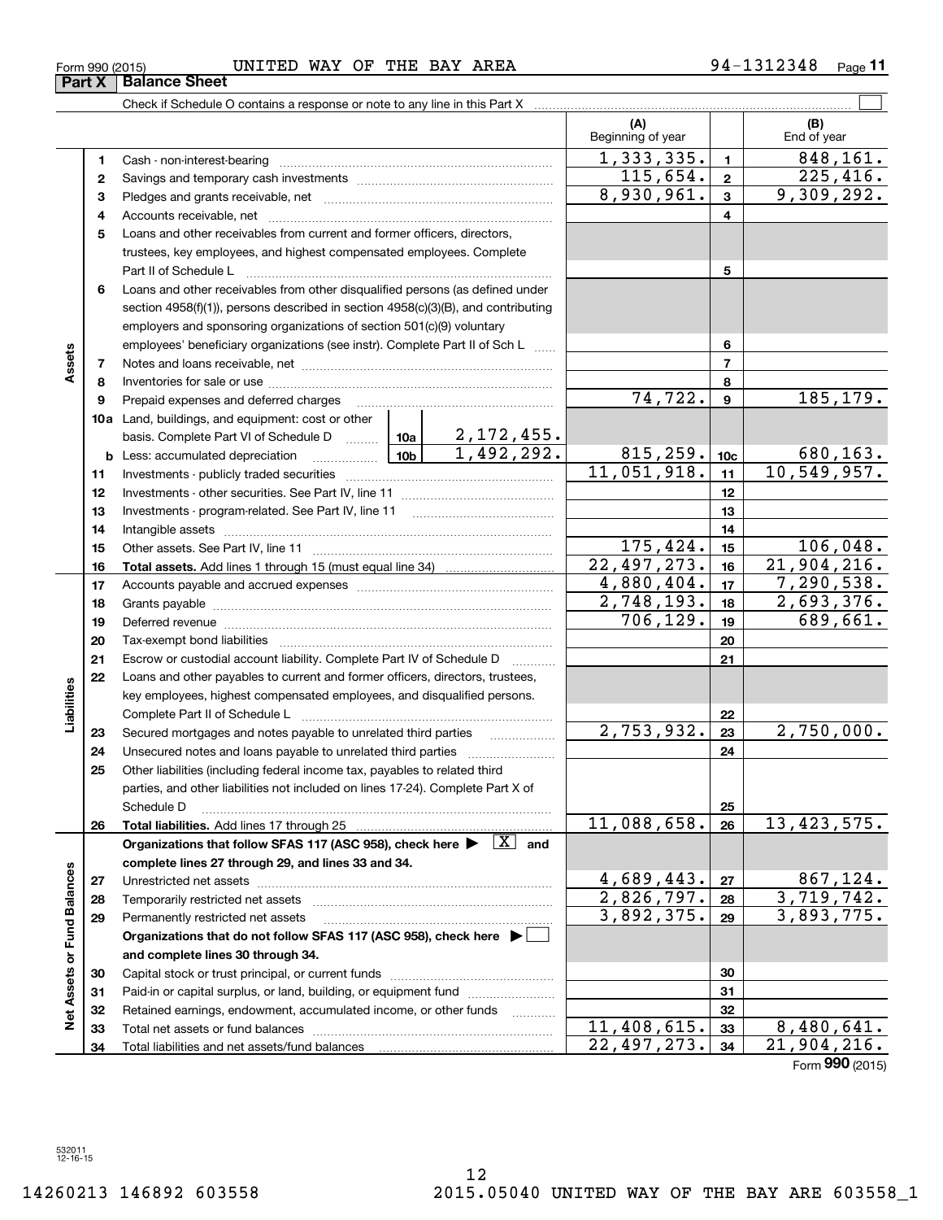Form 990 (2015) UNITED WAY OF THE BAY AREA 94-1312348 Page 11

## Part X Balance Sheet

Check if Schedule O contains a response or note to any line in this Part X ☐

| | | | (A) Beginning of year | | (B) End of year |
|---|---|---|---|---|---|
| **Assets** | 1 | Cash - non-interest-bearing | 1,333,335. | 1 | 848,161. |
| | 2 | Savings and temporary cash investments | 115,654. | 2 | 225,416. |
| | 3 | Pledges and grants receivable, net | 8,930,961. | 3 | 9,309,292. |
| | 4 | Accounts receivable, net | | 4 | |
| | 5 | Loans and other receivables from current and former officers, directors, trustees, key employees, and highest compensated employees. Complete Part II of Schedule L | | 5 | |
| | 6 | Loans and other receivables from other disqualified persons (as defined under section 4958(f)(1)), persons described in section 4958(c)(3)(B), and contributing employers and sponsoring organizations of section 501(c)(9) voluntary employees' beneficiary organizations (see instr). Complete Part II of Sch L | | 6 | |
| | 7 | Notes and loans receivable, net | | 7 | |
| | 8 | Inventories for sale or use | | 8 | |
| | 9 | Prepaid expenses and deferred charges | 74,722. | 9 | 185,179. |
| | 10a | Land, buildings, and equipment: cost or other basis. Complete Part VI of Schedule D — 10a: 2,172,455. | | | |
| | b | Less: accumulated depreciation — 10b: 1,492,292. | 815,259. | 10c | 680,163. |
| | 11 | Investments - publicly traded securities | 11,051,918. | 11 | 10,549,957. |
| | 12 | Investments - other securities. See Part IV, line 11 | | 12 | |
| | 13 | Investments - program-related. See Part IV, line 11 | | 13 | |
| | 14 | Intangible assets | | 14 | |
| | 15 | Other assets. See Part IV, line 11 | 175,424. | 15 | 106,048. |
| | 16 | **Total assets.** Add lines 1 through 15 (must equal line 34) | 22,497,273. | 16 | 21,904,216. |
| **Liabilities** | 17 | Accounts payable and accrued expenses | 4,880,404. | 17 | 7,290,538. |
| | 18 | Grants payable | 2,748,193. | 18 | 2,693,376. |
| | 19 | Deferred revenue | 706,129. | 19 | 689,661. |
| | 20 | Tax-exempt bond liabilities | | 20 | |
| | 21 | Escrow or custodial account liability. Complete Part IV of Schedule D | | 21 | |
| | 22 | Loans and other payables to current and former officers, directors, trustees, key employees, highest compensated employees, and disqualified persons. Complete Part II of Schedule L | | 22 | |
| | 23 | Secured mortgages and notes payable to unrelated third parties | 2,753,932. | 23 | 2,750,000. |
| | 24 | Unsecured notes and loans payable to unrelated third parties | | 24 | |
| | 25 | Other liabilities (including federal income tax, payables to related third parties, and other liabilities not included on lines 17-24). Complete Part X of Schedule D | | 25 | |
| | 26 | **Total liabilities.** Add lines 17 through 25 | 11,088,658. | 26 | 13,423,575. |
| **Net Assets or Fund Balances** | | **Organizations that follow SFAS 117 (ASC 958), check here ▶ [X] and complete lines 27 through 29, and lines 33 and 34.** | | | |
| | 27 | Unrestricted net assets | 4,689,443. | 27 | 867,124. |
| | 28 | Temporarily restricted net assets | 2,826,797. | 28 | 3,719,742. |
| | 29 | Permanently restricted net assets | 3,892,375. | 29 | 3,893,775. |
| | | **Organizations that do not follow SFAS 117 (ASC 958), check here ▶ ☐ and complete lines 30 through 34.** | | | |
| | 30 | Capital stock or trust principal, or current funds | | 30 | |
| | 31 | Paid-in or capital surplus, or land, building, or equipment fund | | 31 | |
| | 32 | Retained earnings, endowment, accumulated income, or other funds | | 32 | |
| | 33 | Total net assets or fund balances | 11,408,615. | 33 | 8,480,641. |
| | 34 | Total liabilities and net assets/fund balances | 22,497,273. | 34 | 21,904,216. |

Form **990** (2015)

532011 12-16-15

14260213 146892 603558 2015.05040 UNITED WAY OF THE BAY ARE 603558_1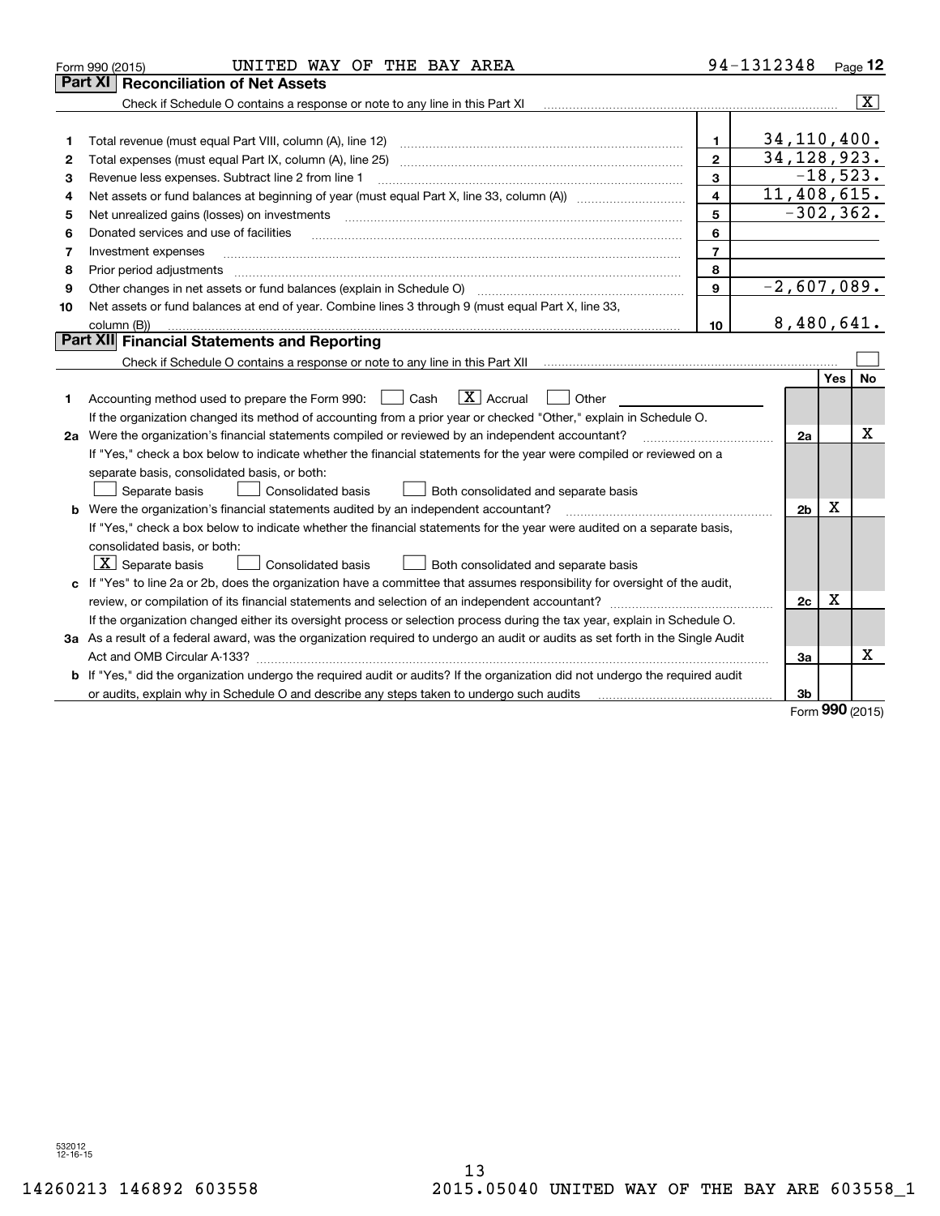Form 990 (2015) UNITED WAY OF THE BAY AREA 94-1312348 Page **12**

## Part XI Reconciliation of Net Assets

Check if Schedule O contains a response or note to any line in this Part XI [X]

| | | | |
|---|---|---|---|
| 1 | Total revenue (must equal Part VIII, column (A), line 12) | 1 | 34,110,400. |
| 2 | Total expenses (must equal Part IX, column (A), line 25) | 2 | 34,128,923. |
| 3 | Revenue less expenses. Subtract line 2 from line 1 | 3 | -18,523. |
| 4 | Net assets or fund balances at beginning of year (must equal Part X, line 33, column (A)) | 4 | 11,408,615. |
| 5 | Net unrealized gains (losses) on investments | 5 | -302,362. |
| 6 | Donated services and use of facilities | 6 | |
| 7 | Investment expenses | 7 | |
| 8 | Prior period adjustments | 8 | |
| 9 | Other changes in net assets or fund balances (explain in Schedule O) | 9 | -2,607,089. |
| 10 | Net assets or fund balances at end of year. Combine lines 3 through 9 (must equal Part X, line 33, column (B)) | 10 | 8,480,641. |

## Part XII Financial Statements and Reporting

Check if Schedule O contains a response or note to any line in this Part XII [ ]

| | | | Yes | No |
|---|---|---|---|---|
| 1 | Accounting method used to prepare the Form 990: [ ] Cash [X] Accrual [ ] Other<br>If the organization changed its method of accounting from a prior year or checked "Other," explain in Schedule O. | | | |
| 2a | Were the organization's financial statements compiled or reviewed by an independent accountant?<br>If "Yes," check a box below to indicate whether the financial statements for the year were compiled or reviewed on a separate basis, consolidated basis, or both:<br>[ ] Separate basis [ ] Consolidated basis [ ] Both consolidated and separate basis | 2a | | X |
| b | Were the organization's financial statements audited by an independent accountant?<br>If "Yes," check a box below to indicate whether the financial statements for the year were audited on a separate basis, consolidated basis, or both:<br>[X] Separate basis [ ] Consolidated basis [ ] Both consolidated and separate basis | 2b | X | |
| c | If "Yes" to line 2a or 2b, does the organization have a committee that assumes responsibility for oversight of the audit, review, or compilation of its financial statements and selection of an independent accountant?<br>If the organization changed either its oversight process or selection process during the tax year, explain in Schedule O. | 2c | X | |
| 3a | As a result of a federal award, was the organization required to undergo an audit or audits as set forth in the Single Audit Act and OMB Circular A-133? | 3a | | X |
| b | If "Yes," did the organization undergo the required audit or audits? If the organization did not undergo the required audit or audits, explain why in Schedule O and describe any steps taken to undergo such audits | 3b | | |

Form **990** (2015)

532012 12-16-15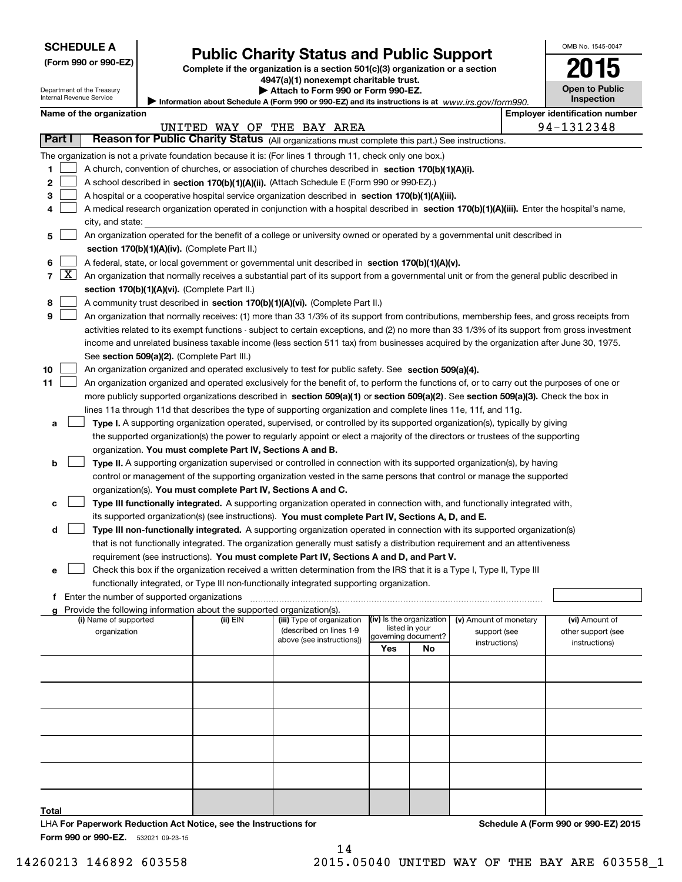**SCHEDULE A**
**(Form 990 or 990-EZ)**

Department of the Treasury
Internal Revenue Service

# Public Charity Status and Public Support

**Complete if the organization is a section 501(c)(3) organization or a section 4947(a)(1) nonexempt charitable trust.**
**▶ Attach to Form 990 or Form 990-EZ.**
**▶ Information about Schedule A (Form 990 or 990-EZ) and its instructions is at** *www.irs.gov/form990.*

OMB No. 1545-0047
**2015**
**Open to Public Inspection**

**Name of the organization:** UNITED WAY OF THE BAY AREA
**Employer identification number:** 94-1312348

## Part I — Reason for Public Charity Status (All organizations must complete this part.) See instructions.

The organization is not a private foundation because it is: (For lines 1 through 11, check only one box.)

1. [ ] A church, convention of churches, or association of churches described in **section 170(b)(1)(A)(i).**
2. [ ] A school described in **section 170(b)(1)(A)(ii).** (Attach Schedule E (Form 990 or 990-EZ).)
3. [ ] A hospital or a cooperative hospital service organization described in **section 170(b)(1)(A)(iii).**
4. [ ] A medical research organization operated in conjunction with a hospital described in **section 170(b)(1)(A)(iii).** Enter the hospital's name, city, and state:
5. [ ] An organization operated for the benefit of a college or university owned or operated by a governmental unit described in **section 170(b)(1)(A)(iv).** (Complete Part II.)
6. [ ] A federal, state, or local government or governmental unit described in **section 170(b)(1)(A)(v).**
7. [X] An organization that normally receives a substantial part of its support from a governmental unit or from the general public described in **section 170(b)(1)(A)(vi).** (Complete Part II.)
8. [ ] A community trust described in **section 170(b)(1)(A)(vi).** (Complete Part II.)
9. [ ] An organization that normally receives: (1) more than 33 1/3% of its support from contributions, membership fees, and gross receipts from activities related to its exempt functions - subject to certain exceptions, and (2) no more than 33 1/3% of its support from gross investment income and unrelated business taxable income (less section 511 tax) from businesses acquired by the organization after June 30, 1975. See **section 509(a)(2).** (Complete Part III.)
10. [ ] An organization organized and operated exclusively to test for public safety. See **section 509(a)(4).**
11. [ ] An organization organized and operated exclusively for the benefit of, to perform the functions of, or to carry out the purposes of one or more publicly supported organizations described in **section 509(a)(1)** or **section 509(a)(2).** See **section 509(a)(3).** Check the box in lines 11a through 11d that describes the type of supporting organization and complete lines 11e, 11f, and 11g.
   - **a** [ ] **Type I.** A supporting organization operated, supervised, or controlled by its supported organization(s), typically by giving the supported organization(s) the power to regularly appoint or elect a majority of the directors or trustees of the supporting organization. **You must complete Part IV, Sections A and B.**
   - **b** [ ] **Type II.** A supporting organization supervised or controlled in connection with its supported organization(s), by having control or management of the supporting organization vested in the same persons that control or manage the supported organization(s). **You must complete Part IV, Sections A and C.**
   - **c** [ ] **Type III functionally integrated.** A supporting organization operated in connection with, and functionally integrated with, its supported organization(s) (see instructions). **You must complete Part IV, Sections A, D, and E.**
   - **d** [ ] **Type III non-functionally integrated.** A supporting organization operated in connection with its supported organization(s) that is not functionally integrated. The organization generally must satisfy a distribution requirement and an attentiveness requirement (see instructions). **You must complete Part IV, Sections A and D, and Part V.**
   - **e** [ ] Check this box if the organization received a written determination from the IRS that it is a Type I, Type II, Type III functionally integrated, or Type III non-functionally integrated supporting organization.
   - **f** Enter the number of supported organizations
   - **g** Provide the following information about the supported organization(s).

| (i) Name of supported organization | (ii) EIN | (iii) Type of organization (described on lines 1-9 above (see instructions)) | (iv) Is the organization listed in your governing document? Yes | No | (v) Amount of monetary support (see instructions) | (vi) Amount of other support (see instructions) |
|---|---|---|---|---|---|---|
| | | | | | | |
| | | | | | | |
| | | | | | | |
| | | | | | | |
| | | | | | | |
| Total | | | | | | |

LHA **For Paperwork Reduction Act Notice, see the Instructions for Form 990 or 990-EZ.** 532021 09-23-15

**Schedule A (Form 990 or 990-EZ) 2015**

14260213 146892 603558 2015.05040 UNITED WAY OF THE BAY ARE 603558_1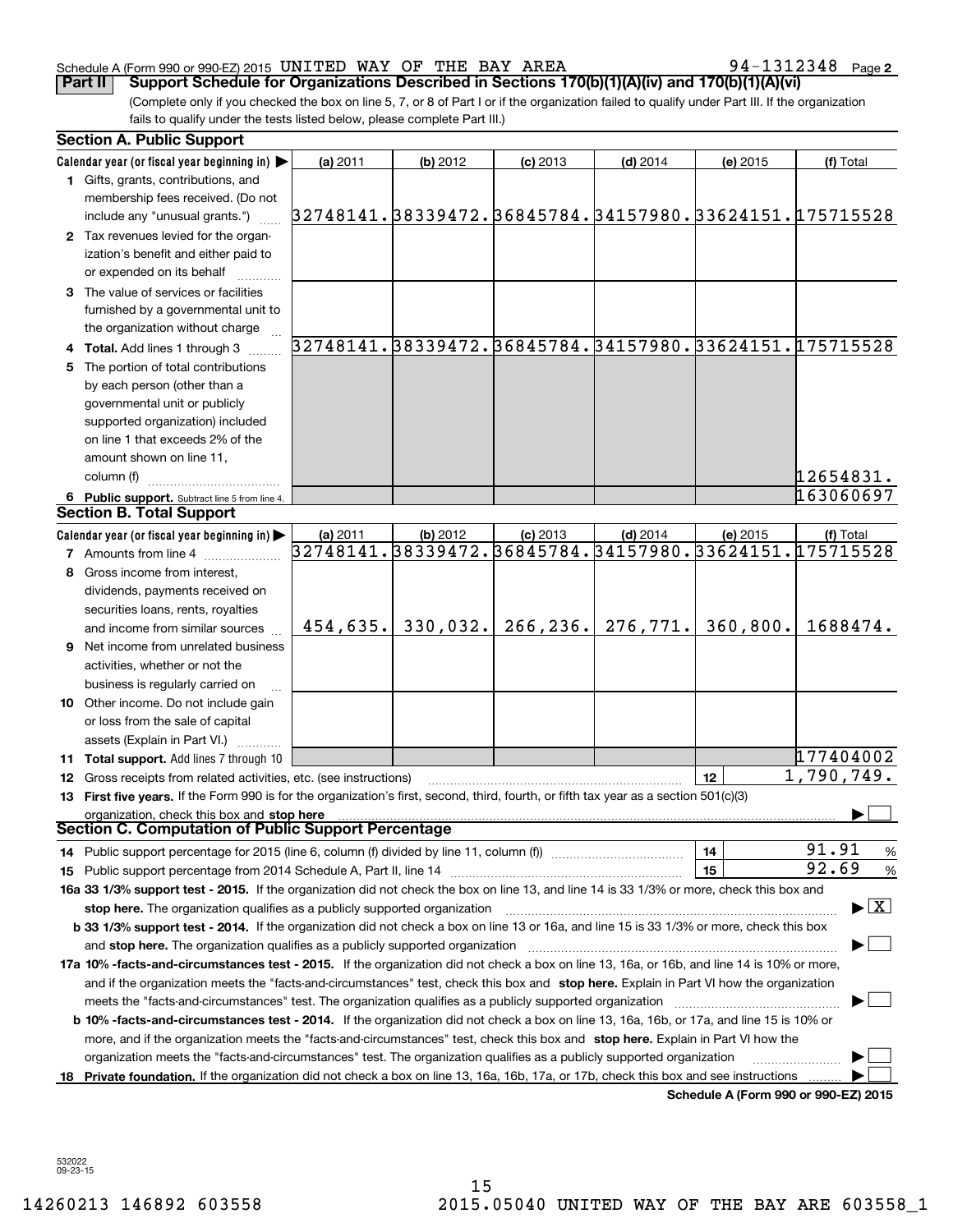Schedule A (Form 990 or 990-EZ) 2015 UNITED WAY OF THE BAY AREA 94-1312348 Page 2

**Part II Support Schedule for Organizations Described in Sections 170(b)(1)(A)(iv) and 170(b)(1)(A)(vi)**

(Complete only if you checked the box on line 5, 7, or 8 of Part I or if the organization failed to qualify under Part III. If the organization fails to qualify under the tests listed below, please complete Part III.)

**Section A. Public Support**

| Calendar year (or fiscal year beginning in) ▶ | (a) 2011 | (b) 2012 | (c) 2013 | (d) 2014 | (e) 2015 | (f) Total |
|---|---|---|---|---|---|---|
| 1 Gifts, grants, contributions, and membership fees received. (Do not include any "unusual grants.") | 32748141. | 38339472. | 36845784. | 34157980. | 33624151. | 175715528 |
| 2 Tax revenues levied for the organization's benefit and either paid to or expended on its behalf | | | | | | |
| 3 The value of services or facilities furnished by a governmental unit to the organization without charge | | | | | | |
| 4 **Total.** Add lines 1 through 3 | 32748141. | 38339472. | 36845784. | 34157980. | 33624151. | 175715528 |
| 5 The portion of total contributions by each person (other than a governmental unit or publicly supported organization) included on line 1 that exceeds 2% of the amount shown on line 11, column (f) | | | | | | 12654831. |
| 6 **Public support.** Subtract line 5 from line 4. | | | | | | 163060697 |

**Section B. Total Support**

| Calendar year (or fiscal year beginning in) ▶ | (a) 2011 | (b) 2012 | (c) 2013 | (d) 2014 | (e) 2015 | (f) Total |
|---|---|---|---|---|---|---|
| 7 Amounts from line 4 | 32748141. | 38339472. | 36845784. | 34157980. | 33624151. | 175715528 |
| 8 Gross income from interest, dividends, payments received on securities loans, rents, royalties and income from similar sources | 454,635. | 330,032. | 266,236. | 276,771. | 360,800. | 1688474. |
| 9 Net income from unrelated business activities, whether or not the business is regularly carried on | | | | | | |
| 10 Other income. Do not include gain or loss from the sale of capital assets (Explain in Part VI.) | | | | | | |
| 11 **Total support.** Add lines 7 through 10 | | | | | | 177404002 |

12 Gross receipts from related activities, etc. (see instructions) | 12 | 1,790,749.

13 **First five years.** If the Form 990 is for the organization's first, second, third, fourth, or fifth tax year as a section 501(c)(3) organization, check this box and **stop here** ▶ ☐

**Section C. Computation of Public Support Percentage**

14 Public support percentage for 2015 (line 6, column (f) divided by line 11, column (f)) | 14 | 91.91 %

15 Public support percentage from 2014 Schedule A, Part II, line 14 | 15 | 92.69 %

**16a 33 1/3% support test - 2015.** If the organization did not check the box on line 13, and line 14 is 33 1/3% or more, check this box and **stop here.** The organization qualifies as a publicly supported organization ▶ ☒

**b 33 1/3% support test - 2014.** If the organization did not check a box on line 13 or 16a, and line 15 is 33 1/3% or more, check this box and **stop here.** The organization qualifies as a publicly supported organization ▶ ☐

**17a 10% -facts-and-circumstances test - 2015.** If the organization did not check a box on line 13, 16a, or 16b, and line 14 is 10% or more, and if the organization meets the "facts-and-circumstances" test, check this box and **stop here.** Explain in Part VI how the organization meets the "facts-and-circumstances" test. The organization qualifies as a publicly supported organization ▶ ☐

**b 10% -facts-and-circumstances test - 2014.** If the organization did not check a box on line 13, 16a, 16b, or 17a, and line 15 is 10% or more, and if the organization meets the "facts-and-circumstances" test, check this box and **stop here.** Explain in Part VI how the organization meets the "facts-and-circumstances" test. The organization qualifies as a publicly supported organization ▶ ☐

**18 Private foundation.** If the organization did not check a box on line 13, 16a, 16b, 17a, or 17b, check this box and see instructions ▶ ☐

**Schedule A (Form 990 or 990-EZ) 2015**

532022 09-23-15

14260213 146892 603558 2015.05040 UNITED WAY OF THE BAY ARE 603558_1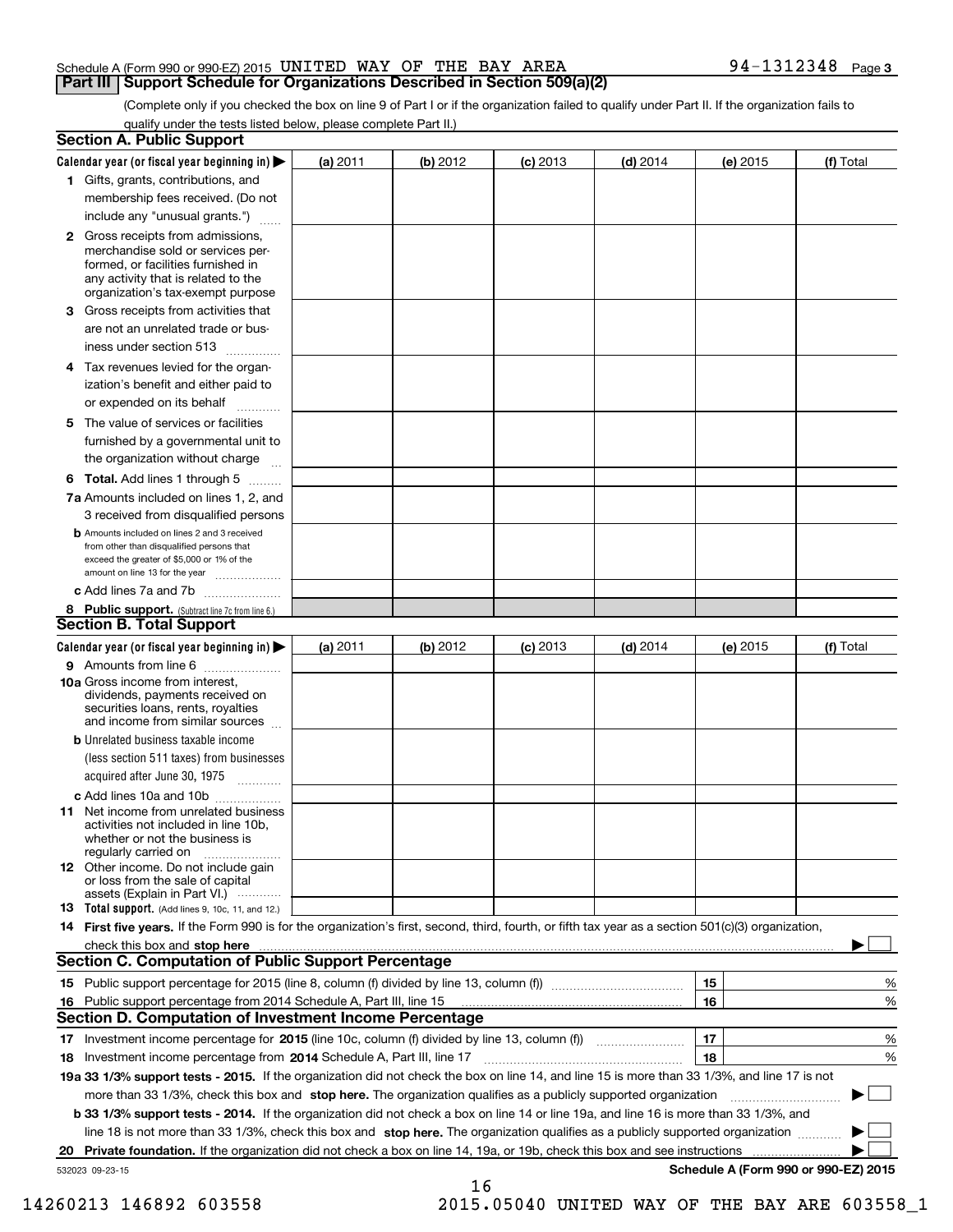Schedule A (Form 990 or 990-EZ) 2015 UNITED WAY OF THE BAY AREA 94-1312348 Page 3

## Part III Support Schedule for Organizations Described in Section 509(a)(2)

(Complete only if you checked the box on line 9 of Part I or if the organization failed to qualify under Part II. If the organization fails to qualify under the tests listed below, please complete Part II.)

### Section A. Public Support

| Calendar year (or fiscal year beginning in) ▶ | (a) 2011 | (b) 2012 | (c) 2013 | (d) 2014 | (e) 2015 | (f) Total |
|---|---|---|---|---|---|---|
| 1 Gifts, grants, contributions, and membership fees received. (Do not include any "unusual grants.") | | | | | | |
| 2 Gross receipts from admissions, merchandise sold or services performed, or facilities furnished in any activity that is related to the organization's tax-exempt purpose | | | | | | |
| 3 Gross receipts from activities that are not an unrelated trade or business under section 513 | | | | | | |
| 4 Tax revenues levied for the organization's benefit and either paid to or expended on its behalf | | | | | | |
| 5 The value of services or facilities furnished by a governmental unit to the organization without charge | | | | | | |
| 6 **Total.** Add lines 1 through 5 | | | | | | |
| 7a Amounts included on lines 1, 2, and 3 received from disqualified persons | | | | | | |
| b Amounts included on lines 2 and 3 received from other than disqualified persons that exceed the greater of $5,000 or 1% of the amount on line 13 for the year | | | | | | |
| c Add lines 7a and 7b | | | | | | |
| 8 **Public support.** (Subtract line 7c from line 6.) | | | | | | |

### Section B. Total Support

| Calendar year (or fiscal year beginning in) ▶ | (a) 2011 | (b) 2012 | (c) 2013 | (d) 2014 | (e) 2015 | (f) Total |
|---|---|---|---|---|---|---|
| 9 Amounts from line 6 | | | | | | |
| 10a Gross income from interest, dividends, payments received on securities loans, rents, royalties and income from similar sources | | | | | | |
| b Unrelated business taxable income (less section 511 taxes) from businesses acquired after June 30, 1975 | | | | | | |
| c Add lines 10a and 10b | | | | | | |
| 11 Net income from unrelated business activities not included in line 10b, whether or not the business is regularly carried on | | | | | | |
| 12 Other income. Do not include gain or loss from the sale of capital assets (Explain in Part VI.) | | | | | | |
| 13 **Total support.** (Add lines 9, 10c, 11, and 12.) | | | | | | |

14 **First five years.** If the Form 990 is for the organization's first, second, third, fourth, or fifth tax year as a section 501(c)(3) organization, check this box and **stop here** ▶ ☐

### Section C. Computation of Public Support Percentage

| | | |
|---|---|---|
| 15 Public support percentage for 2015 (line 8, column (f) divided by line 13, column (f)) | 15 | % |
| 16 Public support percentage from 2014 Schedule A, Part III, line 15 | 16 | % |

### Section D. Computation of Investment Income Percentage

| | | |
|---|---|---|
| 17 Investment income percentage for **2015** (line 10c, column (f) divided by line 13, column (f)) | 17 | % |
| 18 Investment income percentage from **2014** Schedule A, Part III, line 17 | 18 | % |

**19a 33 1/3% support tests - 2015.** If the organization did not check the box on line 14, and line 15 is more than 33 1/3%, and line 17 is not more than 33 1/3%, check this box and **stop here.** The organization qualifies as a publicly supported organization ▶ ☐

**b 33 1/3% support tests - 2014.** If the organization did not check a box on line 14 or line 19a, and line 16 is more than 33 1/3%, and line 18 is not more than 33 1/3%, check this box and **stop here.** The organization qualifies as a publicly supported organization ▶ ☐

**20 Private foundation.** If the organization did not check a box on line 14, 19a, or 19b, check this box and see instructions ▶ ☐

532023 09-23-15 **Schedule A (Form 990 or 990-EZ) 2015**

14260213 146892 603558 2015.05040 UNITED WAY OF THE BAY ARE 603558_1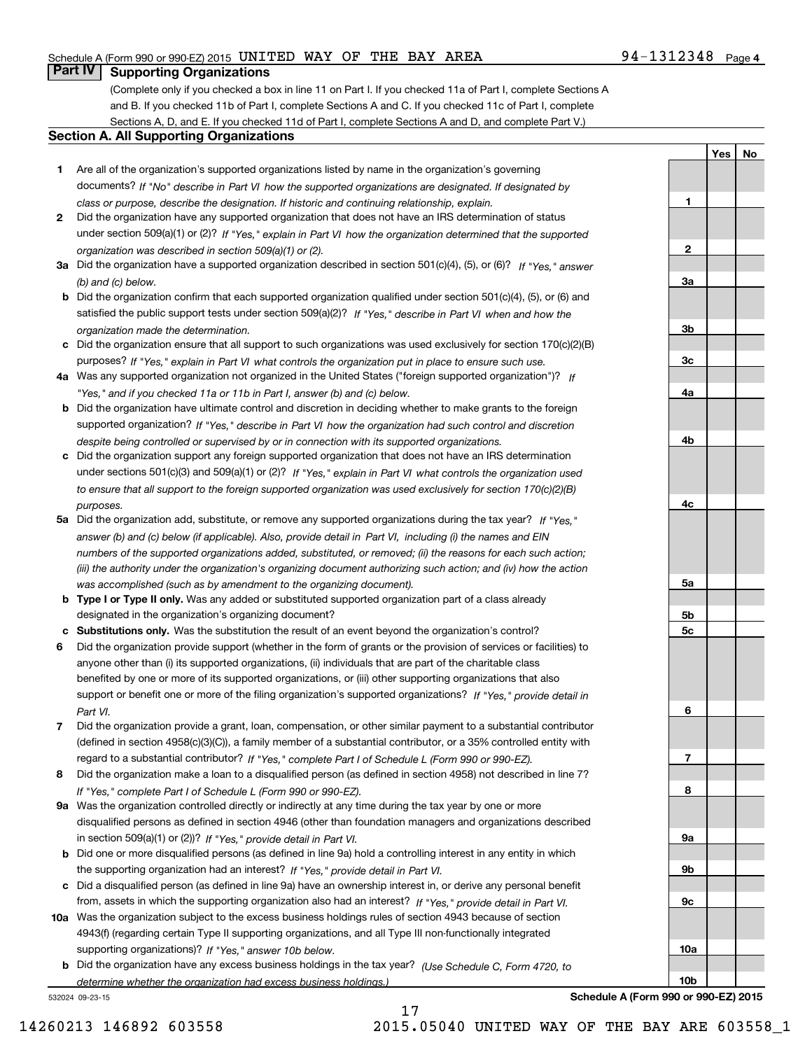Schedule A (Form 990 or 990-EZ) 2015 UNITED WAY OF THE BAY AREA 94-1312348

## Part IV Supporting Organizations

(Complete only if you checked a box in line 11 on Part I. If you checked 11a of Part I, complete Sections A and B. If you checked 11b of Part I, complete Sections A and C. If you checked 11c of Part I, complete Sections A, D, and E. If you checked 11d of Part I, complete Sections A and D, and complete Part V.)

### Section A. All Supporting Organizations

| | | | Yes | No |
|---|---|---|---|---|
| **1** | Are all of the organization's supported organizations listed by name in the organization's governing documents? *If "No" describe in Part VI how the supported organizations are designated. If designated by class or purpose, describe the designation. If historic and continuing relationship, explain.* | 1 | | |
| **2** | Did the organization have any supported organization that does not have an IRS determination of status under section 509(a)(1) or (2)? *If "Yes," explain in Part VI how the organization determined that the supported organization was described in section 509(a)(1) or (2).* | 2 | | |
| **3a** | Did the organization have a supported organization described in section 501(c)(4), (5), or (6)? *If "Yes," answer (b) and (c) below.* | 3a | | |
| **b** | Did the organization confirm that each supported organization qualified under section 501(c)(4), (5), or (6) and satisfied the public support tests under section 509(a)(2)? *If "Yes," describe in Part VI when and how the organization made the determination.* | 3b | | |
| **c** | Did the organization ensure that all support to such organizations was used exclusively for section 170(c)(2)(B) purposes? *If "Yes," explain in Part VI what controls the organization put in place to ensure such use.* | 3c | | |
| **4a** | Was any supported organization not organized in the United States ("foreign supported organization")? *If "Yes," and if you checked 11a or 11b in Part I, answer (b) and (c) below.* | 4a | | |
| **b** | Did the organization have ultimate control and discretion in deciding whether to make grants to the foreign supported organization? *If "Yes," describe in Part VI how the organization had such control and discretion despite being controlled or supervised by or in connection with its supported organizations.* | 4b | | |
| **c** | Did the organization support any foreign supported organization that does not have an IRS determination under sections 501(c)(3) and 509(a)(1) or (2)? *If "Yes," explain in Part VI what controls the organization used to ensure that all support to the foreign supported organization was used exclusively for section 170(c)(2)(B) purposes.* | 4c | | |
| **5a** | Did the organization add, substitute, or remove any supported organizations during the tax year? *If "Yes," answer (b) and (c) below (if applicable). Also, provide detail in Part VI, including (i) the names and EIN numbers of the supported organizations added, substituted, or removed; (ii) the reasons for each such action; (iii) the authority under the organization's organizing document authorizing such action; and (iv) how the action was accomplished (such as by amendment to the organizing document).* | 5a | | |
| **b** | **Type I or Type II only.** Was any added or substituted supported organization part of a class already designated in the organization's organizing document? | 5b | | |
| **c** | **Substitutions only.** Was the substitution the result of an event beyond the organization's control? | 5c | | |
| **6** | Did the organization provide support (whether in the form of grants or the provision of services or facilities) to anyone other than (i) its supported organizations, (ii) individuals that are part of the charitable class benefited by one or more of its supported organizations, or (iii) other supporting organizations that also support or benefit one or more of the filing organization's supported organizations? *If "Yes," provide detail in Part VI.* | 6 | | |
| **7** | Did the organization provide a grant, loan, compensation, or other similar payment to a substantial contributor (defined in section 4958(c)(3)(C)), a family member of a substantial contributor, or a 35% controlled entity with regard to a substantial contributor? *If "Yes," complete Part I of Schedule L (Form 990 or 990-EZ).* | 7 | | |
| **8** | Did the organization make a loan to a disqualified person (as defined in section 4958) not described in line 7? *If "Yes," complete Part I of Schedule L (Form 990 or 990-EZ).* | 8 | | |
| **9a** | Was the organization controlled directly or indirectly at any time during the tax year by one or more disqualified persons as defined in section 4946 (other than foundation managers and organizations described in section 509(a)(1) or (2))? *If "Yes," provide detail in Part VI.* | 9a | | |
| **b** | Did one or more disqualified persons (as defined in line 9a) hold a controlling interest in any entity in which the supporting organization had an interest? *If "Yes," provide detail in Part VI.* | 9b | | |
| **c** | Did a disqualified person (as defined in line 9a) have an ownership interest in, or derive any personal benefit from, assets in which the supporting organization also had an interest? *If "Yes," provide detail in Part VI.* | 9c | | |
| **10a** | Was the organization subject to the excess business holdings rules of section 4943 because of section 4943(f) (regarding certain Type II supporting organizations, and all Type III non-functionally integrated supporting organizations)? *If "Yes," answer 10b below.* | 10a | | |
| **b** | Did the organization have any excess business holdings in the tax year? *(Use Schedule C, Form 4720, to determine whether the organization had excess business holdings.)* | 10b | | |

532024 09-23-15

**Schedule A (Form 990 or 990-EZ) 2015**

14260213 146892 603558 2015.05040 UNITED WAY OF THE BAY ARE 603558_1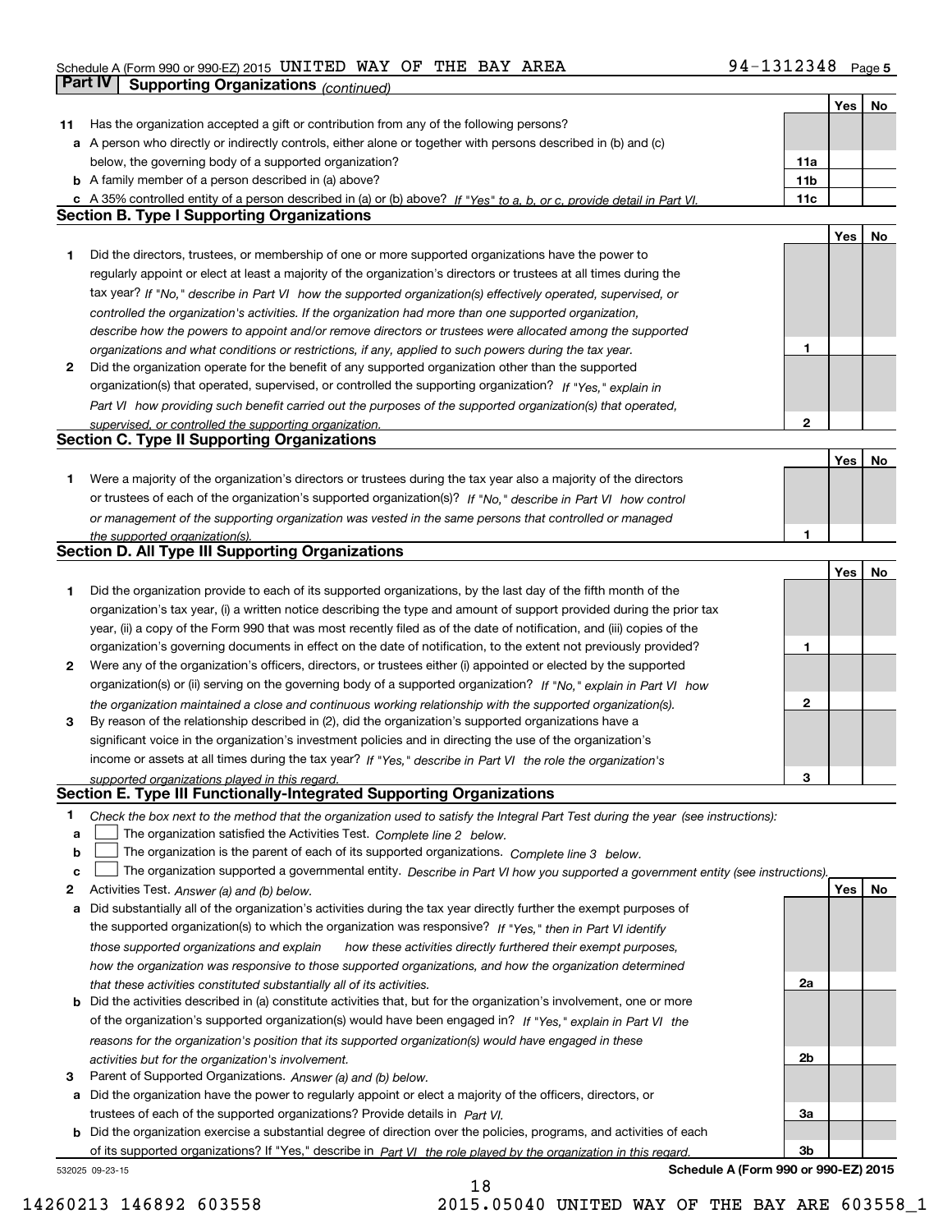Schedule A (Form 990 or 990-EZ) 2015 UNITED WAY OF THE BAY AREA 94-1312348 Page 5

## Part IV Supporting Organizations *(continued)*

| | | | Yes | No |
|---|---|---|---|---|
| **11** | Has the organization accepted a gift or contribution from any of the following persons? | | | |
| **a** | A person who directly or indirectly controls, either alone or together with persons described in (b) and (c) below, the governing body of a supported organization? | **11a** | | |
| **b** | A family member of a person described in (a) above? | **11b** | | |
| **c** | A 35% controlled entity of a person described in (a) or (b) above? *If "Yes" to a, b, or c, provide detail in Part VI.* | **11c** | | |

### Section B. Type I Supporting Organizations

| | | | Yes | No |
|---|---|---|---|---|
| **1** | Did the directors, trustees, or membership of one or more supported organizations have the power to regularly appoint or elect at least a majority of the organization's directors or trustees at all times during the tax year? *If "No," describe in Part VI how the supported organization(s) effectively operated, supervised, or controlled the organization's activities. If the organization had more than one supported organization, describe how the powers to appoint and/or remove directors or trustees were allocated among the supported organizations and what conditions or restrictions, if any, applied to such powers during the tax year.* | **1** | | |
| **2** | Did the organization operate for the benefit of any supported organization other than the supported organization(s) that operated, supervised, or controlled the supporting organization? *If "Yes," explain in Part VI how providing such benefit carried out the purposes of the supported organization(s) that operated, supervised, or controlled the supporting organization.* | **2** | | |

### Section C. Type II Supporting Organizations

| | | | Yes | No |
|---|---|---|---|---|
| **1** | Were a majority of the organization's directors or trustees during the tax year also a majority of the directors or trustees of each of the organization's supported organization(s)? *If "No," describe in Part VI how control or management of the supporting organization was vested in the same persons that controlled or managed the supported organization(s).* | **1** | | |

### Section D. All Type III Supporting Organizations

| | | | Yes | No |
|---|---|---|---|---|
| **1** | Did the organization provide to each of its supported organizations, by the last day of the fifth month of the organization's tax year, (i) a written notice describing the type and amount of support provided during the prior tax year, (ii) a copy of the Form 990 that was most recently filed as of the date of notification, and (iii) copies of the organization's governing documents in effect on the date of notification, to the extent not previously provided? | **1** | | |
| **2** | Were any of the organization's officers, directors, or trustees either (i) appointed or elected by the supported organization(s) or (ii) serving on the governing body of a supported organization? *If "No," explain in Part VI how the organization maintained a close and continuous working relationship with the supported organization(s).* | **2** | | |
| **3** | By reason of the relationship described in (2), did the organization's supported organizations have a significant voice in the organization's investment policies and in directing the use of the organization's income or assets at all times during the tax year? *If "Yes," describe in Part VI the role the organization's supported organizations played in this regard.* | **3** | | |

### Section E. Type III Functionally-Integrated Supporting Organizations

**1** *Check the box next to the method that the organization used to satisfy the Integral Part Test during the year (see instructions):*

- **a** ☐ The organization satisfied the Activities Test. *Complete line 2 below.*
- **b** ☐ The organization is the parent of each of its supported organizations. *Complete line 3 below.*
- **c** ☐ The organization supported a governmental entity. *Describe in Part VI how you supported a government entity (see instructions).*

| | | | Yes | No |
|---|---|---|---|---|
| **2** | Activities Test. *Answer (a) and (b) below.* | | | |
| **a** | Did substantially all of the organization's activities during the tax year directly further the exempt purposes of the supported organization(s) to which the organization was responsive? *If "Yes," then in Part VI identify those supported organizations and explain how these activities directly furthered their exempt purposes, how the organization was responsive to those supported organizations, and how the organization determined that these activities constituted substantially all of its activities.* | **2a** | | |
| **b** | Did the activities described in (a) constitute activities that, but for the organization's involvement, one or more of the organization's supported organization(s) would have been engaged in? *If "Yes," explain in Part VI the reasons for the organization's position that its supported organization(s) would have engaged in these activities but for the organization's involvement.* | **2b** | | |
| **3** | Parent of Supported Organizations. *Answer (a) and (b) below.* | | | |
| **a** | Did the organization have the power to regularly appoint or elect a majority of the officers, directors, or trustees of each of the supported organizations? Provide details in *Part VI.* | **3a** | | |
| **b** | Did the organization exercise a substantial degree of direction over the policies, programs, and activities of each of its supported organizations? If "Yes," describe in *Part VI the role played by the organization in this regard.* | **3b** | | |

532025 09-23-15 **Schedule A (Form 990 or 990-EZ) 2015**

14260213 146892 603558 2015.05040 UNITED WAY OF THE BAY ARE 603558_1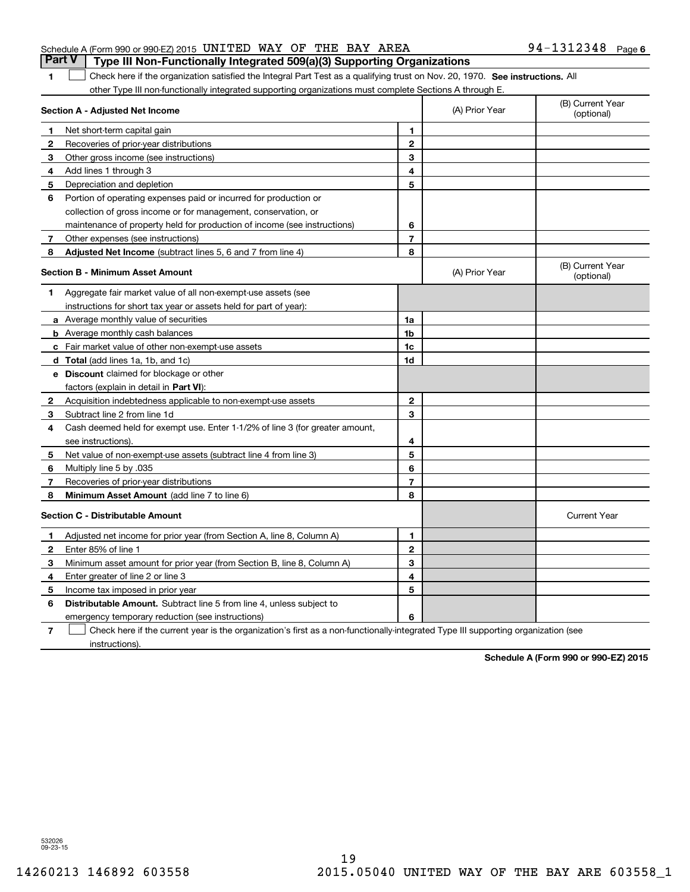Schedule A (Form 990 or 990-EZ) 2015 UNITED WAY OF THE BAY AREA 94-1312348 Page 6

## Part V | Type III Non-Functionally Integrated 509(a)(3) Supporting Organizations

1 ☐ Check here if the organization satisfied the Integral Part Test as a qualifying trust on Nov. 20, 1970. **See instructions.** All other Type III non-functionally integrated supporting organizations must complete Sections A through E.

| **Section A - Adjusted Net Income** | | (A) Prior Year | (B) Current Year (optional) |
|---|---|---|---|
| **1** Net short-term capital gain | 1 | | |
| **2** Recoveries of prior-year distributions | 2 | | |
| **3** Other gross income (see instructions) | 3 | | |
| **4** Add lines 1 through 3 | 4 | | |
| **5** Depreciation and depletion | 5 | | |
| **6** Portion of operating expenses paid or incurred for production or collection of gross income or for management, conservation, or maintenance of property held for production of income (see instructions) | 6 | | |
| **7** Other expenses (see instructions) | 7 | | |
| **8** **Adjusted Net Income** (subtract lines 5, 6 and 7 from line 4) | 8 | | |

| **Section B - Minimum Asset Amount** | | (A) Prior Year | (B) Current Year (optional) |
|---|---|---|---|
| **1** Aggregate fair market value of all non-exempt-use assets (see instructions for short tax year or assets held for part of year): | | | |
| **a** Average monthly value of securities | 1a | | |
| **b** Average monthly cash balances | 1b | | |
| **c** Fair market value of other non-exempt-use assets | 1c | | |
| **d** **Total** (add lines 1a, 1b, and 1c) | 1d | | |
| **e** **Discount** claimed for blockage or other factors (explain in detail in **Part VI**): | | | |
| **2** Acquisition indebtedness applicable to non-exempt-use assets | 2 | | |
| **3** Subtract line 2 from line 1d | 3 | | |
| **4** Cash deemed held for exempt use. Enter 1-1/2% of line 3 (for greater amount, see instructions). | 4 | | |
| **5** Net value of non-exempt-use assets (subtract line 4 from line 3) | 5 | | |
| **6** Multiply line 5 by .035 | 6 | | |
| **7** Recoveries of prior-year distributions | 7 | | |
| **8** **Minimum Asset Amount** (add line 7 to line 6) | 8 | | |

| **Section C - Distributable Amount** | | | Current Year |
|---|---|---|---|
| **1** Adjusted net income for prior year (from Section A, line 8, Column A) | 1 | | |
| **2** Enter 85% of line 1 | 2 | | |
| **3** Minimum asset amount for prior year (from Section B, line 8, Column A) | 3 | | |
| **4** Enter greater of line 2 or line 3 | 4 | | |
| **5** Income tax imposed in prior year | 5 | | |
| **6** **Distributable Amount.** Subtract line 5 from line 4, unless subject to emergency temporary reduction (see instructions) | 6 | | |

7 ☐ Check here if the current year is the organization's first as a non-functionally-integrated Type III supporting organization (see instructions).

**Schedule A (Form 990 or 990-EZ) 2015**

532026 09-23-15

14260213 146892 603558 2015.05040 UNITED WAY OF THE BAY ARE 603558_1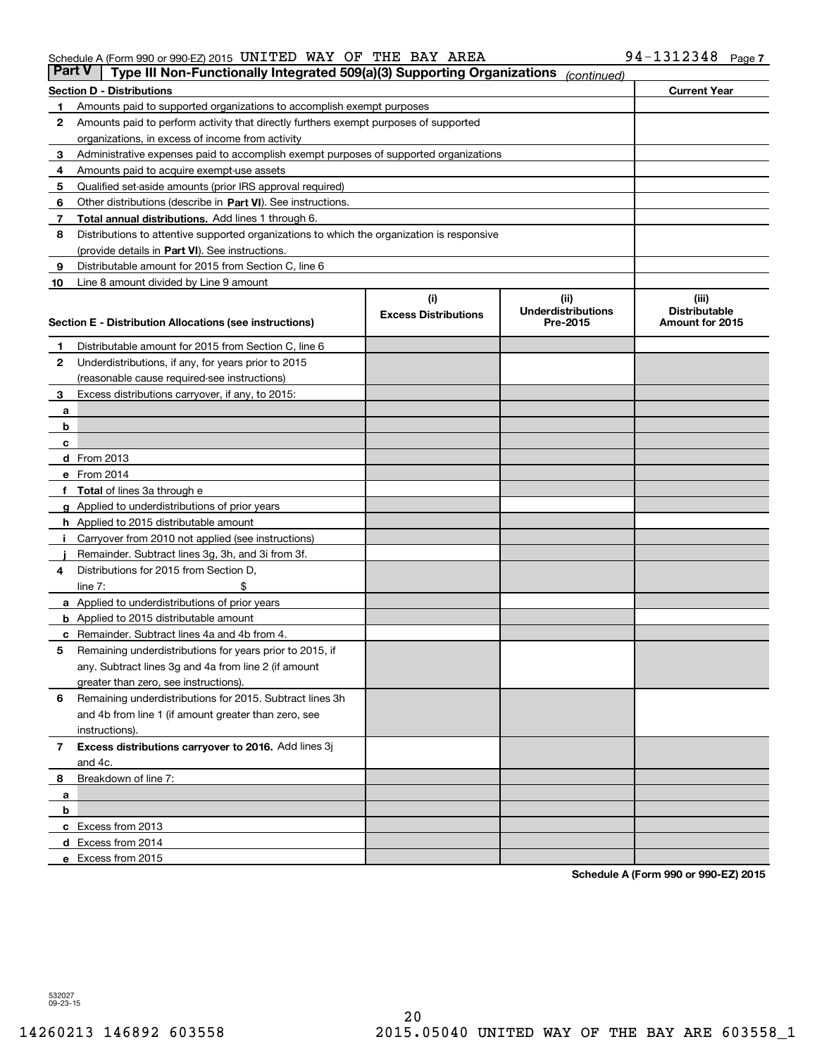Schedule A (Form 990 or 990-EZ) 2015 UNITED WAY OF THE BAY AREA 94-1312348 Page 7

## Part V — Type III Non-Functionally Integrated 509(a)(3) Supporting Organizations *(continued)*

| Section D - Distributions | | Current Year |
|---|---|---|
| 1 | Amounts paid to supported organizations to accomplish exempt purposes | |
| 2 | Amounts paid to perform activity that directly furthers exempt purposes of supported organizations, in excess of income from activity | |
| 3 | Administrative expenses paid to accomplish exempt purposes of supported organizations | |
| 4 | Amounts paid to acquire exempt-use assets | |
| 5 | Qualified set-aside amounts (prior IRS approval required) | |
| 6 | Other distributions (describe in **Part VI**). See instructions. | |
| 7 | **Total annual distributions.** Add lines 1 through 6. | |
| 8 | Distributions to attentive supported organizations to which the organization is responsive (provide details in **Part VI**). See instructions. | |
| 9 | Distributable amount for 2015 from Section C, line 6 | |
| 10 | Line 8 amount divided by Line 9 amount | |

| Section E - Distribution Allocations (see instructions) | | (i) Excess Distributions | (ii) Underdistributions Pre-2015 | (iii) Distributable Amount for 2015 |
|---|---|---|---|---|
| 1 | Distributable amount for 2015 from Section C, line 6 | | | |
| 2 | Underdistributions, if any, for years prior to 2015 (reasonable cause required-see instructions) | | | |
| 3 | Excess distributions carryover, if any, to 2015: | | | |
| a | | | | |
| b | | | | |
| c | | | | |
| d | From 2013 | | | |
| e | From 2014 | | | |
| f | **Total** of lines 3a through e | | | |
| g | Applied to underdistributions of prior years | | | |
| h | Applied to 2015 distributable amount | | | |
| i | Carryover from 2010 not applied (see instructions) | | | |
| j | Remainder. Subtract lines 3g, 3h, and 3i from 3f. | | | |
| 4 | Distributions for 2015 from Section D, line 7: $ | | | |
| a | Applied to underdistributions of prior years | | | |
| b | Applied to 2015 distributable amount | | | |
| c | Remainder. Subtract lines 4a and 4b from 4. | | | |
| 5 | Remaining underdistributions for years prior to 2015, if any. Subtract lines 3g and 4a from line 2 (if amount greater than zero, see instructions). | | | |
| 6 | Remaining underdistributions for 2015. Subtract lines 3h and 4b from line 1 (if amount greater than zero, see instructions). | | | |
| 7 | **Excess distributions carryover to 2016.** Add lines 3j and 4c. | | | |
| 8 | Breakdown of line 7: | | | |
| a | | | | |
| b | | | | |
| c | Excess from 2013 | | | |
| d | Excess from 2014 | | | |
| e | Excess from 2015 | | | |

**Schedule A (Form 990 or 990-EZ) 2015**

532027 09-23-15

14260213 146892 603558 2015.05040 UNITED WAY OF THE BAY ARE 603558_1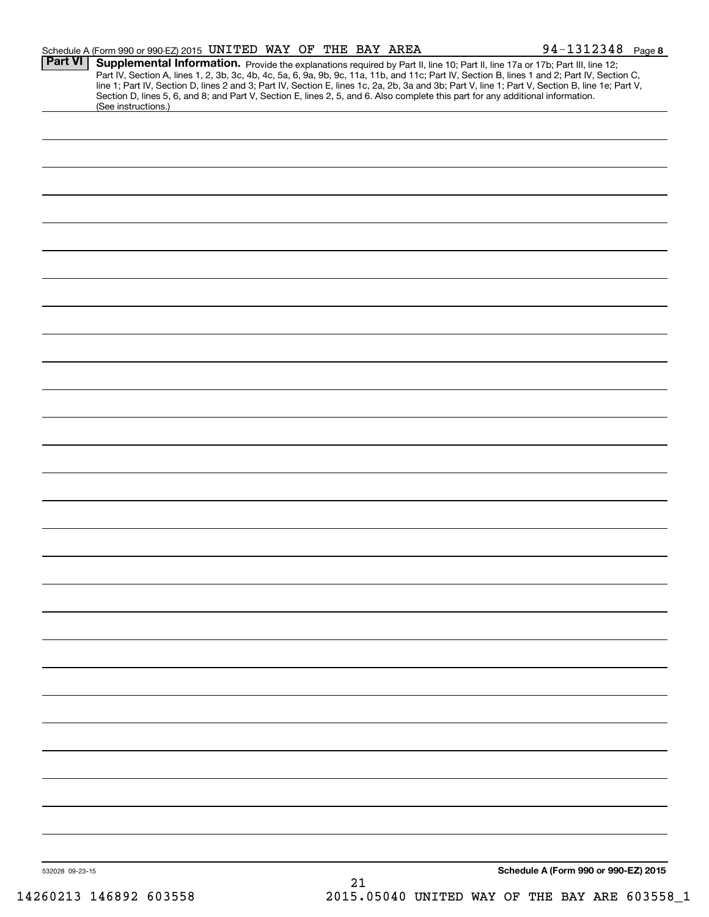Schedule A (Form 990 or 990-EZ) 2015 UNITED WAY OF THE BAY AREA 94-1312348 Page 8

**Part VI** **Supplemental Information.** Provide the explanations required by Part II, line 10; Part II, line 17a or 17b; Part III, line 12; Part IV, Section A, lines 1, 2, 3b, 3c, 4b, 4c, 5a, 6, 9a, 9b, 9c, 11a, 11b, and 11c; Part IV, Section B, lines 1 and 2; Part IV, Section C, line 1; Part IV, Section D, lines 2 and 3; Part IV, Section E, lines 1c, 2a, 2b, 3a and 3b; Part V, line 1; Part V, Section B, line 1e; Part V, Section D, lines 5, 6, and 8; and Part V, Section E, lines 2, 5, and 6. Also complete this part for any additional information. (See instructions.)

532028 09-23-15

**Schedule A (Form 990 or 990-EZ) 2015**

14260213 146892 603558 2015.05040 UNITED WAY OF THE BAY ARE 603558_1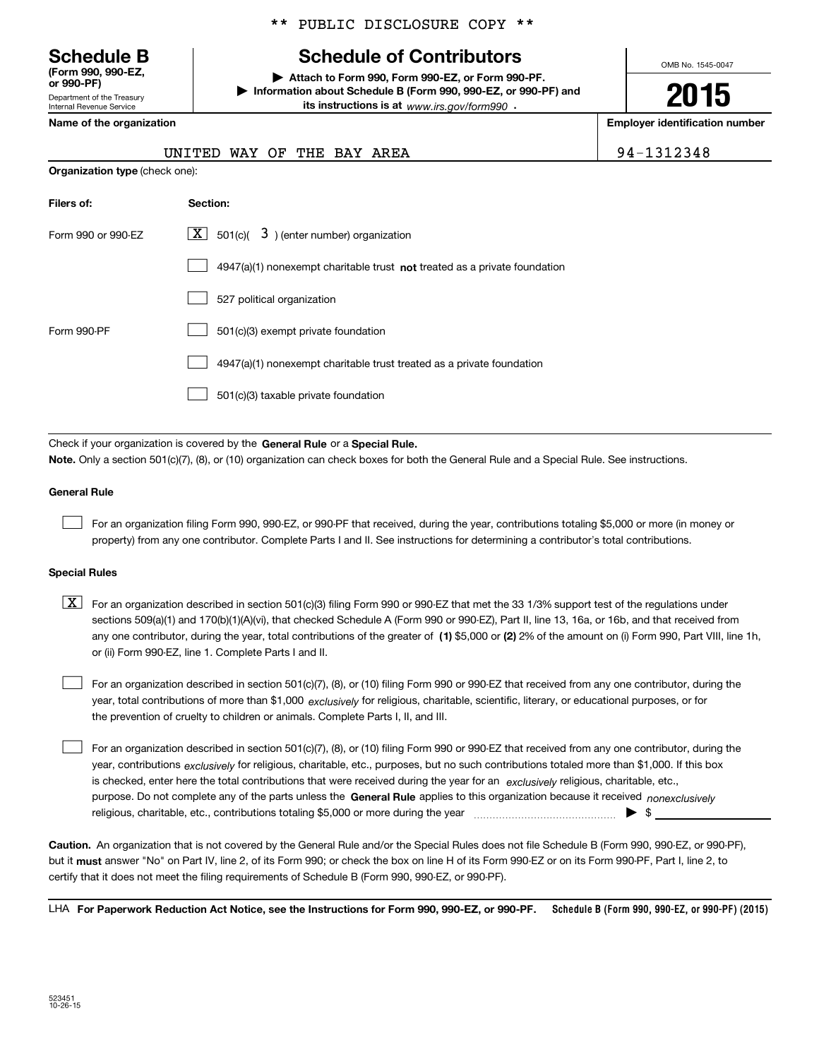** PUBLIC DISCLOSURE COPY **

# Schedule B
**(Form 990, 990-EZ, or 990-PF)**
Department of the Treasury
Internal Revenue Service

## Schedule of Contributors

▶ **Attach to Form 990, Form 990-EZ, or Form 990-PF.**
▶ **Information about Schedule B (Form 990, 990-EZ, or 990-PF) and its instructions is at** *www.irs.gov/form990* .

OMB No. 1545-0047

**2015**

**Name of the organization**: UNITED WAY OF THE BAY AREA

**Employer identification number**: 94-1312348

**Organization type** (check one):

| Filers of: | Section: |
|---|---|
| Form 990 or 990-EZ | [X] 501(c)( 3 ) (enter number) organization |
| | [ ] 4947(a)(1) nonexempt charitable trust **not** treated as a private foundation |
| | [ ] 527 political organization |
| Form 990-PF | [ ] 501(c)(3) exempt private foundation |
| | [ ] 4947(a)(1) nonexempt charitable trust treated as a private foundation |
| | [ ] 501(c)(3) taxable private foundation |

Check if your organization is covered by the **General Rule** or a **Special Rule.**

**Note.** Only a section 501(c)(7), (8), or (10) organization can check boxes for both the General Rule and a Special Rule. See instructions.

**General Rule**

[ ] For an organization filing Form 990, 990-EZ, or 990-PF that received, during the year, contributions totaling $5,000 or more (in money or property) from any one contributor. Complete Parts I and II. See instructions for determining a contributor's total contributions.

**Special Rules**

[X] For an organization described in section 501(c)(3) filing Form 990 or 990-EZ that met the 33 1/3% support test of the regulations under sections 509(a)(1) and 170(b)(1)(A)(vi), that checked Schedule A (Form 990 or 990-EZ), Part II, line 13, 16a, or 16b, and that received from any one contributor, during the year, total contributions of the greater of **(1)** $5,000 or **(2)** 2% of the amount on (i) Form 990, Part VIII, line 1h, or (ii) Form 990-EZ, line 1. Complete Parts I and II.

[ ] For an organization described in section 501(c)(7), (8), or (10) filing Form 990 or 990-EZ that received from any one contributor, during the year, total contributions of more than $1,000 *exclusively* for religious, charitable, scientific, literary, or educational purposes, or for the prevention of cruelty to children or animals. Complete Parts I, II, and III.

[ ] For an organization described in section 501(c)(7), (8), or (10) filing Form 990 or 990-EZ that received from any one contributor, during the year, contributions *exclusively* for religious, charitable, etc., purposes, but no such contributions totaled more than $1,000. If this box is checked, enter here the total contributions that were received during the year for an *exclusively* religious, charitable, etc., purpose. Do not complete any of the parts unless the **General Rule** applies to this organization because it received *nonexclusively* religious, charitable, etc., contributions totaling $5,000 or more during the year ▶ $ ____________

**Caution.** An organization that is not covered by the General Rule and/or the Special Rules does not file Schedule B (Form 990, 990-EZ, or 990-PF), but it **must** answer "No" on Part IV, line 2, of its Form 990; or check the box on line H of its Form 990-EZ or on its Form 990-PF, Part I, line 2, to certify that it does not meet the filing requirements of Schedule B (Form 990, 990-EZ, or 990-PF).

LHA **For Paperwork Reduction Act Notice, see the Instructions for Form 990, 990-EZ, or 990-PF.** **Schedule B (Form 990, 990-EZ, or 990-PF) (2015)**

523451
10-26-15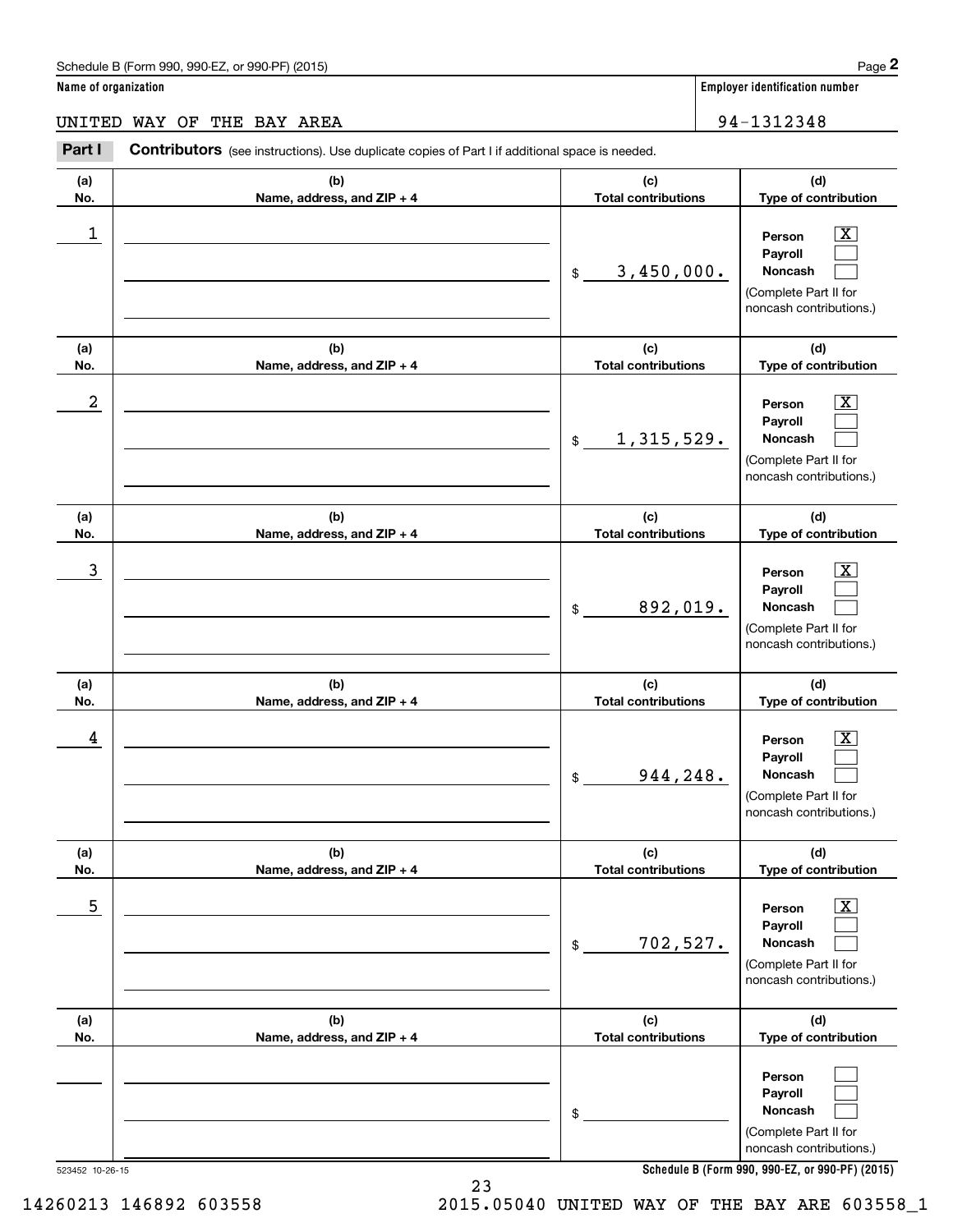Schedule B (Form 990, 990-EZ, or 990-PF) (2015)

**Name of organization**

UNITED WAY OF THE BAY AREA

**Employer identification number**

94-1312348

**Part I** **Contributors** (see instructions). Use duplicate copies of Part I if additional space is needed.

| (a) No. | (b) Name, address, and ZIP + 4 | (c) Total contributions | (d) Type of contribution |
|---|---|---|---|
| 1 | | $ 3,450,000. | Person [X] Payroll [ ] Noncash [ ] (Complete Part II for noncash contributions.) |
| 2 | | $ 1,315,529. | Person [X] Payroll [ ] Noncash [ ] (Complete Part II for noncash contributions.) |
| 3 | | $ 892,019. | Person [X] Payroll [ ] Noncash [ ] (Complete Part II for noncash contributions.) |
| 4 | | $ 944,248. | Person [X] Payroll [ ] Noncash [ ] (Complete Part II for noncash contributions.) |
| 5 | | $ 702,527. | Person [X] Payroll [ ] Noncash [ ] (Complete Part II for noncash contributions.) |
| | | $ | Person [ ] Payroll [ ] Noncash [ ] (Complete Part II for noncash contributions.) |

523452 10-26-15

Schedule B (Form 990, 990-EZ, or 990-PF) (2015)

14260213 146892 603558 2015.05040 UNITED WAY OF THE BAY ARE 603558_1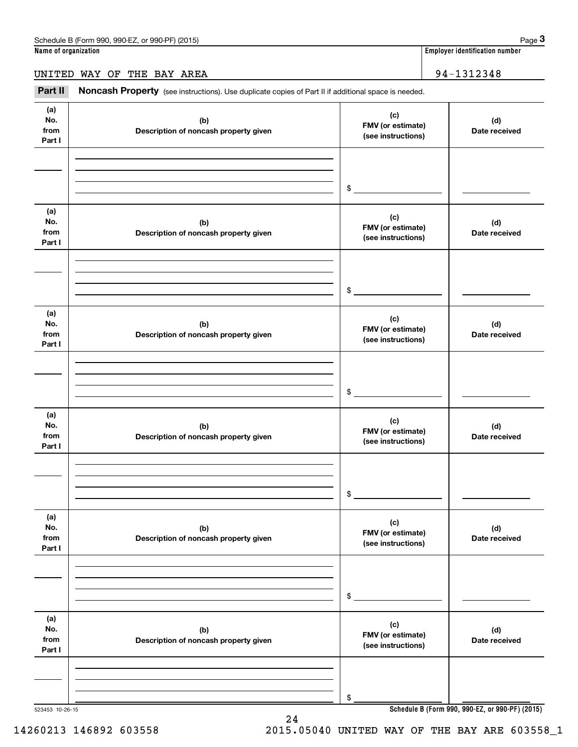Schedule B (Form 990, 990-EZ, or 990-PF) (2015)

**Name of organization**

UNITED WAY OF THE BAY AREA

**Employer identification number**

94-1312348

**Part II** **Noncash Property** (see instructions). Use duplicate copies of Part II if additional space is needed.

| (a) No. from Part I | (b) Description of noncash property given | (c) FMV (or estimate) (see instructions) | (d) Date received |
|---|---|---|---|
| | | $ | |

| (a) No. from Part I | (b) Description of noncash property given | (c) FMV (or estimate) (see instructions) | (d) Date received |
|---|---|---|---|
| | | $ | |

| (a) No. from Part I | (b) Description of noncash property given | (c) FMV (or estimate) (see instructions) | (d) Date received |
|---|---|---|---|
| | | $ | |

| (a) No. from Part I | (b) Description of noncash property given | (c) FMV (or estimate) (see instructions) | (d) Date received |
|---|---|---|---|
| | | $ | |

| (a) No. from Part I | (b) Description of noncash property given | (c) FMV (or estimate) (see instructions) | (d) Date received |
|---|---|---|---|
| | | $ | |

| (a) No. from Part I | (b) Description of noncash property given | (c) FMV (or estimate) (see instructions) | (d) Date received |
|---|---|---|---|
| | | $ | |

523453 10-26-15

**Schedule B (Form 990, 990-EZ, or 990-PF) (2015)**

14260213 146892 603558 2015.05040 UNITED WAY OF THE BAY ARE 603558_1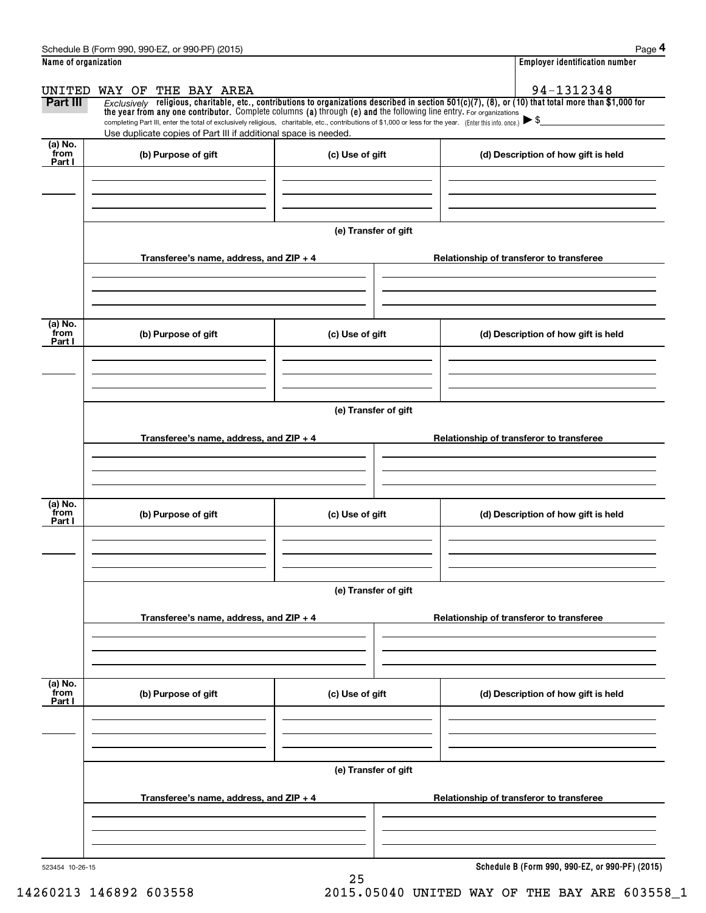Schedule B (Form 990, 990-EZ, or 990-PF) (2015)

**Name of organization**

UNITED WAY OF THE BAY AREA

**Employer identification number**

94-1312348

**Part III** *Exclusively* **religious, charitable, etc., contributions to organizations described in section 501(c)(7), (8), or (10) that total more than $1,000 for the year from any one contributor.** Complete columns **(a)** through **(e) and** the following line entry. For organizations completing Part III, enter the total of exclusively religious, charitable, etc., contributions of $1,000 or less for the year. (Enter this info. once.) ▶ $

Use duplicate copies of Part III if additional space is needed.

| (a) No. from Part I | (b) Purpose of gift | (c) Use of gift | (d) Description of how gift is held |
|---|---|---|---|
| | | | |

**(e) Transfer of gift**

| Transferee's name, address, and ZIP + 4 | Relationship of transferor to transferee |
|---|---|
| | |

| (a) No. from Part I | (b) Purpose of gift | (c) Use of gift | (d) Description of how gift is held |
|---|---|---|---|
| | | | |

**(e) Transfer of gift**

| Transferee's name, address, and ZIP + 4 | Relationship of transferor to transferee |
|---|---|
| | |

| (a) No. from Part I | (b) Purpose of gift | (c) Use of gift | (d) Description of how gift is held |
|---|---|---|---|
| | | | |

**(e) Transfer of gift**

| Transferee's name, address, and ZIP + 4 | Relationship of transferor to transferee |
|---|---|
| | |

| (a) No. from Part I | (b) Purpose of gift | (c) Use of gift | (d) Description of how gift is held |
|---|---|---|---|
| | | | |

**(e) Transfer of gift**

| Transferee's name, address, and ZIP + 4 | Relationship of transferor to transferee |
|---|---|
| | |

523454 10-26-15

**Schedule B (Form 990, 990-EZ, or 990-PF) (2015)**

14260213 146892 603558 2015.05040 UNITED WAY OF THE BAY ARE 603558_1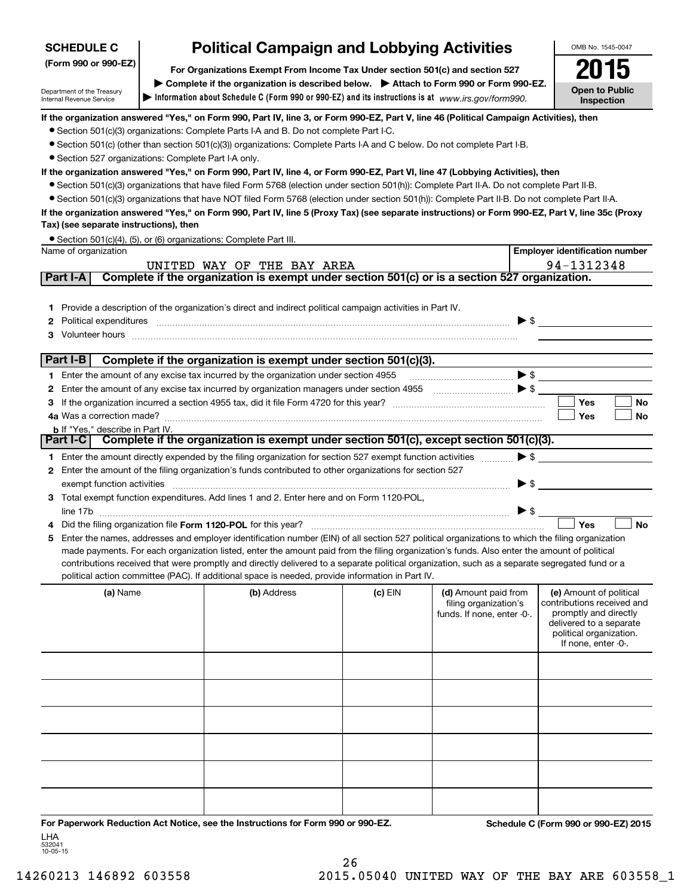# SCHEDULE C (Form 990 or 990-EZ)

Department of the Treasury
Internal Revenue Service

## Political Campaign and Lobbying Activities

**For Organizations Exempt From Income Tax Under section 501(c) and section 527**

▶ Complete if the organization is described below. ▶ Attach to Form 990 or Form 990-EZ.

▶ Information about Schedule C (Form 990 or 990-EZ) and its instructions is at *www.irs.gov/form990.*

OMB No. 1545-0047

**2015**

**Open to Public Inspection**

**If the organization answered "Yes," on Form 990, Part IV, line 3, or Form 990-EZ, Part V, line 46 (Political Campaign Activities), then**

- Section 501(c)(3) organizations: Complete Parts I-A and B. Do not complete Part I-C.
- Section 501(c) (other than section 501(c)(3)) organizations: Complete Parts I-A and C below. Do not complete Part I-B.
- Section 527 organizations: Complete Part I-A only.

**If the organization answered "Yes," on Form 990, Part IV, line 4, or Form 990-EZ, Part VI, line 47 (Lobbying Activities), then**

- Section 501(c)(3) organizations that have filed Form 5768 (election under section 501(h)): Complete Part II-A. Do not complete Part II-B.
- Section 501(c)(3) organizations that have NOT filed Form 5768 (election under section 501(h)): Complete Part II-B. Do not complete Part II-A.

**If the organization answered "Yes," on Form 990, Part IV, line 5 (Proxy Tax) (see separate instructions) or Form 990-EZ, Part V, line 35c (Proxy Tax) (see separate instructions), then**

- Section 501(c)(4), (5), or (6) organizations: Complete Part III.

| Name of organization | Employer identification number |
|---|---|
| UNITED WAY OF THE BAY AREA | 94-1312348 |

## Part I-A Complete if the organization is exempt under section 501(c) or is a section 527 organization.

1. Provide a description of the organization's direct and indirect political campaign activities in Part IV.
2. Political expenditures ▶ $
3. Volunteer hours

## Part I-B Complete if the organization is exempt under section 501(c)(3).

1. Enter the amount of any excise tax incurred by the organization under section 4955 ▶ $
2. Enter the amount of any excise tax incurred by organization managers under section 4955 ▶ $
3. If the organization incurred a section 4955 tax, did it file Form 4720 for this year? ☐ Yes ☐ No

4a. Was a correction made? ☐ Yes ☐ No

b. If "Yes," describe in Part IV.

## Part I-C Complete if the organization is exempt under section 501(c), except section 501(c)(3).

1. Enter the amount directly expended by the filing organization for section 527 exempt function activities ▶ $
2. Enter the amount of the filing organization's funds contributed to other organizations for section 527 exempt function activities ▶ $
3. Total exempt function expenditures. Add lines 1 and 2. Enter here and on Form 1120-POL, line 17b ▶ $
4. Did the filing organization file **Form 1120-POL** for this year? ☐ Yes ☐ No
5. Enter the names, addresses and employer identification number (EIN) of all section 527 political organizations to which the filing organization made payments. For each organization listed, enter the amount paid from the filing organization's funds. Also enter the amount of political contributions received that were promptly and directly delivered to a separate political organization, such as a separate segregated fund or a political action committee (PAC). If additional space is needed, provide information in Part IV.

| (a) Name | (b) Address | (c) EIN | (d) Amount paid from filing organization's funds. If none, enter -0-. | (e) Amount of political contributions received and promptly and directly delivered to a separate political organization. If none, enter -0-. |
|---|---|---|---|---|
| | | | | |
| | | | | |
| | | | | |
| | | | | |
| | | | | |
| | | | | |

**For Paperwork Reduction Act Notice, see the Instructions for Form 990 or 990-EZ.** LHA 532041 10-05-15

**Schedule C (Form 990 or 990-EZ) 2015**

14260213 146892 603558 2015.05040 UNITED WAY OF THE BAY ARE 603558_1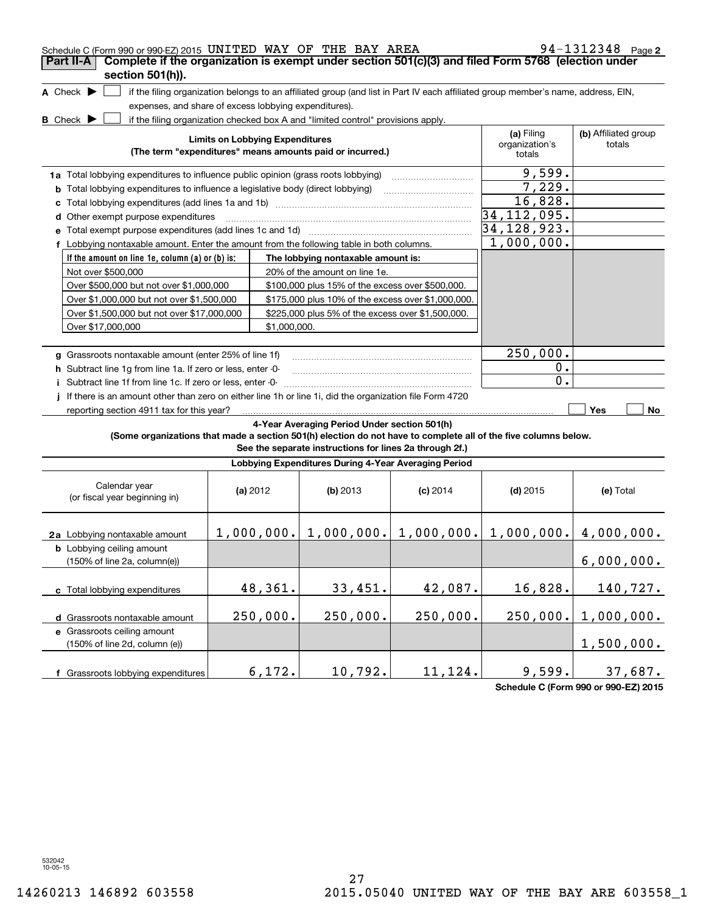Schedule C (Form 990 or 990-EZ) 2015 UNITED WAY OF THE BAY AREA 94-1312348 Page **2**

## Part II-A Complete if the organization is exempt under section 501(c)(3) and filed Form 5768 (election under section 501(h)).

**A** Check ▶ ☐ if the filing organization belongs to an affiliated group (and list in Part IV each affiliated group member's name, address, EIN, expenses, and share of excess lobbying expenditures).

**B** Check ▶ ☐ if the filing organization checked box A and "limited control" provisions apply.

| Limits on Lobbying Expenditures (The term "expenditures" means amounts paid or incurred.) | (a) Filing organization's totals | (b) Affiliated group totals |
|---|---|---|
| **1a** Total lobbying expenditures to influence public opinion (grass roots lobbying) | 9,599. | |
| **b** Total lobbying expenditures to influence a legislative body (direct lobbying) | 7,229. | |
| **c** Total lobbying expenditures (add lines 1a and 1b) | 16,828. | |
| **d** Other exempt purpose expenditures | 34,112,095. | |
| **e** Total exempt purpose expenditures (add lines 1c and 1d) | 34,128,923. | |
| **f** Lobbying nontaxable amount. Enter the amount from the following table in both columns. | 1,000,000. | |

| If the amount on line 1e, column (a) or (b) is: | The lobbying nontaxable amount is: |
|---|---|
| Not over $500,000 | 20% of the amount on line 1e. |
| Over $500,000 but not over $1,000,000 | $100,000 plus 15% of the excess over $500,000. |
| Over $1,000,000 but not over $1,500,000 | $175,000 plus 10% of the excess over $1,000,000. |
| Over $1,500,000 but not over $17,000,000 | $225,000 plus 5% of the excess over $1,500,000. |
| Over $17,000,000 | $1,000,000. |

| | (a) | (b) |
|---|---|---|
| **g** Grassroots nontaxable amount (enter 25% of line 1f) | 250,000. | |
| **h** Subtract line 1g from line 1a. If zero or less, enter -0- | 0. | |
| **i** Subtract line 1f from line 1c. If zero or less, enter -0- | 0. | |
| **j** If there is an amount other than zero on either line 1h or line 1i, did the organization file Form 4720 reporting section 4911 tax for this year? | ☐ Yes | ☐ No |

### 4-Year Averaging Period Under section 501(h)

**(Some organizations that made a section 501(h) election do not have to complete all of the five columns below. See the separate instructions for lines 2a through 2f.)**

**Lobbying Expenditures During 4-Year Averaging Period**

| Calendar year (or fiscal year beginning in) | (a) 2012 | (b) 2013 | (c) 2014 | (d) 2015 | (e) Total |
|---|---|---|---|---|---|
| **2a** Lobbying nontaxable amount | 1,000,000. | 1,000,000. | 1,000,000. | 1,000,000. | 4,000,000. |
| **b** Lobbying ceiling amount (150% of line 2a, column(e)) | | | | | 6,000,000. |
| **c** Total lobbying expenditures | 48,361. | 33,451. | 42,087. | 16,828. | 140,727. |
| **d** Grassroots nontaxable amount | 250,000. | 250,000. | 250,000. | 250,000. | 1,000,000. |
| **e** Grassroots ceiling amount (150% of line 2d, column (e)) | | | | | 1,500,000. |
| **f** Grassroots lobbying expenditures | 6,172. | 10,792. | 11,124. | 9,599. | 37,687. |

**Schedule C (Form 990 or 990-EZ) 2015**

532042 10-05-15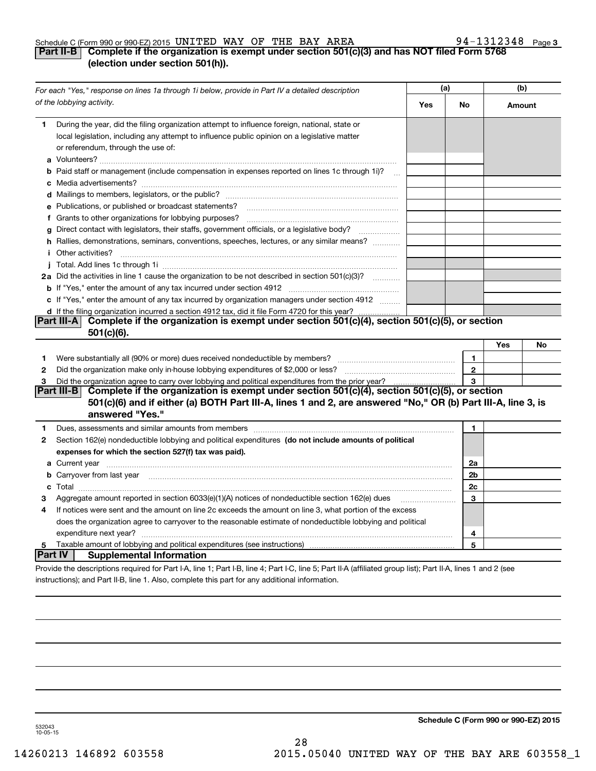Schedule C (Form 990 or 990-EZ) 2015 UNITED WAY OF THE BAY AREA 94-1312348 Page 3

## Part II-B Complete if the organization is exempt under section 501(c)(3) and has NOT filed Form 5768 (election under section 501(h)).

| *For each "Yes," response on lines 1a through 1i below, provide in Part IV a detailed description of the lobbying activity.* | (a) Yes | (a) No | (b) Amount |
|---|---|---|---|
| **1** During the year, did the filing organization attempt to influence foreign, national, state or local legislation, including any attempt to influence public opinion on a legislative matter or referendum, through the use of: | | | |
| **a** Volunteers? | | | |
| **b** Paid staff or management (include compensation in expenses reported on lines 1c through 1i)? | | | |
| **c** Media advertisements? | | | |
| **d** Mailings to members, legislators, or the public? | | | |
| **e** Publications, or published or broadcast statements? | | | |
| **f** Grants to other organizations for lobbying purposes? | | | |
| **g** Direct contact with legislators, their staffs, government officials, or a legislative body? | | | |
| **h** Rallies, demonstrations, seminars, conventions, speeches, lectures, or any similar means? | | | |
| **i** Other activities? | | | |
| **j** Total. Add lines 1c through 1i | | | |
| **2a** Did the activities in line 1 cause the organization to be not described in section 501(c)(3)? | | | |
| **b** If "Yes," enter the amount of any tax incurred under section 4912 | | | |
| **c** If "Yes," enter the amount of any tax incurred by organization managers under section 4912 | | | |
| **d** If the filing organization incurred a section 4912 tax, did it file Form 4720 for this year? | | | |

## Part III-A Complete if the organization is exempt under section 501(c)(4), section 501(c)(5), or section 501(c)(6).

| | | | Yes | No |
|---|---|---|---|---|
| **1** | Were substantially all (90% or more) dues received nondeductible by members? | 1 | | |
| **2** | Did the organization make only in-house lobbying expenditures of $2,000 or less? | 2 | | |
| **3** | Did the organization agree to carry over lobbying and political expenditures from the prior year? | 3 | | |

## Part III-B Complete if the organization is exempt under section 501(c)(4), section 501(c)(5), or section 501(c)(6) and if either (a) BOTH Part III-A, lines 1 and 2, are answered "No," OR (b) Part III-A, line 3, is answered "Yes."

| | | | |
|---|---|---|---|
| **1** | Dues, assessments and similar amounts from members | 1 | |
| **2** | Section 162(e) nondeductible lobbying and political expenditures **(do not include amounts of political expenses for which the section 527(f) tax was paid).** | | |
| **a** | Current year | 2a | |
| **b** | Carryover from last year | 2b | |
| **c** | Total | 2c | |
| **3** | Aggregate amount reported in section 6033(e)(1)(A) notices of nondeductible section 162(e) dues | 3 | |
| **4** | If notices were sent and the amount on line 2c exceeds the amount on line 3, what portion of the excess does the organization agree to carryover to the reasonable estimate of nondeductible lobbying and political expenditure next year? | 4 | |
| **5** | Taxable amount of lobbying and political expenditures (see instructions) | 5 | |

## Part IV Supplemental Information

Provide the descriptions required for Part I-A, line 1; Part I-B, line 4; Part I-C, line 5; Part II-A (affiliated group list); Part II-A, lines 1 and 2 (see instructions); and Part II-B, line 1. Also, complete this part for any additional information.

532043 10-05-15

**Schedule C (Form 990 or 990-EZ) 2015**

14260213 146892 603558 2015.05040 UNITED WAY OF THE BAY ARE 603558_1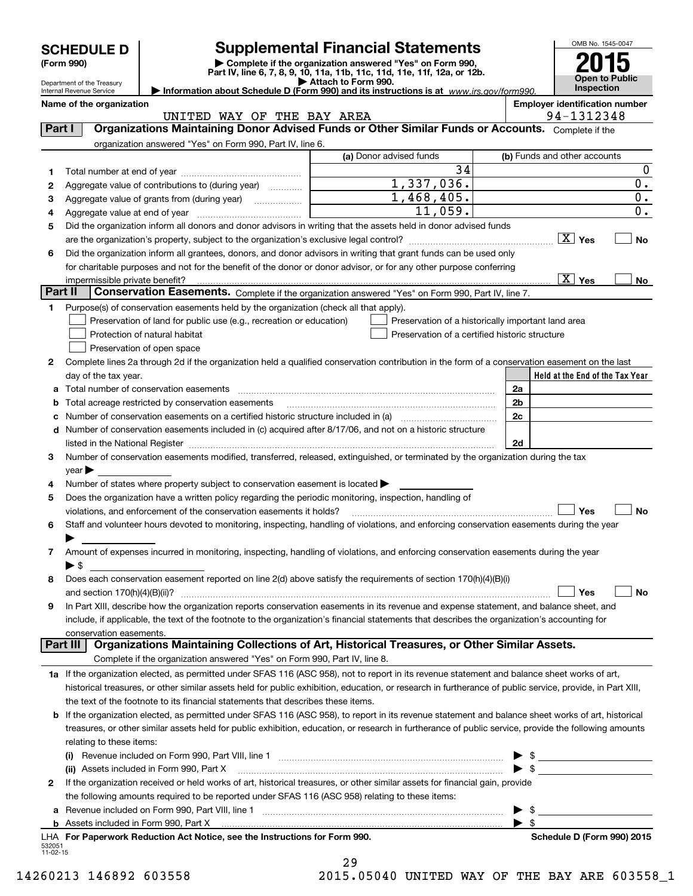# SCHEDULE D (Form 990)

Department of the Treasury
Internal Revenue Service

## Supplemental Financial Statements

▶ Complete if the organization answered "Yes" on Form 990, Part IV, line 6, 7, 8, 9, 10, 11a, 11b, 11c, 11d, 11e, 11f, 12a, or 12b.
▶ Attach to Form 990.
▶ Information about Schedule D (Form 990) and its instructions is at www.irs.gov/form990.

OMB No. 1545-0047
2015
Open to Public Inspection

**Name of the organization:** UNITED WAY OF THE BAY AREA
**Employer identification number:** 94-1312348

### Part I — Organizations Maintaining Donor Advised Funds or Other Similar Funds or Accounts. Complete if the organization answered "Yes" on Form 990, Part IV, line 6.

| | | (a) Donor advised funds | (b) Funds and other accounts |
|---|---|---|---|
| 1 | Total number at end of year | 34 | 0 |
| 2 | Aggregate value of contributions to (during year) | 1,337,036. | 0. |
| 3 | Aggregate value of grants from (during year) | 1,468,405. | 0. |
| 4 | Aggregate value at end of year | 11,059. | 0. |

5 Did the organization inform all donors and donor advisors in writing that the assets held in donor advised funds are the organization's property, subject to the organization's exclusive legal control? [X] Yes [ ] No

6 Did the organization inform all grantees, donors, and donor advisors in writing that grant funds can be used only for charitable purposes and not for the benefit of the donor or donor advisor, or for any other purpose conferring impermissible private benefit? [X] Yes [ ] No

### Part II — Conservation Easements. Complete if the organization answered "Yes" on Form 990, Part IV, line 7.

1 Purpose(s) of conservation easements held by the organization (check all that apply).
- [ ] Preservation of land for public use (e.g., recreation or education)
- [ ] Preservation of a historically important land area
- [ ] Protection of natural habitat
- [ ] Preservation of a certified historic structure
- [ ] Preservation of open space

2 Complete lines 2a through 2d if the organization held a qualified conservation contribution in the form of a conservation easement on the last day of the tax year.

| | | | Held at the End of the Tax Year |
|---|---|---|---|
| a | Total number of conservation easements | 2a | |
| b | Total acreage restricted by conservation easements | 2b | |
| c | Number of conservation easements on a certified historic structure included in (a) | 2c | |
| d | Number of conservation easements included in (c) acquired after 8/17/06, and not on a historic structure listed in the National Register | 2d | |

3 Number of conservation easements modified, transferred, released, extinguished, or terminated by the organization during the tax year ▶

4 Number of states where property subject to conservation easement is located ▶

5 Does the organization have a written policy regarding the periodic monitoring, inspection, handling of violations, and enforcement of the conservation easements it holds? [ ] Yes [ ] No

6 Staff and volunteer hours devoted to monitoring, inspecting, handling of violations, and enforcing conservation easements during the year ▶

7 Amount of expenses incurred in monitoring, inspecting, handling of violations, and enforcing conservation easements during the year ▶ $

8 Does each conservation easement reported on line 2(d) above satisfy the requirements of section 170(h)(4)(B)(i) and section 170(h)(4)(B)(ii)? [ ] Yes [ ] No

9 In Part XIII, describe how the organization reports conservation easements in its revenue and expense statement, and balance sheet, and include, if applicable, the text of the footnote to the organization's financial statements that describes the organization's accounting for conservation easements.

### Part III — Organizations Maintaining Collections of Art, Historical Treasures, or Other Similar Assets. Complete if the organization answered "Yes" on Form 990, Part IV, line 8.

1a If the organization elected, as permitted under SFAS 116 (ASC 958), not to report in its revenue statement and balance sheet works of art, historical treasures, or other similar assets held for public exhibition, education, or research in furtherance of public service, provide, in Part XIII, the text of the footnote to its financial statements that describes these items.

b If the organization elected, as permitted under SFAS 116 (ASC 958), to report in its revenue statement and balance sheet works of art, historical treasures, or other similar assets held for public exhibition, education, or research in furtherance of public service, provide the following amounts relating to these items:

(i) Revenue included on Form 990, Part VIII, line 1 ▶ $

(ii) Assets included in Form 990, Part X ▶ $

2 If the organization received or held works of art, historical treasures, or other similar assets for financial gain, provide the following amounts required to be reported under SFAS 116 (ASC 958) relating to these items:

a Revenue included on Form 990, Part VIII, line 1 ▶ $

b Assets included in Form 990, Part X ▶ $

LHA For Paperwork Reduction Act Notice, see the Instructions for Form 990. — Schedule D (Form 990) 2015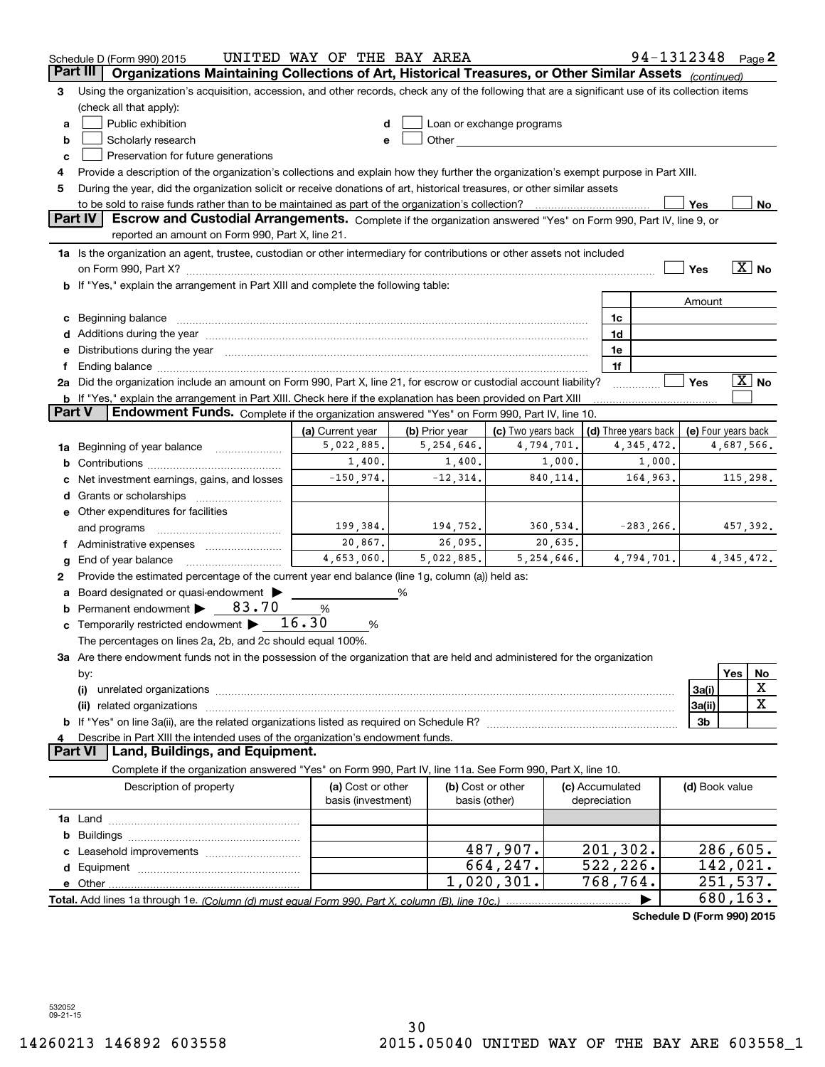Schedule D (Form 990) 2015 UNITED WAY OF THE BAY AREA 94-1312348 Page 2

## Part III Organizations Maintaining Collections of Art, Historical Treasures, or Other Similar Assets *(continued)*

3 Using the organization's acquisition, accession, and other records, check any of the following that are a significant use of its collection items (check all that apply):

a [ ] Public exhibition
b [ ] Scholarly research
c [ ] Preservation for future generations
d [ ] Loan or exchange programs
e [ ] Other

4 Provide a description of the organization's collections and explain how they further the organization's exempt purpose in Part XIII.

5 During the year, did the organization solicit or receive donations of art, historical treasures, or other similar assets to be sold to raise funds rather than to be maintained as part of the organization's collection? [ ] Yes [ ] No

## Part IV Escrow and Custodial Arrangements.

Complete if the organization answered "Yes" on Form 990, Part IV, line 9, or reported an amount on Form 990, Part X, line 21.

1a Is the organization an agent, trustee, custodian or other intermediary for contributions or other assets not included on Form 990, Part X? [ ] Yes [X] No

b If "Yes," explain the arrangement in Part XIII and complete the following table:

| | | Amount |
|---|---|---|
| c Beginning balance | 1c | |
| d Additions during the year | 1d | |
| e Distributions during the year | 1e | |
| f Ending balance | 1f | |

2a Did the organization include an amount on Form 990, Part X, line 21, for escrow or custodial account liability? [ ] Yes [X] No

b If "Yes," explain the arrangement in Part XIII. Check here if the explanation has been provided on Part XIII [ ]

## Part V Endowment Funds.

Complete if the organization answered "Yes" on Form 990, Part IV, line 10.

| | (a) Current year | (b) Prior year | (c) Two years back | (d) Three years back | (e) Four years back |
|---|---|---|---|---|---|
| 1a Beginning of year balance | 5,022,885. | 5,254,646. | 4,794,701. | 4,345,472. | 4,687,566. |
| b Contributions | 1,400. | 1,400. | 1,000. | 1,000. | |
| c Net investment earnings, gains, and losses | -150,974. | -12,314. | 840,114. | 164,963. | 115,298. |
| d Grants or scholarships | | | | | |
| e Other expenditures for facilities and programs | 199,384. | 194,752. | 360,534. | -283,266. | 457,392. |
| f Administrative expenses | 20,867. | 26,095. | 20,635. | | |
| g End of year balance | 4,653,060. | 5,022,885. | 5,254,646. | 4,794,701. | 4,345,472. |

2 Provide the estimated percentage of the current year end balance (line 1g, column (a)) held as:

a Board designated or quasi-endowment ▶ ______ %

b Permanent endowment ▶ 83.70 %

c Temporarily restricted endowment ▶ 16.30 %

The percentages on lines 2a, 2b, and 2c should equal 100%.

3a Are there endowment funds not in the possession of the organization that are held and administered for the organization by:

| | | Yes | No |
|---|---|---|---|
| (i) unrelated organizations | 3a(i) | | X |
| (ii) related organizations | 3a(ii) | | X |
| b If "Yes" on line 3a(ii), are the related organizations listed as required on Schedule R? | 3b | | |

4 Describe in Part XIII the intended uses of the organization's endowment funds.

## Part VI Land, Buildings, and Equipment.

Complete if the organization answered "Yes" on Form 990, Part IV, line 11a. See Form 990, Part X, line 10.

| Description of property | (a) Cost or other basis (investment) | (b) Cost or other basis (other) | (c) Accumulated depreciation | (d) Book value |
|---|---|---|---|---|
| 1a Land | | | | |
| b Buildings | | | | |
| c Leasehold improvements | | 487,907. | 201,302. | 286,605. |
| d Equipment | | 664,247. | 522,226. | 142,021. |
| e Other | | 1,020,301. | 768,764. | 251,537. |
| Total. Add lines 1a through 1e. *(Column (d) must equal Form 990, Part X, column (B), line 10c.)* | | | ▶ | 680,163. |

Schedule D (Form 990) 2015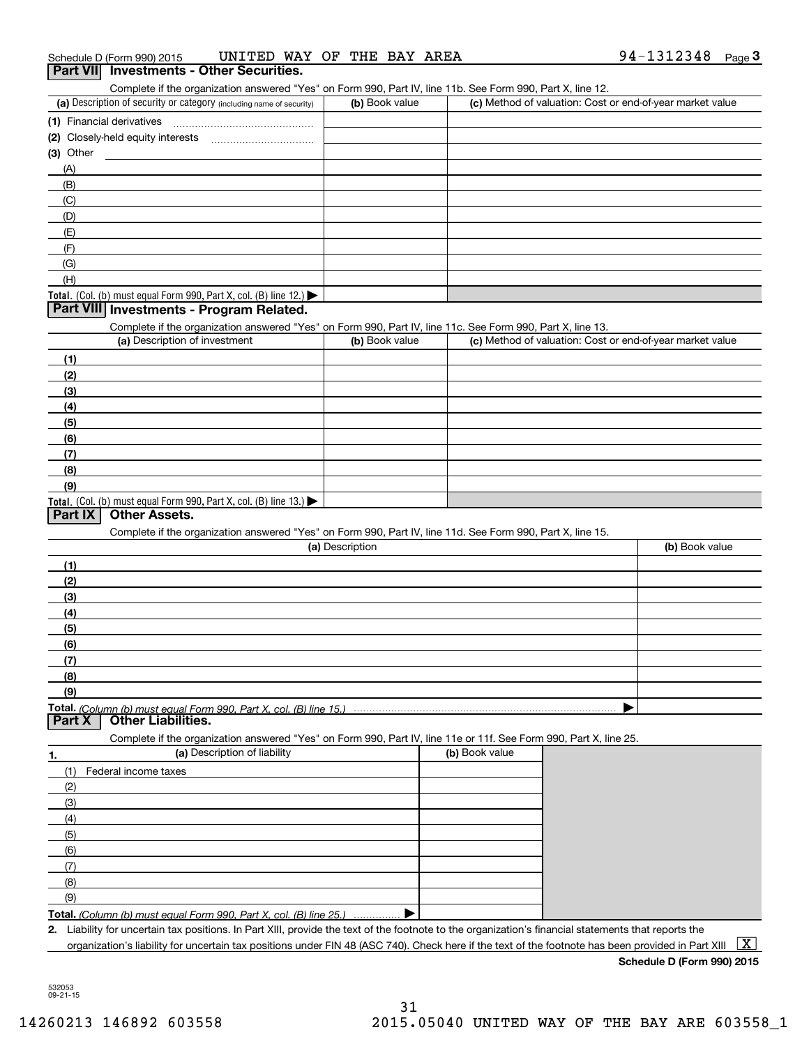Schedule D (Form 990) 2015 UNITED WAY OF THE BAY AREA 94-1312348 Page 3

## Part VII Investments - Other Securities.

Complete if the organization answered "Yes" on Form 990, Part IV, line 11b. See Form 990, Part X, line 12.

| (a) Description of security or category (including name of security) | (b) Book value | (c) Method of valuation: Cost or end-of-year market value |
|---|---|---|
| (1) Financial derivatives | | |
| (2) Closely-held equity interests | | |
| (3) Other | | |
| (A) | | |
| (B) | | |
| (C) | | |
| (D) | | |
| (E) | | |
| (F) | | |
| (G) | | |
| (H) | | |
| **Total.** (Col. (b) must equal Form 990, Part X, col. (B) line 12.) ▶ | | |

## Part VIII Investments - Program Related.

Complete if the organization answered "Yes" on Form 990, Part IV, line 11c. See Form 990, Part X, line 13.

| (a) Description of investment | (b) Book value | (c) Method of valuation: Cost or end-of-year market value |
|---|---|---|
| (1) | | |
| (2) | | |
| (3) | | |
| (4) | | |
| (5) | | |
| (6) | | |
| (7) | | |
| (8) | | |
| (9) | | |
| **Total.** (Col. (b) must equal Form 990, Part X, col. (B) line 13.) ▶ | | |

## Part IX Other Assets.

Complete if the organization answered "Yes" on Form 990, Part IV, line 11d. See Form 990, Part X, line 15.

| (a) Description | (b) Book value |
|---|---|
| (1) | |
| (2) | |
| (3) | |
| (4) | |
| (5) | |
| (6) | |
| (7) | |
| (8) | |
| (9) | |
| **Total.** *(Column (b) must equal Form 990, Part X, col. (B) line 15.)* ▶ | |

## Part X Other Liabilities.

Complete if the organization answered "Yes" on Form 990, Part IV, line 11e or 11f. See Form 990, Part X, line 25.

| 1. (a) Description of liability | (b) Book value |
|---|---|
| (1) Federal income taxes | |
| (2) | |
| (3) | |
| (4) | |
| (5) | |
| (6) | |
| (7) | |
| (8) | |
| (9) | |
| **Total.** *(Column (b) must equal Form 990, Part X, col. (B) line 25.)* ▶ | |

2. Liability for uncertain tax positions. In Part XIII, provide the text of the footnote to the organization's financial statements that reports the organization's liability for uncertain tax positions under FIN 48 (ASC 740). Check here if the text of the footnote has been provided in Part XIII [X]

**Schedule D (Form 990) 2015**

532053 09-21-15

14260213 146892 603558 2015.05040 UNITED WAY OF THE BAY ARE 603558_1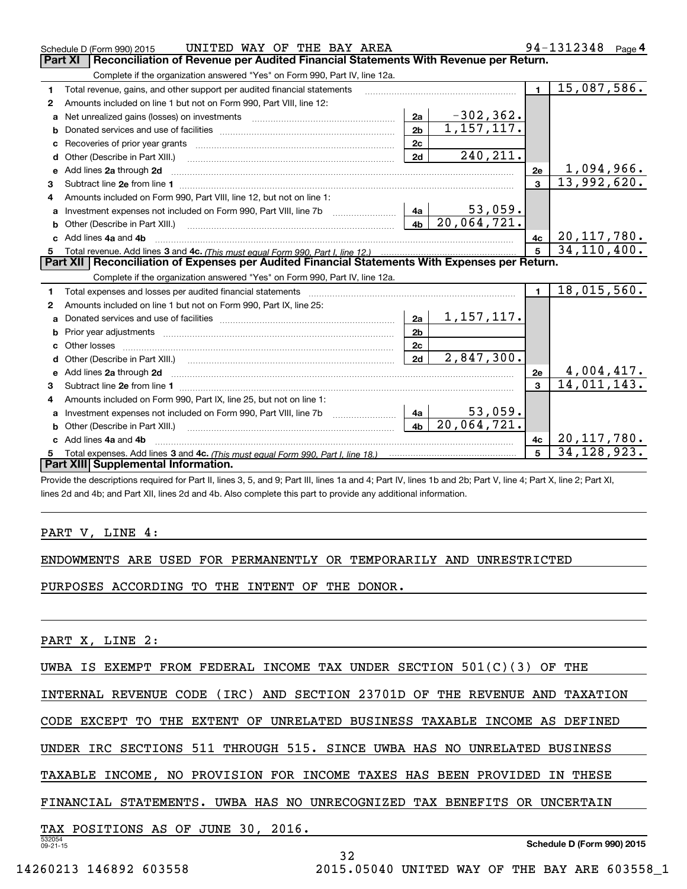Schedule D (Form 990) 2015 UNITED WAY OF THE BAY AREA 94-1312348 Page 4

## Part XI Reconciliation of Revenue per Audited Financial Statements With Revenue per Return.

Complete if the organization answered "Yes" on Form 990, Part IV, line 12a.

| | | | | | |
|---|---|---|---|---|---|
| 1 | Total revenue, gains, and other support per audited financial statements | | | 1 | 15,087,586. |
| 2 | Amounts included on line 1 but not on Form 990, Part VIII, line 12: | | | | |
| a | Net unrealized gains (losses) on investments | 2a | -302,362. | | |
| b | Donated services and use of facilities | 2b | 1,157,117. | | |
| c | Recoveries of prior year grants | 2c | | | |
| d | Other (Describe in Part XIII.) | 2d | 240,211. | | |
| e | Add lines 2a through 2d | | | 2e | 1,094,966. |
| 3 | Subtract line 2e from line 1 | | | 3 | 13,992,620. |
| 4 | Amounts included on Form 990, Part VIII, line 12, but not on line 1: | | | | |
| a | Investment expenses not included on Form 990, Part VIII, line 7b | 4a | 53,059. | | |
| b | Other (Describe in Part XIII.) | 4b | 20,064,721. | | |
| c | Add lines 4a and 4b | | | 4c | 20,117,780. |
| 5 | Total revenue. Add lines 3 and 4c. *(This must equal Form 990, Part I, line 12.)* | | | 5 | 34,110,400. |

## Part XII Reconciliation of Expenses per Audited Financial Statements With Expenses per Return.

Complete if the organization answered "Yes" on Form 990, Part IV, line 12a.

| | | | | | |
|---|---|---|---|---|---|
| 1 | Total expenses and losses per audited financial statements | | | 1 | 18,015,560. |
| 2 | Amounts included on line 1 but not on Form 990, Part IX, line 25: | | | | |
| a | Donated services and use of facilities | 2a | 1,157,117. | | |
| b | Prior year adjustments | 2b | | | |
| c | Other losses | 2c | | | |
| d | Other (Describe in Part XIII.) | 2d | 2,847,300. | | |
| e | Add lines 2a through 2d | | | 2e | 4,004,417. |
| 3 | Subtract line 2e from line 1 | | | 3 | 14,011,143. |
| 4 | Amounts included on Form 990, Part IX, line 25, but not on line 1: | | | | |
| a | Investment expenses not included on Form 990, Part VIII, line 7b | 4a | 53,059. | | |
| b | Other (Describe in Part XIII.) | 4b | 20,064,721. | | |
| c | Add lines 4a and 4b | | | 4c | 20,117,780. |
| 5 | Total expenses. Add lines 3 and 4c. *(This must equal Form 990, Part I, line 18.)* | | | 5 | 34,128,923. |

## Part XIII Supplemental Information.

Provide the descriptions required for Part II, lines 3, 5, and 9; Part III, lines 1a and 4; Part IV, lines 1b and 2b; Part V, line 4; Part X, line 2; Part XI, lines 2d and 4b; and Part XII, lines 2d and 4b. Also complete this part to provide any additional information.

PART V, LINE 4:

ENDOWMENTS ARE USED FOR PERMANENTLY OR TEMPORARILY AND UNRESTRICTED PURPOSES ACCORDING TO THE INTENT OF THE DONOR.

PART X, LINE 2:

UWBA IS EXEMPT FROM FEDERAL INCOME TAX UNDER SECTION 501(C)(3) OF THE INTERNAL REVENUE CODE (IRC) AND SECTION 23701D OF THE REVENUE AND TAXATION CODE EXCEPT TO THE EXTENT OF UNRELATED BUSINESS TAXABLE INCOME AS DEFINED UNDER IRC SECTIONS 511 THROUGH 515. SINCE UWBA HAS NO UNRELATED BUSINESS TAXABLE INCOME, NO PROVISION FOR INCOME TAXES HAS BEEN PROVIDED IN THESE FINANCIAL STATEMENTS. UWBA HAS NO UNRECOGNIZED TAX BENEFITS OR UNCERTAIN TAX POSITIONS AS OF JUNE 30, 2016.

532054 09-21-15 Schedule D (Form 990) 2015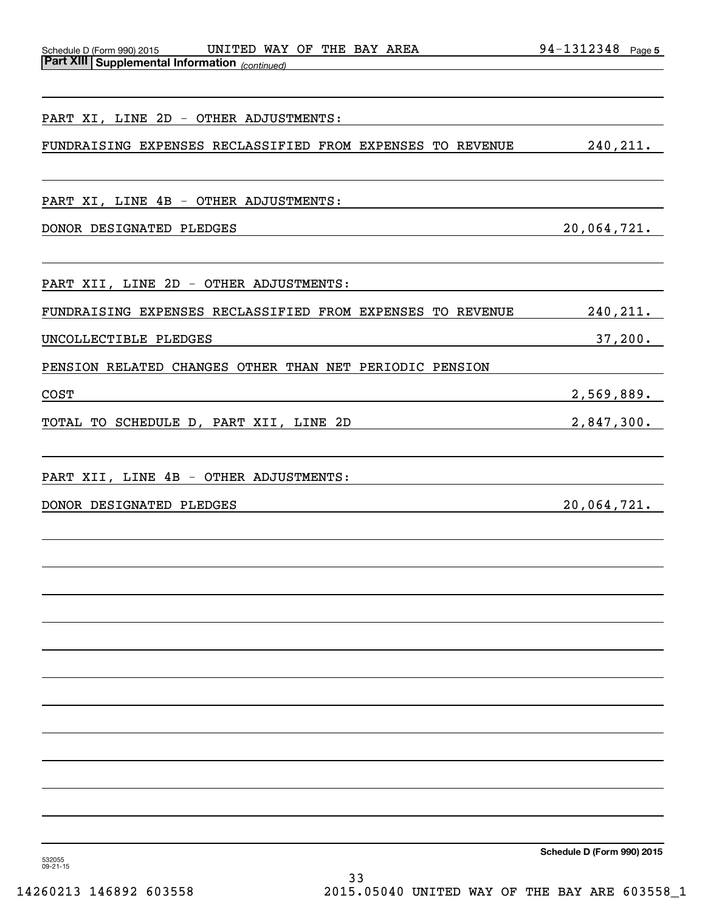**Part XIII Supplemental Information** *(continued)*

PART XI, LINE 2D - OTHER ADJUSTMENTS:

| | |
|---|---|
| FUNDRAISING EXPENSES RECLASSIFIED FROM EXPENSES TO REVENUE | 240,211. |

PART XI, LINE 4B - OTHER ADJUSTMENTS:

| | |
|---|---|
| DONOR DESIGNATED PLEDGES | 20,064,721. |

PART XII, LINE 2D - OTHER ADJUSTMENTS:

| | |
|---|---|
| FUNDRAISING EXPENSES RECLASSIFIED FROM EXPENSES TO REVENUE | 240,211. |
| UNCOLLECTIBLE PLEDGES | 37,200. |
| PENSION RELATED CHANGES OTHER THAN NET PERIODIC PENSION COST | 2,569,889. |
| TOTAL TO SCHEDULE D, PART XII, LINE 2D | 2,847,300. |

PART XII, LINE 4B - OTHER ADJUSTMENTS:

| | |
|---|---|
| DONOR DESIGNATED PLEDGES | 20,064,721. |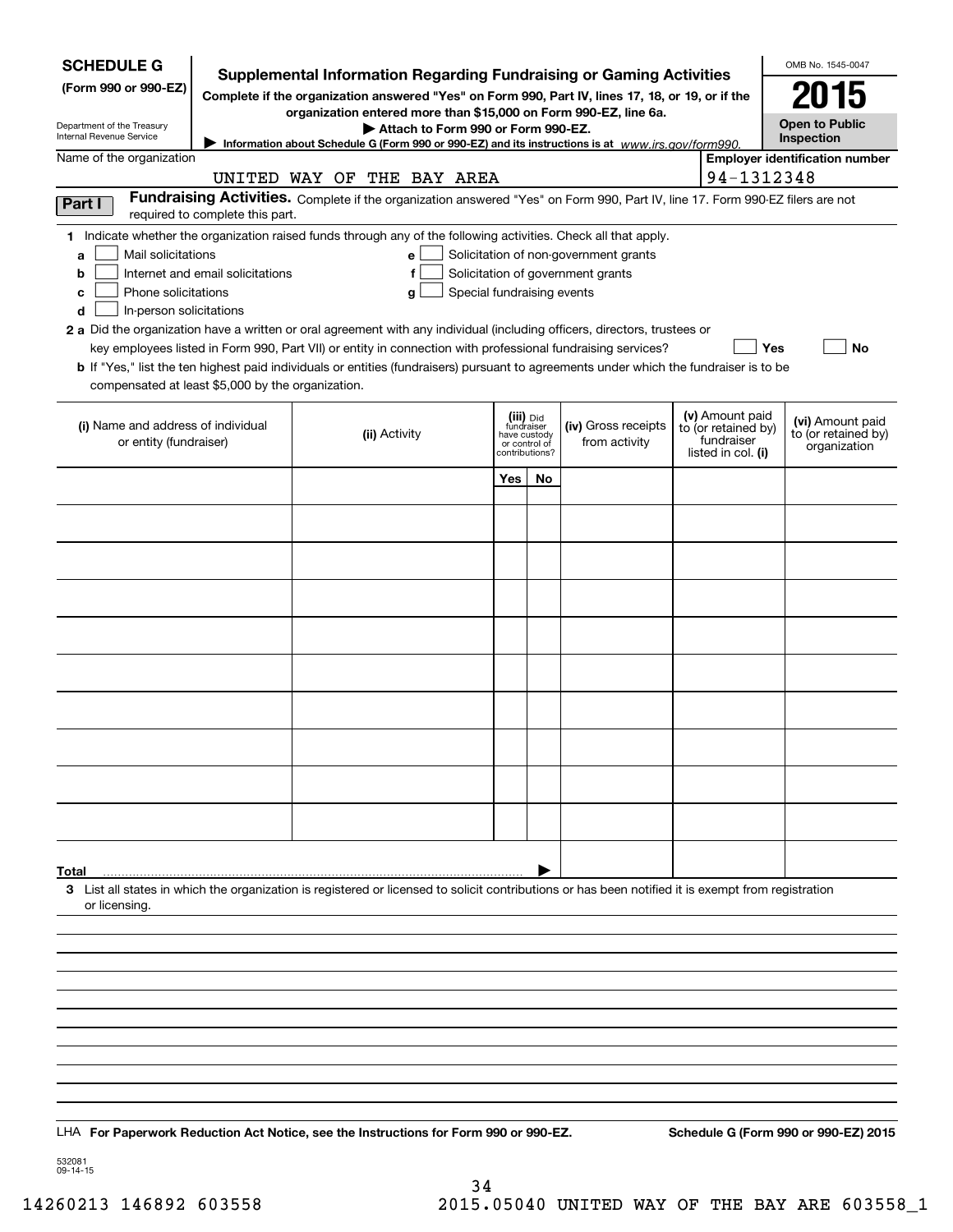**SCHEDULE G**
**(Form 990 or 990-EZ)**

Department of the Treasury
Internal Revenue Service

# Supplemental Information Regarding Fundraising or Gaming Activities

**Complete if the organization answered "Yes" on Form 990, Part IV, lines 17, 18, or 19, or if the organization entered more than $15,000 on Form 990-EZ, line 6a.**

▶ **Attach to Form 990 or Form 990-EZ.**

▶ **Information about Schedule G (Form 990 or 990-EZ) and its instructions is at** *www.irs.gov/form990.*

OMB No. 1545-0047

**2015**

**Open to Public Inspection**

Name of the organization: UNITED WAY OF THE BAY AREA

**Employer identification number:** 94-1312348

**Part I** **Fundraising Activities.** Complete if the organization answered "Yes" on Form 990, Part IV, line 17. Form 990-EZ filers are not required to complete this part.

**1** Indicate whether the organization raised funds through any of the following activities. Check all that apply.

- **a** ☐ Mail solicitations
- **b** ☐ Internet and email solicitations
- **c** ☐ Phone solicitations
- **d** ☐ In-person solicitations
- **e** ☐ Solicitation of non-government grants
- **f** ☐ Solicitation of government grants
- **g** ☐ Special fundraising events

**2 a** Did the organization have a written or oral agreement with any individual (including officers, directors, trustees or key employees listed in Form 990, Part VII) or entity in connection with professional fundraising services? ☐ **Yes** ☐ **No**

**b** If "Yes," list the ten highest paid individuals or entities (fundraisers) pursuant to agreements under which the fundraiser is to be compensated at least $5,000 by the organization.

| (i) Name and address of individual or entity (fundraiser) | (ii) Activity | (iii) Did fundraiser have custody or control of contributions? Yes | No | (iv) Gross receipts from activity | (v) Amount paid to (or retained by) fundraiser listed in col. (i) | (vi) Amount paid to (or retained by) organization |
|---|---|---|---|---|---|---|
| | | | | | | |
| | | | | | | |
| | | | | | | |
| | | | | | | |
| | | | | | | |
| | | | | | | |
| | | | | | | |
| | | | | | | |
| | | | | | | |
| | | | | | | |
| **Total** ▶ | | | | | | |

**3** List all states in which the organization is registered or licensed to solicit contributions or has been notified it is exempt from registration or licensing.

LHA **For Paperwork Reduction Act Notice, see the Instructions for Form 990 or 990-EZ.** **Schedule G (Form 990 or 990-EZ) 2015**

532081
09-14-15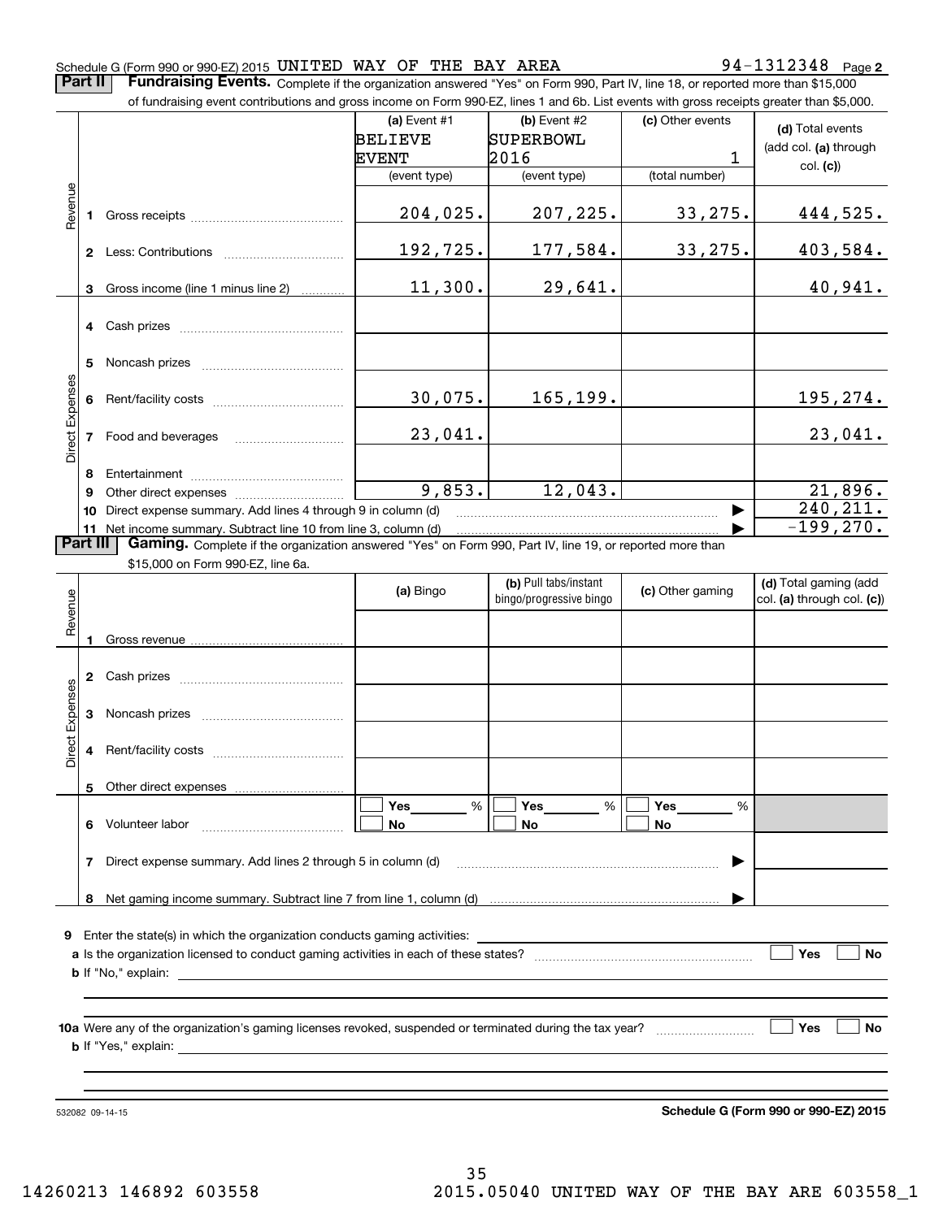Schedule G (Form 990 or 990-EZ) 2015 UNITED WAY OF THE BAY AREA 94-1312348 Page **2**

**Part II** **Fundraising Events.** Complete if the organization answered "Yes" on Form 990, Part IV, line 18, or reported more than $15,000 of fundraising event contributions and gross income on Form 990-EZ, lines 1 and 6b. List events with gross receipts greater than $5,000.

| | | (a) Event #1 BELIEVE EVENT (event type) | (b) Event #2 SUPERBOWL 2016 (event type) | (c) Other events 1 (total number) | (d) Total events (add col. (a) through col. (c)) |
|---|---|---|---|---|---|
| Revenue | 1 Gross receipts | 204,025. | 207,225. | 33,275. | 444,525. |
| | 2 Less: Contributions | 192,725. | 177,584. | 33,275. | 403,584. |
| | 3 Gross income (line 1 minus line 2) | 11,300. | 29,641. | | 40,941. |
| Direct Expenses | 4 Cash prizes | | | | |
| | 5 Noncash prizes | | | | |
| | 6 Rent/facility costs | 30,075. | 165,199. | | 195,274. |
| | 7 Food and beverages | 23,041. | | | 23,041. |
| | 8 Entertainment | | | | |
| | 9 Other direct expenses | 9,853. | 12,043. | | 21,896. |
| | 10 Direct expense summary. Add lines 4 through 9 in column (d) | | | ▶ | 240,211. |
| | 11 Net income summary. Subtract line 10 from line 3, column (d) | | | ▶ | -199,270. |

**Part III** **Gaming.** Complete if the organization answered "Yes" on Form 990, Part IV, line 19, or reported more than $15,000 on Form 990-EZ, line 6a.

| | | (a) Bingo | (b) Pull tabs/instant bingo/progressive bingo | (c) Other gaming | (d) Total gaming (add col. (a) through col. (c)) |
|---|---|---|---|---|---|
| Revenue | 1 Gross revenue | | | | |
| Direct Expenses | 2 Cash prizes | | | | |
| | 3 Noncash prizes | | | | |
| | 4 Rent/facility costs | | | | |
| | 5 Other direct expenses | | | | |
| | 6 Volunteer labor | ☐ Yes ____ % ☐ No | ☐ Yes ____ % ☐ No | ☐ Yes ____ % ☐ No | |
| | 7 Direct expense summary. Add lines 2 through 5 in column (d) | | | ▶ | |
| | 8 Net gaming income summary. Subtract line 7 from line 1, column (d) | | | ▶ | |

**9** Enter the state(s) in which the organization conducts gaming activities: ____________

**a** Is the organization licensed to conduct gaming activities in each of these states? ☐ Yes ☐ No

**b** If "No," explain: ____________

**10a** Were any of the organization's gaming licenses revoked, suspended or terminated during the tax year? ☐ Yes ☐ No

**b** If "Yes," explain: ____________

532082 09-14-15 **Schedule G (Form 990 or 990-EZ) 2015**

14260213 146892 603558 2015.05040 UNITED WAY OF THE BAY ARE 603558_1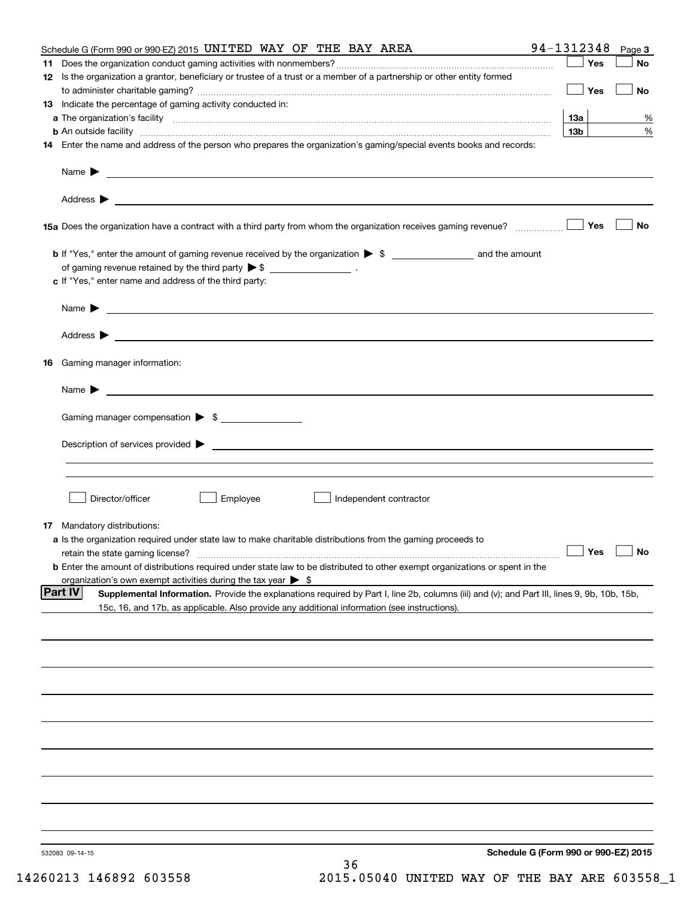Schedule G (Form 990 or 990-EZ) 2015 UNITED WAY OF THE BAY AREA 94-1312348 Page **3**

**11** Does the organization conduct gaming activities with nonmembers? ☐ Yes ☐ No

**12** Is the organization a grantor, beneficiary or trustee of a trust or a member of a partnership or other entity formed to administer charitable gaming? ☐ Yes ☐ No

**13** Indicate the percentage of gaming activity conducted in:

**a** The organization's facility **13a** %

**b** An outside facility **13b** %

**14** Enter the name and address of the person who prepares the organization's gaming/special events books and records:

Name ▶

Address ▶

**15a** Does the organization have a contract with a third party from whom the organization receives gaming revenue? ☐ Yes ☐ No

**b** If "Yes," enter the amount of gaming revenue received by the organization ▶ $ ______ and the amount of gaming revenue retained by the third party ▶ $ ______ .

**c** If "Yes," enter name and address of the third party:

Name ▶

Address ▶

**16** Gaming manager information:

Name ▶

Gaming manager compensation ▶ $

Description of services provided ▶

☐ Director/officer ☐ Employee ☐ Independent contractor

**17** Mandatory distributions:

**a** Is the organization required under state law to make charitable distributions from the gaming proceeds to retain the state gaming license? ☐ Yes ☐ No

**b** Enter the amount of distributions required under state law to be distributed to other exempt organizations or spent in the organization's own exempt activities during the tax year ▶ $

**Part IV** **Supplemental Information.** Provide the explanations required by Part I, line 2b, columns (iii) and (v); and Part III, lines 9, 9b, 10b, 15b, 15c, 16, and 17b, as applicable. Also provide any additional information (see instructions).

532083 09-14-15 **Schedule G (Form 990 or 990-EZ) 2015**

14260213 146892 603558 2015.05040 UNITED WAY OF THE BAY ARE 603558_1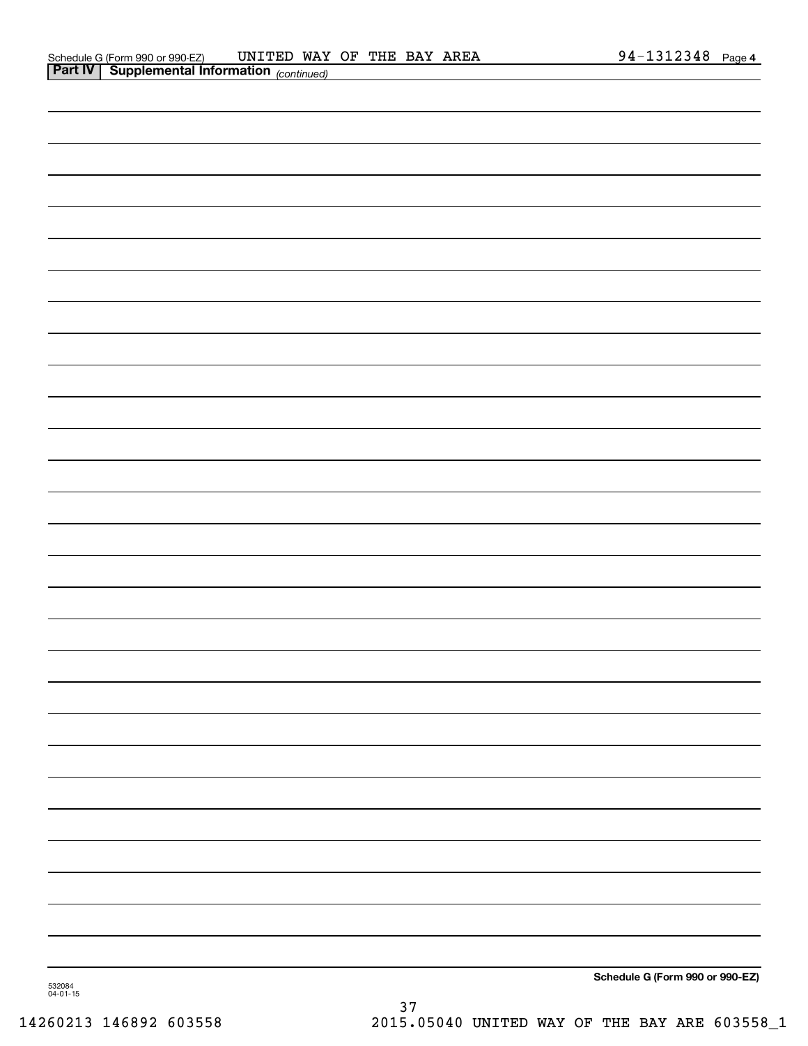Schedule G (Form 990 or 990-EZ) UNITED WAY OF THE BAY AREA 94-1312348 Page **4**

**Part IV | Supplemental Information** *(continued)*

**Schedule G (Form 990 or 990-EZ)**

532084
04-01-15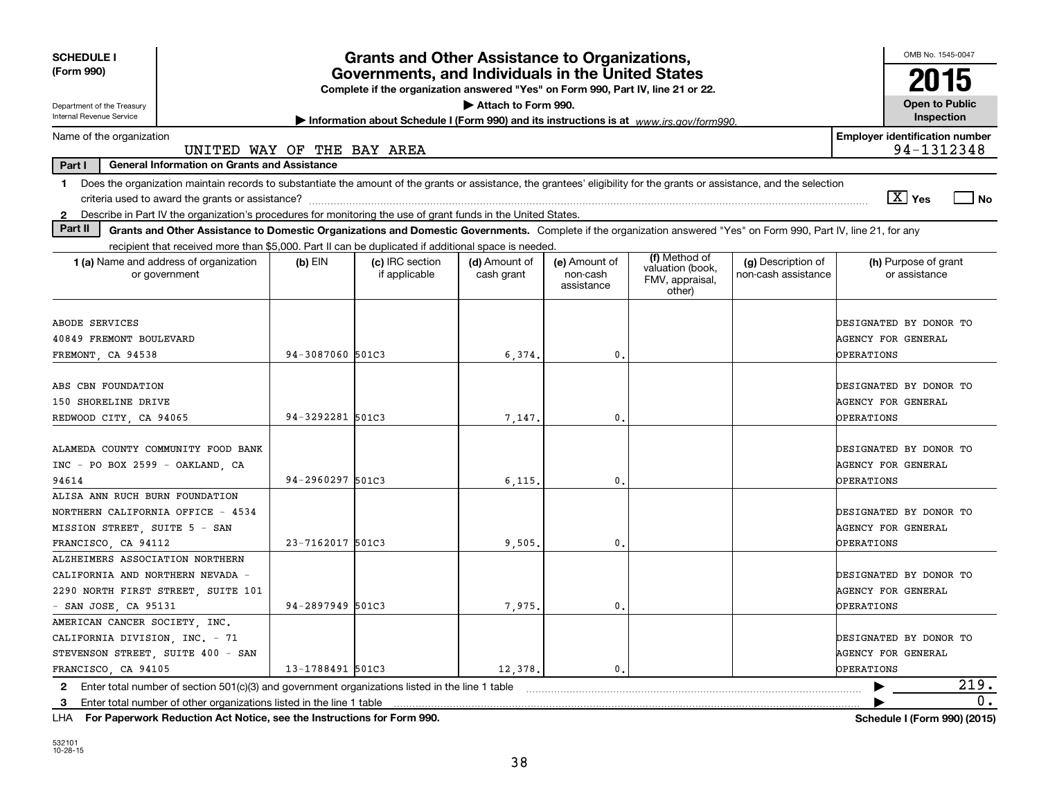**SCHEDULE I**
**(Form 990)**

Department of the Treasury
Internal Revenue Service

# Grants and Other Assistance to Organizations, Governments, and Individuals in the United States

**Complete if the organization answered "Yes" on Form 990, Part IV, line 21 or 22.**

**▶ Attach to Form 990.**

**▶ Information about Schedule I (Form 990) and its instructions is at** *www.irs.gov/form990.*

OMB No. 1545-0047

**2015**

**Open to Public Inspection**

Name of the organization: UNITED WAY OF THE BAY AREA

**Employer identification number:** 94-1312348

**Part I — General Information on Grants and Assistance**

1. Does the organization maintain records to substantiate the amount of the grants or assistance, the grantees' eligibility for the grants or assistance, and the selection criteria used to award the grants or assistance? [X] Yes [ ] No
2. Describe in Part IV the organization's procedures for monitoring the use of grant funds in the United States.

**Part II — Grants and Other Assistance to Domestic Organizations and Domestic Governments.** Complete if the organization answered "Yes" on Form 990, Part IV, line 21, for any recipient that received more than $5,000. Part II can be duplicated if additional space is needed.

| 1 (a) Name and address of organization or government | (b) EIN | (c) IRC section if applicable | (d) Amount of cash grant | (e) Amount of non-cash assistance | (f) Method of valuation (book, FMV, appraisal, other) | (g) Description of non-cash assistance | (h) Purpose of grant or assistance |
|---|---|---|---|---|---|---|---|
| ABODE SERVICES 40849 FREMONT BOULEVARD FREMONT, CA 94538 | 94-3087060 | 501C3 | 6,374. | 0. | | | DESIGNATED BY DONOR TO AGENCY FOR GENERAL OPERATIONS |
| ABS CBN FOUNDATION 150 SHORELINE DRIVE REDWOOD CITY, CA 94065 | 94-3292281 | 501C3 | 7,147. | 0. | | | DESIGNATED BY DONOR TO AGENCY FOR GENERAL OPERATIONS |
| ALAMEDA COUNTY COMMUNITY FOOD BANK INC - PO BOX 2599 - OAKLAND, CA 94614 | 94-2960297 | 501C3 | 6,115. | 0. | | | DESIGNATED BY DONOR TO AGENCY FOR GENERAL OPERATIONS |
| ALISA ANN RUCH BURN FOUNDATION NORTHERN CALIFORNIA OFFICE - 4534 MISSION STREET, SUITE 5 - SAN FRANCISCO, CA 94112 | 23-7162017 | 501C3 | 9,505. | 0. | | | DESIGNATED BY DONOR TO AGENCY FOR GENERAL OPERATIONS |
| ALZHEIMERS ASSOCIATION NORTHERN CALIFORNIA AND NORTHERN NEVADA - 2290 NORTH FIRST STREET, SUITE 101 - SAN JOSE, CA 95131 | 94-2897949 | 501C3 | 7,975. | 0. | | | DESIGNATED BY DONOR TO AGENCY FOR GENERAL OPERATIONS |
| AMERICAN CANCER SOCIETY, INC. CALIFORNIA DIVISION, INC. - 71 STEVENSON STREET, SUITE 400 - SAN FRANCISCO, CA 94105 | 13-1788491 | 501C3 | 12,378. | 0. | | | DESIGNATED BY DONOR TO AGENCY FOR GENERAL OPERATIONS |

2. Enter total number of section 501(c)(3) and government organizations listed in the line 1 table ▶ 219.
3. Enter total number of other organizations listed in the line 1 table ▶ 0.

LHA **For Paperwork Reduction Act Notice, see the Instructions for Form 990.** **Schedule I (Form 990) (2015)**

532101 10-28-15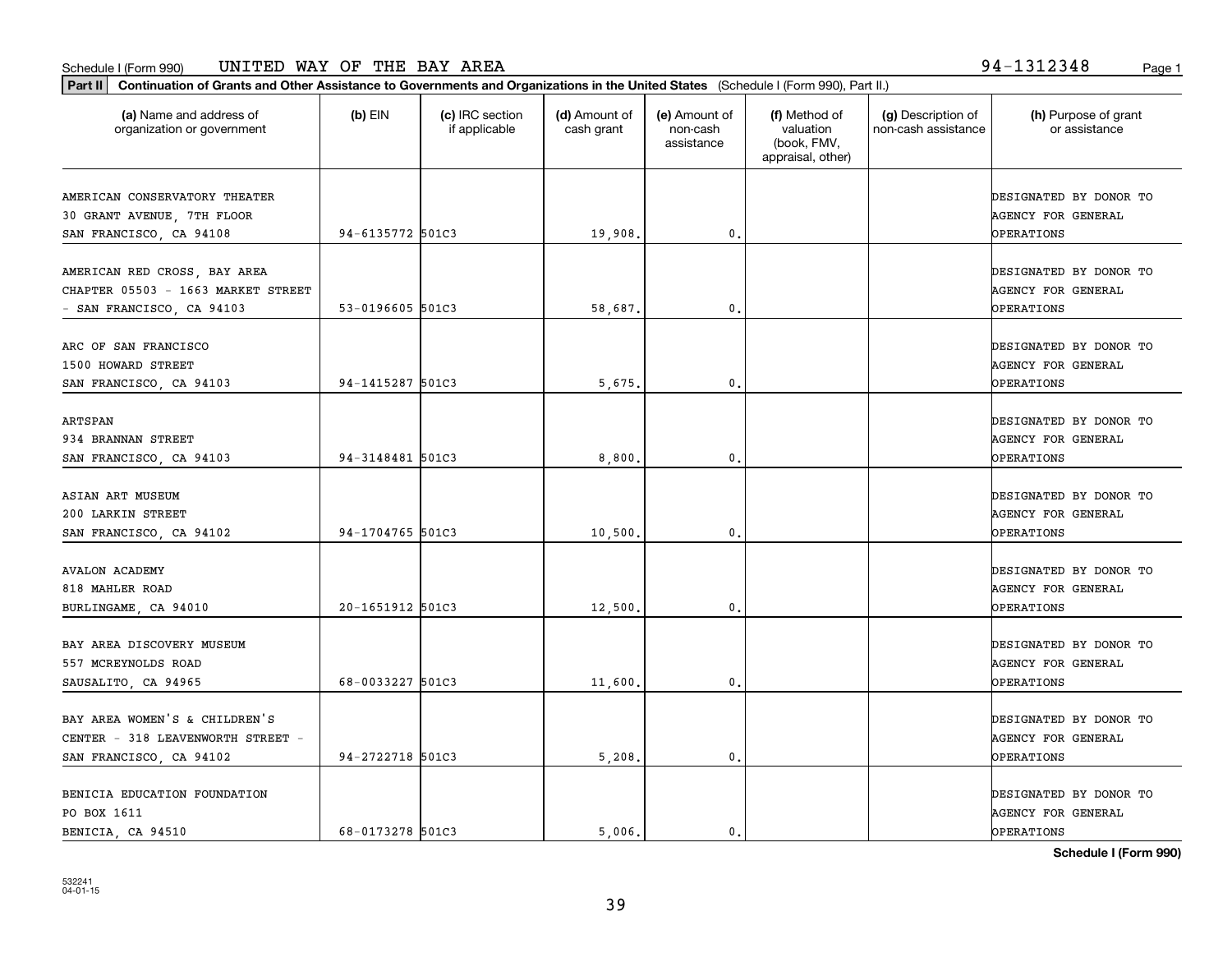Schedule I (Form 990) UNITED WAY OF THE BAY AREA 94-1312348

**Part II Continuation of Grants and Other Assistance to Governments and Organizations in the United States** (Schedule I (Form 990), Part II.)

| (a) Name and address of organization or government | (b) EIN | (c) IRC section if applicable | (d) Amount of cash grant | (e) Amount of non-cash assistance | (f) Method of valuation (book, FMV, appraisal, other) | (g) Description of non-cash assistance | (h) Purpose of grant or assistance |
|---|---|---|---|---|---|---|---|
| AMERICAN CONSERVATORY THEATER 30 GRANT AVENUE, 7TH FLOOR SAN FRANCISCO, CA 94108 | 94-6135772 | 501C3 | 19,908. | 0. | | | DESIGNATED BY DONOR TO AGENCY FOR GENERAL OPERATIONS |
| AMERICAN RED CROSS, BAY AREA CHAPTER 05503 - 1663 MARKET STREET - SAN FRANCISCO, CA 94103 | 53-0196605 | 501C3 | 58,687. | 0. | | | DESIGNATED BY DONOR TO AGENCY FOR GENERAL OPERATIONS |
| ARC OF SAN FRANCISCO 1500 HOWARD STREET SAN FRANCISCO, CA 94103 | 94-1415287 | 501C3 | 5,675. | 0. | | | DESIGNATED BY DONOR TO AGENCY FOR GENERAL OPERATIONS |
| ARTSPAN 934 BRANNAN STREET SAN FRANCISCO, CA 94103 | 94-3148481 | 501C3 | 8,800. | 0. | | | DESIGNATED BY DONOR TO AGENCY FOR GENERAL OPERATIONS |
| ASIAN ART MUSEUM 200 LARKIN STREET SAN FRANCISCO, CA 94102 | 94-1704765 | 501C3 | 10,500. | 0. | | | DESIGNATED BY DONOR TO AGENCY FOR GENERAL OPERATIONS |
| AVALON ACADEMY 818 MAHLER ROAD BURLINGAME, CA 94010 | 20-1651912 | 501C3 | 12,500. | 0. | | | DESIGNATED BY DONOR TO AGENCY FOR GENERAL OPERATIONS |
| BAY AREA DISCOVERY MUSEUM 557 MCREYNOLDS ROAD SAUSALITO, CA 94965 | 68-0033227 | 501C3 | 11,600. | 0. | | | DESIGNATED BY DONOR TO AGENCY FOR GENERAL OPERATIONS |
| BAY AREA WOMEN'S & CHILDREN'S CENTER - 318 LEAVENWORTH STREET - SAN FRANCISCO, CA 94102 | 94-2722718 | 501C3 | 5,208. | 0. | | | DESIGNATED BY DONOR TO AGENCY FOR GENERAL OPERATIONS |
| BENICIA EDUCATION FOUNDATION PO BOX 1611 BENICIA, CA 94510 | 68-0173278 | 501C3 | 5,006. | 0. | | | DESIGNATED BY DONOR TO AGENCY FOR GENERAL OPERATIONS |

**Schedule I (Form 990)**

532241
04-01-15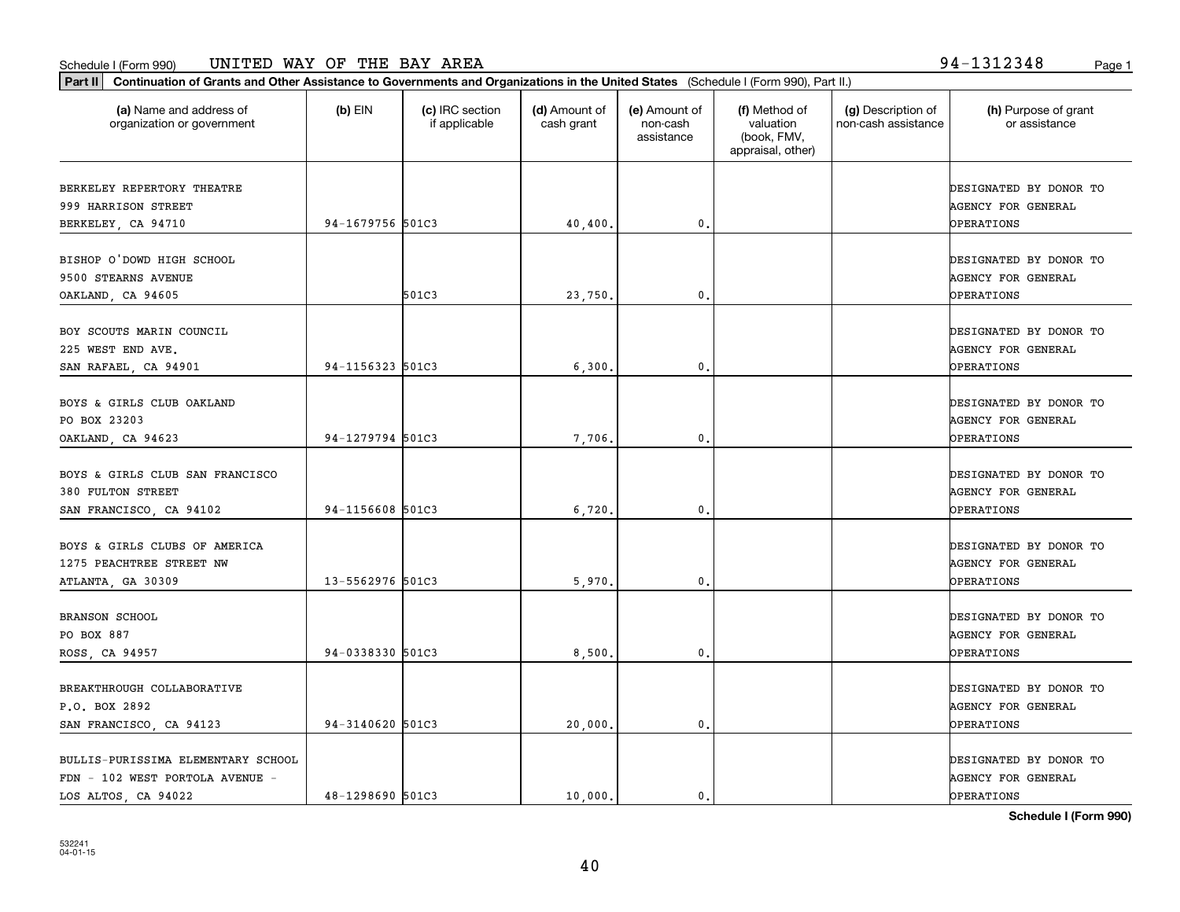Schedule I (Form 990) UNITED WAY OF THE BAY AREA 94-1312348

**Part II** **Continuation of Grants and Other Assistance to Governments and Organizations in the United States** (Schedule I (Form 990), Part II.)

| (a) Name and address of organization or government | (b) EIN | (c) IRC section if applicable | (d) Amount of cash grant | (e) Amount of non-cash assistance | (f) Method of valuation (book, FMV, appraisal, other) | (g) Description of non-cash assistance | (h) Purpose of grant or assistance |
|---|---|---|---|---|---|---|---|
| BERKELEY REPERTORY THEATRE 999 HARRISON STREET BERKELEY, CA 94710 | 94-1679756 | 501C3 | 40,400. | 0. | | | DESIGNATED BY DONOR TO AGENCY FOR GENERAL OPERATIONS |
| BISHOP O'DOWD HIGH SCHOOL 9500 STEARNS AVENUE OAKLAND, CA 94605 | | 501C3 | 23,750. | 0. | | | DESIGNATED BY DONOR TO AGENCY FOR GENERAL OPERATIONS |
| BOY SCOUTS MARIN COUNCIL 225 WEST END AVE. SAN RAFAEL, CA 94901 | 94-1156323 | 501C3 | 6,300. | 0. | | | DESIGNATED BY DONOR TO AGENCY FOR GENERAL OPERATIONS |
| BOYS & GIRLS CLUB OAKLAND PO BOX 23203 OAKLAND, CA 94623 | 94-1279794 | 501C3 | 7,706. | 0. | | | DESIGNATED BY DONOR TO AGENCY FOR GENERAL OPERATIONS |
| BOYS & GIRLS CLUB SAN FRANCISCO 380 FULTON STREET SAN FRANCISCO, CA 94102 | 94-1156608 | 501C3 | 6,720. | 0. | | | DESIGNATED BY DONOR TO AGENCY FOR GENERAL OPERATIONS |
| BOYS & GIRLS CLUBS OF AMERICA 1275 PEACHTREE STREET NW ATLANTA, GA 30309 | 13-5562976 | 501C3 | 5,970. | 0. | | | DESIGNATED BY DONOR TO AGENCY FOR GENERAL OPERATIONS |
| BRANSON SCHOOL PO BOX 887 ROSS, CA 94957 | 94-0338330 | 501C3 | 8,500. | 0. | | | DESIGNATED BY DONOR TO AGENCY FOR GENERAL OPERATIONS |
| BREAKTHROUGH COLLABORATIVE P.O. BOX 2892 SAN FRANCISCO, CA 94123 | 94-3140620 | 501C3 | 20,000. | 0. | | | DESIGNATED BY DONOR TO AGENCY FOR GENERAL OPERATIONS |
| BULLIS-PURISSIMA ELEMENTARY SCHOOL FDN - 102 WEST PORTOLA AVENUE - LOS ALTOS, CA 94022 | 48-1298690 | 501C3 | 10,000. | 0. | | | DESIGNATED BY DONOR TO AGENCY FOR GENERAL OPERATIONS |

**Schedule I (Form 990)**

532241
04-01-15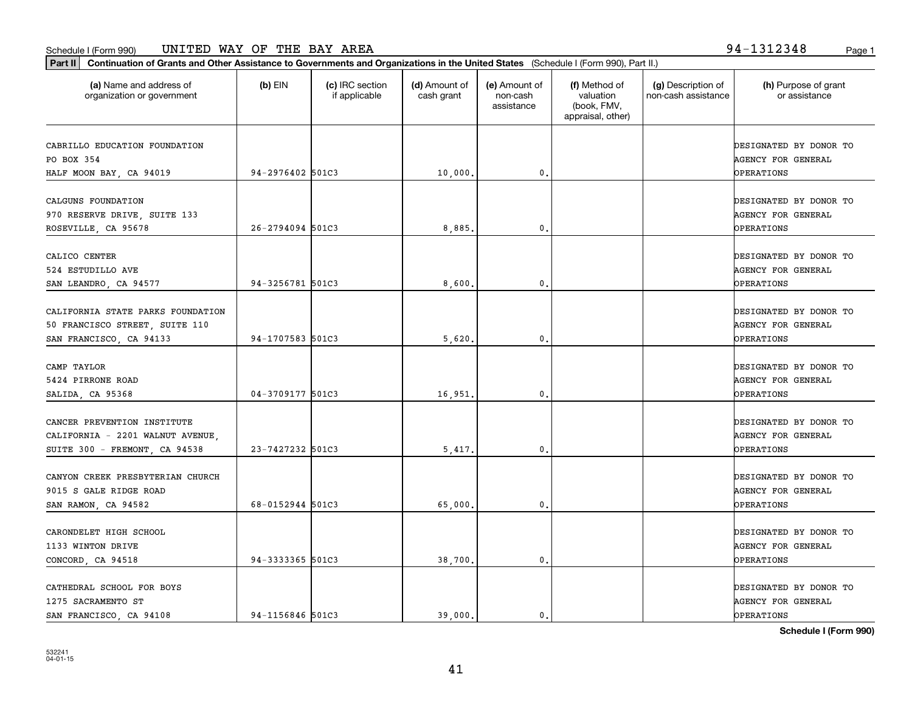Schedule I (Form 990) UNITED WAY OF THE BAY AREA 94-1312348

**Part II** **Continuation of Grants and Other Assistance to Governments and Organizations in the United States** (Schedule I (Form 990), Part II.)

| (a) Name and address of organization or government | (b) EIN | (c) IRC section if applicable | (d) Amount of cash grant | (e) Amount of non-cash assistance | (f) Method of valuation (book, FMV, appraisal, other) | (g) Description of non-cash assistance | (h) Purpose of grant or assistance |
|---|---|---|---|---|---|---|---|
| CABRILLO EDUCATION FOUNDATION<br>PO BOX 354<br>HALF MOON BAY, CA 94019 | 94-2976402 | 501C3 | 10,000. | 0. | | | DESIGNATED BY DONOR TO AGENCY FOR GENERAL OPERATIONS |
| CALGUNS FOUNDATION<br>970 RESERVE DRIVE, SUITE 133<br>ROSEVILLE, CA 95678 | 26-2794094 | 501C3 | 8,885. | 0. | | | DESIGNATED BY DONOR TO AGENCY FOR GENERAL OPERATIONS |
| CALICO CENTER<br>524 ESTUDILLO AVE<br>SAN LEANDRO, CA 94577 | 94-3256781 | 501C3 | 8,600. | 0. | | | DESIGNATED BY DONOR TO AGENCY FOR GENERAL OPERATIONS |
| CALIFORNIA STATE PARKS FOUNDATION<br>50 FRANCISCO STREET, SUITE 110<br>SAN FRANCISCO, CA 94133 | 94-1707583 | 501C3 | 5,620. | 0. | | | DESIGNATED BY DONOR TO AGENCY FOR GENERAL OPERATIONS |
| CAMP TAYLOR<br>5424 PIRRONE ROAD<br>SALIDA, CA 95368 | 04-3709177 | 501C3 | 16,951. | 0. | | | DESIGNATED BY DONOR TO AGENCY FOR GENERAL OPERATIONS |
| CANCER PREVENTION INSTITUTE<br>CALIFORNIA - 2201 WALNUT AVENUE,<br>SUITE 300 - FREMONT, CA 94538 | 23-7427232 | 501C3 | 5,417. | 0. | | | DESIGNATED BY DONOR TO AGENCY FOR GENERAL OPERATIONS |
| CANYON CREEK PRESBYTERIAN CHURCH<br>9015 S GALE RIDGE ROAD<br>SAN RAMON, CA 94582 | 68-0152944 | 501C3 | 65,000. | 0. | | | DESIGNATED BY DONOR TO AGENCY FOR GENERAL OPERATIONS |
| CARONDELET HIGH SCHOOL<br>1133 WINTON DRIVE<br>CONCORD, CA 94518 | 94-3333365 | 501C3 | 38,700. | 0. | | | DESIGNATED BY DONOR TO AGENCY FOR GENERAL OPERATIONS |
| CATHEDRAL SCHOOL FOR BOYS<br>1275 SACRAMENTO ST<br>SAN FRANCISCO, CA 94108 | 94-1156846 | 501C3 | 39,000. | 0. | | | DESIGNATED BY DONOR TO AGENCY FOR GENERAL OPERATIONS |

**Schedule I (Form 990)**

532241
04-01-15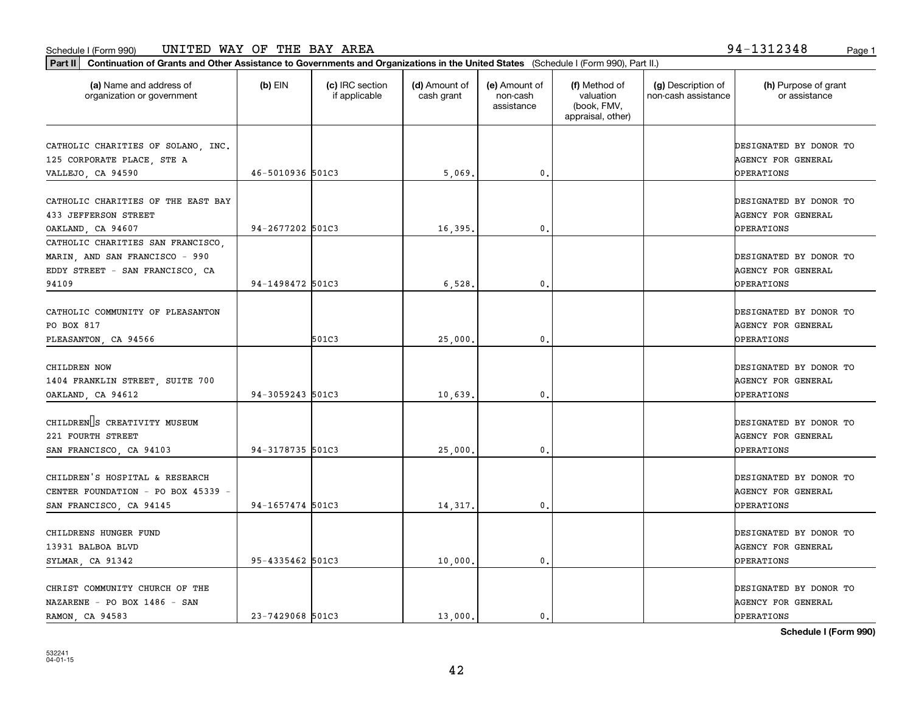Schedule I (Form 990) UNITED WAY OF THE BAY AREA 94-1312348

**Part II** **Continuation of Grants and Other Assistance to Governments and Organizations in the United States** (Schedule I (Form 990), Part II.)

| (a) Name and address of organization or government | (b) EIN | (c) IRC section if applicable | (d) Amount of cash grant | (e) Amount of non-cash assistance | (f) Method of valuation (book, FMV, appraisal, other) | (g) Description of non-cash assistance | (h) Purpose of grant or assistance |
|---|---|---|---|---|---|---|---|
| CATHOLIC CHARITIES OF SOLANO, INC. 125 CORPORATE PLACE, STE A VALLEJO, CA 94590 | 46-5010936 | 501C3 | 5,069. | 0. | | | DESIGNATED BY DONOR TO AGENCY FOR GENERAL OPERATIONS |
| CATHOLIC CHARITIES OF THE EAST BAY 433 JEFFERSON STREET OAKLAND, CA 94607 | 94-2677202 | 501C3 | 16,395. | 0. | | | DESIGNATED BY DONOR TO AGENCY FOR GENERAL OPERATIONS |
| CATHOLIC CHARITIES SAN FRANCISCO, MARIN, AND SAN FRANCISCO - 990 EDDY STREET - SAN FRANCISCO, CA 94109 | 94-1498472 | 501C3 | 6,528. | 0. | | | DESIGNATED BY DONOR TO AGENCY FOR GENERAL OPERATIONS |
| CATHOLIC COMMUNITY OF PLEASANTON PO BOX 817 PLEASANTON, CA 94566 | | 501C3 | 25,000. | 0. | | | DESIGNATED BY DONOR TO AGENCY FOR GENERAL OPERATIONS |
| CHILDREN NOW 1404 FRANKLIN STREET, SUITE 700 OAKLAND, CA 94612 | 94-3059243 | 501C3 | 10,639. | 0. | | | DESIGNATED BY DONOR TO AGENCY FOR GENERAL OPERATIONS |
| CHILDREN'S CREATIVITY MUSEUM 221 FOURTH STREET SAN FRANCISCO, CA 94103 | 94-3178735 | 501C3 | 25,000. | 0. | | | DESIGNATED BY DONOR TO AGENCY FOR GENERAL OPERATIONS |
| CHILDREN'S HOSPITAL & RESEARCH CENTER FOUNDATION - PO BOX 45339 - SAN FRANCISCO, CA 94145 | 94-1657474 | 501C3 | 14,317. | 0. | | | DESIGNATED BY DONOR TO AGENCY FOR GENERAL OPERATIONS |
| CHILDRENS HUNGER FUND 13931 BALBOA BLVD SYLMAR, CA 91342 | 95-4335462 | 501C3 | 10,000. | 0. | | | DESIGNATED BY DONOR TO AGENCY FOR GENERAL OPERATIONS |
| CHRIST COMMUNITY CHURCH OF THE NAZARENE - PO BOX 1486 - SAN RAMON, CA 94583 | 23-7429068 | 501C3 | 13,000. | 0. | | | DESIGNATED BY DONOR TO AGENCY FOR GENERAL OPERATIONS |

**Schedule I (Form 990)**

532241
04-01-15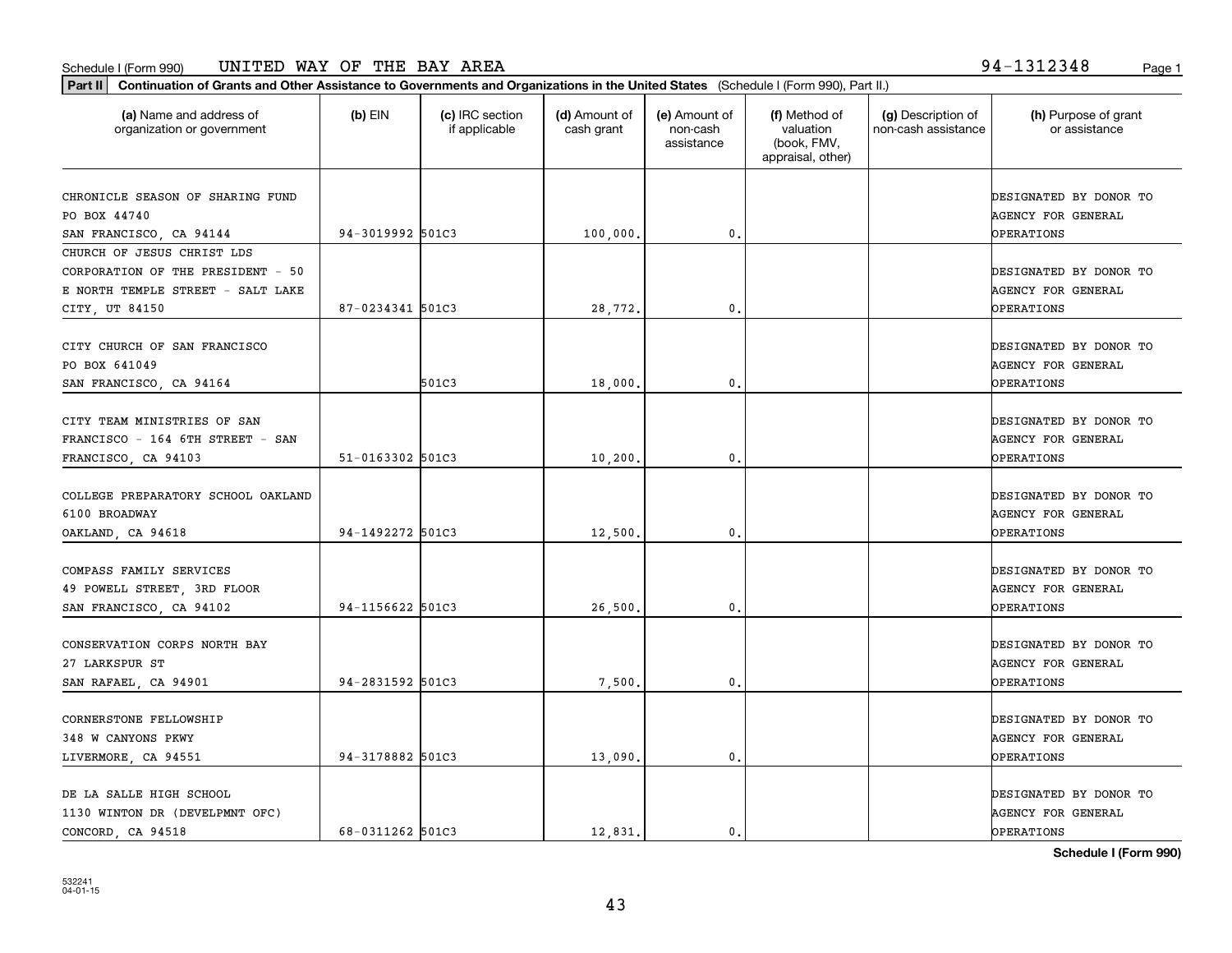Schedule I (Form 990) UNITED WAY OF THE BAY AREA 94-1312348

**Part II** **Continuation of Grants and Other Assistance to Governments and Organizations in the United States** (Schedule I (Form 990), Part II.)

| (a) Name and address of organization or government | (b) EIN | (c) IRC section if applicable | (d) Amount of cash grant | (e) Amount of non-cash assistance | (f) Method of valuation (book, FMV, appraisal, other) | (g) Description of non-cash assistance | (h) Purpose of grant or assistance |
|---|---|---|---|---|---|---|---|
| CHRONICLE SEASON OF SHARING FUND PO BOX 44740 SAN FRANCISCO, CA 94144 | 94-3019992 | 501C3 | 100,000. | 0. | | | DESIGNATED BY DONOR TO AGENCY FOR GENERAL OPERATIONS |
| CHURCH OF JESUS CHRIST LDS CORPORATION OF THE PRESIDENT - 50 E NORTH TEMPLE STREET - SALT LAKE CITY, UT 84150 | 87-0234341 | 501C3 | 28,772. | 0. | | | DESIGNATED BY DONOR TO AGENCY FOR GENERAL OPERATIONS |
| CITY CHURCH OF SAN FRANCISCO PO BOX 641049 SAN FRANCISCO, CA 94164 | | 501C3 | 18,000. | 0. | | | DESIGNATED BY DONOR TO AGENCY FOR GENERAL OPERATIONS |
| CITY TEAM MINISTRIES OF SAN FRANCISCO - 164 6TH STREET - SAN FRANCISCO, CA 94103 | 51-0163302 | 501C3 | 10,200. | 0. | | | DESIGNATED BY DONOR TO AGENCY FOR GENERAL OPERATIONS |
| COLLEGE PREPARATORY SCHOOL OAKLAND 6100 BROADWAY OAKLAND, CA 94618 | 94-1492272 | 501C3 | 12,500. | 0. | | | DESIGNATED BY DONOR TO AGENCY FOR GENERAL OPERATIONS |
| COMPASS FAMILY SERVICES 49 POWELL STREET, 3RD FLOOR SAN FRANCISCO, CA 94102 | 94-1156622 | 501C3 | 26,500. | 0. | | | DESIGNATED BY DONOR TO AGENCY FOR GENERAL OPERATIONS |
| CONSERVATION CORPS NORTH BAY 27 LARKSPUR ST SAN RAFAEL, CA 94901 | 94-2831592 | 501C3 | 7,500. | 0. | | | DESIGNATED BY DONOR TO AGENCY FOR GENERAL OPERATIONS |
| CORNERSTONE FELLOWSHIP 348 W CANYONS PKWY LIVERMORE, CA 94551 | 94-3178882 | 501C3 | 13,090. | 0. | | | DESIGNATED BY DONOR TO AGENCY FOR GENERAL OPERATIONS |
| DE LA SALLE HIGH SCHOOL 1130 WINTON DR (DEVELPMNT OFC) CONCORD, CA 94518 | 68-0311262 | 501C3 | 12,831. | 0. | | | DESIGNATED BY DONOR TO AGENCY FOR GENERAL OPERATIONS |

**Schedule I (Form 990)**

532241 04-01-15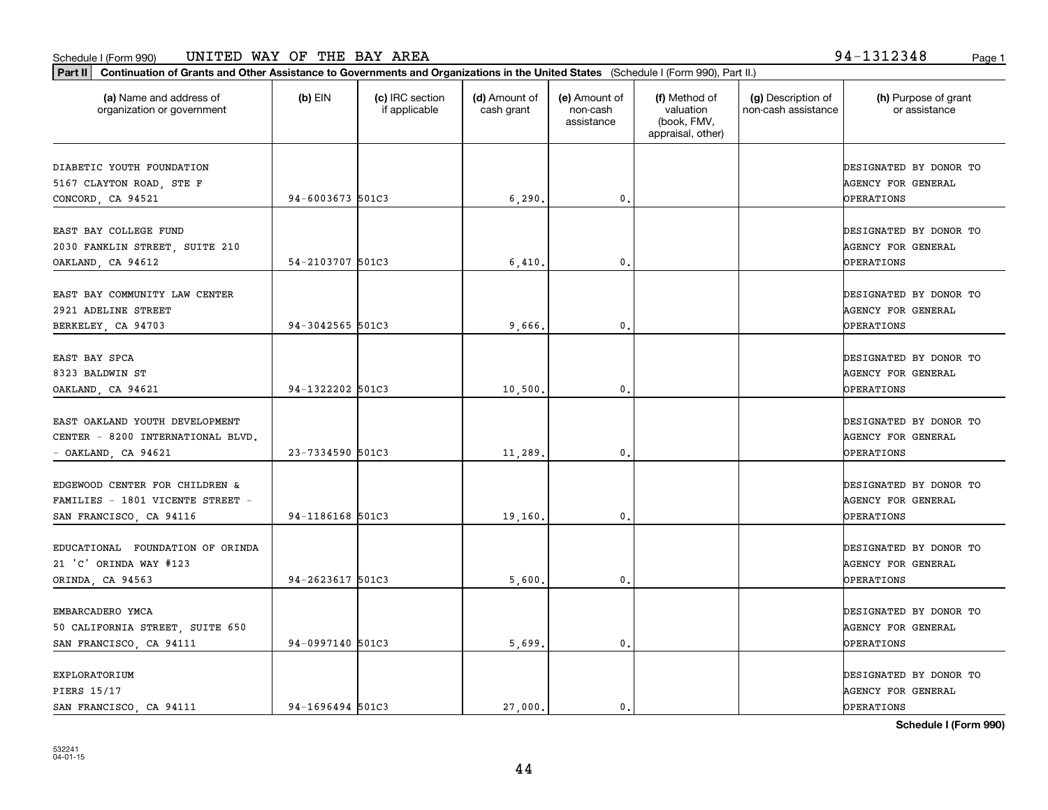Schedule I (Form 990) UNITED WAY OF THE BAY AREA 94-1312348

**Part II Continuation of Grants and Other Assistance to Governments and Organizations in the United States** (Schedule I (Form 990), Part II.)

| (a) Name and address of organization or government | (b) EIN | (c) IRC section if applicable | (d) Amount of cash grant | (e) Amount of non-cash assistance | (f) Method of valuation (book, FMV, appraisal, other) | (g) Description of non-cash assistance | (h) Purpose of grant or assistance |
|---|---|---|---|---|---|---|---|
| DIABETIC YOUTH FOUNDATION 5167 CLAYTON ROAD, STE F CONCORD, CA 94521 | 94-6003673 | 501C3 | 6,290. | 0. | | | DESIGNATED BY DONOR TO AGENCY FOR GENERAL OPERATIONS |
| EAST BAY COLLEGE FUND 2030 FANKLIN STREET, SUITE 210 OAKLAND, CA 94612 | 54-2103707 | 501C3 | 6,410. | 0. | | | DESIGNATED BY DONOR TO AGENCY FOR GENERAL OPERATIONS |
| EAST BAY COMMUNITY LAW CENTER 2921 ADELINE STREET BERKELEY, CA 94703 | 94-3042565 | 501C3 | 9,666. | 0. | | | DESIGNATED BY DONOR TO AGENCY FOR GENERAL OPERATIONS |
| EAST BAY SPCA 8323 BALDWIN ST OAKLAND, CA 94621 | 94-1322202 | 501C3 | 10,500. | 0. | | | DESIGNATED BY DONOR TO AGENCY FOR GENERAL OPERATIONS |
| EAST OAKLAND YOUTH DEVELOPMENT CENTER - 8200 INTERNATIONAL BLVD. - OAKLAND, CA 94621 | 23-7334590 | 501C3 | 11,289. | 0. | | | DESIGNATED BY DONOR TO AGENCY FOR GENERAL OPERATIONS |
| EDGEWOOD CENTER FOR CHILDREN & FAMILIES - 1801 VICENTE STREET - SAN FRANCISCO, CA 94116 | 94-1186168 | 501C3 | 19,160. | 0. | | | DESIGNATED BY DONOR TO AGENCY FOR GENERAL OPERATIONS |
| EDUCATIONAL FOUNDATION OF ORINDA 21 'C' ORINDA WAY #123 ORINDA, CA 94563 | 94-2623617 | 501C3 | 5,600. | 0. | | | DESIGNATED BY DONOR TO AGENCY FOR GENERAL OPERATIONS |
| EMBARCADERO YMCA 50 CALIFORNIA STREET, SUITE 650 SAN FRANCISCO, CA 94111 | 94-0997140 | 501C3 | 5,699. | 0. | | | DESIGNATED BY DONOR TO AGENCY FOR GENERAL OPERATIONS |
| EXPLORATORIUM PIERS 15/17 SAN FRANCISCO, CA 94111 | 94-1696494 | 501C3 | 27,000. | 0. | | | DESIGNATED BY DONOR TO AGENCY FOR GENERAL OPERATIONS |

**Schedule I (Form 990)**

532241
04-01-15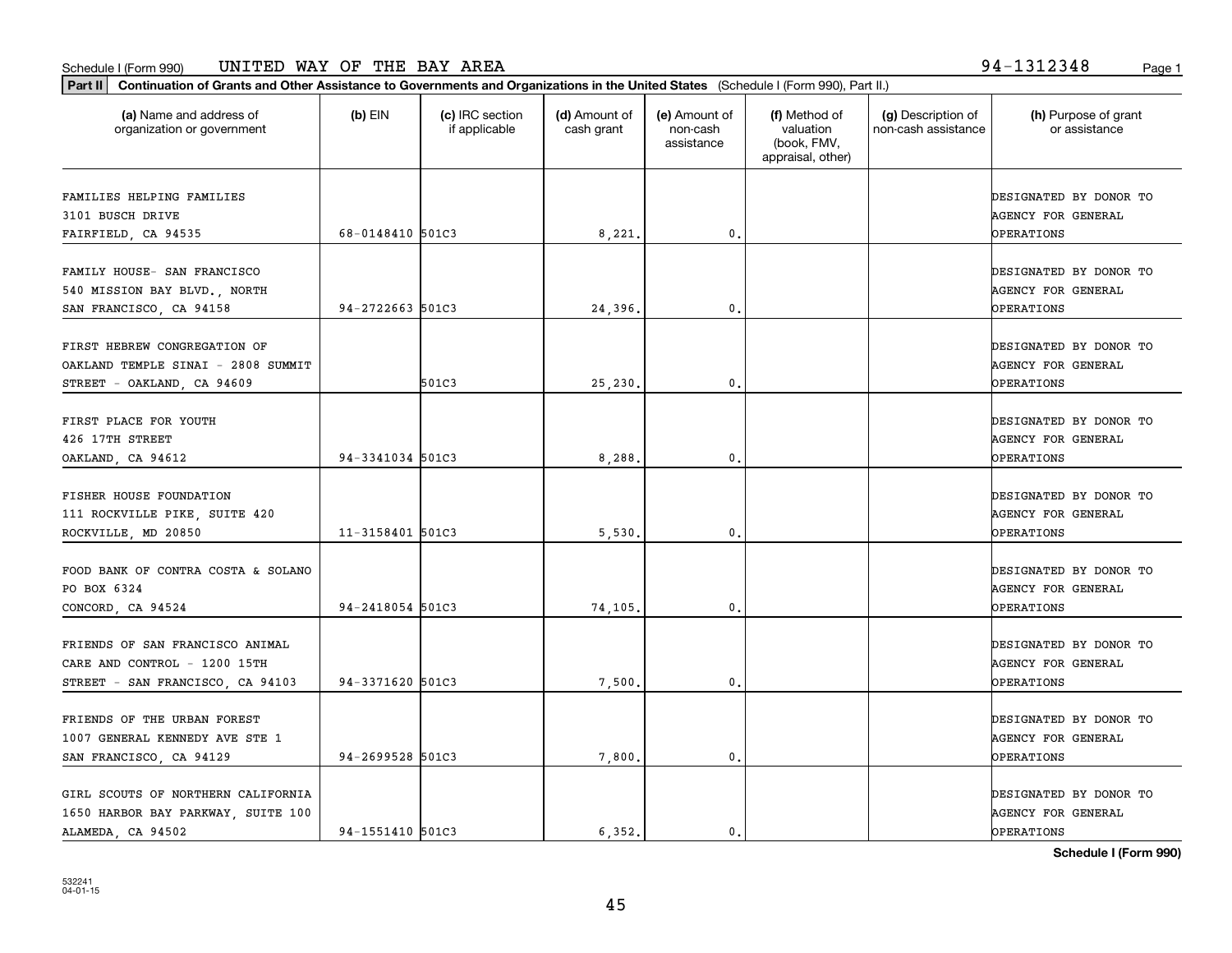Schedule I (Form 990) UNITED WAY OF THE BAY AREA 94-1312348

**Part II Continuation of Grants and Other Assistance to Governments and Organizations in the United States** (Schedule I (Form 990), Part II.)

| (a) Name and address of organization or government | (b) EIN | (c) IRC section if applicable | (d) Amount of cash grant | (e) Amount of non-cash assistance | (f) Method of valuation (book, FMV, appraisal, other) | (g) Description of non-cash assistance | (h) Purpose of grant or assistance |
|---|---|---|---|---|---|---|---|
| FAMILIES HELPING FAMILIES 3101 BUSCH DRIVE FAIRFIELD, CA 94535 | 68-0148410 | 501C3 | 8,221. | 0. | | | DESIGNATED BY DONOR TO AGENCY FOR GENERAL OPERATIONS |
| FAMILY HOUSE- SAN FRANCISCO 540 MISSION BAY BLVD., NORTH SAN FRANCISCO, CA 94158 | 94-2722663 | 501C3 | 24,396. | 0. | | | DESIGNATED BY DONOR TO AGENCY FOR GENERAL OPERATIONS |
| FIRST HEBREW CONGREGATION OF OAKLAND TEMPLE SINAI - 2808 SUMMIT STREET - OAKLAND, CA 94609 | | 501C3 | 25,230. | 0. | | | DESIGNATED BY DONOR TO AGENCY FOR GENERAL OPERATIONS |
| FIRST PLACE FOR YOUTH 426 17TH STREET OAKLAND, CA 94612 | 94-3341034 | 501C3 | 8,288. | 0. | | | DESIGNATED BY DONOR TO AGENCY FOR GENERAL OPERATIONS |
| FISHER HOUSE FOUNDATION 111 ROCKVILLE PIKE, SUITE 420 ROCKVILLE, MD 20850 | 11-3158401 | 501C3 | 5,530. | 0. | | | DESIGNATED BY DONOR TO AGENCY FOR GENERAL OPERATIONS |
| FOOD BANK OF CONTRA COSTA & SOLANO PO BOX 6324 CONCORD, CA 94524 | 94-2418054 | 501C3 | 74,105. | 0. | | | DESIGNATED BY DONOR TO AGENCY FOR GENERAL OPERATIONS |
| FRIENDS OF SAN FRANCISCO ANIMAL CARE AND CONTROL - 1200 15TH STREET - SAN FRANCISCO, CA 94103 | 94-3371620 | 501C3 | 7,500. | 0. | | | DESIGNATED BY DONOR TO AGENCY FOR GENERAL OPERATIONS |
| FRIENDS OF THE URBAN FOREST 1007 GENERAL KENNEDY AVE STE 1 SAN FRANCISCO, CA 94129 | 94-2699528 | 501C3 | 7,800. | 0. | | | DESIGNATED BY DONOR TO AGENCY FOR GENERAL OPERATIONS |
| GIRL SCOUTS OF NORTHERN CALIFORNIA 1650 HARBOR BAY PARKWAY, SUITE 100 ALAMEDA, CA 94502 | 94-1551410 | 501C3 | 6,352. | 0. | | | DESIGNATED BY DONOR TO AGENCY FOR GENERAL OPERATIONS |

Schedule I (Form 990)

532241 04-01-15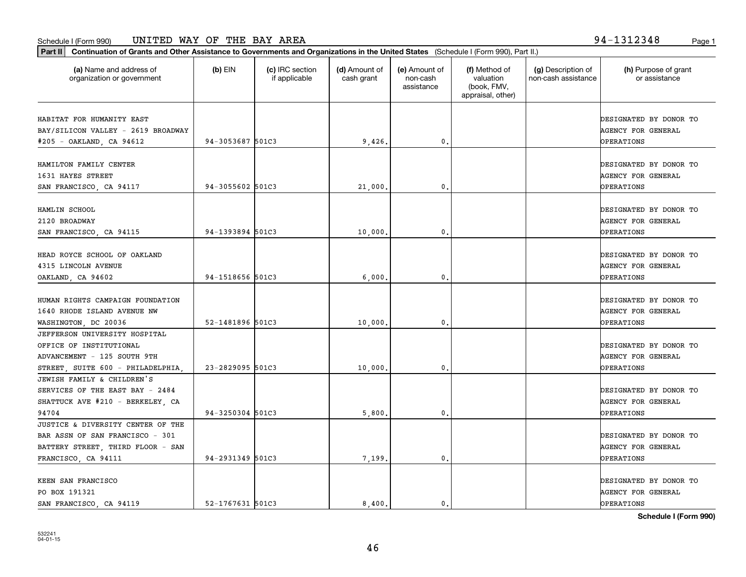Schedule I (Form 990) UNITED WAY OF THE BAY AREA 94-1312348

**Part II Continuation of Grants and Other Assistance to Governments and Organizations in the United States** (Schedule I (Form 990), Part II.)

| (a) Name and address of organization or government | (b) EIN | (c) IRC section if applicable | (d) Amount of cash grant | (e) Amount of non-cash assistance | (f) Method of valuation (book, FMV, appraisal, other) | (g) Description of non-cash assistance | (h) Purpose of grant or assistance |
|---|---|---|---|---|---|---|---|
| HABITAT FOR HUMANITY EAST BAY/SILICON VALLEY - 2619 BROADWAY #205 - OAKLAND, CA 94612 | 94-3053687 | 501C3 | 9,426. | 0. | | | DESIGNATED BY DONOR TO AGENCY FOR GENERAL OPERATIONS |
| HAMILTON FAMILY CENTER 1631 HAYES STREET SAN FRANCISCO, CA 94117 | 94-3055602 | 501C3 | 21,000. | 0. | | | DESIGNATED BY DONOR TO AGENCY FOR GENERAL OPERATIONS |
| HAMLIN SCHOOL 2120 BROADWAY SAN FRANCISCO, CA 94115 | 94-1393894 | 501C3 | 10,000. | 0. | | | DESIGNATED BY DONOR TO AGENCY FOR GENERAL OPERATIONS |
| HEAD ROYCE SCHOOL OF OAKLAND 4315 LINCOLN AVENUE OAKLAND, CA 94602 | 94-1518656 | 501C3 | 6,000. | 0. | | | DESIGNATED BY DONOR TO AGENCY FOR GENERAL OPERATIONS |
| HUMAN RIGHTS CAMPAIGN FOUNDATION 1640 RHODE ISLAND AVENUE NW WASHINGTON, DC 20036 | 52-1481896 | 501C3 | 10,000. | 0. | | | DESIGNATED BY DONOR TO AGENCY FOR GENERAL OPERATIONS |
| JEFFERSON UNIVERSITY HOSPITAL OFFICE OF INSTITUTIONAL ADVANCEMENT - 125 SOUTH 9TH STREET, SUITE 600 - PHILADELPHIA, | 23-2829095 | 501C3 | 10,000. | 0. | | | DESIGNATED BY DONOR TO AGENCY FOR GENERAL OPERATIONS |
| JEWISH FAMILY & CHILDREN'S SERVICES OF THE EAST BAY - 2484 SHATTUCK AVE #210 - BERKELEY, CA 94704 | 94-3250304 | 501C3 | 5,800. | 0. | | | DESIGNATED BY DONOR TO AGENCY FOR GENERAL OPERATIONS |
| JUSTICE & DIVERSITY CENTER OF THE BAR ASSN OF SAN FRANCISCO - 301 BATTERY STREET, THIRD FLOOR - SAN FRANCISCO, CA 94111 | 94-2931349 | 501C3 | 7,199. | 0. | | | DESIGNATED BY DONOR TO AGENCY FOR GENERAL OPERATIONS |
| KEEN SAN FRANCISCO PO BOX 191321 SAN FRANCISCO, CA 94119 | 52-1767631 | 501C3 | 8,400. | 0. | | | DESIGNATED BY DONOR TO AGENCY FOR GENERAL OPERATIONS |

**Schedule I (Form 990)**

532241 04-01-15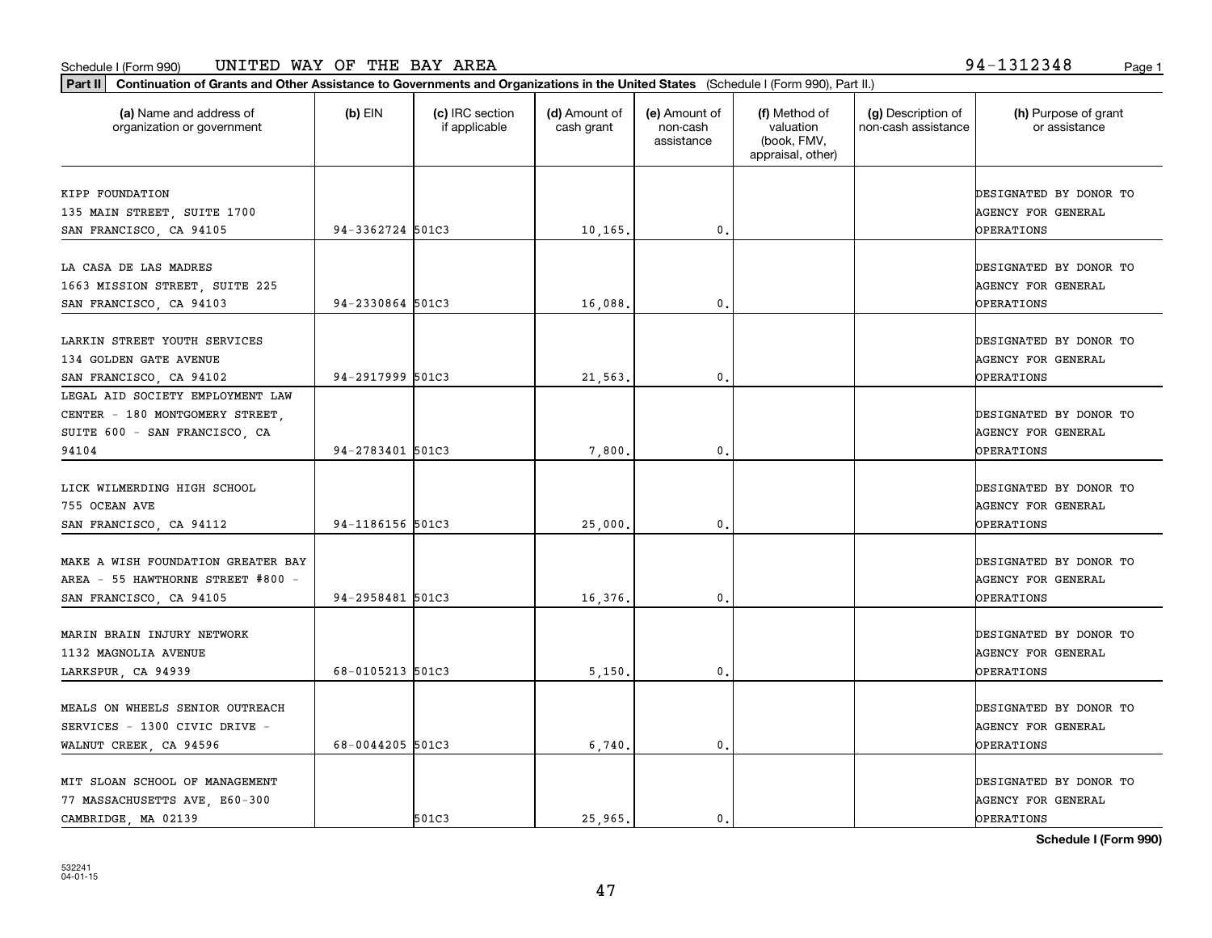Schedule I (Form 990) UNITED WAY OF THE BAY AREA 94-1312348

**Part II** **Continuation of Grants and Other Assistance to Governments and Organizations in the United States** (Schedule I (Form 990), Part II.)

| (a) Name and address of organization or government | (b) EIN | (c) IRC section if applicable | (d) Amount of cash grant | (e) Amount of non-cash assistance | (f) Method of valuation (book, FMV, appraisal, other) | (g) Description of non-cash assistance | (h) Purpose of grant or assistance |
|---|---|---|---|---|---|---|---|
| KIPP FOUNDATION 135 MAIN STREET, SUITE 1700 SAN FRANCISCO, CA 94105 | 94-3362724 | 501C3 | 10,165. | 0. | | | DESIGNATED BY DONOR TO AGENCY FOR GENERAL OPERATIONS |
| LA CASA DE LAS MADRES 1663 MISSION STREET, SUITE 225 SAN FRANCISCO, CA 94103 | 94-2330864 | 501C3 | 16,088. | 0. | | | DESIGNATED BY DONOR TO AGENCY FOR GENERAL OPERATIONS |
| LARKIN STREET YOUTH SERVICES 134 GOLDEN GATE AVENUE SAN FRANCISCO, CA 94102 | 94-2917999 | 501C3 | 21,563. | 0. | | | DESIGNATED BY DONOR TO AGENCY FOR GENERAL OPERATIONS |
| LEGAL AID SOCIETY EMPLOYMENT LAW CENTER - 180 MONTGOMERY STREET, SUITE 600 - SAN FRANCISCO, CA 94104 | 94-2783401 | 501C3 | 7,800. | 0. | | | DESIGNATED BY DONOR TO AGENCY FOR GENERAL OPERATIONS |
| LICK WILMERDING HIGH SCHOOL 755 OCEAN AVE SAN FRANCISCO, CA 94112 | 94-1186156 | 501C3 | 25,000. | 0. | | | DESIGNATED BY DONOR TO AGENCY FOR GENERAL OPERATIONS |
| MAKE A WISH FOUNDATION GREATER BAY AREA - 55 HAWTHORNE STREET #800 - SAN FRANCISCO, CA 94105 | 94-2958481 | 501C3 | 16,376. | 0. | | | DESIGNATED BY DONOR TO AGENCY FOR GENERAL OPERATIONS |
| MARIN BRAIN INJURY NETWORK 1132 MAGNOLIA AVENUE LARKSPUR, CA 94939 | 68-0105213 | 501C3 | 5,150. | 0. | | | DESIGNATED BY DONOR TO AGENCY FOR GENERAL OPERATIONS |
| MEALS ON WHEELS SENIOR OUTREACH SERVICES - 1300 CIVIC DRIVE - WALNUT CREEK, CA 94596 | 68-0044205 | 501C3 | 6,740. | 0. | | | DESIGNATED BY DONOR TO AGENCY FOR GENERAL OPERATIONS |
| MIT SLOAN SCHOOL OF MANAGEMENT 77 MASSACHUSETTS AVE, E60-300 CAMBRIDGE, MA 02139 | | 501C3 | 25,965. | 0. | | | DESIGNATED BY DONOR TO AGENCY FOR GENERAL OPERATIONS |

**Schedule I (Form 990)**

532241 04-01-15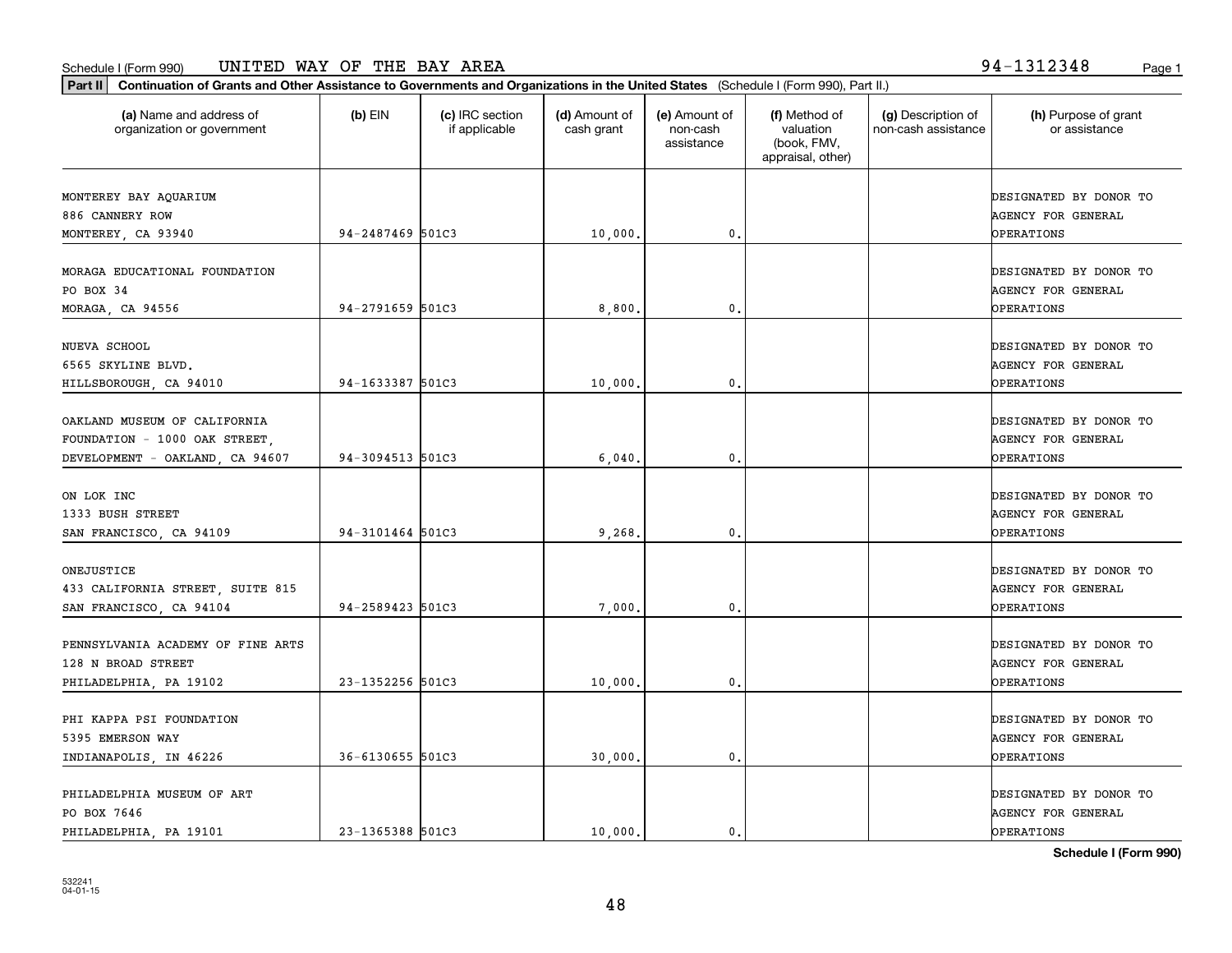Schedule I (Form 990) UNITED WAY OF THE BAY AREA 94-1312348

**Part II** **Continuation of Grants and Other Assistance to Governments and Organizations in the United States** (Schedule I (Form 990), Part II.)

| (a) Name and address of organization or government | (b) EIN | (c) IRC section if applicable | (d) Amount of cash grant | (e) Amount of non-cash assistance | (f) Method of valuation (book, FMV, appraisal, other) | (g) Description of non-cash assistance | (h) Purpose of grant or assistance |
|---|---|---|---|---|---|---|---|
| MONTEREY BAY AQUARIUM 886 CANNERY ROW MONTEREY, CA 93940 | 94-2487469 | 501C3 | 10,000. | 0. | | | DESIGNATED BY DONOR TO AGENCY FOR GENERAL OPERATIONS |
| MORAGA EDUCATIONAL FOUNDATION PO BOX 34 MORAGA, CA 94556 | 94-2791659 | 501C3 | 8,800. | 0. | | | DESIGNATED BY DONOR TO AGENCY FOR GENERAL OPERATIONS |
| NUEVA SCHOOL 6565 SKYLINE BLVD. HILLSBOROUGH, CA 94010 | 94-1633387 | 501C3 | 10,000. | 0. | | | DESIGNATED BY DONOR TO AGENCY FOR GENERAL OPERATIONS |
| OAKLAND MUSEUM OF CALIFORNIA FOUNDATION - 1000 OAK STREET, DEVELOPMENT - OAKLAND, CA 94607 | 94-3094513 | 501C3 | 6,040. | 0. | | | DESIGNATED BY DONOR TO AGENCY FOR GENERAL OPERATIONS |
| ON LOK INC 1333 BUSH STREET SAN FRANCISCO, CA 94109 | 94-3101464 | 501C3 | 9,268. | 0. | | | DESIGNATED BY DONOR TO AGENCY FOR GENERAL OPERATIONS |
| ONEJUSTICE 433 CALIFORNIA STREET, SUITE 815 SAN FRANCISCO, CA 94104 | 94-2589423 | 501C3 | 7,000. | 0. | | | DESIGNATED BY DONOR TO AGENCY FOR GENERAL OPERATIONS |
| PENNSYLVANIA ACADEMY OF FINE ARTS 128 N BROAD STREET PHILADELPHIA, PA 19102 | 23-1352256 | 501C3 | 10,000. | 0. | | | DESIGNATED BY DONOR TO AGENCY FOR GENERAL OPERATIONS |
| PHI KAPPA PSI FOUNDATION 5395 EMERSON WAY INDIANAPOLIS, IN 46226 | 36-6130655 | 501C3 | 30,000. | 0. | | | DESIGNATED BY DONOR TO AGENCY FOR GENERAL OPERATIONS |
| PHILADELPHIA MUSEUM OF ART PO BOX 7646 PHILADELPHIA, PA 19101 | 23-1365388 | 501C3 | 10,000. | 0. | | | DESIGNATED BY DONOR TO AGENCY FOR GENERAL OPERATIONS |

532241 04-01-15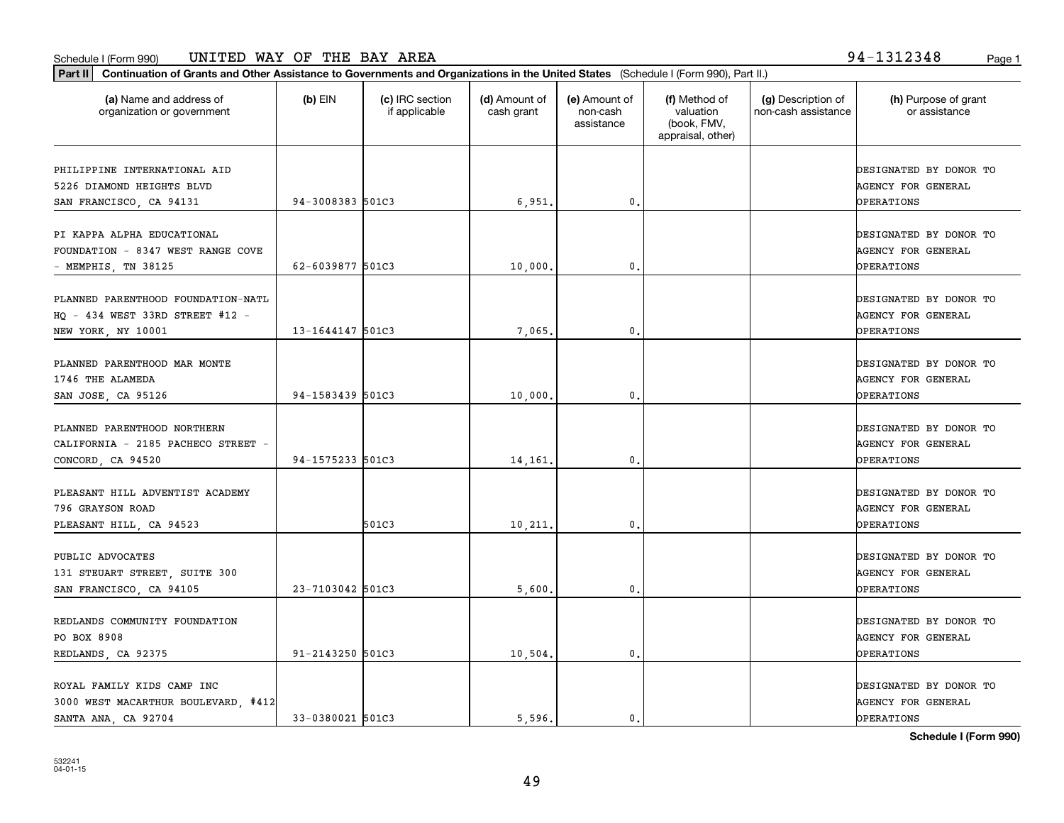Schedule I (Form 990) UNITED WAY OF THE BAY AREA 94-1312348

**Part II** **Continuation of Grants and Other Assistance to Governments and Organizations in the United States** (Schedule I (Form 990), Part II.)

| (a) Name and address of organization or government | (b) EIN | (c) IRC section if applicable | (d) Amount of cash grant | (e) Amount of non-cash assistance | (f) Method of valuation (book, FMV, appraisal, other) | (g) Description of non-cash assistance | (h) Purpose of grant or assistance |
|---|---|---|---|---|---|---|---|
| PHILIPPINE INTERNATIONAL AID 5226 DIAMOND HEIGHTS BLVD SAN FRANCISCO, CA 94131 | 94-3008383 | 501C3 | 6,951. | 0. | | | DESIGNATED BY DONOR TO AGENCY FOR GENERAL OPERATIONS |
| PI KAPPA ALPHA EDUCATIONAL FOUNDATION - 8347 WEST RANGE COVE - MEMPHIS, TN 38125 | 62-6039877 | 501C3 | 10,000. | 0. | | | DESIGNATED BY DONOR TO AGENCY FOR GENERAL OPERATIONS |
| PLANNED PARENTHOOD FOUNDATION-NATL HQ - 434 WEST 33RD STREET #12 - NEW YORK, NY 10001 | 13-1644147 | 501C3 | 7,065. | 0. | | | DESIGNATED BY DONOR TO AGENCY FOR GENERAL OPERATIONS |
| PLANNED PARENTHOOD MAR MONTE 1746 THE ALAMEDA SAN JOSE, CA 95126 | 94-1583439 | 501C3 | 10,000. | 0. | | | DESIGNATED BY DONOR TO AGENCY FOR GENERAL OPERATIONS |
| PLANNED PARENTHOOD NORTHERN CALIFORNIA - 2185 PACHECO STREET - CONCORD, CA 94520 | 94-1575233 | 501C3 | 14,161. | 0. | | | DESIGNATED BY DONOR TO AGENCY FOR GENERAL OPERATIONS |
| PLEASANT HILL ADVENTIST ACADEMY 796 GRAYSON ROAD PLEASANT HILL, CA 94523 | | 501C3 | 10,211. | 0. | | | DESIGNATED BY DONOR TO AGENCY FOR GENERAL OPERATIONS |
| PUBLIC ADVOCATES 131 STEUART STREET, SUITE 300 SAN FRANCISCO, CA 94105 | 23-7103042 | 501C3 | 5,600. | 0. | | | DESIGNATED BY DONOR TO AGENCY FOR GENERAL OPERATIONS |
| REDLANDS COMMUNITY FOUNDATION PO BOX 8908 REDLANDS, CA 92375 | 91-2143250 | 501C3 | 10,504. | 0. | | | DESIGNATED BY DONOR TO AGENCY FOR GENERAL OPERATIONS |
| ROYAL FAMILY KIDS CAMP INC 3000 WEST MACARTHUR BOULEVARD, #412 SANTA ANA, CA 92704 | 33-0380021 | 501C3 | 5,596. | 0. | | | DESIGNATED BY DONOR TO AGENCY FOR GENERAL OPERATIONS |

**Schedule I (Form 990)**

532241 04-01-15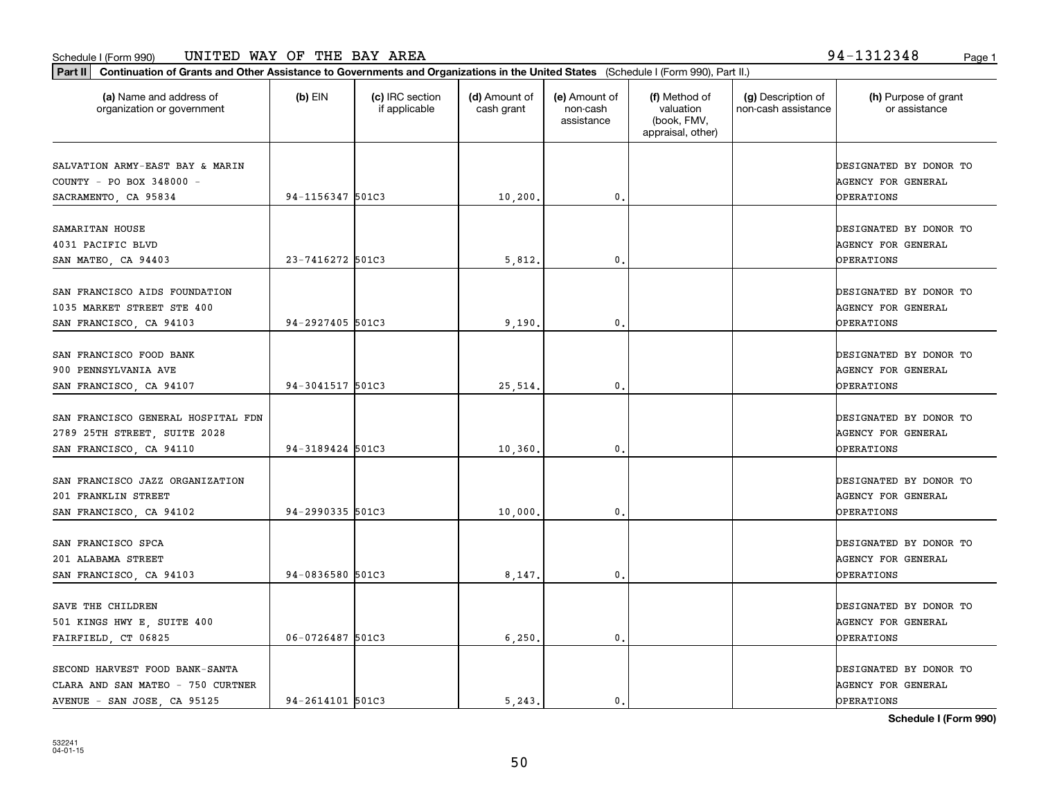Schedule I (Form 990) UNITED WAY OF THE BAY AREA 94-1312348

**Part II** **Continuation of Grants and Other Assistance to Governments and Organizations in the United States** (Schedule I (Form 990), Part II.)

| (a) Name and address of organization or government | (b) EIN | (c) IRC section if applicable | (d) Amount of cash grant | (e) Amount of non-cash assistance | (f) Method of valuation (book, FMV, appraisal, other) | (g) Description of non-cash assistance | (h) Purpose of grant or assistance |
|---|---|---|---|---|---|---|---|
| SALVATION ARMY-EAST BAY & MARIN COUNTY - PO BOX 348000 - SACRAMENTO, CA 95834 | 94-1156347 | 501C3 | 10,200. | 0. | | | DESIGNATED BY DONOR TO AGENCY FOR GENERAL OPERATIONS |
| SAMARITAN HOUSE 4031 PACIFIC BLVD SAN MATEO, CA 94403 | 23-7416272 | 501C3 | 5,812. | 0. | | | DESIGNATED BY DONOR TO AGENCY FOR GENERAL OPERATIONS |
| SAN FRANCISCO AIDS FOUNDATION 1035 MARKET STREET STE 400 SAN FRANCISCO, CA 94103 | 94-2927405 | 501C3 | 9,190. | 0. | | | DESIGNATED BY DONOR TO AGENCY FOR GENERAL OPERATIONS |
| SAN FRANCISCO FOOD BANK 900 PENNSYLVANIA AVE SAN FRANCISCO, CA 94107 | 94-3041517 | 501C3 | 25,514. | 0. | | | DESIGNATED BY DONOR TO AGENCY FOR GENERAL OPERATIONS |
| SAN FRANCISCO GENERAL HOSPITAL FDN 2789 25TH STREET, SUITE 2028 SAN FRANCISCO, CA 94110 | 94-3189424 | 501C3 | 10,360. | 0. | | | DESIGNATED BY DONOR TO AGENCY FOR GENERAL OPERATIONS |
| SAN FRANCISCO JAZZ ORGANIZATION 201 FRANKLIN STREET SAN FRANCISCO, CA 94102 | 94-2990335 | 501C3 | 10,000. | 0. | | | DESIGNATED BY DONOR TO AGENCY FOR GENERAL OPERATIONS |
| SAN FRANCISCO SPCA 201 ALABAMA STREET SAN FRANCISCO, CA 94103 | 94-0836580 | 501C3 | 8,147. | 0. | | | DESIGNATED BY DONOR TO AGENCY FOR GENERAL OPERATIONS |
| SAVE THE CHILDREN 501 KINGS HWY E, SUITE 400 FAIRFIELD, CT 06825 | 06-0726487 | 501C3 | 6,250. | 0. | | | DESIGNATED BY DONOR TO AGENCY FOR GENERAL OPERATIONS |
| SECOND HARVEST FOOD BANK-SANTA CLARA AND SAN MATEO - 750 CURTNER AVENUE - SAN JOSE, CA 95125 | 94-2614101 | 501C3 | 5,243. | 0. | | | DESIGNATED BY DONOR TO AGENCY FOR GENERAL OPERATIONS |

**Schedule I (Form 990)**

532241
04-01-15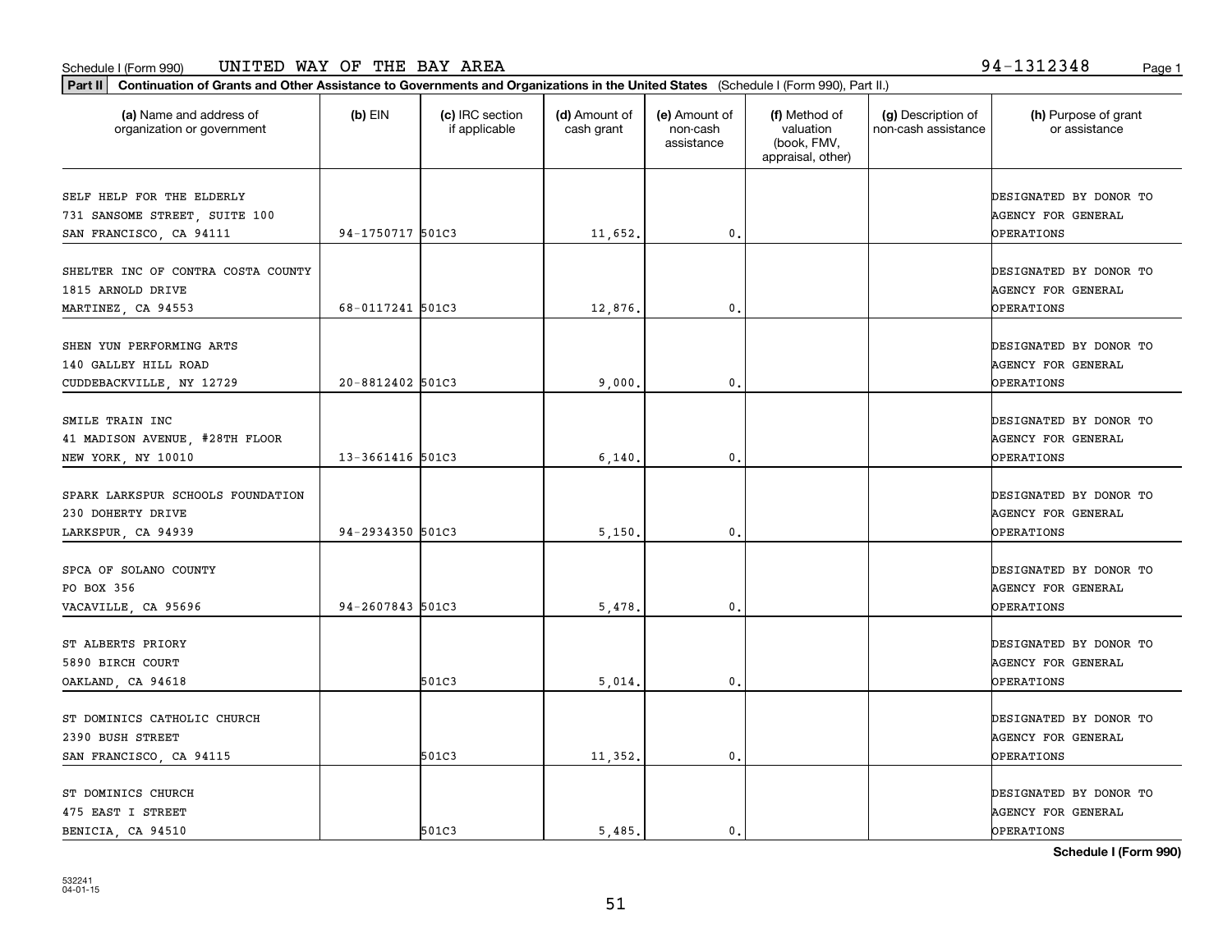Schedule I (Form 990) UNITED WAY OF THE BAY AREA 94-1312348

**Part II** **Continuation of Grants and Other Assistance to Governments and Organizations in the United States** (Schedule I (Form 990), Part II.)

| (a) Name and address of organization or government | (b) EIN | (c) IRC section if applicable | (d) Amount of cash grant | (e) Amount of non-cash assistance | (f) Method of valuation (book, FMV, appraisal, other) | (g) Description of non-cash assistance | (h) Purpose of grant or assistance |
|---|---|---|---|---|---|---|---|
| SELF HELP FOR THE ELDERLY<br>731 SANSOME STREET, SUITE 100<br>SAN FRANCISCO, CA 94111 | 94-1750717 | 501C3 | 11,652. | 0. | | | DESIGNATED BY DONOR TO AGENCY FOR GENERAL OPERATIONS |
| SHELTER INC OF CONTRA COSTA COUNTY<br>1815 ARNOLD DRIVE<br>MARTINEZ, CA 94553 | 68-0117241 | 501C3 | 12,876. | 0. | | | DESIGNATED BY DONOR TO AGENCY FOR GENERAL OPERATIONS |
| SHEN YUN PERFORMING ARTS<br>140 GALLEY HILL ROAD<br>CUDDEBACKVILLE, NY 12729 | 20-8812402 | 501C3 | 9,000. | 0. | | | DESIGNATED BY DONOR TO AGENCY FOR GENERAL OPERATIONS |
| SMILE TRAIN INC<br>41 MADISON AVENUE, #28TH FLOOR<br>NEW YORK, NY 10010 | 13-3661416 | 501C3 | 6,140. | 0. | | | DESIGNATED BY DONOR TO AGENCY FOR GENERAL OPERATIONS |
| SPARK LARKSPUR SCHOOLS FOUNDATION<br>230 DOHERTY DRIVE<br>LARKSPUR, CA 94939 | 94-2934350 | 501C3 | 5,150. | 0. | | | DESIGNATED BY DONOR TO AGENCY FOR GENERAL OPERATIONS |
| SPCA OF SOLANO COUNTY<br>PO BOX 356<br>VACAVILLE, CA 95696 | 94-2607843 | 501C3 | 5,478. | 0. | | | DESIGNATED BY DONOR TO AGENCY FOR GENERAL OPERATIONS |
| ST ALBERTS PRIORY<br>5890 BIRCH COURT<br>OAKLAND, CA 94618 | | 501C3 | 5,014. | 0. | | | DESIGNATED BY DONOR TO AGENCY FOR GENERAL OPERATIONS |
| ST DOMINICS CATHOLIC CHURCH<br>2390 BUSH STREET<br>SAN FRANCISCO, CA 94115 | | 501C3 | 11,352. | 0. | | | DESIGNATED BY DONOR TO AGENCY FOR GENERAL OPERATIONS |
| ST DOMINICS CHURCH<br>475 EAST I STREET<br>BENICIA, CA 94510 | | 501C3 | 5,485. | 0. | | | DESIGNATED BY DONOR TO AGENCY FOR GENERAL OPERATIONS |

532241
04-01-15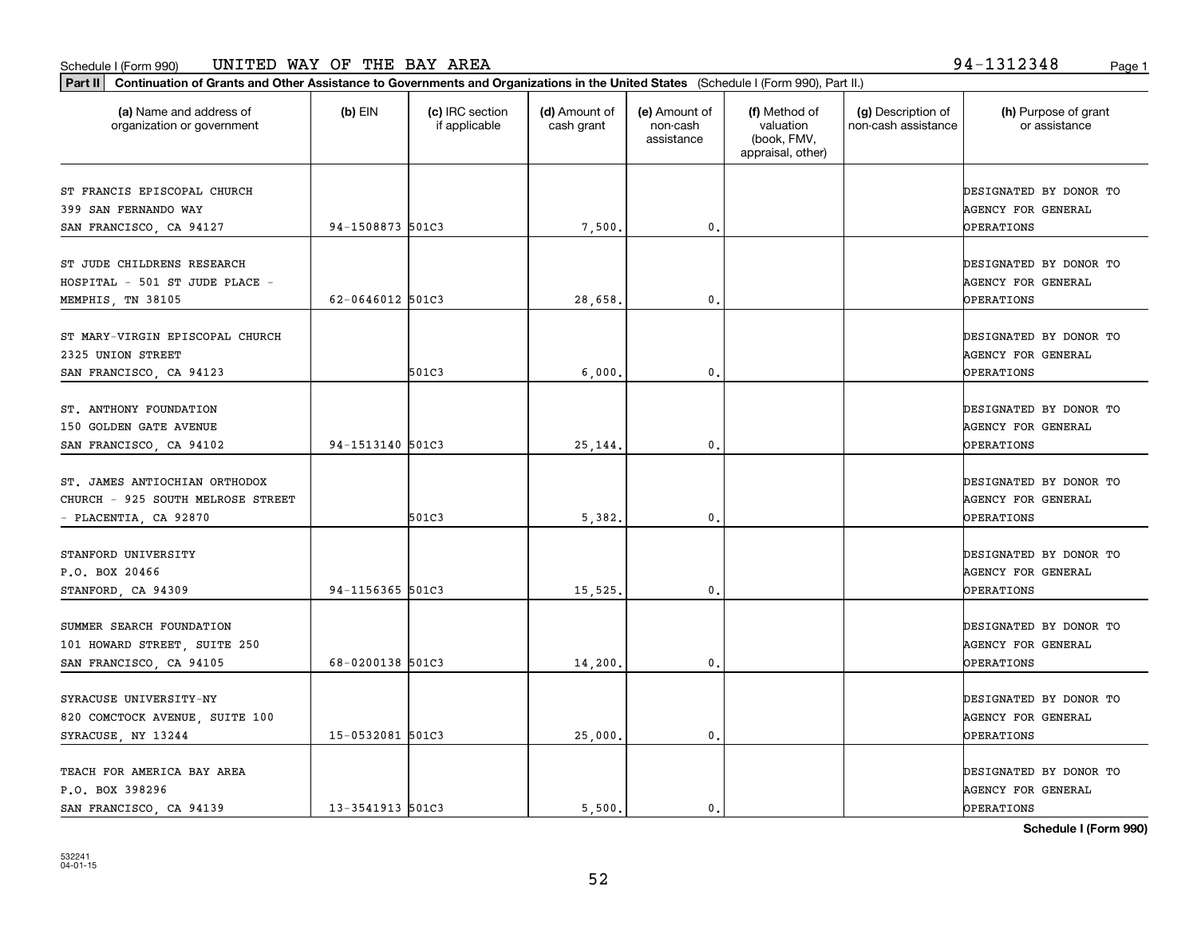Schedule I (Form 990) UNITED WAY OF THE BAY AREA 94-1312348

**Part II Continuation of Grants and Other Assistance to Governments and Organizations in the United States** (Schedule I (Form 990), Part II.)

| (a) Name and address of organization or government | (b) EIN | (c) IRC section if applicable | (d) Amount of cash grant | (e) Amount of non-cash assistance | (f) Method of valuation (book, FMV, appraisal, other) | (g) Description of non-cash assistance | (h) Purpose of grant or assistance |
|---|---|---|---|---|---|---|---|
| ST FRANCIS EPISCOPAL CHURCH 399 SAN FERNANDO WAY SAN FRANCISCO, CA 94127 | 94-1508873 | 501C3 | 7,500. | 0. | | | DESIGNATED BY DONOR TO AGENCY FOR GENERAL OPERATIONS |
| ST JUDE CHILDRENS RESEARCH HOSPITAL - 501 ST JUDE PLACE - MEMPHIS, TN 38105 | 62-0646012 | 501C3 | 28,658. | 0. | | | DESIGNATED BY DONOR TO AGENCY FOR GENERAL OPERATIONS |
| ST MARY-VIRGIN EPISCOPAL CHURCH 2325 UNION STREET SAN FRANCISCO, CA 94123 | | 501C3 | 6,000. | 0. | | | DESIGNATED BY DONOR TO AGENCY FOR GENERAL OPERATIONS |
| ST. ANTHONY FOUNDATION 150 GOLDEN GATE AVENUE SAN FRANCISCO, CA 94102 | 94-1513140 | 501C3 | 25,144. | 0. | | | DESIGNATED BY DONOR TO AGENCY FOR GENERAL OPERATIONS |
| ST. JAMES ANTIOCHIAN ORTHODOX CHURCH - 925 SOUTH MELROSE STREET - PLACENTIA, CA 92870 | | 501C3 | 5,382. | 0. | | | DESIGNATED BY DONOR TO AGENCY FOR GENERAL OPERATIONS |
| STANFORD UNIVERSITY P.O. BOX 20466 STANFORD, CA 94309 | 94-1156365 | 501C3 | 15,525. | 0. | | | DESIGNATED BY DONOR TO AGENCY FOR GENERAL OPERATIONS |
| SUMMER SEARCH FOUNDATION 101 HOWARD STREET, SUITE 250 SAN FRANCISCO, CA 94105 | 68-0200138 | 501C3 | 14,200. | 0. | | | DESIGNATED BY DONOR TO AGENCY FOR GENERAL OPERATIONS |
| SYRACUSE UNIVERSITY-NY 820 COMCTOCK AVENUE, SUITE 100 SYRACUSE, NY 13244 | 15-0532081 | 501C3 | 25,000. | 0. | | | DESIGNATED BY DONOR TO AGENCY FOR GENERAL OPERATIONS |
| TEACH FOR AMERICA BAY AREA P.O. BOX 398296 SAN FRANCISCO, CA 94139 | 13-3541913 | 501C3 | 5,500. | 0. | | | DESIGNATED BY DONOR TO AGENCY FOR GENERAL OPERATIONS |

Schedule I (Form 990)

532241 04-01-15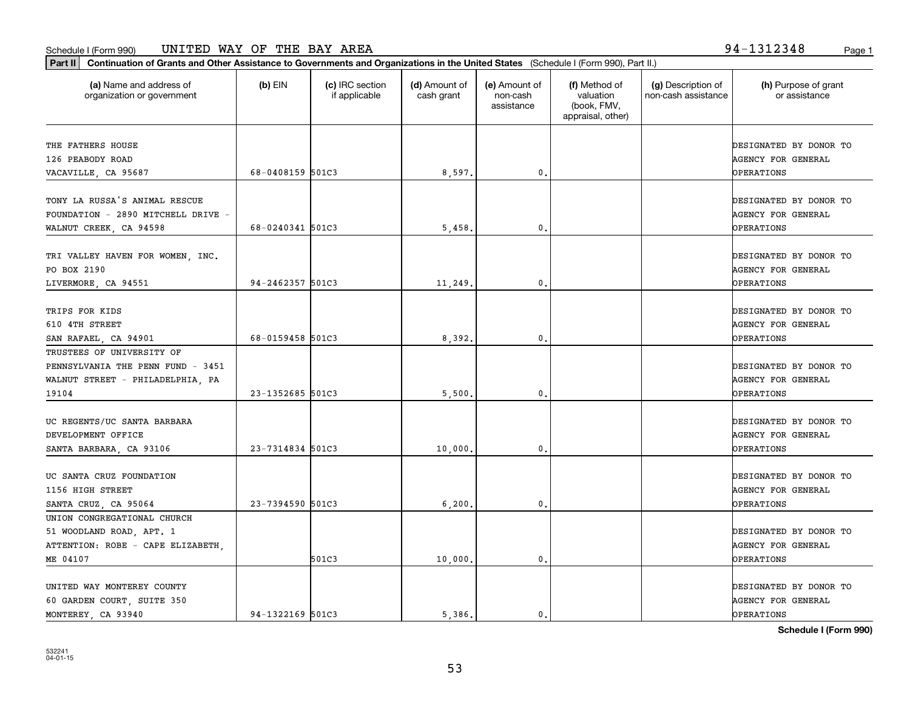Schedule I (Form 990) UNITED WAY OF THE BAY AREA 94-1312348

**Part II** **Continuation of Grants and Other Assistance to Governments and Organizations in the United States** (Schedule I (Form 990), Part II.)

| (a) Name and address of organization or government | (b) EIN | (c) IRC section if applicable | (d) Amount of cash grant | (e) Amount of non-cash assistance | (f) Method of valuation (book, FMV, appraisal, other) | (g) Description of non-cash assistance | (h) Purpose of grant or assistance |
|---|---|---|---|---|---|---|---|
| THE FATHERS HOUSE 126 PEABODY ROAD VACAVILLE, CA 95687 | 68-0408159 | 501C3 | 8,597. | 0. | | | DESIGNATED BY DONOR TO AGENCY FOR GENERAL OPERATIONS |
| TONY LA RUSSA'S ANIMAL RESCUE FOUNDATION - 2890 MITCHELL DRIVE - WALNUT CREEK, CA 94598 | 68-0240341 | 501C3 | 5,458. | 0. | | | DESIGNATED BY DONOR TO AGENCY FOR GENERAL OPERATIONS |
| TRI VALLEY HAVEN FOR WOMEN, INC. PO BOX 2190 LIVERMORE, CA 94551 | 94-2462357 | 501C3 | 11,249. | 0. | | | DESIGNATED BY DONOR TO AGENCY FOR GENERAL OPERATIONS |
| TRIPS FOR KIDS 610 4TH STREET SAN RAFAEL, CA 94901 | 68-0159458 | 501C3 | 8,392. | 0. | | | DESIGNATED BY DONOR TO AGENCY FOR GENERAL OPERATIONS |
| TRUSTEES OF UNIVERSITY OF PENNSYLVANIA THE PENN FUND - 3451 WALNUT STREET - PHILADELPHIA, PA 19104 | 23-1352685 | 501C3 | 5,500. | 0. | | | DESIGNATED BY DONOR TO AGENCY FOR GENERAL OPERATIONS |
| UC REGENTS/UC SANTA BARBARA DEVELOPMENT OFFICE SANTA BARBARA, CA 93106 | 23-7314834 | 501C3 | 10,000. | 0. | | | DESIGNATED BY DONOR TO AGENCY FOR GENERAL OPERATIONS |
| UC SANTA CRUZ FOUNDATION 1156 HIGH STREET SANTA CRUZ, CA 95064 | 23-7394590 | 501C3 | 6,200. | 0. | | | DESIGNATED BY DONOR TO AGENCY FOR GENERAL OPERATIONS |
| UNION CONGREGATIONAL CHURCH 51 WOODLAND ROAD, APT. 1 ATTENTION: ROBE - CAPE ELIZABETH, ME 04107 | | 501C3 | 10,000. | 0. | | | DESIGNATED BY DONOR TO AGENCY FOR GENERAL OPERATIONS |
| UNITED WAY MONTEREY COUNTY 60 GARDEN COURT, SUITE 350 MONTEREY, CA 93940 | 94-1322169 | 501C3 | 5,386. | 0. | | | DESIGNATED BY DONOR TO AGENCY FOR GENERAL OPERATIONS |

Schedule I (Form 990)

532241 04-01-15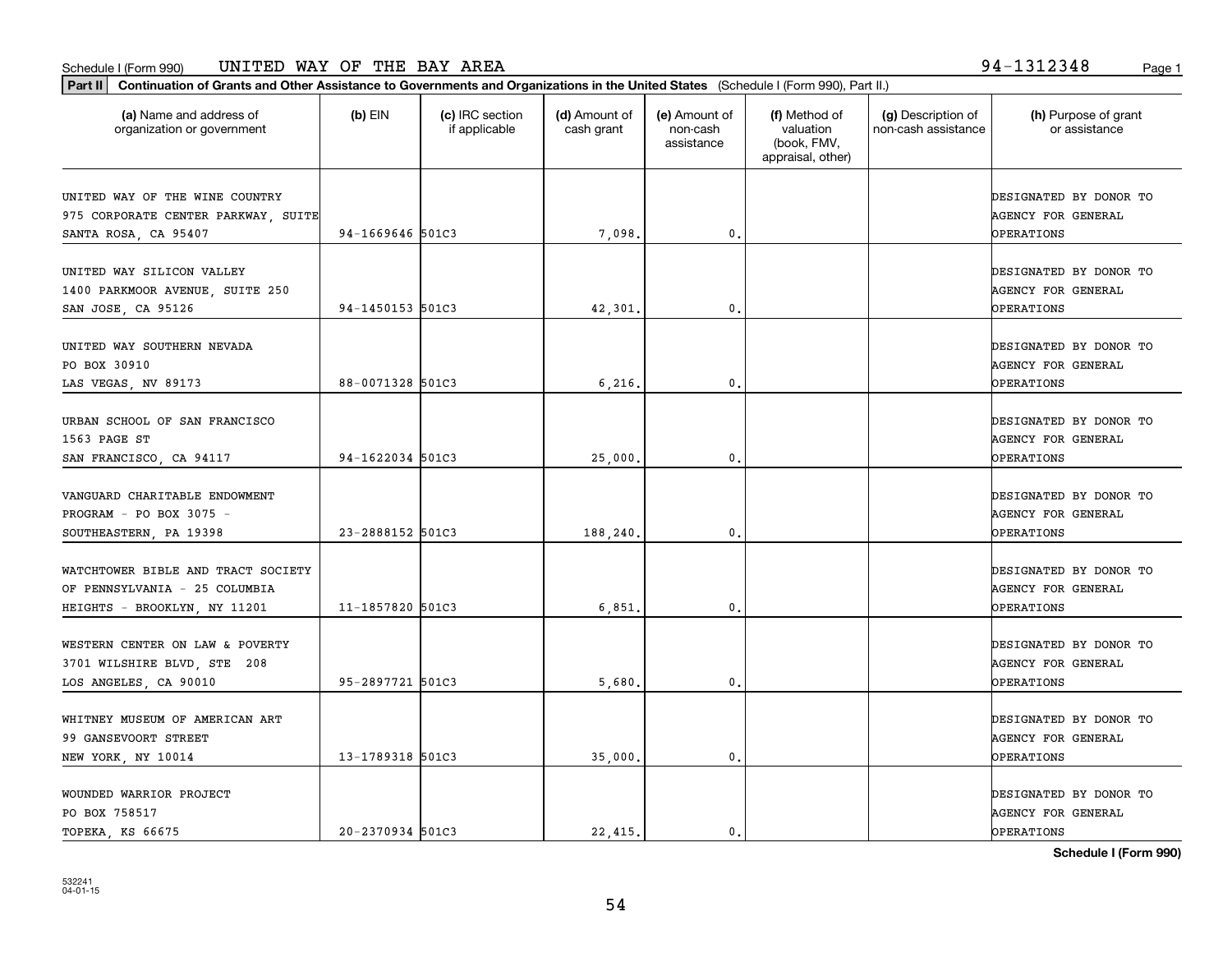Schedule I (Form 990) UNITED WAY OF THE BAY AREA 94-1312348

**Part II** **Continuation of Grants and Other Assistance to Governments and Organizations in the United States** (Schedule I (Form 990), Part II.)

| (a) Name and address of organization or government | (b) EIN | (c) IRC section if applicable | (d) Amount of cash grant | (e) Amount of non-cash assistance | (f) Method of valuation (book, FMV, appraisal, other) | (g) Description of non-cash assistance | (h) Purpose of grant or assistance |
|---|---|---|---|---|---|---|---|
| UNITED WAY OF THE WINE COUNTRY 975 CORPORATE CENTER PARKWAY, SUITE SANTA ROSA, CA 95407 | 94-1669646 | 501C3 | 7,098. | 0. | | | DESIGNATED BY DONOR TO AGENCY FOR GENERAL OPERATIONS |
| UNITED WAY SILICON VALLEY 1400 PARKMOOR AVENUE, SUITE 250 SAN JOSE, CA 95126 | 94-1450153 | 501C3 | 42,301. | 0. | | | DESIGNATED BY DONOR TO AGENCY FOR GENERAL OPERATIONS |
| UNITED WAY SOUTHERN NEVADA PO BOX 30910 LAS VEGAS, NV 89173 | 88-0071328 | 501C3 | 6,216. | 0. | | | DESIGNATED BY DONOR TO AGENCY FOR GENERAL OPERATIONS |
| URBAN SCHOOL OF SAN FRANCISCO 1563 PAGE ST SAN FRANCISCO, CA 94117 | 94-1622034 | 501C3 | 25,000. | 0. | | | DESIGNATED BY DONOR TO AGENCY FOR GENERAL OPERATIONS |
| VANGUARD CHARITABLE ENDOWMENT PROGRAM - PO BOX 3075 - SOUTHEASTERN, PA 19398 | 23-2888152 | 501C3 | 188,240. | 0. | | | DESIGNATED BY DONOR TO AGENCY FOR GENERAL OPERATIONS |
| WATCHTOWER BIBLE AND TRACT SOCIETY OF PENNSYLVANIA - 25 COLUMBIA HEIGHTS - BROOKLYN, NY 11201 | 11-1857820 | 501C3 | 6,851. | 0. | | | DESIGNATED BY DONOR TO AGENCY FOR GENERAL OPERATIONS |
| WESTERN CENTER ON LAW & POVERTY 3701 WILSHIRE BLVD, STE 208 LOS ANGELES, CA 90010 | 95-2897721 | 501C3 | 5,680. | 0. | | | DESIGNATED BY DONOR TO AGENCY FOR GENERAL OPERATIONS |
| WHITNEY MUSEUM OF AMERICAN ART 99 GANSEVOORT STREET NEW YORK, NY 10014 | 13-1789318 | 501C3 | 35,000. | 0. | | | DESIGNATED BY DONOR TO AGENCY FOR GENERAL OPERATIONS |
| WOUNDED WARRIOR PROJECT PO BOX 758517 TOPEKA, KS 66675 | 20-2370934 | 501C3 | 22,415. | 0. | | | DESIGNATED BY DONOR TO AGENCY FOR GENERAL OPERATIONS |

**Schedule I (Form 990)**

532241
04-01-15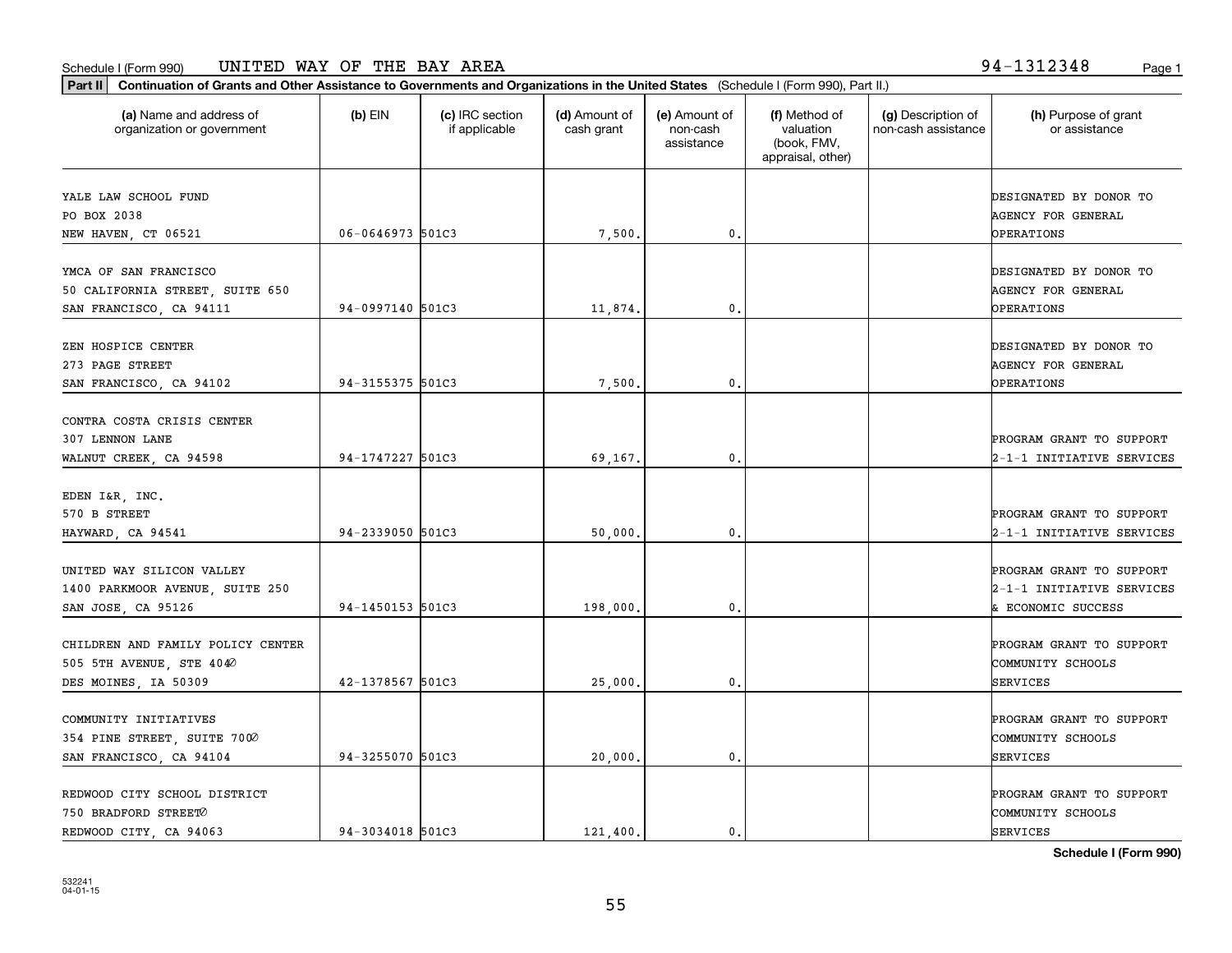Schedule I (Form 990) UNITED WAY OF THE BAY AREA 94-1312348

**Part II** **Continuation of Grants and Other Assistance to Governments and Organizations in the United States** (Schedule I (Form 990), Part II.)

| (a) Name and address of organization or government | (b) EIN | (c) IRC section if applicable | (d) Amount of cash grant | (e) Amount of non-cash assistance | (f) Method of valuation (book, FMV, appraisal, other) | (g) Description of non-cash assistance | (h) Purpose of grant or assistance |
|---|---|---|---|---|---|---|---|
| YALE LAW SCHOOL FUND<br>PO BOX 2038<br>NEW HAVEN, CT 06521 | 06-0646973 | 501C3 | 7,500. | 0. | | | DESIGNATED BY DONOR TO AGENCY FOR GENERAL OPERATIONS |
| YMCA OF SAN FRANCISCO<br>50 CALIFORNIA STREET, SUITE 650<br>SAN FRANCISCO, CA 94111 | 94-0997140 | 501C3 | 11,874. | 0. | | | DESIGNATED BY DONOR TO AGENCY FOR GENERAL OPERATIONS |
| ZEN HOSPICE CENTER<br>273 PAGE STREET<br>SAN FRANCISCO, CA 94102 | 94-3155375 | 501C3 | 7,500. | 0. | | | DESIGNATED BY DONOR TO AGENCY FOR GENERAL OPERATIONS |
| CONTRA COSTA CRISIS CENTER<br>307 LENNON LANE<br>WALNUT CREEK, CA 94598 | 94-1747227 | 501C3 | 69,167. | 0. | | | PROGRAM GRANT TO SUPPORT 2-1-1 INITIATIVE SERVICES |
| EDEN I&R, INC.<br>570 B STREET<br>HAYWARD, CA 94541 | 94-2339050 | 501C3 | 50,000. | 0. | | | PROGRAM GRANT TO SUPPORT 2-1-1 INITIATIVE SERVICES |
| UNITED WAY SILICON VALLEY<br>1400 PARKMOOR AVENUE, SUITE 250<br>SAN JOSE, CA 95126 | 94-1450153 | 501C3 | 198,000. | 0. | | | PROGRAM GRANT TO SUPPORT 2-1-1 INITIATIVE SERVICES & ECONOMIC SUCCESS |
| CHILDREN AND FAMILY POLICY CENTER<br>505 5TH AVENUE, STE 404<br>DES MOINES, IA 50309 | 42-1378567 | 501C3 | 25,000. | 0. | | | PROGRAM GRANT TO SUPPORT COMMUNITY SCHOOLS SERVICES |
| COMMUNITY INITIATIVES<br>354 PINE STREET, SUITE 700<br>SAN FRANCISCO, CA 94104 | 94-3255070 | 501C3 | 20,000. | 0. | | | PROGRAM GRANT TO SUPPORT COMMUNITY SCHOOLS SERVICES |
| REDWOOD CITY SCHOOL DISTRICT<br>750 BRADFORD STREET<br>REDWOOD CITY, CA 94063 | 94-3034018 | 501C3 | 121,400. | 0. | | | PROGRAM GRANT TO SUPPORT COMMUNITY SCHOOLS SERVICES |

532241
04-01-15

**Schedule I (Form 990)**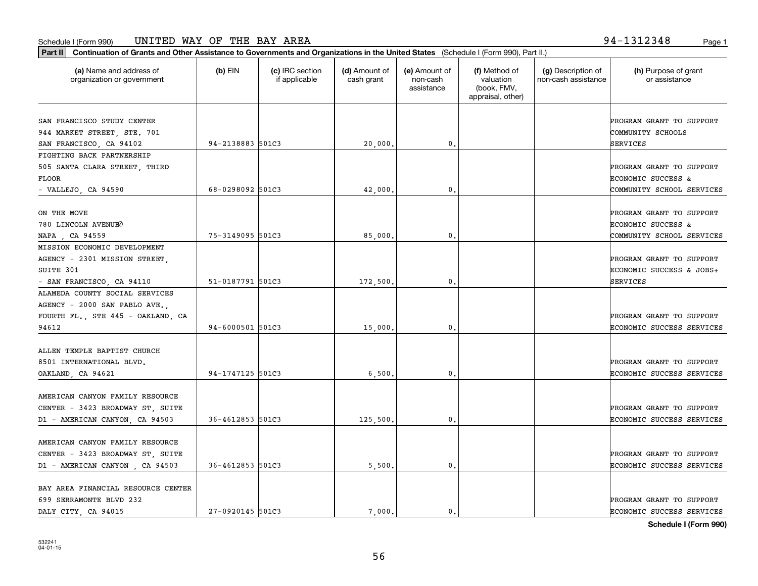Schedule I (Form 990) UNITED WAY OF THE BAY AREA 94-1312348

**Part II Continuation of Grants and Other Assistance to Governments and Organizations in the United States** (Schedule I (Form 990), Part II.)

| (a) Name and address of organization or government | (b) EIN | (c) IRC section if applicable | (d) Amount of cash grant | (e) Amount of non-cash assistance | (f) Method of valuation (book, FMV, appraisal, other) | (g) Description of non-cash assistance | (h) Purpose of grant or assistance |
|---|---|---|---|---|---|---|---|
| SAN FRANCISCO STUDY CENTER 944 MARKET STREET, STE. 701 SAN FRANCISCO, CA 94102 | 94-2138883 | 501C3 | 20,000. | 0. | | | PROGRAM GRANT TO SUPPORT COMMUNITY SCHOOLS SERVICES |
| FIGHTING BACK PARTNERSHIP 505 SANTA CLARA STREET, THIRD FLOOR - VALLEJO, CA 94590 | 68-0298092 | 501C3 | 42,000. | 0. | | | PROGRAM GRANT TO SUPPORT ECONOMIC SUCCESS & COMMUNITY SCHOOL SERVICES |
| ON THE MOVE 780 LINCOLN AVENUE NAPA , CA 94559 | 75-3149095 | 501C3 | 85,000. | 0. | | | PROGRAM GRANT TO SUPPORT ECONOMIC SUCCESS & COMMUNITY SCHOOL SERVICES |
| MISSION ECONOMIC DEVELOPMENT AGENCY - 2301 MISSION STREET, SUITE 301 - SAN FRANCISCO, CA 94110 | 51-0187791 | 501C3 | 172,500. | 0. | | | PROGRAM GRANT TO SUPPORT ECONOMIC SUCCESS & JOBS+ SERVICES |
| ALAMEDA COUNTY SOCIAL SERVICES AGENCY - 2000 SAN PABLO AVE., FOURTH FL., STE 445 - OAKLAND, CA 94612 | 94-6000501 | 501C3 | 15,000. | 0. | | | PROGRAM GRANT TO SUPPORT ECONOMIC SUCCESS SERVICES |
| ALLEN TEMPLE BAPTIST CHURCH 8501 INTERNATIONAL BLVD. OAKLAND, CA 94621 | 94-1747125 | 501C3 | 6,500. | 0. | | | PROGRAM GRANT TO SUPPORT ECONOMIC SUCCESS SERVICES |
| AMERICAN CANYON FAMILY RESOURCE CENTER - 3423 BROADWAY ST, SUITE D1 - AMERICAN CANYON, CA 94503 | 36-4612853 | 501C3 | 125,500. | 0. | | | PROGRAM GRANT TO SUPPORT ECONOMIC SUCCESS SERVICES |
| AMERICAN CANYON FAMILY RESOURCE CENTER - 3423 BROADWAY ST, SUITE D1 - AMERICAN CANYON , CA 94503 | 36-4612853 | 501C3 | 5,500. | 0. | | | PROGRAM GRANT TO SUPPORT ECONOMIC SUCCESS SERVICES |
| BAY AREA FINANCIAL RESOURCE CENTER 699 SERRAMONTE BLVD 232 DALY CITY, CA 94015 | 27-0920145 | 501C3 | 7,000. | 0. | | | PROGRAM GRANT TO SUPPORT ECONOMIC SUCCESS SERVICES |

**Schedule I (Form 990)**

532241 04-01-15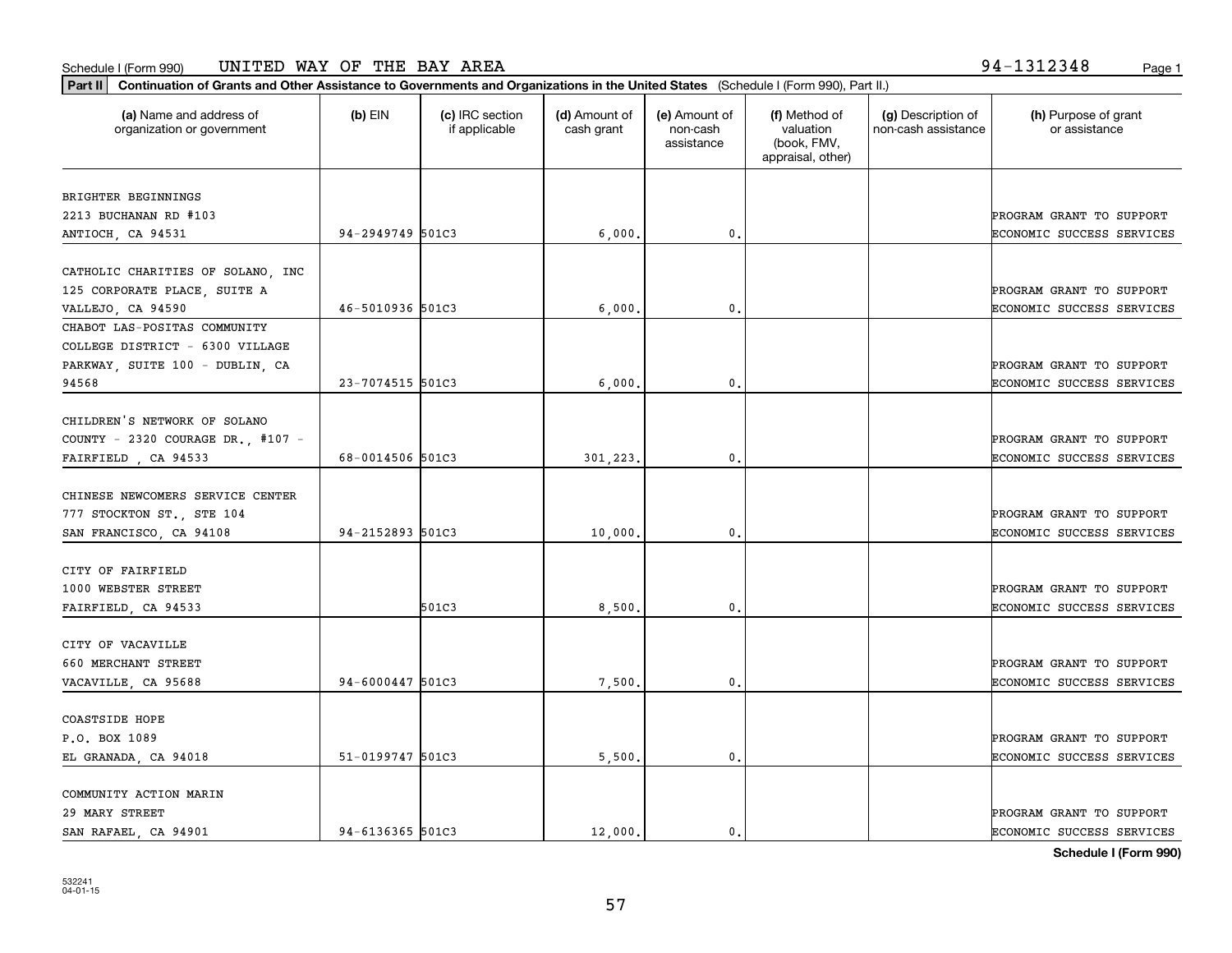Schedule I (Form 990) UNITED WAY OF THE BAY AREA 94-1312348

**Part II** **Continuation of Grants and Other Assistance to Governments and Organizations in the United States** (Schedule I (Form 990), Part II.)

| (a) Name and address of organization or government | (b) EIN | (c) IRC section if applicable | (d) Amount of cash grant | (e) Amount of non-cash assistance | (f) Method of valuation (book, FMV, appraisal, other) | (g) Description of non-cash assistance | (h) Purpose of grant or assistance |
|---|---|---|---|---|---|---|---|
| BRIGHTER BEGINNINGS 2213 BUCHANAN RD #103 ANTIOCH, CA 94531 | 94-2949749 | 501C3 | 6,000. | 0. | | | PROGRAM GRANT TO SUPPORT ECONOMIC SUCCESS SERVICES |
| CATHOLIC CHARITIES OF SOLANO, INC 125 CORPORATE PLACE, SUITE A VALLEJO, CA 94590 | 46-5010936 | 501C3 | 6,000. | 0. | | | PROGRAM GRANT TO SUPPORT ECONOMIC SUCCESS SERVICES |
| CHABOT LAS-POSITAS COMMUNITY COLLEGE DISTRICT - 6300 VILLAGE PARKWAY, SUITE 100 - DUBLIN, CA 94568 | 23-7074515 | 501C3 | 6,000. | 0. | | | PROGRAM GRANT TO SUPPORT ECONOMIC SUCCESS SERVICES |
| CHILDREN'S NETWORK OF SOLANO COUNTY - 2320 COURAGE DR., #107 - FAIRFIELD , CA 94533 | 68-0014506 | 501C3 | 301,223. | 0. | | | PROGRAM GRANT TO SUPPORT ECONOMIC SUCCESS SERVICES |
| CHINESE NEWCOMERS SERVICE CENTER 777 STOCKTON ST., STE 104 SAN FRANCISCO, CA 94108 | 94-2152893 | 501C3 | 10,000. | 0. | | | PROGRAM GRANT TO SUPPORT ECONOMIC SUCCESS SERVICES |
| CITY OF FAIRFIELD 1000 WEBSTER STREET FAIRFIELD, CA 94533 | | 501C3 | 8,500. | 0. | | | PROGRAM GRANT TO SUPPORT ECONOMIC SUCCESS SERVICES |
| CITY OF VACAVILLE 660 MERCHANT STREET VACAVILLE, CA 95688 | 94-6000447 | 501C3 | 7,500. | 0. | | | PROGRAM GRANT TO SUPPORT ECONOMIC SUCCESS SERVICES |
| COASTSIDE HOPE P.O. BOX 1089 EL GRANADA, CA 94018 | 51-0199747 | 501C3 | 5,500. | 0. | | | PROGRAM GRANT TO SUPPORT ECONOMIC SUCCESS SERVICES |
| COMMUNITY ACTION MARIN 29 MARY STREET SAN RAFAEL, CA 94901 | 94-6136365 | 501C3 | 12,000. | 0. | | | PROGRAM GRANT TO SUPPORT ECONOMIC SUCCESS SERVICES |

**Schedule I (Form 990)**

532241 04-01-15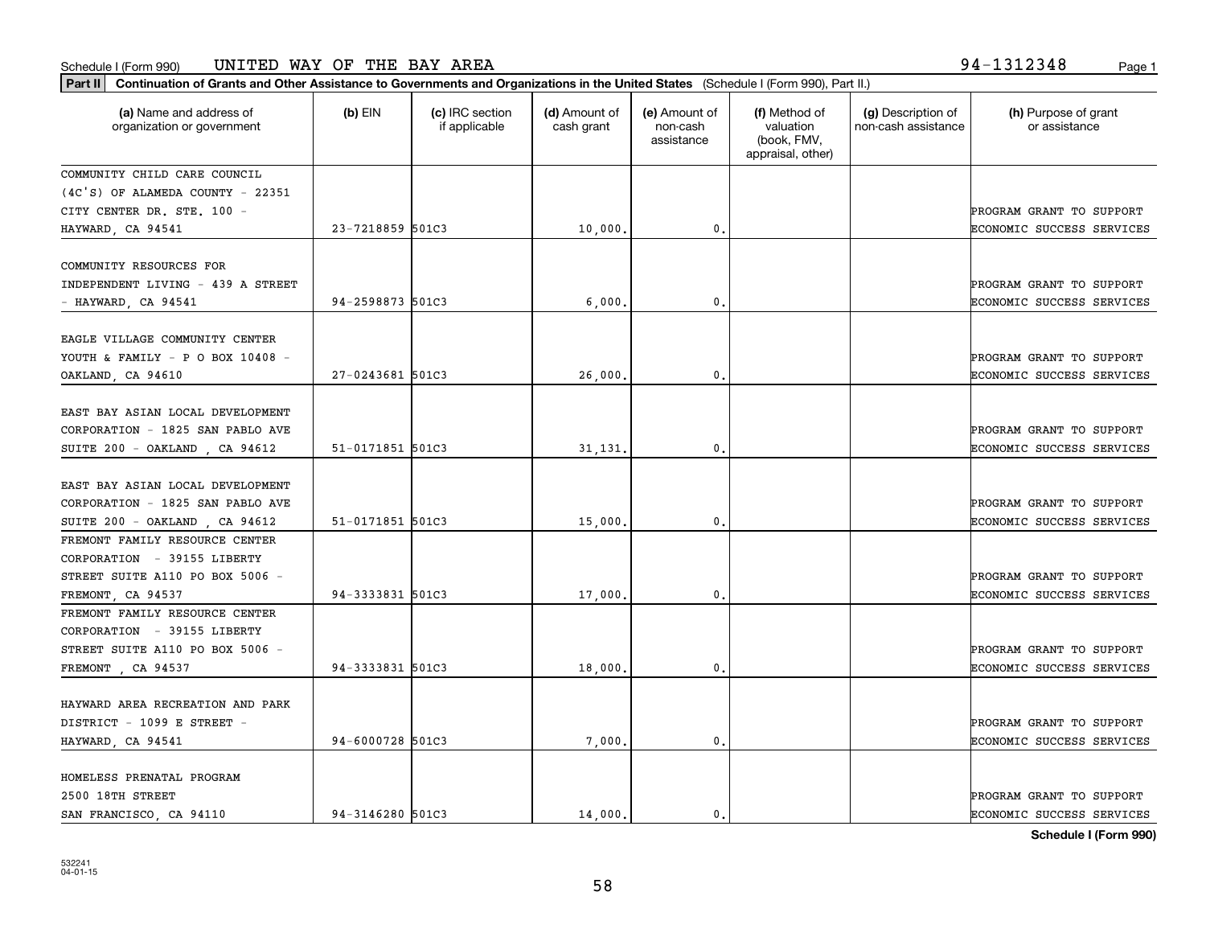Schedule I (Form 990) UNITED WAY OF THE BAY AREA 94-1312348

**Part II** **Continuation of Grants and Other Assistance to Governments and Organizations in the United States** (Schedule I (Form 990), Part II.)

| (a) Name and address of organization or government | (b) EIN | (c) IRC section if applicable | (d) Amount of cash grant | (e) Amount of non-cash assistance | (f) Method of valuation (book, FMV, appraisal, other) | (g) Description of non-cash assistance | (h) Purpose of grant or assistance |
|---|---|---|---|---|---|---|---|
| COMMUNITY CHILD CARE COUNCIL (4C'S) OF ALAMEDA COUNTY - 22351 CITY CENTER DR. STE. 100 - HAYWARD, CA 94541 | 23-7218859 | 501C3 | 10,000. | 0. | | | PROGRAM GRANT TO SUPPORT ECONOMIC SUCCESS SERVICES |
| COMMUNITY RESOURCES FOR INDEPENDENT LIVING - 439 A STREET - HAYWARD, CA 94541 | 94-2598873 | 501C3 | 6,000. | 0. | | | PROGRAM GRANT TO SUPPORT ECONOMIC SUCCESS SERVICES |
| EAGLE VILLAGE COMMUNITY CENTER YOUTH & FAMILY - P O BOX 10408 - OAKLAND, CA 94610 | 27-0243681 | 501C3 | 26,000. | 0. | | | PROGRAM GRANT TO SUPPORT ECONOMIC SUCCESS SERVICES |
| EAST BAY ASIAN LOCAL DEVELOPMENT CORPORATION - 1825 SAN PABLO AVE SUITE 200 - OAKLAND , CA 94612 | 51-0171851 | 501C3 | 31,131. | 0. | | | PROGRAM GRANT TO SUPPORT ECONOMIC SUCCESS SERVICES |
| EAST BAY ASIAN LOCAL DEVELOPMENT CORPORATION - 1825 SAN PABLO AVE SUITE 200 - OAKLAND , CA 94612 | 51-0171851 | 501C3 | 15,000. | 0. | | | PROGRAM GRANT TO SUPPORT ECONOMIC SUCCESS SERVICES |
| FREMONT FAMILY RESOURCE CENTER CORPORATION - 39155 LIBERTY STREET SUITE A110 PO BOX 5006 - FREMONT, CA 94537 | 94-3333831 | 501C3 | 17,000. | 0. | | | PROGRAM GRANT TO SUPPORT ECONOMIC SUCCESS SERVICES |
| FREMONT FAMILY RESOURCE CENTER CORPORATION - 39155 LIBERTY STREET SUITE A110 PO BOX 5006 - FREMONT , CA 94537 | 94-3333831 | 501C3 | 18,000. | 0. | | | PROGRAM GRANT TO SUPPORT ECONOMIC SUCCESS SERVICES |
| HAYWARD AREA RECREATION AND PARK DISTRICT - 1099 E STREET - HAYWARD, CA 94541 | 94-6000728 | 501C3 | 7,000. | 0. | | | PROGRAM GRANT TO SUPPORT ECONOMIC SUCCESS SERVICES |
| HOMELESS PRENATAL PROGRAM 2500 18TH STREET SAN FRANCISCO, CA 94110 | 94-3146280 | 501C3 | 14,000. | 0. | | | PROGRAM GRANT TO SUPPORT ECONOMIC SUCCESS SERVICES |

**Schedule I (Form 990)**

532241 04-01-15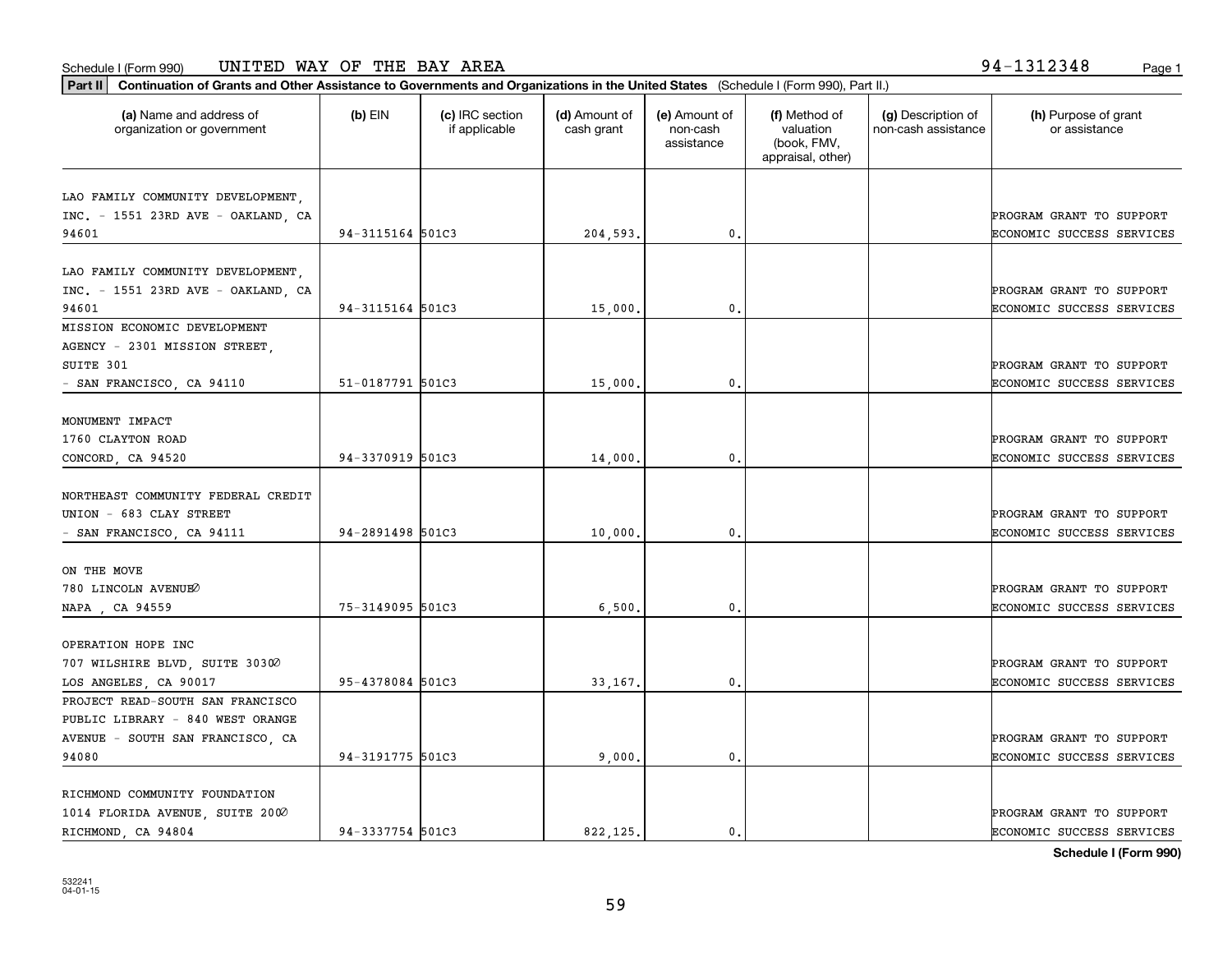Schedule I (Form 990) UNITED WAY OF THE BAY AREA 94-1312348

**Part II** **Continuation of Grants and Other Assistance to Governments and Organizations in the United States** (Schedule I (Form 990), Part II.)

| (a) Name and address of organization or government | (b) EIN | (c) IRC section if applicable | (d) Amount of cash grant | (e) Amount of non-cash assistance | (f) Method of valuation (book, FMV, appraisal, other) | (g) Description of non-cash assistance | (h) Purpose of grant or assistance |
|---|---|---|---|---|---|---|---|
| LAO FAMILY COMMUNITY DEVELOPMENT, INC. - 1551 23RD AVE - OAKLAND, CA 94601 | 94-3115164 | 501C3 | 204,593. | 0. | | | PROGRAM GRANT TO SUPPORT ECONOMIC SUCCESS SERVICES |
| LAO FAMILY COMMUNITY DEVELOPMENT, INC. - 1551 23RD AVE - OAKLAND, CA 94601 | 94-3115164 | 501C3 | 15,000. | 0. | | | PROGRAM GRANT TO SUPPORT ECONOMIC SUCCESS SERVICES |
| MISSION ECONOMIC DEVELOPMENT AGENCY - 2301 MISSION STREET, SUITE 301 - SAN FRANCISCO, CA 94110 | 51-0187791 | 501C3 | 15,000. | 0. | | | PROGRAM GRANT TO SUPPORT ECONOMIC SUCCESS SERVICES |
| MONUMENT IMPACT 1760 CLAYTON ROAD CONCORD, CA 94520 | 94-3370919 | 501C3 | 14,000. | 0. | | | PROGRAM GRANT TO SUPPORT ECONOMIC SUCCESS SERVICES |
| NORTHEAST COMMUNITY FEDERAL CREDIT UNION - 683 CLAY STREET - SAN FRANCISCO, CA 94111 | 94-2891498 | 501C3 | 10,000. | 0. | | | PROGRAM GRANT TO SUPPORT ECONOMIC SUCCESS SERVICES |
| ON THE MOVE 780 LINCOLN AVENUE NAPA , CA 94559 | 75-3149095 | 501C3 | 6,500. | 0. | | | PROGRAM GRANT TO SUPPORT ECONOMIC SUCCESS SERVICES |
| OPERATION HOPE INC 707 WILSHIRE BLVD, SUITE 3030 LOS ANGELES, CA 90017 | 95-4378084 | 501C3 | 33,167. | 0. | | | PROGRAM GRANT TO SUPPORT ECONOMIC SUCCESS SERVICES |
| PROJECT READ-SOUTH SAN FRANCISCO PUBLIC LIBRARY - 840 WEST ORANGE AVENUE - SOUTH SAN FRANCISCO, CA 94080 | 94-3191775 | 501C3 | 9,000. | 0. | | | PROGRAM GRANT TO SUPPORT ECONOMIC SUCCESS SERVICES |
| RICHMOND COMMUNITY FOUNDATION 1014 FLORIDA AVENUE, SUITE 200 RICHMOND, CA 94804 | 94-3337754 | 501C3 | 822,125. | 0. | | | PROGRAM GRANT TO SUPPORT ECONOMIC SUCCESS SERVICES |

**Schedule I (Form 990)**

532241 04-01-15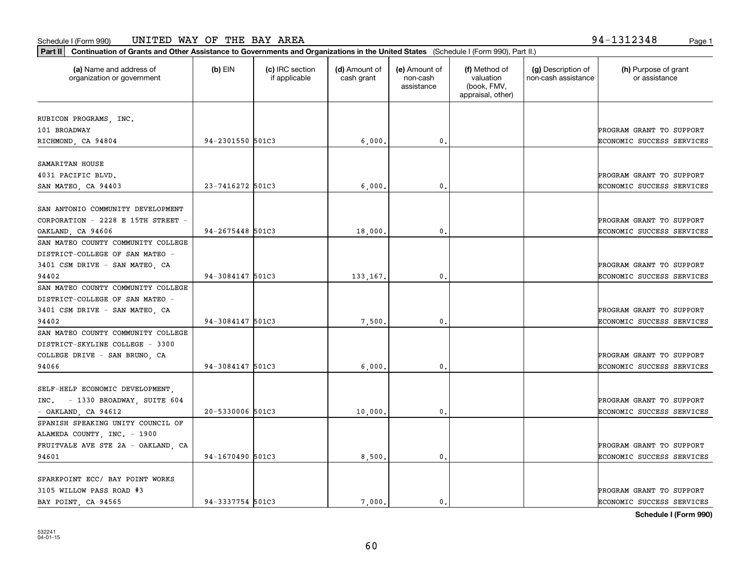Schedule I (Form 990) UNITED WAY OF THE BAY AREA 94-1312348

**Part II** **Continuation of Grants and Other Assistance to Governments and Organizations in the United States** (Schedule I (Form 990), Part II.)

| (a) Name and address of organization or government | (b) EIN | (c) IRC section if applicable | (d) Amount of cash grant | (e) Amount of non-cash assistance | (f) Method of valuation (book, FMV, appraisal, other) | (g) Description of non-cash assistance | (h) Purpose of grant or assistance |
|---|---|---|---|---|---|---|---|
| RUBICON PROGRAMS, INC. 101 BROADWAY RICHMOND, CA 94804 | 94-2301550 | 501C3 | 6,000. | 0. | | | PROGRAM GRANT TO SUPPORT ECONOMIC SUCCESS SERVICES |
| SAMARITAN HOUSE 4031 PACIFIC BLVD. SAN MATEO, CA 94403 | 23-7416272 | 501C3 | 6,000. | 0. | | | PROGRAM GRANT TO SUPPORT ECONOMIC SUCCESS SERVICES |
| SAN ANTONIO COMMUNITY DEVELOPMENT CORPORATION - 2228 E 15TH STREET - OAKLAND, CA 94606 | 94-2675448 | 501C3 | 18,000. | 0. | | | PROGRAM GRANT TO SUPPORT ECONOMIC SUCCESS SERVICES |
| SAN MATEO COUNTY COMMUNITY COLLEGE DISTRICT-COLLEGE OF SAN MATEO - 3401 CSM DRIVE - SAN MATEO, CA 94402 | 94-3084147 | 501C3 | 133,167. | 0. | | | PROGRAM GRANT TO SUPPORT ECONOMIC SUCCESS SERVICES |
| SAN MATEO COUNTY COMMUNITY COLLEGE DISTRICT-COLLEGE OF SAN MATEO - 3401 CSM DRIVE - SAN MATEO, CA 94402 | 94-3084147 | 501C3 | 7,500. | 0. | | | PROGRAM GRANT TO SUPPORT ECONOMIC SUCCESS SERVICES |
| SAN MATEO COUNTY COMMUNITY COLLEGE DISTRICT-SKYLINE COLLEGE - 3300 COLLEGE DRIVE - SAN BRUNO, CA 94066 | 94-3084147 | 501C3 | 6,000. | 0. | | | PROGRAM GRANT TO SUPPORT ECONOMIC SUCCESS SERVICES |
| SELF-HELP ECONOMIC DEVELOPMENT, INC. - 1330 BROADWAY, SUITE 604 - OAKLAND, CA 94612 | 20-5330006 | 501C3 | 10,000. | 0. | | | PROGRAM GRANT TO SUPPORT ECONOMIC SUCCESS SERVICES |
| SPANISH SPEAKING UNITY COUNCIL OF ALAMEDA COUNTY, INC. - 1900 FRUITVALE AVE STE 2A - OAKLAND, CA 94601 | 94-1670490 | 501C3 | 8,500. | 0. | | | PROGRAM GRANT TO SUPPORT ECONOMIC SUCCESS SERVICES |
| SPARKPOINT ECC/ BAY POINT WORKS 3105 WILLOW PASS ROAD #3 BAY POINT, CA 94565 | 94-3337754 | 501C3 | 7,000. | 0. | | | PROGRAM GRANT TO SUPPORT ECONOMIC SUCCESS SERVICES |

**Schedule I (Form 990)**

532241
04-01-15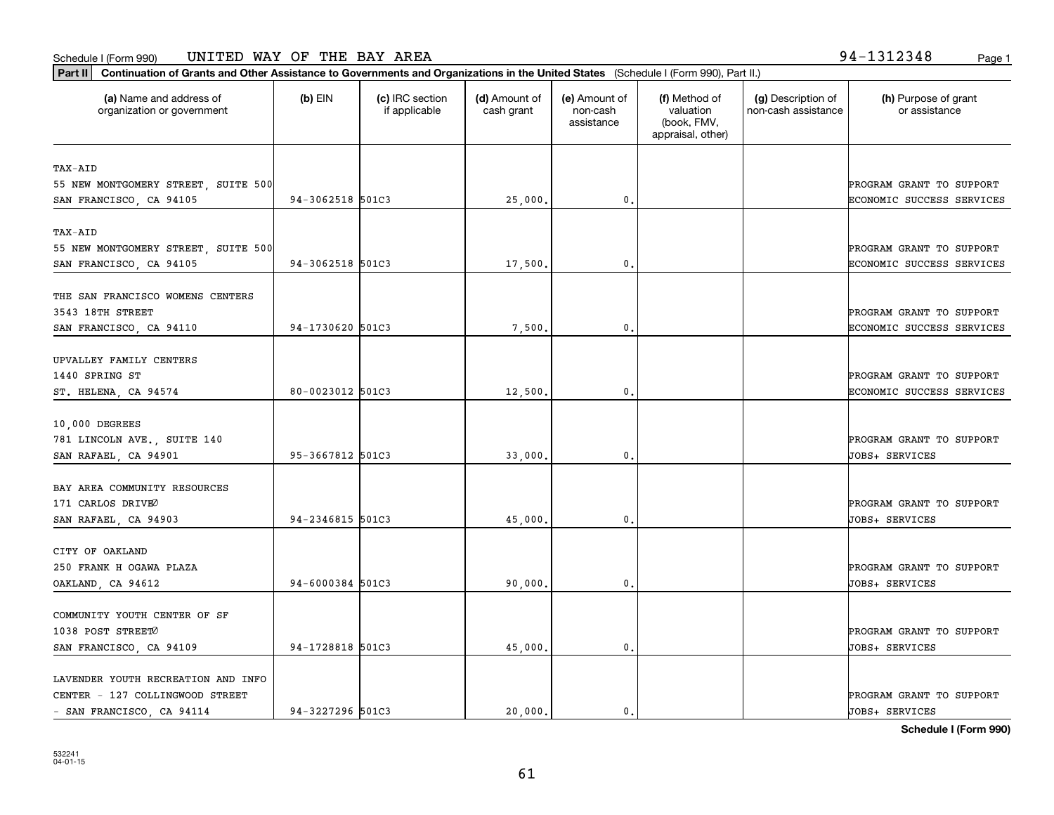Schedule I (Form 990) UNITED WAY OF THE BAY AREA 94-1312348

**Part II** **Continuation of Grants and Other Assistance to Governments and Organizations in the United States** (Schedule I (Form 990), Part II.)

| (a) Name and address of organization or government | (b) EIN | (c) IRC section if applicable | (d) Amount of cash grant | (e) Amount of non-cash assistance | (f) Method of valuation (book, FMV, appraisal, other) | (g) Description of non-cash assistance | (h) Purpose of grant or assistance |
|---|---|---|---|---|---|---|---|
| TAX-AID 55 NEW MONTGOMERY STREET, SUITE 500 SAN FRANCISCO, CA 94105 | 94-3062518 | 501C3 | 25,000. | 0. | | | PROGRAM GRANT TO SUPPORT ECONOMIC SUCCESS SERVICES |
| TAX-AID 55 NEW MONTGOMERY STREET, SUITE 500 SAN FRANCISCO, CA 94105 | 94-3062518 | 501C3 | 17,500. | 0. | | | PROGRAM GRANT TO SUPPORT ECONOMIC SUCCESS SERVICES |
| THE SAN FRANCISCO WOMENS CENTERS 3543 18TH STREET SAN FRANCISCO, CA 94110 | 94-1730620 | 501C3 | 7,500. | 0. | | | PROGRAM GRANT TO SUPPORT ECONOMIC SUCCESS SERVICES |
| UPVALLEY FAMILY CENTERS 1440 SPRING ST ST. HELENA, CA 94574 | 80-0023012 | 501C3 | 12,500. | 0. | | | PROGRAM GRANT TO SUPPORT ECONOMIC SUCCESS SERVICES |
| 10,000 DEGREES 781 LINCOLN AVE., SUITE 140 SAN RAFAEL, CA 94901 | 95-3667812 | 501C3 | 33,000. | 0. | | | PROGRAM GRANT TO SUPPORT JOBS+ SERVICES |
| BAY AREA COMMUNITY RESOURCES 171 CARLOS DRIVE SAN RAFAEL, CA 94903 | 94-2346815 | 501C3 | 45,000. | 0. | | | PROGRAM GRANT TO SUPPORT JOBS+ SERVICES |
| CITY OF OAKLAND 250 FRANK H OGAWA PLAZA OAKLAND, CA 94612 | 94-6000384 | 501C3 | 90,000. | 0. | | | PROGRAM GRANT TO SUPPORT JOBS+ SERVICES |
| COMMUNITY YOUTH CENTER OF SF 1038 POST STREET SAN FRANCISCO, CA 94109 | 94-1728818 | 501C3 | 45,000. | 0. | | | PROGRAM GRANT TO SUPPORT JOBS+ SERVICES |
| LAVENDER YOUTH RECREATION AND INFO CENTER - 127 COLLINGWOOD STREET - SAN FRANCISCO, CA 94114 | 94-3227296 | 501C3 | 20,000. | 0. | | | PROGRAM GRANT TO SUPPORT JOBS+ SERVICES |

**Schedule I (Form 990)**

532241 04-01-15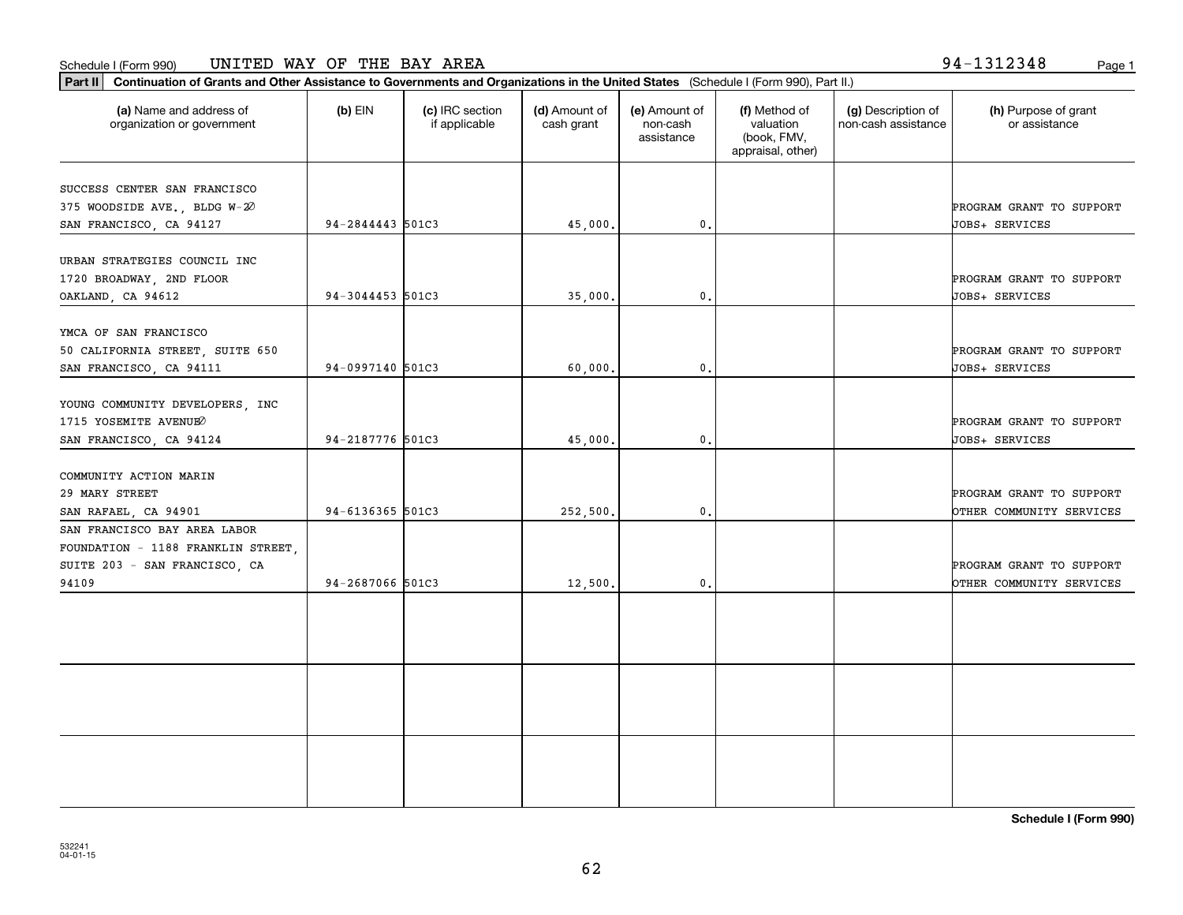Schedule I (Form 990) UNITED WAY OF THE BAY AREA 94-1312348

**Part II** **Continuation of Grants and Other Assistance to Governments and Organizations in the United States** (Schedule I (Form 990), Part II.)

| (a) Name and address of organization or government | (b) EIN | (c) IRC section if applicable | (d) Amount of cash grant | (e) Amount of non-cash assistance | (f) Method of valuation (book, FMV, appraisal, other) | (g) Description of non-cash assistance | (h) Purpose of grant or assistance |
|---|---|---|---|---|---|---|---|
| SUCCESS CENTER SAN FRANCISCO 375 WOODSIDE AVE., BLDG W-20 SAN FRANCISCO, CA 94127 | 94-2844443 | 501C3 | 45,000. | 0. | | | PROGRAM GRANT TO SUPPORT JOBS+ SERVICES |
| URBAN STRATEGIES COUNCIL INC 1720 BROADWAY, 2ND FLOOR OAKLAND, CA 94612 | 94-3044453 | 501C3 | 35,000. | 0. | | | PROGRAM GRANT TO SUPPORT JOBS+ SERVICES |
| YMCA OF SAN FRANCISCO 50 CALIFORNIA STREET, SUITE 650 SAN FRANCISCO, CA 94111 | 94-0997140 | 501C3 | 60,000. | 0. | | | PROGRAM GRANT TO SUPPORT JOBS+ SERVICES |
| YOUNG COMMUNITY DEVELOPERS, INC 1715 YOSEMITE AVENUE0 SAN FRANCISCO, CA 94124 | 94-2187776 | 501C3 | 45,000. | 0. | | | PROGRAM GRANT TO SUPPORT JOBS+ SERVICES |
| COMMUNITY ACTION MARIN 29 MARY STREET SAN RAFAEL, CA 94901 | 94-6136365 | 501C3 | 252,500. | 0. | | | PROGRAM GRANT TO SUPPORT OTHER COMMUNITY SERVICES |
| SAN FRANCISCO BAY AREA LABOR FOUNDATION - 1188 FRANKLIN STREET, SUITE 203 - SAN FRANCISCO, CA 94109 | 94-2687066 | 501C3 | 12,500. | 0. | | | PROGRAM GRANT TO SUPPORT OTHER COMMUNITY SERVICES |
| | | | | | | | |
| | | | | | | | |
| | | | | | | | |

**Schedule I (Form 990)**

532241
04-01-15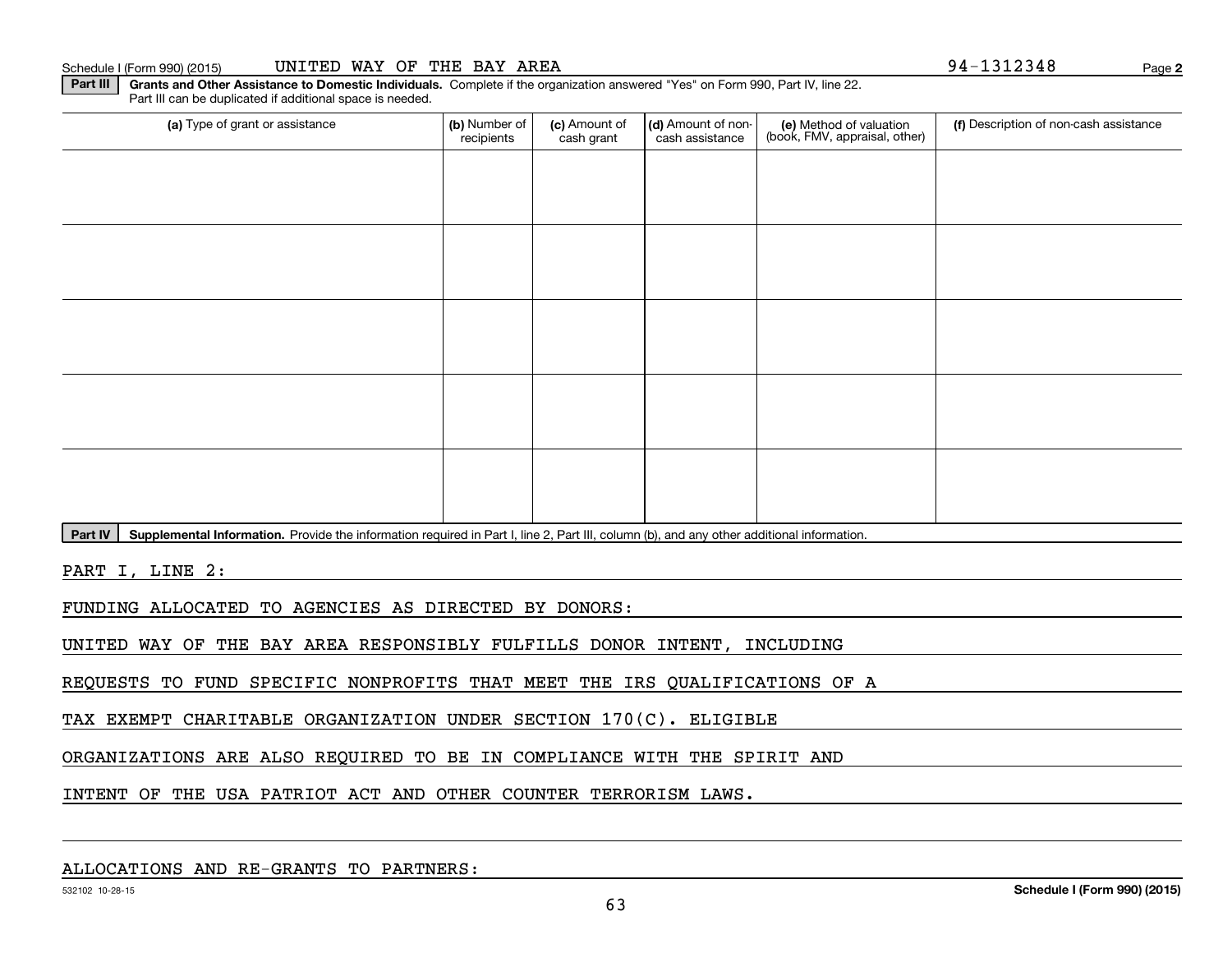Schedule I (Form 990) (2015) UNITED WAY OF THE BAY AREA 94-1312348 Page 2

**Part III** **Grants and Other Assistance to Domestic Individuals.** Complete if the organization answered "Yes" on Form 990, Part IV, line 22. Part III can be duplicated if additional space is needed.

| (a) Type of grant or assistance | (b) Number of recipients | (c) Amount of cash grant | (d) Amount of non-cash assistance | (e) Method of valuation (book, FMV, appraisal, other) | (f) Description of non-cash assistance |
|---|---|---|---|---|---|
| | | | | | |
| | | | | | |
| | | | | | |
| | | | | | |
| | | | | | |

**Part IV** **Supplemental Information.** Provide the information required in Part I, line 2, Part III, column (b), and any other additional information.

PART I, LINE 2:

FUNDING ALLOCATED TO AGENCIES AS DIRECTED BY DONORS:

UNITED WAY OF THE BAY AREA RESPONSIBLY FULFILLS DONOR INTENT, INCLUDING REQUESTS TO FUND SPECIFIC NONPROFITS THAT MEET THE IRS QUALIFICATIONS OF A TAX EXEMPT CHARITABLE ORGANIZATION UNDER SECTION 170(C). ELIGIBLE ORGANIZATIONS ARE ALSO REQUIRED TO BE IN COMPLIANCE WITH THE SPIRIT AND INTENT OF THE USA PATRIOT ACT AND OTHER COUNTER TERRORISM LAWS.

ALLOCATIONS AND RE-GRANTS TO PARTNERS:

532102 10-28-15 **Schedule I (Form 990) (2015)**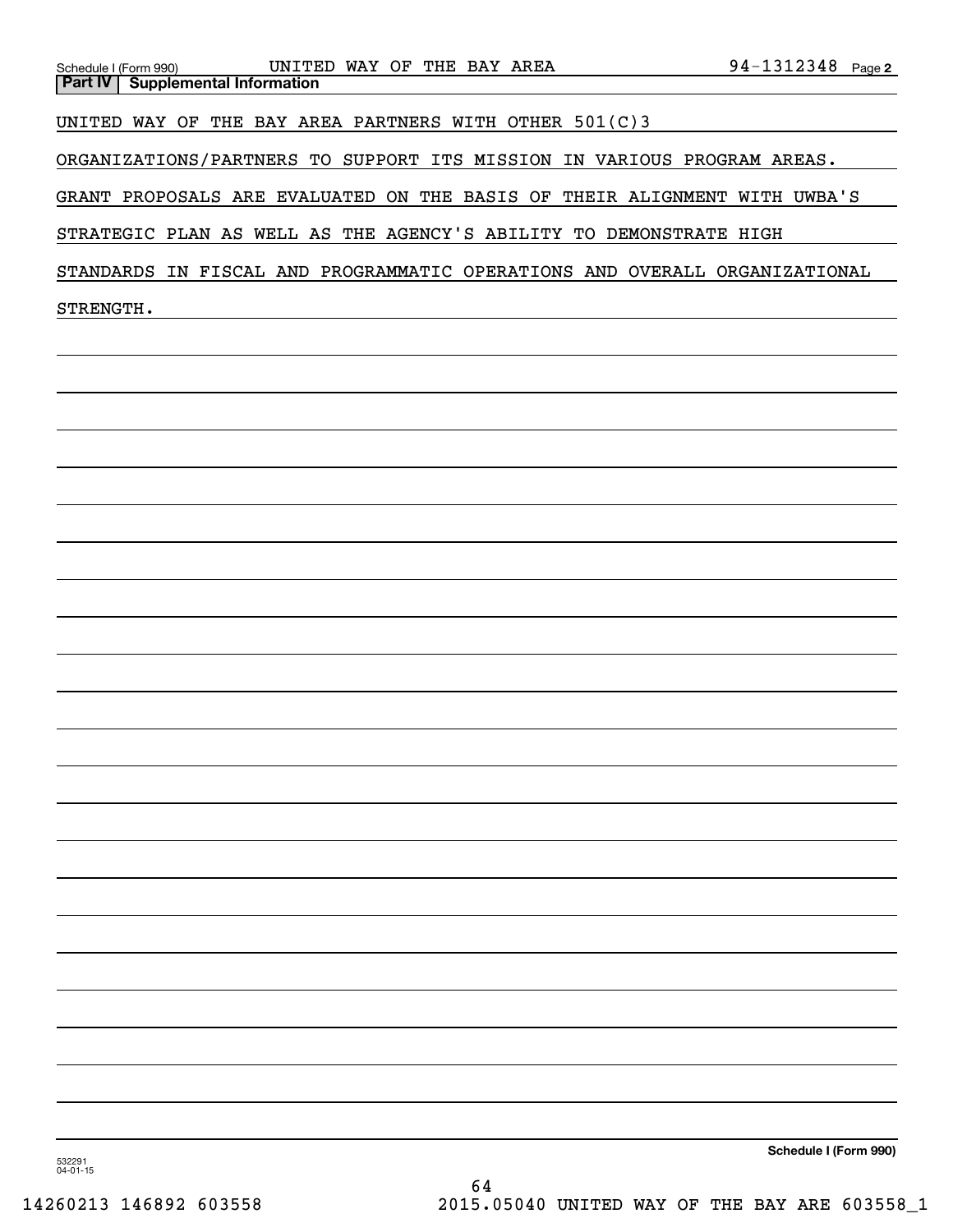Schedule I (Form 990) UNITED WAY OF THE BAY AREA 94-1312348 Page 2

**Part IV | Supplemental Information**

UNITED WAY OF THE BAY AREA PARTNERS WITH OTHER 501(C)3 ORGANIZATIONS/PARTNERS TO SUPPORT ITS MISSION IN VARIOUS PROGRAM AREAS. GRANT PROPOSALS ARE EVALUATED ON THE BASIS OF THEIR ALIGNMENT WITH UWBA'S STRATEGIC PLAN AS WELL AS THE AGENCY'S ABILITY TO DEMONSTRATE HIGH STANDARDS IN FISCAL AND PROGRAMMATIC OPERATIONS AND OVERALL ORGANIZATIONAL STRENGTH.

**Schedule I (Form 990)**

532291
04-01-15

14260213 146892 603558 2015.05040 UNITED WAY OF THE BAY ARE 603558_1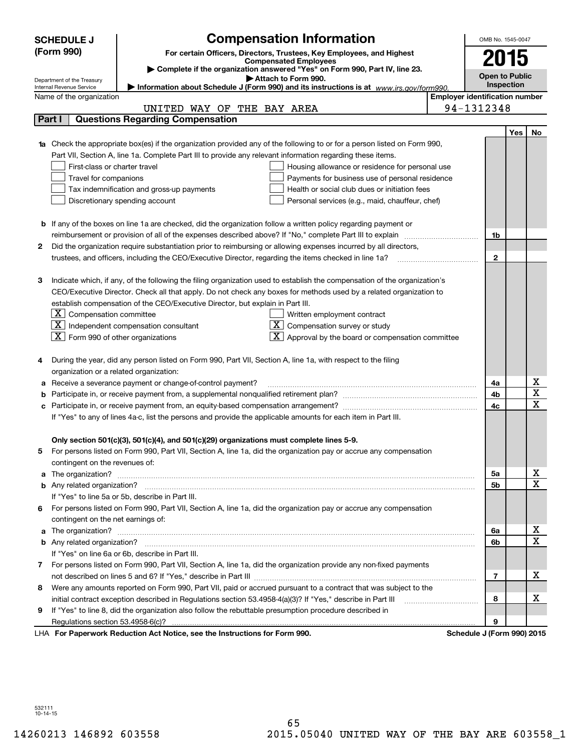**SCHEDULE J (Form 990)**

# Compensation Information

**For certain Officers, Directors, Trustees, Key Employees, and Highest Compensated Employees**

▶ Complete if the organization answered "Yes" on Form 990, Part IV, line 23.
▶ Attach to Form 990.
▶ Information about Schedule J (Form 990) and its instructions is at www.irs.gov/form990.

OMB No. 1545-0047

**2015**

**Open to Public Inspection**

Department of the Treasury
Internal Revenue Service

Name of the organization: UNITED WAY OF THE BAY AREA

Employer identification number: 94-1312348

## Part I Questions Regarding Compensation

| | | | Yes | No |
|---|---|---|---|---|
| **1a** | Check the appropriate box(es) if the organization provided any of the following to or for a person listed on Form 990, Part VII, Section A, line 1a. Complete Part III to provide any relevant information regarding these items.<br>☐ First-class or charter travel ☐ Housing allowance or residence for personal use<br>☐ Travel for companions ☐ Payments for business use of personal residence<br>☐ Tax indemnification and gross-up payments ☐ Health or social club dues or initiation fees<br>☐ Discretionary spending account ☐ Personal services (e.g., maid, chauffeur, chef) | | | |
| **b** | If any of the boxes on line 1a are checked, did the organization follow a written policy regarding payment or reimbursement or provision of all of the expenses described above? If "No," complete Part III to explain | 1b | | |
| **2** | Did the organization require substantiation prior to reimbursing or allowing expenses incurred by all directors, trustees, and officers, including the CEO/Executive Director, regarding the items checked in line 1a? | 2 | | |
| **3** | Indicate which, if any, of the following the filing organization used to establish the compensation of the organization's CEO/Executive Director. Check all that apply. Do not check any boxes for methods used by a related organization to establish compensation of the CEO/Executive Director, but explain in Part III.<br>☒ Compensation committee ☐ Written employment contract<br>☒ Independent compensation consultant ☒ Compensation survey or study<br>☒ Form 990 of other organizations ☒ Approval by the board or compensation committee | | | |
| **4** | During the year, did any person listed on Form 990, Part VII, Section A, line 1a, with respect to the filing organization or a related organization: | | | |
| **a** | Receive a severance payment or change-of-control payment? | 4a | | X |
| **b** | Participate in, or receive payment from, a supplemental nonqualified retirement plan? | 4b | | X |
| **c** | Participate in, or receive payment from, an equity-based compensation arrangement? | 4c | | X |
| | If "Yes" to any of lines 4a-c, list the persons and provide the applicable amounts for each item in Part III. | | | |
| | **Only section 501(c)(3), 501(c)(4), and 501(c)(29) organizations must complete lines 5-9.** | | | |
| **5** | For persons listed on Form 990, Part VII, Section A, line 1a, did the organization pay or accrue any compensation contingent on the revenues of: | | | |
| **a** | The organization? | 5a | | X |
| **b** | Any related organization? | 5b | | X |
| | If "Yes" to line 5a or 5b, describe in Part III. | | | |
| **6** | For persons listed on Form 990, Part VII, Section A, line 1a, did the organization pay or accrue any compensation contingent on the net earnings of: | | | |
| **a** | The organization? | 6a | | X |
| **b** | Any related organization? | 6b | | X |
| | If "Yes" on line 6a or 6b, describe in Part III. | | | |
| **7** | For persons listed on Form 990, Part VII, Section A, line 1a, did the organization provide any non-fixed payments not described on lines 5 and 6? If "Yes," describe in Part III | 7 | | X |
| **8** | Were any amounts reported on Form 990, Part VII, paid or accrued pursuant to a contract that was subject to the initial contract exception described in Regulations section 53.4958-4(a)(3)? If "Yes," describe in Part III | 8 | | X |
| **9** | If "Yes" to line 8, did the organization also follow the rebuttable presumption procedure described in Regulations section 53.4958-6(c)? | 9 | | |

LHA **For Paperwork Reduction Act Notice, see the Instructions for Form 990.** **Schedule J (Form 990) 2015**

532111 10-14-15

14260213 146892 603558 2015.05040 UNITED WAY OF THE BAY ARE 603558_1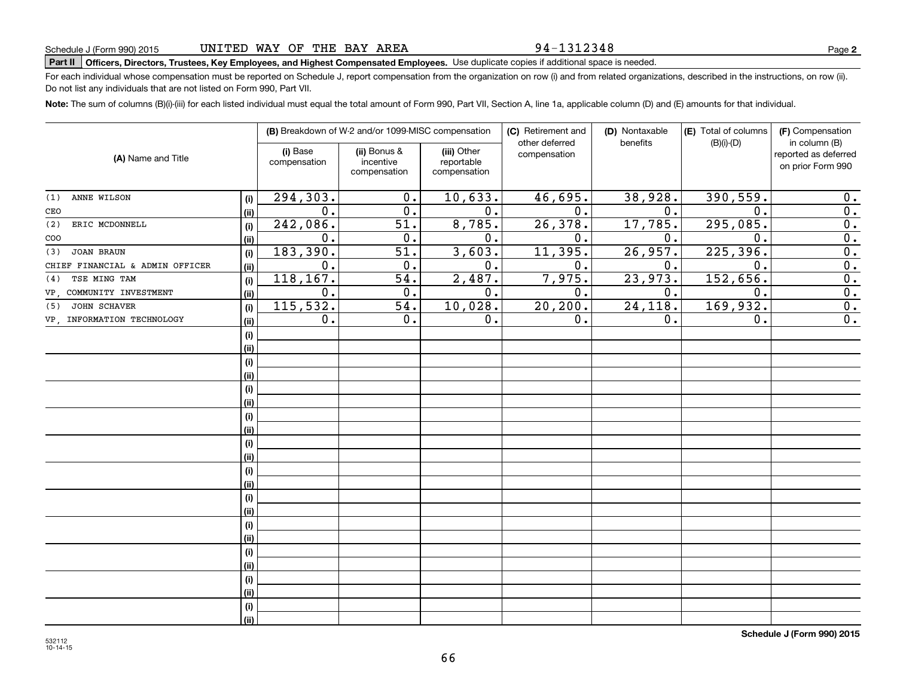Schedule J (Form 990) 2015 UNITED WAY OF THE BAY AREA 94-1312348 Page **2**

**Part II** **Officers, Directors, Trustees, Key Employees, and Highest Compensated Employees.** Use duplicate copies if additional space is needed.

For each individual whose compensation must be reported on Schedule J, report compensation from the organization on row (i) and from related organizations, described in the instructions, on row (ii). Do not list any individuals that are not listed on Form 990, Part VII.

**Note:** The sum of columns (B)(i)-(iii) for each listed individual must equal the total amount of Form 990, Part VII, Section A, line 1a, applicable column (D) and (E) amounts for that individual.

| (A) Name and Title | | (B) Breakdown of W-2 and/or 1099-MISC compensation | | | (C) Retirement and other deferred compensation | (D) Nontaxable benefits | (E) Total of columns (B)(i)-(D) | (F) Compensation in column (B) reported as deferred on prior Form 990 |
|---|---|---|---|---|---|---|---|---|
| | | (i) Base compensation | (ii) Bonus & incentive compensation | (iii) Other reportable compensation | | | | |
| (1) ANNE WILSON | (i) | 294,303. | 0. | 10,633. | 46,695. | 38,928. | 390,559. | 0. |
| CEO | (ii) | 0. | 0. | 0. | 0. | 0. | 0. | 0. |
| (2) ERIC MCDONNELL | (i) | 242,086. | 51. | 8,785. | 26,378. | 17,785. | 295,085. | 0. |
| COO | (ii) | 0. | 0. | 0. | 0. | 0. | 0. | 0. |
| (3) JOAN BRAUN | (i) | 183,390. | 51. | 3,603. | 11,395. | 26,957. | 225,396. | 0. |
| CHIEF FINANCIAL & ADMIN OFFICER | (ii) | 0. | 0. | 0. | 0. | 0. | 0. | 0. |
| (4) TSE MING TAM | (i) | 118,167. | 54. | 2,487. | 7,975. | 23,973. | 152,656. | 0. |
| VP, COMMUNITY INVESTMENT | (ii) | 0. | 0. | 0. | 0. | 0. | 0. | 0. |
| (5) JOHN SCHAVER | (i) | 115,532. | 54. | 10,028. | 20,200. | 24,118. | 169,932. | 0. |
| VP, INFORMATION TECHNOLOGY | (ii) | 0. | 0. | 0. | 0. | 0. | 0. | 0. |
| | (i) | | | | | | | |
| | (ii) | | | | | | | |
| | (i) | | | | | | | |
| | (ii) | | | | | | | |
| | (i) | | | | | | | |
| | (ii) | | | | | | | |
| | (i) | | | | | | | |
| | (ii) | | | | | | | |
| | (i) | | | | | | | |
| | (ii) | | | | | | | |
| | (i) | | | | | | | |
| | (ii) | | | | | | | |
| | (i) | | | | | | | |
| | (ii) | | | | | | | |
| | (i) | | | | | | | |
| | (ii) | | | | | | | |
| | (i) | | | | | | | |
| | (ii) | | | | | | | |
| | (i) | | | | | | | |
| | (ii) | | | | | | | |
| | (i) | | | | | | | |
| | (ii) | | | | | | | |

532112 10-14-15

**Schedule J (Form 990) 2015**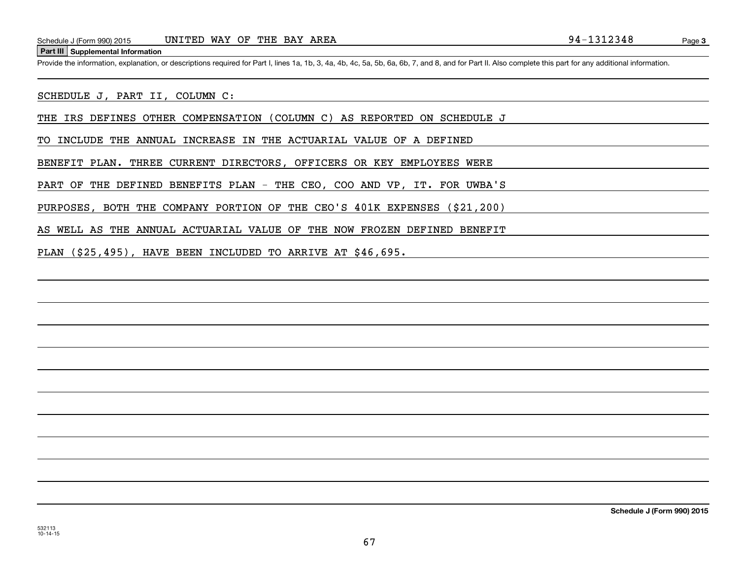Schedule J (Form 990) 2015 UNITED WAY OF THE BAY AREA 94-1312348

## Part III Supplemental Information

Provide the information, explanation, or descriptions required for Part I, lines 1a, 1b, 3, 4a, 4b, 4c, 5a, 5b, 6a, 6b, 7, and 8, and for Part II. Also complete this part for any additional information.

SCHEDULE J, PART II, COLUMN C:

THE IRS DEFINES OTHER COMPENSATION (COLUMN C) AS REPORTED ON SCHEDULE J TO INCLUDE THE ANNUAL INCREASE IN THE ACTUARIAL VALUE OF A DEFINED BENEFIT PLAN. THREE CURRENT DIRECTORS, OFFICERS OR KEY EMPLOYEES WERE PART OF THE DEFINED BENEFITS PLAN - THE CEO, COO AND VP, IT. FOR UWBA'S PURPOSES, BOTH THE COMPANY PORTION OF THE CEO'S 401K EXPENSES ($21,200) AS WELL AS THE ANNUAL ACTUARIAL VALUE OF THE NOW FROZEN DEFINED BENEFIT PLAN ($25,495), HAVE BEEN INCLUDED TO ARRIVE AT $46,695.

Schedule J (Form 990) 2015

532113
10-14-15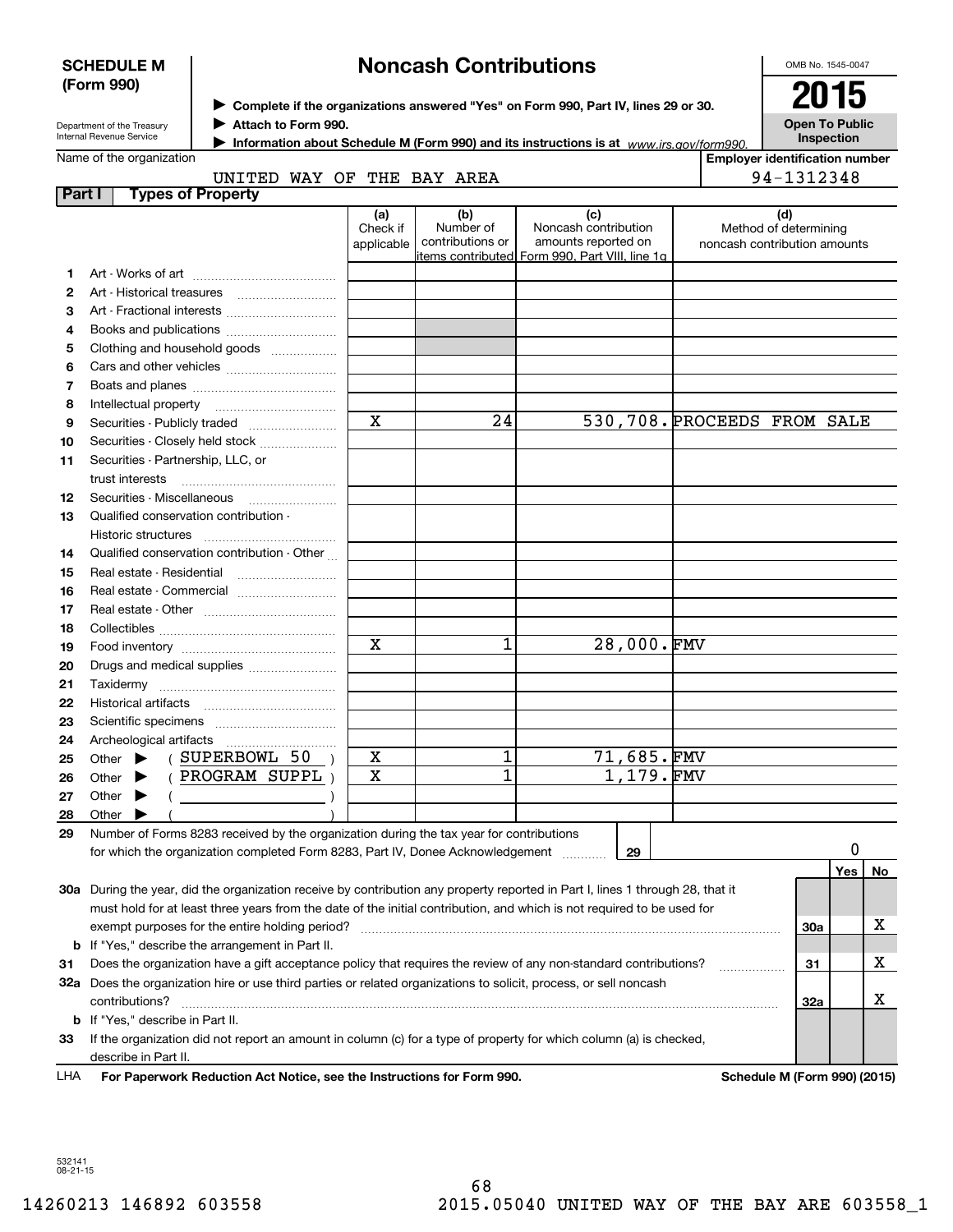**SCHEDULE M (Form 990)**

Department of the Treasury
Internal Revenue Service

# Noncash Contributions

▶ Complete if the organizations answered "Yes" on Form 990, Part IV, lines 29 or 30.
▶ Attach to Form 990.
▶ Information about Schedule M (Form 990) and its instructions is at www.irs.gov/form990.

OMB No. 1545-0047

**2015**

**Open To Public Inspection**

Name of the organization: UNITED WAY OF THE BAY AREA

Employer identification number: 94-1312348

## Part I Types of Property

| | | (a) Check if applicable | (b) Number of contributions or items contributed | (c) Noncash contribution amounts reported on Form 990, Part VIII, line 1g | (d) Method of determining noncash contribution amounts |
|---|---|---|---|---|---|
| 1 | Art - Works of art | | | | |
| 2 | Art - Historical treasures | | | | |
| 3 | Art - Fractional interests | | | | |
| 4 | Books and publications | | | | |
| 5 | Clothing and household goods | | | | |
| 6 | Cars and other vehicles | | | | |
| 7 | Boats and planes | | | | |
| 8 | Intellectual property | | | | |
| 9 | Securities - Publicly traded | X | 24 | 530,708. | PROCEEDS FROM SALE |
| 10 | Securities - Closely held stock | | | | |
| 11 | Securities - Partnership, LLC, or trust interests | | | | |
| 12 | Securities - Miscellaneous | | | | |
| 13 | Qualified conservation contribution - Historic structures | | | | |
| 14 | Qualified conservation contribution - Other | | | | |
| 15 | Real estate - Residential | | | | |
| 16 | Real estate - Commercial | | | | |
| 17 | Real estate - Other | | | | |
| 18 | Collectibles | | | | |
| 19 | Food inventory | X | 1 | 28,000. | FMV |
| 20 | Drugs and medical supplies | | | | |
| 21 | Taxidermy | | | | |
| 22 | Historical artifacts | | | | |
| 23 | Scientific specimens | | | | |
| 24 | Archeological artifacts | | | | |
| 25 | Other ▶ ( SUPERBOWL 50 ) | X | 1 | 71,685. | FMV |
| 26 | Other ▶ ( PROGRAM SUPPL ) | X | 1 | 1,179. | FMV |
| 27 | Other ▶ ( ) | | | | |
| 28 | Other ▶ ( ) | | | | |

| | | | Yes | No |
|---|---|---|---|---|
| 29 | Number of Forms 8283 received by the organization during the tax year for contributions for which the organization completed Form 8283, Part IV, Donee Acknowledgement ... 29: 0 | | | |
| 30a | During the year, did the organization receive by contribution any property reported in Part I, lines 1 through 28, that it must hold for at least three years from the date of the initial contribution, and which is not required to be used for exempt purposes for the entire holding period? | 30a | | X |
| b | If "Yes," describe the arrangement in Part II. | | | |
| 31 | Does the organization have a gift acceptance policy that requires the review of any non-standard contributions? | 31 | | X |
| 32a | Does the organization hire or use third parties or related organizations to solicit, process, or sell noncash contributions? | 32a | | X |
| b | If "Yes," describe in Part II. | | | |
| 33 | If the organization did not report an amount in column (c) for a type of property for which column (a) is checked, describe in Part II. | | | |

LHA **For Paperwork Reduction Act Notice, see the Instructions for Form 990.** **Schedule M (Form 990) (2015)**

532141 08-21-15

14260213 146892 603558 2015.05040 UNITED WAY OF THE BAY ARE 603558_1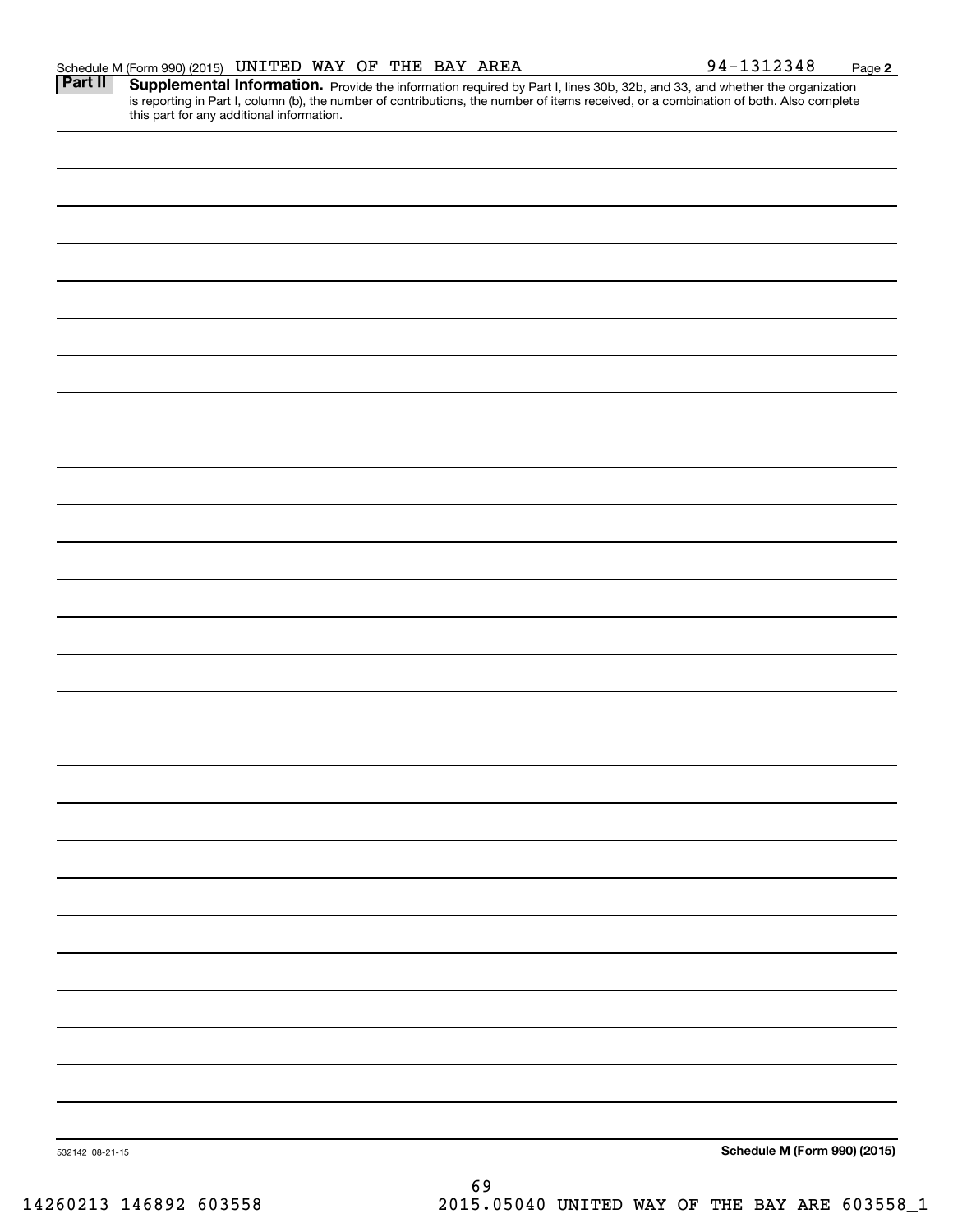Schedule M (Form 990) (2015) UNITED WAY OF THE BAY AREA 94-1312348 Page 2

**Part II** **Supplemental Information.** Provide the information required by Part I, lines 30b, 32b, and 33, and whether the organization is reporting in Part I, column (b), the number of contributions, the number of items received, or a combination of both. Also complete this part for any additional information.

532142 08-21-15 **Schedule M (Form 990) (2015)**

14260213 146892 603558 2015.05040 UNITED WAY OF THE BAY ARE 603558_1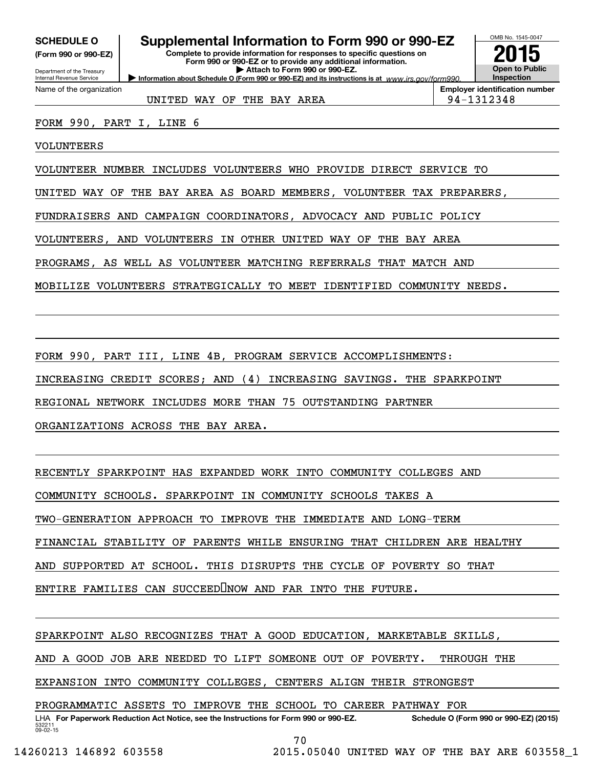**SCHEDULE O**
**(Form 990 or 990-EZ)**

Department of the Treasury
Internal Revenue Service

# Supplemental Information to Form 990 or 990-EZ

**Complete to provide information for responses to specific questions on Form 990 or 990-EZ or to provide any additional information.**
**▶ Attach to Form 990 or 990-EZ.**
**▶ Information about Schedule O (Form 990 or 990-EZ) and its instructions is at** *www.irs.gov/form990.*

OMB No. 1545-0047
**2015**
**Open to Public Inspection**

| Name of the organization | Employer identification number |
|---|---|
| UNITED WAY OF THE BAY AREA | 94-1312348 |

FORM 990, PART I, LINE 6

VOLUNTEERS

VOLUNTEER NUMBER INCLUDES VOLUNTEERS WHO PROVIDE DIRECT SERVICE TO UNITED WAY OF THE BAY AREA AS BOARD MEMBERS, VOLUNTEER TAX PREPARERS, FUNDRAISERS AND CAMPAIGN COORDINATORS, ADVOCACY AND PUBLIC POLICY VOLUNTEERS, AND VOLUNTEERS IN OTHER UNITED WAY OF THE BAY AREA PROGRAMS, AS WELL AS VOLUNTEER MATCHING REFERRALS THAT MATCH AND MOBILIZE VOLUNTEERS STRATEGICALLY TO MEET IDENTIFIED COMMUNITY NEEDS.

FORM 990, PART III, LINE 4B, PROGRAM SERVICE ACCOMPLISHMENTS:

INCREASING CREDIT SCORES; AND (4) INCREASING SAVINGS. THE SPARKPOINT REGIONAL NETWORK INCLUDES MORE THAN 75 OUTSTANDING PARTNER ORGANIZATIONS ACROSS THE BAY AREA.

RECENTLY SPARKPOINT HAS EXPANDED WORK INTO COMMUNITY COLLEGES AND COMMUNITY SCHOOLS. SPARKPOINT IN COMMUNITY SCHOOLS TAKES A TWO-GENERATION APPROACH TO IMPROVE THE IMMEDIATE AND LONG-TERM FINANCIAL STABILITY OF PARENTS WHILE ENSURING THAT CHILDREN ARE HEALTHY AND SUPPORTED AT SCHOOL. THIS DISRUPTS THE CYCLE OF POVERTY SO THAT ENTIRE FAMILIES CAN SUCCEED NOW AND FAR INTO THE FUTURE.

SPARKPOINT ALSO RECOGNIZES THAT A GOOD EDUCATION, MARKETABLE SKILLS, AND A GOOD JOB ARE NEEDED TO LIFT SOMEONE OUT OF POVERTY. THROUGH THE EXPANSION INTO COMMUNITY COLLEGES, CENTERS ALIGN THEIR STRONGEST PROGRAMMATIC ASSETS TO IMPROVE THE SCHOOL TO CAREER PATHWAY FOR

LHA **For Paperwork Reduction Act Notice, see the Instructions for Form 990 or 990-EZ.** **Schedule O (Form 990 or 990-EZ) (2015)**
532211
09-02-15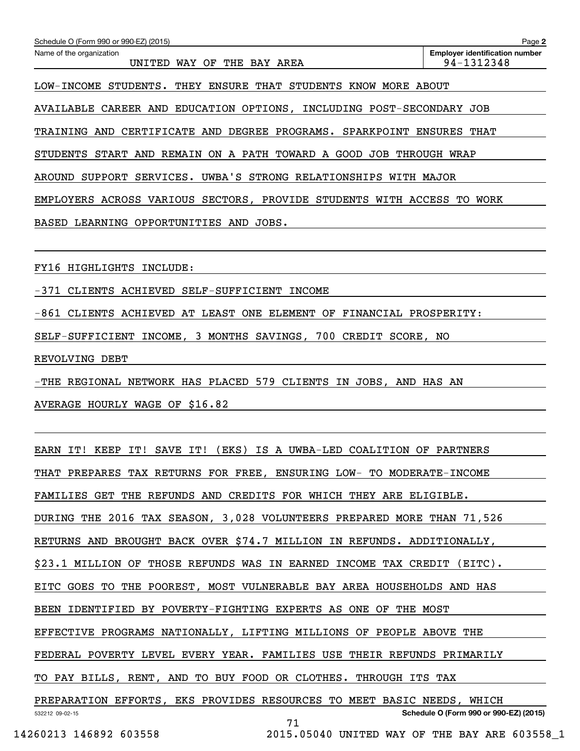LOW-INCOME STUDENTS. THEY ENSURE THAT STUDENTS KNOW MORE ABOUT AVAILABLE CAREER AND EDUCATION OPTIONS, INCLUDING POST-SECONDARY JOB TRAINING AND CERTIFICATE AND DEGREE PROGRAMS. SPARKPOINT ENSURES THAT STUDENTS START AND REMAIN ON A PATH TOWARD A GOOD JOB THROUGH WRAP AROUND SUPPORT SERVICES. UWBA'S STRONG RELATIONSHIPS WITH MAJOR EMPLOYERS ACROSS VARIOUS SECTORS, PROVIDE STUDENTS WITH ACCESS TO WORK BASED LEARNING OPPORTUNITIES AND JOBS.

FY16 HIGHLIGHTS INCLUDE:

-371 CLIENTS ACHIEVED SELF-SUFFICIENT INCOME

-861 CLIENTS ACHIEVED AT LEAST ONE ELEMENT OF FINANCIAL PROSPERITY: SELF-SUFFICIENT INCOME, 3 MONTHS SAVINGS, 700 CREDIT SCORE, NO REVOLVING DEBT

-THE REGIONAL NETWORK HAS PLACED 579 CLIENTS IN JOBS, AND HAS AN AVERAGE HOURLY WAGE OF $16.82

EARN IT! KEEP IT! SAVE IT! (EKS) IS A UWBA-LED COALITION OF PARTNERS THAT PREPARES TAX RETURNS FOR FREE, ENSURING LOW- TO MODERATE-INCOME FAMILIES GET THE REFUNDS AND CREDITS FOR WHICH THEY ARE ELIGIBLE. DURING THE 2016 TAX SEASON, 3,028 VOLUNTEERS PREPARED MORE THAN 71,526 RETURNS AND BROUGHT BACK OVER $74.7 MILLION IN REFUNDS. ADDITIONALLY, $23.1 MILLION OF THOSE REFUNDS WAS IN EARNED INCOME TAX CREDIT (EITC). EITC GOES TO THE POOREST, MOST VULNERABLE BAY AREA HOUSEHOLDS AND HAS BEEN IDENTIFIED BY POVERTY-FIGHTING EXPERTS AS ONE OF THE MOST EFFECTIVE PROGRAMS NATIONALLY, LIFTING MILLIONS OF PEOPLE ABOVE THE FEDERAL POVERTY LEVEL EVERY YEAR. FAMILIES USE THEIR REFUNDS PRIMARILY TO PAY BILLS, RENT, AND TO BUY FOOD OR CLOTHES. THROUGH ITS TAX PREPARATION EFFORTS, EKS PROVIDES RESOURCES TO MEET BASIC NEEDS, WHICH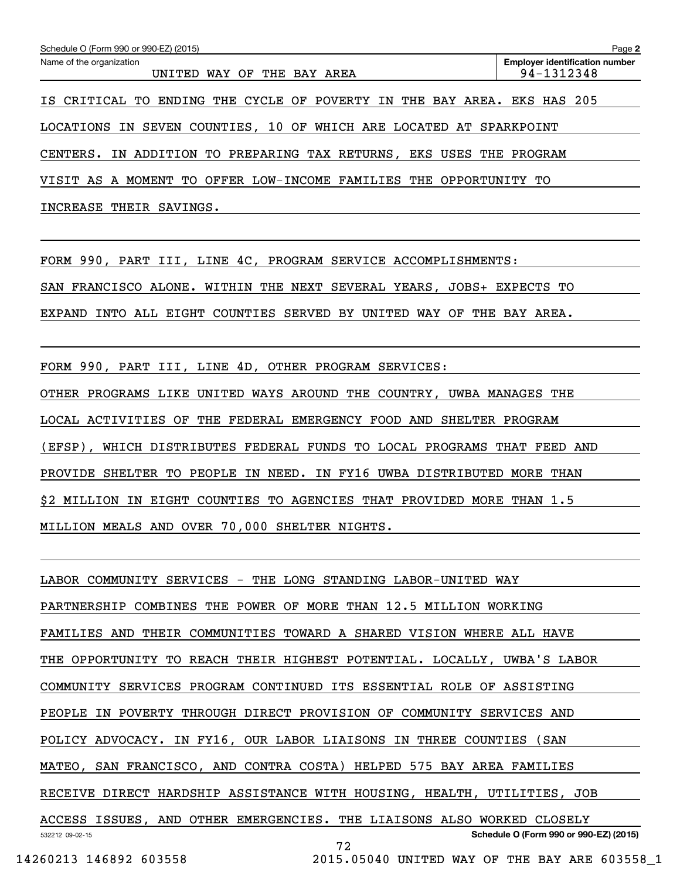Schedule O (Form 990 or 990-EZ) (2015)

Name of the organization: UNITED WAY OF THE BAY AREA

Employer identification number: 94-1312348

IS CRITICAL TO ENDING THE CYCLE OF POVERTY IN THE BAY AREA. EKS HAS 205 LOCATIONS IN SEVEN COUNTIES, 10 OF WHICH ARE LOCATED AT SPARKPOINT CENTERS. IN ADDITION TO PREPARING TAX RETURNS, EKS USES THE PROGRAM VISIT AS A MOMENT TO OFFER LOW-INCOME FAMILIES THE OPPORTUNITY TO INCREASE THEIR SAVINGS.

FORM 990, PART III, LINE 4C, PROGRAM SERVICE ACCOMPLISHMENTS:

SAN FRANCISCO ALONE. WITHIN THE NEXT SEVERAL YEARS, JOBS+ EXPECTS TO EXPAND INTO ALL EIGHT COUNTIES SERVED BY UNITED WAY OF THE BAY AREA.

FORM 990, PART III, LINE 4D, OTHER PROGRAM SERVICES:

OTHER PROGRAMS LIKE UNITED WAYS AROUND THE COUNTRY, UWBA MANAGES THE LOCAL ACTIVITIES OF THE FEDERAL EMERGENCY FOOD AND SHELTER PROGRAM (EFSP), WHICH DISTRIBUTES FEDERAL FUNDS TO LOCAL PROGRAMS THAT FEED AND PROVIDE SHELTER TO PEOPLE IN NEED. IN FY16 UWBA DISTRIBUTED MORE THAN $2 MILLION IN EIGHT COUNTIES TO AGENCIES THAT PROVIDED MORE THAN 1.5 MILLION MEALS AND OVER 70,000 SHELTER NIGHTS.

LABOR COMMUNITY SERVICES - THE LONG STANDING LABOR-UNITED WAY PARTNERSHIP COMBINES THE POWER OF MORE THAN 12.5 MILLION WORKING FAMILIES AND THEIR COMMUNITIES TOWARD A SHARED VISION WHERE ALL HAVE THE OPPORTUNITY TO REACH THEIR HIGHEST POTENTIAL. LOCALLY, UWBA'S LABOR COMMUNITY SERVICES PROGRAM CONTINUED ITS ESSENTIAL ROLE OF ASSISTING PEOPLE IN POVERTY THROUGH DIRECT PROVISION OF COMMUNITY SERVICES AND POLICY ADVOCACY. IN FY16, OUR LABOR LIAISONS IN THREE COUNTIES (SAN MATEO, SAN FRANCISCO, AND CONTRA COSTA) HELPED 575 BAY AREA FAMILIES RECEIVE DIRECT HARDSHIP ASSISTANCE WITH HOUSING, HEALTH, UTILITIES, JOB ACCESS ISSUES, AND OTHER EMERGENCIES. THE LIAISONS ALSO WORKED CLOSELY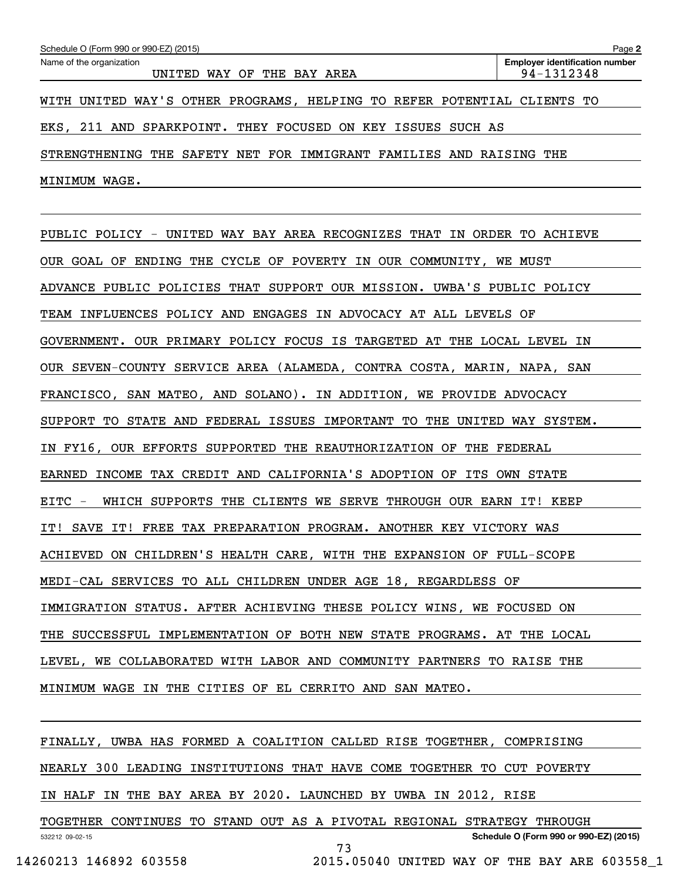WITH UNITED WAY'S OTHER PROGRAMS, HELPING TO REFER POTENTIAL CLIENTS TO EKS, 211 AND SPARKPOINT. THEY FOCUSED ON KEY ISSUES SUCH AS STRENGTHENING THE SAFETY NET FOR IMMIGRANT FAMILIES AND RAISING THE MINIMUM WAGE.

PUBLIC POLICY - UNITED WAY BAY AREA RECOGNIZES THAT IN ORDER TO ACHIEVE OUR GOAL OF ENDING THE CYCLE OF POVERTY IN OUR COMMUNITY, WE MUST ADVANCE PUBLIC POLICIES THAT SUPPORT OUR MISSION. UWBA'S PUBLIC POLICY TEAM INFLUENCES POLICY AND ENGAGES IN ADVOCACY AT ALL LEVELS OF GOVERNMENT. OUR PRIMARY POLICY FOCUS IS TARGETED AT THE LOCAL LEVEL IN OUR SEVEN-COUNTY SERVICE AREA (ALAMEDA, CONTRA COSTA, MARIN, NAPA, SAN FRANCISCO, SAN MATEO, AND SOLANO). IN ADDITION, WE PROVIDE ADVOCACY SUPPORT TO STATE AND FEDERAL ISSUES IMPORTANT TO THE UNITED WAY SYSTEM. IN FY16, OUR EFFORTS SUPPORTED THE REAUTHORIZATION OF THE FEDERAL EARNED INCOME TAX CREDIT AND CALIFORNIA'S ADOPTION OF ITS OWN STATE EITC - WHICH SUPPORTS THE CLIENTS WE SERVE THROUGH OUR EARN IT! KEEP IT! SAVE IT! FREE TAX PREPARATION PROGRAM. ANOTHER KEY VICTORY WAS ACHIEVED ON CHILDREN'S HEALTH CARE, WITH THE EXPANSION OF FULL-SCOPE MEDI-CAL SERVICES TO ALL CHILDREN UNDER AGE 18, REGARDLESS OF IMMIGRATION STATUS. AFTER ACHIEVING THESE POLICY WINS, WE FOCUSED ON THE SUCCESSFUL IMPLEMENTATION OF BOTH NEW STATE PROGRAMS. AT THE LOCAL LEVEL, WE COLLABORATED WITH LABOR AND COMMUNITY PARTNERS TO RAISE THE MINIMUM WAGE IN THE CITIES OF EL CERRITO AND SAN MATEO.

FINALLY, UWBA HAS FORMED A COALITION CALLED RISE TOGETHER, COMPRISING NEARLY 300 LEADING INSTITUTIONS THAT HAVE COME TOGETHER TO CUT POVERTY IN HALF IN THE BAY AREA BY 2020. LAUNCHED BY UWBA IN 2012, RISE TOGETHER CONTINUES TO STAND OUT AS A PIVOTAL REGIONAL STRATEGY THROUGH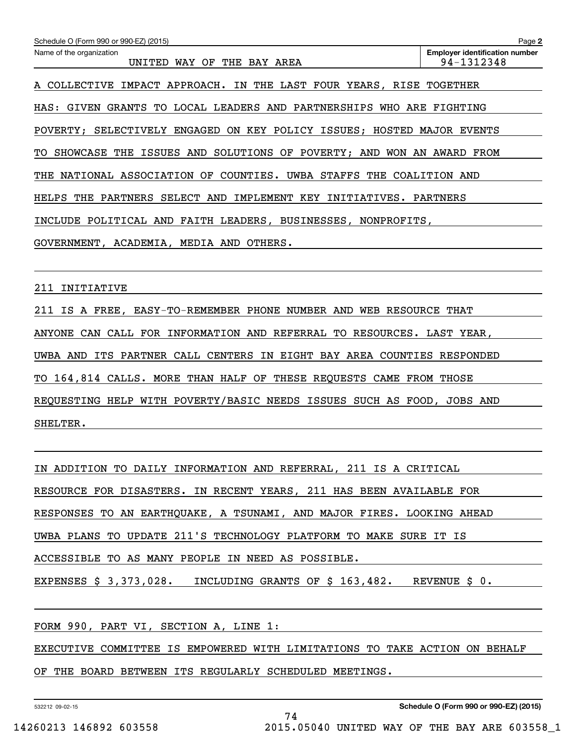Schedule O (Form 990 or 990-EZ) (2015)

Name of the organization: UNITED WAY OF THE BAY AREA

Employer identification number: 94-1312348

A COLLECTIVE IMPACT APPROACH. IN THE LAST FOUR YEARS, RISE TOGETHER HAS: GIVEN GRANTS TO LOCAL LEADERS AND PARTNERSHIPS WHO ARE FIGHTING POVERTY; SELECTIVELY ENGAGED ON KEY POLICY ISSUES; HOSTED MAJOR EVENTS TO SHOWCASE THE ISSUES AND SOLUTIONS OF POVERTY; AND WON AN AWARD FROM THE NATIONAL ASSOCIATION OF COUNTIES. UWBA STAFFS THE COALITION AND HELPS THE PARTNERS SELECT AND IMPLEMENT KEY INITIATIVES. PARTNERS INCLUDE POLITICAL AND FAITH LEADERS, BUSINESSES, NONPROFITS, GOVERNMENT, ACADEMIA, MEDIA AND OTHERS.

211 INITIATIVE

211 IS A FREE, EASY-TO-REMEMBER PHONE NUMBER AND WEB RESOURCE THAT ANYONE CAN CALL FOR INFORMATION AND REFERRAL TO RESOURCES. LAST YEAR, UWBA AND ITS PARTNER CALL CENTERS IN EIGHT BAY AREA COUNTIES RESPONDED TO 164,814 CALLS. MORE THAN HALF OF THESE REQUESTS CAME FROM THOSE REQUESTING HELP WITH POVERTY/BASIC NEEDS ISSUES SUCH AS FOOD, JOBS AND SHELTER.

IN ADDITION TO DAILY INFORMATION AND REFERRAL, 211 IS A CRITICAL RESOURCE FOR DISASTERS. IN RECENT YEARS, 211 HAS BEEN AVAILABLE FOR RESPONSES TO AN EARTHQUAKE, A TSUNAMI, AND MAJOR FIRES. LOOKING AHEAD UWBA PLANS TO UPDATE 211'S TECHNOLOGY PLATFORM TO MAKE SURE IT IS ACCESSIBLE TO AS MANY PEOPLE IN NEED AS POSSIBLE.

EXPENSES $ 3,373,028. INCLUDING GRANTS OF $ 163,482. REVENUE $ 0.

FORM 990, PART VI, SECTION A, LINE 1:

EXECUTIVE COMMITTEE IS EMPOWERED WITH LIMITATIONS TO TAKE ACTION ON BEHALF OF THE BOARD BETWEEN ITS REGULARLY SCHEDULED MEETINGS.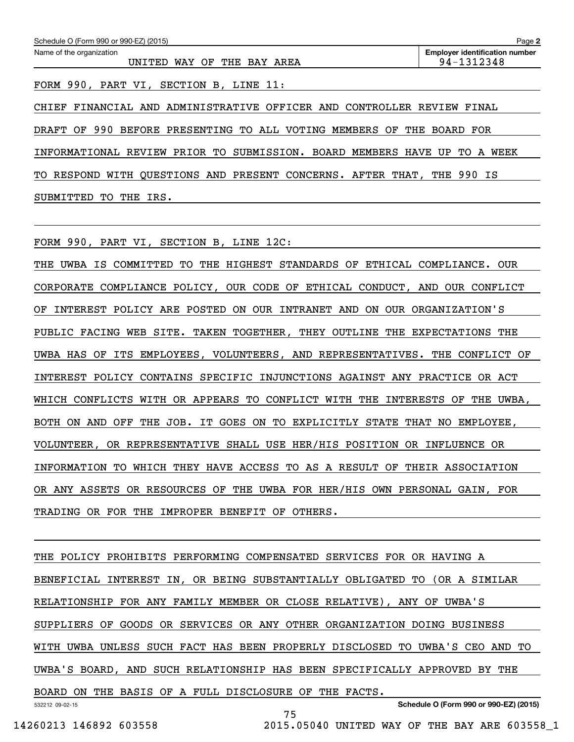Schedule O (Form 990 or 990-EZ) (2015)

Name of the organization: UNITED WAY OF THE BAY AREA

Employer identification number: 94-1312348

FORM 990, PART VI, SECTION B, LINE 11:

CHIEF FINANCIAL AND ADMINISTRATIVE OFFICER AND CONTROLLER REVIEW FINAL DRAFT OF 990 BEFORE PRESENTING TO ALL VOTING MEMBERS OF THE BOARD FOR INFORMATIONAL REVIEW PRIOR TO SUBMISSION. BOARD MEMBERS HAVE UP TO A WEEK TO RESPOND WITH QUESTIONS AND PRESENT CONCERNS. AFTER THAT, THE 990 IS SUBMITTED TO THE IRS.

FORM 990, PART VI, SECTION B, LINE 12C:

THE UWBA IS COMMITTED TO THE HIGHEST STANDARDS OF ETHICAL COMPLIANCE. OUR CORPORATE COMPLIANCE POLICY, OUR CODE OF ETHICAL CONDUCT, AND OUR CONFLICT OF INTEREST POLICY ARE POSTED ON OUR INTRANET AND ON OUR ORGANIZATION'S PUBLIC FACING WEB SITE. TAKEN TOGETHER, THEY OUTLINE THE EXPECTATIONS THE UWBA HAS OF ITS EMPLOYEES, VOLUNTEERS, AND REPRESENTATIVES. THE CONFLICT OF INTEREST POLICY CONTAINS SPECIFIC INJUNCTIONS AGAINST ANY PRACTICE OR ACT WHICH CONFLICTS WITH OR APPEARS TO CONFLICT WITH THE INTERESTS OF THE UWBA, BOTH ON AND OFF THE JOB. IT GOES ON TO EXPLICITLY STATE THAT NO EMPLOYEE, VOLUNTEER, OR REPRESENTATIVE SHALL USE HER/HIS POSITION OR INFLUENCE OR INFORMATION TO WHICH THEY HAVE ACCESS TO AS A RESULT OF THEIR ASSOCIATION OR ANY ASSETS OR RESOURCES OF THE UWBA FOR HER/HIS OWN PERSONAL GAIN, FOR TRADING OR FOR THE IMPROPER BENEFIT OF OTHERS.

THE POLICY PROHIBITS PERFORMING COMPENSATED SERVICES FOR OR HAVING A BENEFICIAL INTEREST IN, OR BEING SUBSTANTIALLY OBLIGATED TO (OR A SIMILAR RELATIONSHIP FOR ANY FAMILY MEMBER OR CLOSE RELATIVE), ANY OF UWBA'S SUPPLIERS OF GOODS OR SERVICES OR ANY OTHER ORGANIZATION DOING BUSINESS WITH UWBA UNLESS SUCH FACT HAS BEEN PROPERLY DISCLOSED TO UWBA'S CEO AND TO UWBA'S BOARD, AND SUCH RELATIONSHIP HAS BEEN SPECIFICALLY APPROVED BY THE BOARD ON THE BASIS OF A FULL DISCLOSURE OF THE FACTS.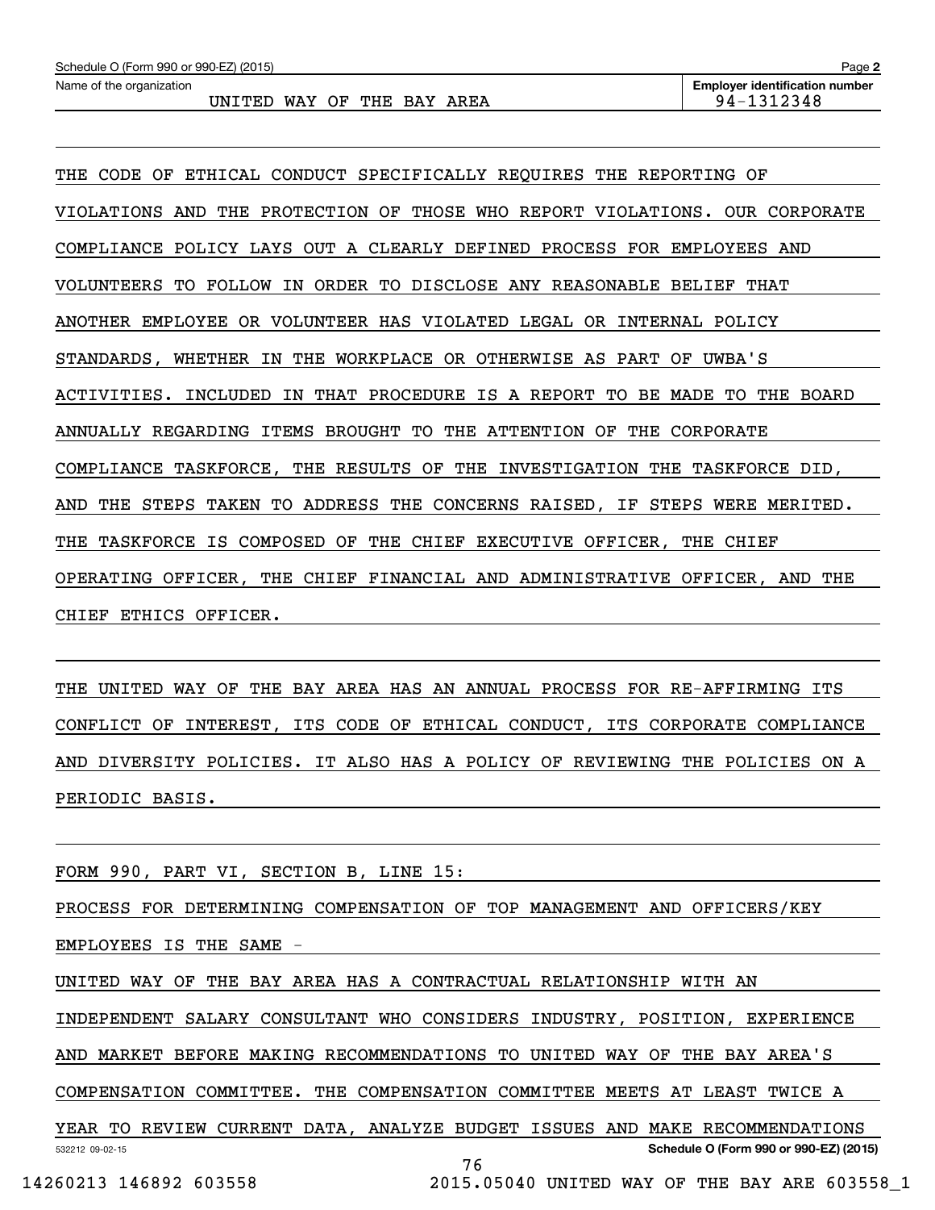THE CODE OF ETHICAL CONDUCT SPECIFICALLY REQUIRES THE REPORTING OF VIOLATIONS AND THE PROTECTION OF THOSE WHO REPORT VIOLATIONS. OUR CORPORATE COMPLIANCE POLICY LAYS OUT A CLEARLY DEFINED PROCESS FOR EMPLOYEES AND VOLUNTEERS TO FOLLOW IN ORDER TO DISCLOSE ANY REASONABLE BELIEF THAT ANOTHER EMPLOYEE OR VOLUNTEER HAS VIOLATED LEGAL OR INTERNAL POLICY STANDARDS, WHETHER IN THE WORKPLACE OR OTHERWISE AS PART OF UWBA'S ACTIVITIES. INCLUDED IN THAT PROCEDURE IS A REPORT TO BE MADE TO THE BOARD ANNUALLY REGARDING ITEMS BROUGHT TO THE ATTENTION OF THE CORPORATE COMPLIANCE TASKFORCE, THE RESULTS OF THE INVESTIGATION THE TASKFORCE DID, AND THE STEPS TAKEN TO ADDRESS THE CONCERNS RAISED, IF STEPS WERE MERITED. THE TASKFORCE IS COMPOSED OF THE CHIEF EXECUTIVE OFFICER, THE CHIEF OPERATING OFFICER, THE CHIEF FINANCIAL AND ADMINISTRATIVE OFFICER, AND THE CHIEF ETHICS OFFICER.

THE UNITED WAY OF THE BAY AREA HAS AN ANNUAL PROCESS FOR RE-AFFIRMING ITS CONFLICT OF INTEREST, ITS CODE OF ETHICAL CONDUCT, ITS CORPORATE COMPLIANCE AND DIVERSITY POLICIES. IT ALSO HAS A POLICY OF REVIEWING THE POLICIES ON A PERIODIC BASIS.

FORM 990, PART VI, SECTION B, LINE 15:

PROCESS FOR DETERMINING COMPENSATION OF TOP MANAGEMENT AND OFFICERS/KEY EMPLOYEES IS THE SAME -

UNITED WAY OF THE BAY AREA HAS A CONTRACTUAL RELATIONSHIP WITH AN INDEPENDENT SALARY CONSULTANT WHO CONSIDERS INDUSTRY, POSITION, EXPERIENCE AND MARKET BEFORE MAKING RECOMMENDATIONS TO UNITED WAY OF THE BAY AREA'S COMPENSATION COMMITTEE. THE COMPENSATION COMMITTEE MEETS AT LEAST TWICE A YEAR TO REVIEW CURRENT DATA, ANALYZE BUDGET ISSUES AND MAKE RECOMMENDATIONS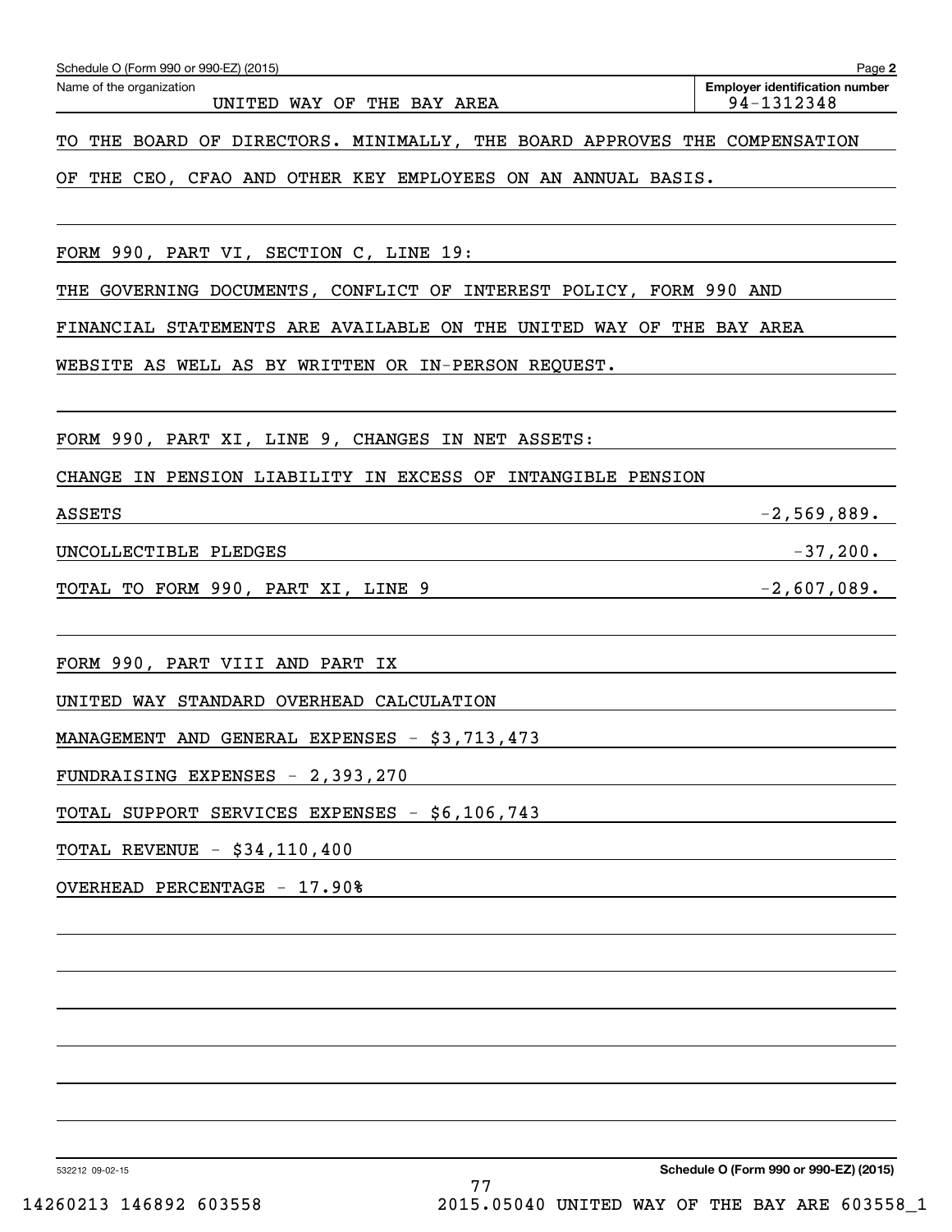Schedule O (Form 990 or 990-EZ) (2015) Page **2**

| Name of the organization | Employer identification number |
|---|---|
| UNITED WAY OF THE BAY AREA | 94-1312348 |

TO THE BOARD OF DIRECTORS. MINIMALLY, THE BOARD APPROVES THE COMPENSATION OF THE CEO, CFAO AND OTHER KEY EMPLOYEES ON AN ANNUAL BASIS.

FORM 990, PART VI, SECTION C, LINE 19:

THE GOVERNING DOCUMENTS, CONFLICT OF INTEREST POLICY, FORM 990 AND FINANCIAL STATEMENTS ARE AVAILABLE ON THE UNITED WAY OF THE BAY AREA WEBSITE AS WELL AS BY WRITTEN OR IN-PERSON REQUEST.

FORM 990, PART XI, LINE 9, CHANGES IN NET ASSETS:

| | |
|---|---|
| CHANGE IN PENSION LIABILITY IN EXCESS OF INTANGIBLE PENSION ASSETS | -2,569,889. |
| UNCOLLECTIBLE PLEDGES | -37,200. |
| TOTAL TO FORM 990, PART XI, LINE 9 | -2,607,089. |

FORM 990, PART VIII AND PART IX

UNITED WAY STANDARD OVERHEAD CALCULATION

MANAGEMENT AND GENERAL EXPENSES - $3,713,473

FUNDRAISING EXPENSES - 2,393,270

TOTAL SUPPORT SERVICES EXPENSES - $6,106,743

TOTAL REVENUE - $34,110,400

OVERHEAD PERCENTAGE - 17.90%

532212 09-02-15 **Schedule O (Form 990 or 990-EZ) (2015)**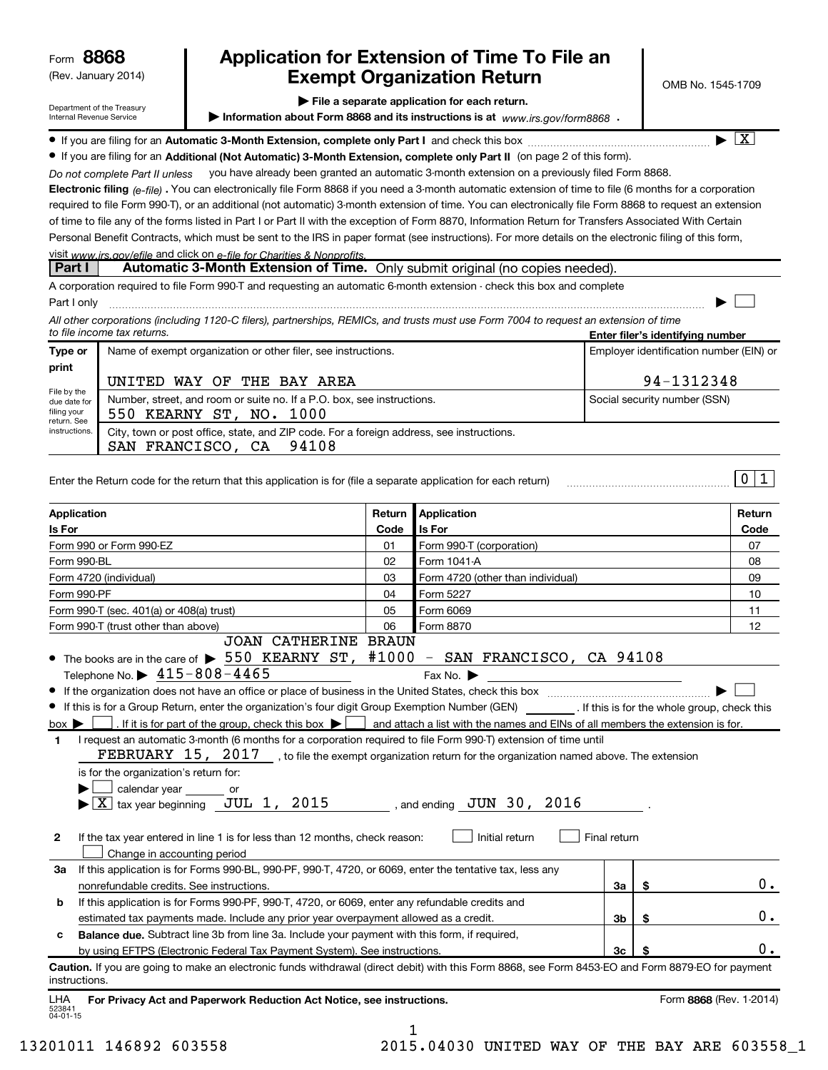Form **8868** (Rev. January 2014)

Department of the Treasury
Internal Revenue Service

# Application for Extension of Time To File an Exempt Organization Return

▶ File a separate application for each return.

▶ Information about Form 8868 and its instructions is at *www.irs.gov/form8868*.

OMB No. 1545-1709

- If you are filing for an **Automatic 3-Month Extension, complete only Part I** and check this box ▶ [X]
- If you are filing for an **Additional (Not Automatic) 3-Month Extension, complete only Part II** (on page 2 of this form).

*Do not complete Part II unless* you have already been granted an automatic 3-month extension on a previously filed Form 8868.

**Electronic filing** *(e-file)*. You can electronically file Form 8868 if you need a 3-month automatic extension of time to file (6 months for a corporation required to file Form 990-T), or an additional (not automatic) 3-month extension of time. You can electronically file Form 8868 to request an extension of time to file any of the forms listed in Part I or Part II with the exception of Form 8870, Information Return for Transfers Associated With Certain Personal Benefit Contracts, which must be sent to the IRS in paper format (see instructions). For more details on the electronic filing of this form, visit *www.irs.gov/efile* and click on *e-file for Charities & Nonprofits*.

## Part I — Automatic 3-Month Extension of Time. Only submit original (no copies needed).

A corporation required to file Form 990-T and requesting an automatic 6-month extension - check this box and complete Part I only ▶ [ ]

*All other corporations (including 1120-C filers), partnerships, REMICs, and trusts must use Form 7004 to request an extension of time to file income tax returns.*

**Enter filer's identifying number**

| Type or print | | |
|---|---|---|
| File by the due date for filing your return. See instructions. | Name of exempt organization or other filer, see instructions.<br>UNITED WAY OF THE BAY AREA | Employer identification number (EIN) or<br>94-1312348 |
| | Number, street, and room or suite no. If a P.O. box, see instructions.<br>550 KEARNY ST, NO. 1000 | Social security number (SSN) |
| | City, town or post office, state, and ZIP code. For a foreign address, see instructions.<br>SAN FRANCISCO, CA 94108 | |

Enter the Return code for the return that this application is for (file a separate application for each return) **0 1**

| Application Is For | Return Code | Application Is For | Return Code |
|---|---|---|---|
| Form 990 or Form 990-EZ | 01 | Form 990-T (corporation) | 07 |
| Form 990-BL | 02 | Form 1041-A | 08 |
| Form 4720 (individual) | 03 | Form 4720 (other than individual) | 09 |
| Form 990-PF | 04 | Form 5227 | 10 |
| Form 990-T (sec. 401(a) or 408(a) trust) | 05 | Form 6069 | 11 |
| Form 990-T (trust other than above) | 06 | Form 8870 | 12 |

- The books are in the care of ▶ JOAN CATHERINE BRAUN 550 KEARNY ST, #1000 - SAN FRANCISCO, CA 94108
  Telephone No. ▶ 415-808-4465 Fax No. ▶
- If the organization does not have an office or place of business in the United States, check this box ▶ [ ]
- If this is for a Group Return, enter the organization's four digit Group Exemption Number (GEN) ______. If this is for the whole group, check this box ▶ [ ]. If it is for part of the group, check this box ▶ [ ] and attach a list with the names and EINs of all members the extension is for.

**1** I request an automatic 3-month (6 months for a corporation required to file Form 990-T) extension of time until FEBRUARY 15, 2017, to file the exempt organization return for the organization named above. The extension is for the organization's return for:
▶ [ ] calendar year ______ or
▶ [X] tax year beginning JUL 1, 2015, and ending JUN 30, 2016.

**2** If the tax year entered in line 1 is for less than 12 months, check reason: [ ] Initial return [ ] Final return [ ] Change in accounting period

| | | | |
|---|---|---|---|
| **3a** | If this application is for Forms 990-BL, 990-PF, 990-T, 4720, or 6069, enter the tentative tax, less any nonrefundable credits. See instructions. | 3a | $ 0. |
| **b** | If this application is for Forms 990-PF, 990-T, 4720, or 6069, enter any refundable credits and estimated tax payments made. Include any prior year overpayment allowed as a credit. | 3b | $ 0. |
| **c** | **Balance due.** Subtract line 3b from line 3a. Include your payment with this form, if required, by using EFTPS (Electronic Federal Tax Payment System). See instructions. | 3c | $ 0. |

**Caution.** If you are going to make an electronic funds withdrawal (direct debit) with this Form 8868, see Form 8453-EO and Form 8879-EO for payment instructions.

LHA **For Privacy Act and Paperwork Reduction Act Notice, see instructions.** Form **8868** (Rev. 1-2014)

523841 04-01-15

13201011 146892 603558 2015.04030 UNITED WAY OF THE BAY ARE 603558_1